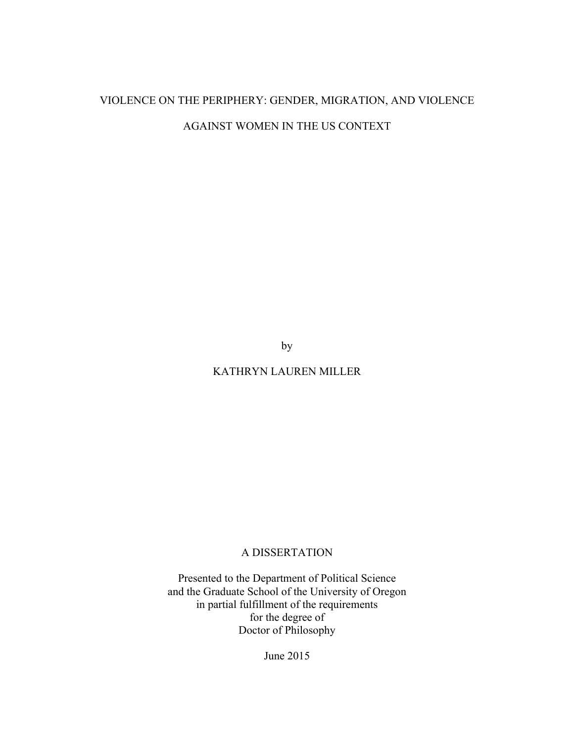# VIOLENCE ON THE PERIPHERY: GENDER, MIGRATION, AND VIOLENCE AGAINST WOMEN IN THE US CONTEXT

by

KATHRYN LAUREN MILLER

A DISSERTATION

Presented to the Department of Political Science
and the Graduate School of the University of Oregon
in partial fulfillment of the requirements
for the degree of
Doctor of Philosophy

June 2015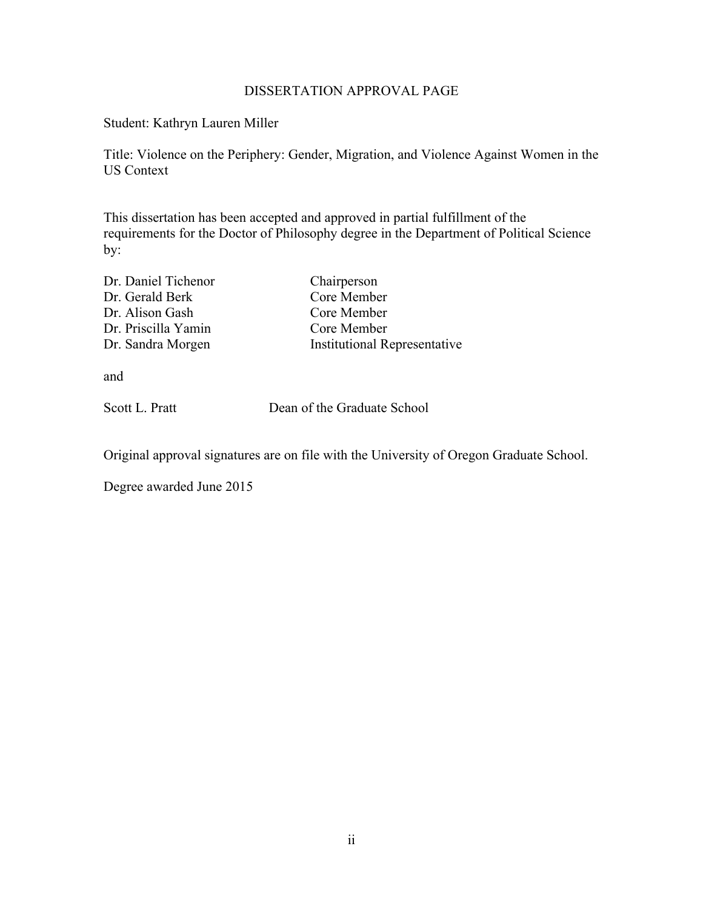# DISSERTATION APPROVAL PAGE

Student: Kathryn Lauren Miller

Title: Violence on the Periphery: Gender, Migration, and Violence Against Women in the US Context

This dissertation has been accepted and approved in partial fulfillment of the requirements for the Doctor of Philosophy degree in the Department of Political Science by:

| | |
|---|---|
| Dr. Daniel Tichenor | Chairperson |
| Dr. Gerald Berk | Core Member |
| Dr. Alison Gash | Core Member |
| Dr. Priscilla Yamin | Core Member |
| Dr. Sandra Morgen | Institutional Representative |

and

Scott L. Pratt    Dean of the Graduate School

Original approval signatures are on file with the University of Oregon Graduate School.

Degree awarded June 2015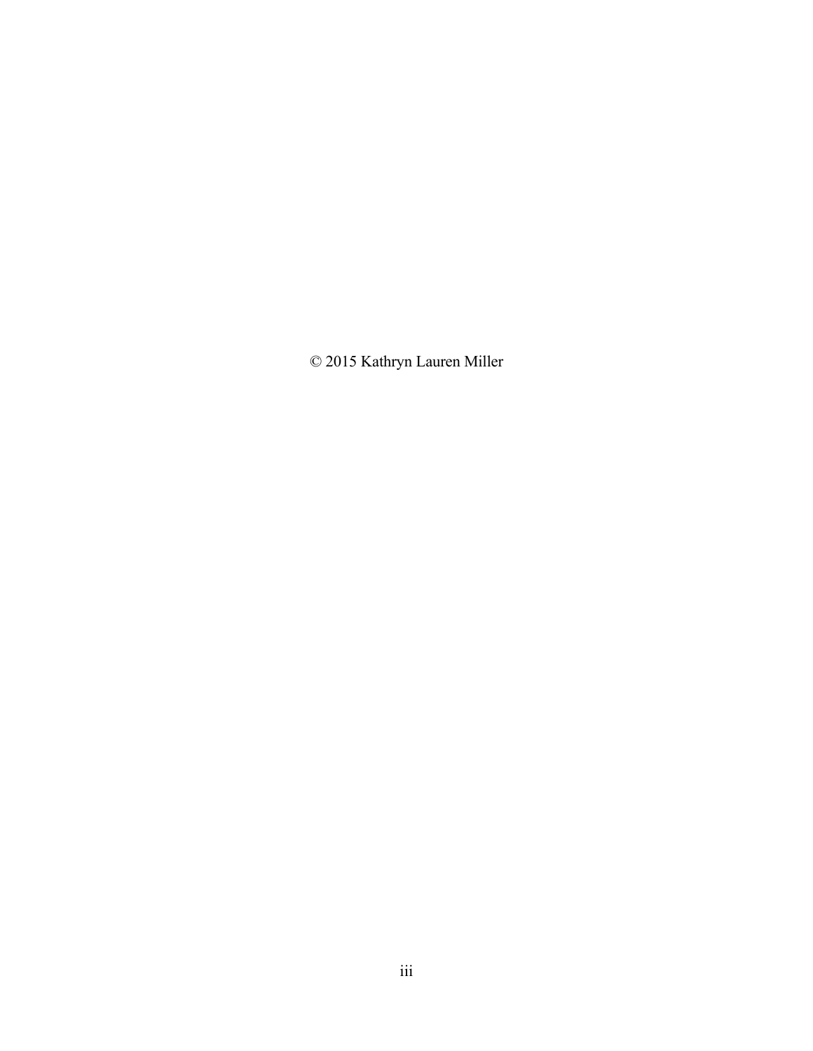© 2015 Kathryn Lauren Miller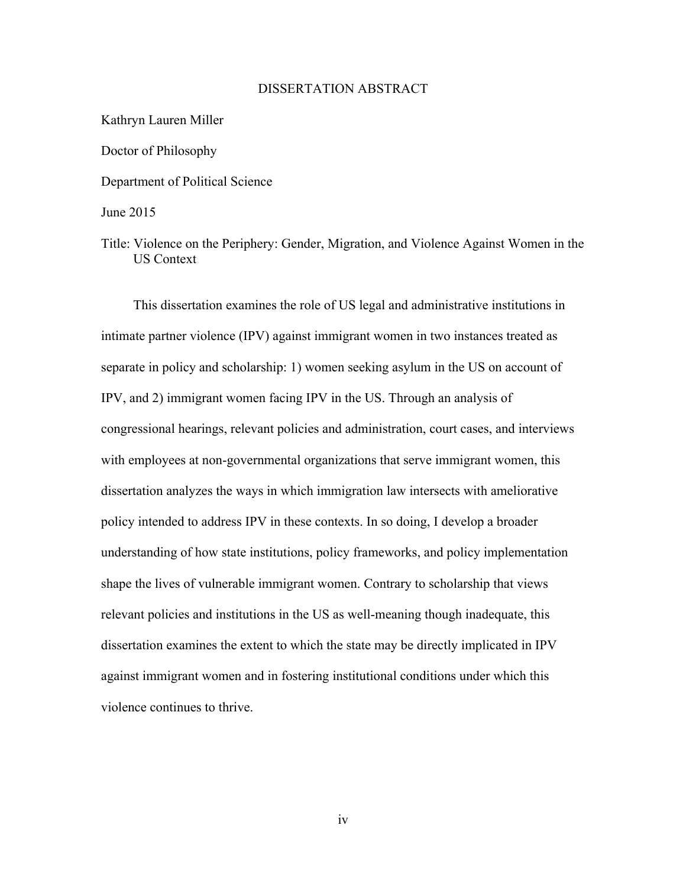# DISSERTATION ABSTRACT

Kathryn Lauren Miller

Doctor of Philosophy

Department of Political Science

June 2015

Title: Violence on the Periphery: Gender, Migration, and Violence Against Women in the US Context

This dissertation examines the role of US legal and administrative institutions in intimate partner violence (IPV) against immigrant women in two instances treated as separate in policy and scholarship: 1) women seeking asylum in the US on account of IPV, and 2) immigrant women facing IPV in the US. Through an analysis of congressional hearings, relevant policies and administration, court cases, and interviews with employees at non-governmental organizations that serve immigrant women, this dissertation analyzes the ways in which immigration law intersects with ameliorative policy intended to address IPV in these contexts. In so doing, I develop a broader understanding of how state institutions, policy frameworks, and policy implementation shape the lives of vulnerable immigrant women. Contrary to scholarship that views relevant policies and institutions in the US as well-meaning though inadequate, this dissertation examines the extent to which the state may be directly implicated in IPV against immigrant women and in fostering institutional conditions under which this violence continues to thrive.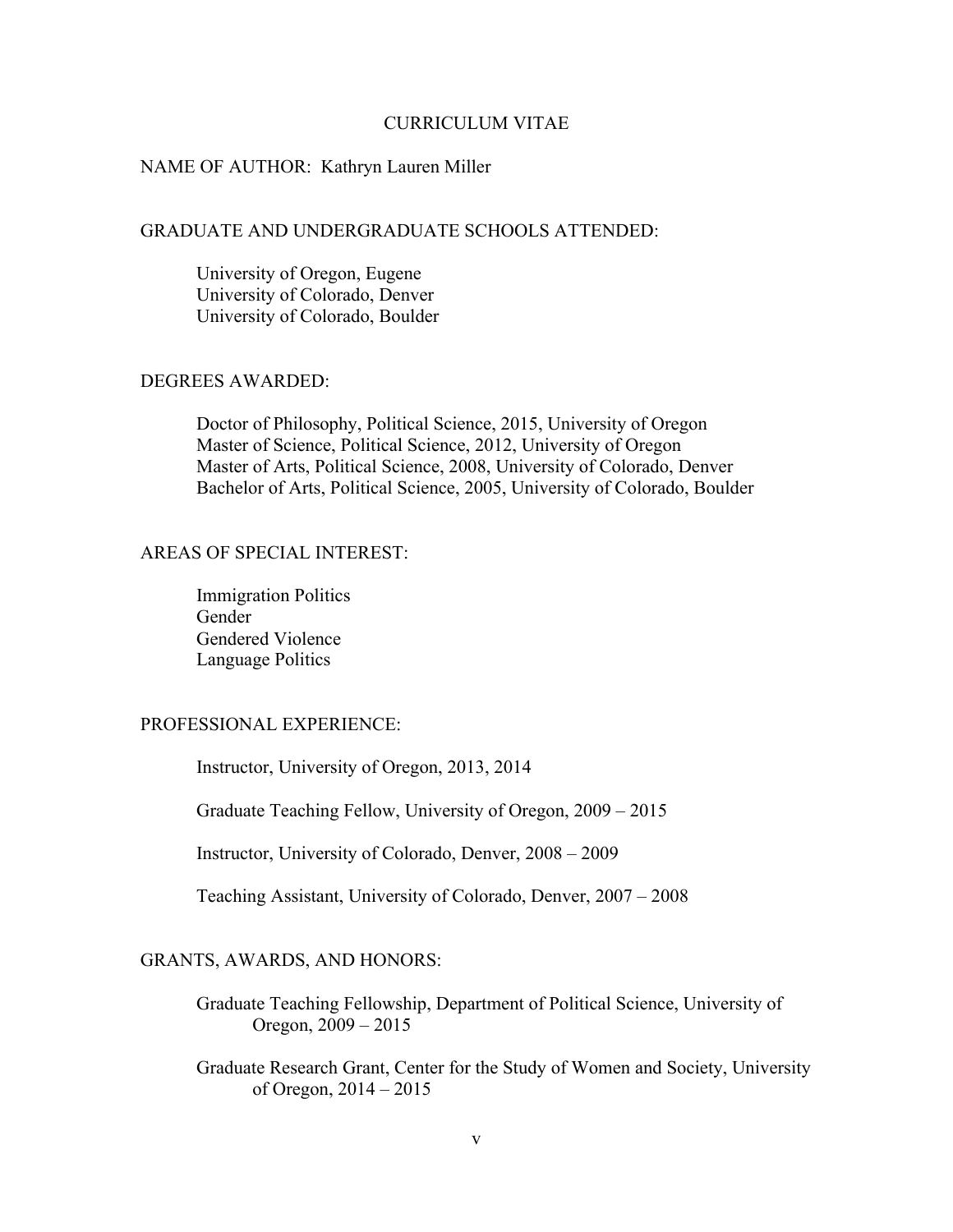# CURRICULUM VITAE

NAME OF AUTHOR: Kathryn Lauren Miller

## GRADUATE AND UNDERGRADUATE SCHOOLS ATTENDED:

University of Oregon, Eugene
University of Colorado, Denver
University of Colorado, Boulder

## DEGREES AWARDED:

Doctor of Philosophy, Political Science, 2015, University of Oregon
Master of Science, Political Science, 2012, University of Oregon
Master of Arts, Political Science, 2008, University of Colorado, Denver
Bachelor of Arts, Political Science, 2005, University of Colorado, Boulder

## AREAS OF SPECIAL INTEREST:

Immigration Politics
Gender
Gendered Violence
Language Politics

## PROFESSIONAL EXPERIENCE:

Instructor, University of Oregon, 2013, 2014

Graduate Teaching Fellow, University of Oregon, 2009 – 2015

Instructor, University of Colorado, Denver, 2008 – 2009

Teaching Assistant, University of Colorado, Denver, 2007 – 2008

## GRANTS, AWARDS, AND HONORS:

Graduate Teaching Fellowship, Department of Political Science, University of Oregon, 2009 – 2015

Graduate Research Grant, Center for the Study of Women and Society, University of Oregon, 2014 – 2015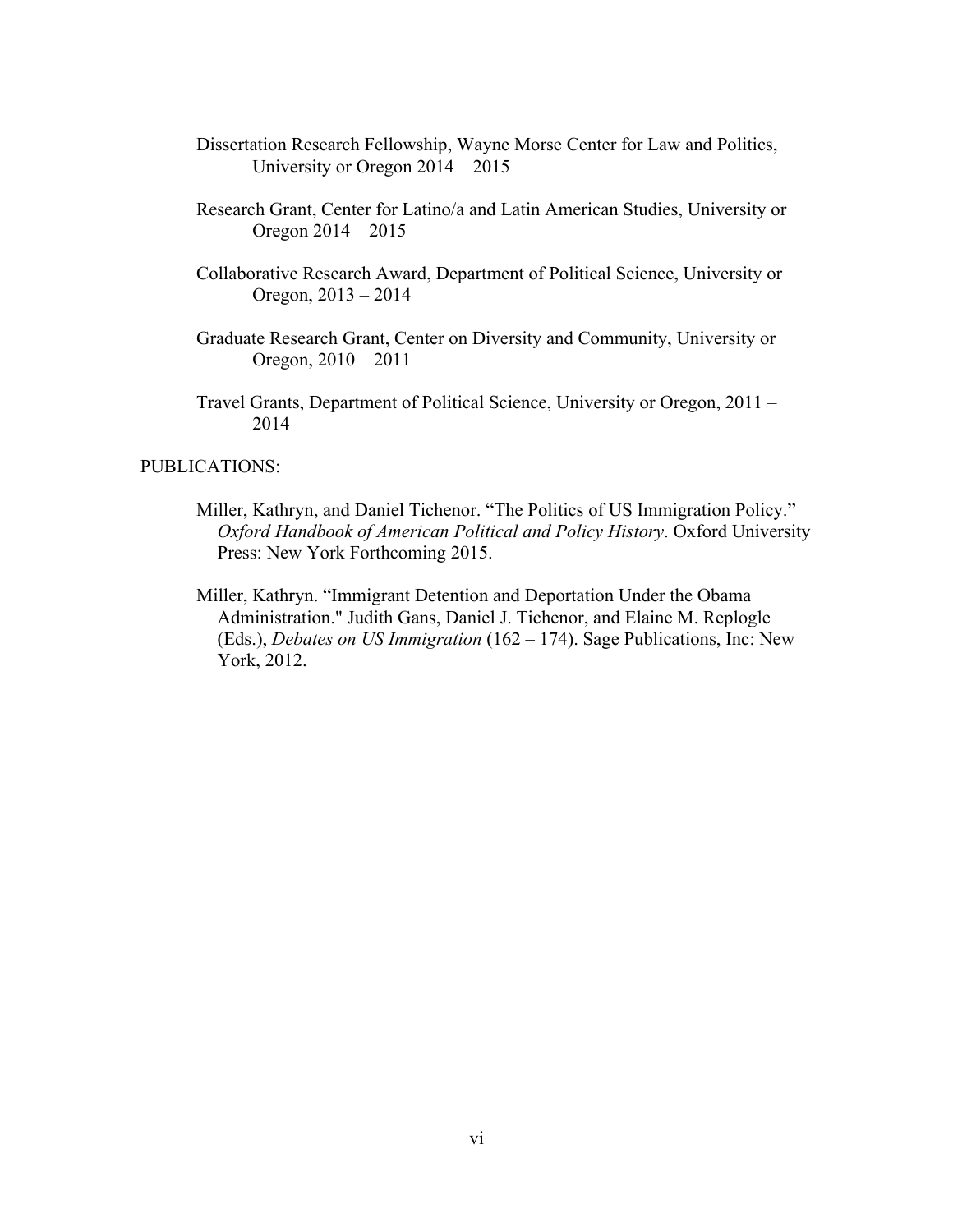Dissertation Research Fellowship, Wayne Morse Center for Law and Politics, University or Oregon 2014 – 2015

Research Grant, Center for Latino/a and Latin American Studies, University or Oregon 2014 – 2015

Collaborative Research Award, Department of Political Science, University or Oregon, 2013 – 2014

Graduate Research Grant, Center on Diversity and Community, University or Oregon, 2010 – 2011

Travel Grants, Department of Political Science, University or Oregon, 2011 – 2014

PUBLICATIONS:

Miller, Kathryn, and Daniel Tichenor. "The Politics of US Immigration Policy." *Oxford Handbook of American Political and Policy History*. Oxford University Press: New York Forthcoming 2015.

Miller, Kathryn. "Immigrant Detention and Deportation Under the Obama Administration." Judith Gans, Daniel J. Tichenor, and Elaine M. Replogle (Eds.), *Debates on US Immigration* (162 – 174). Sage Publications, Inc: New York, 2012.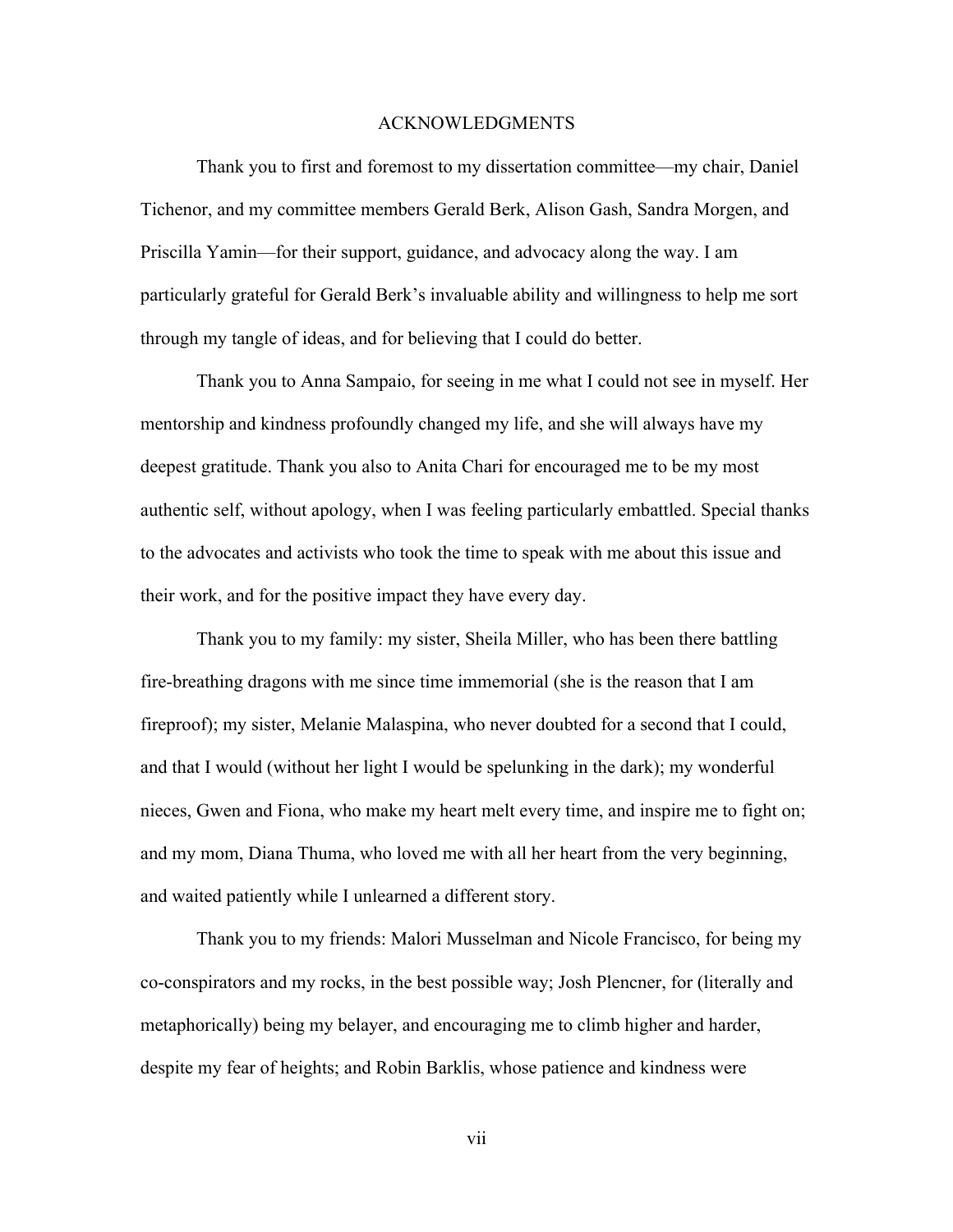# ACKNOWLEDGMENTS

Thank you to first and foremost to my dissertation committee—my chair, Daniel Tichenor, and my committee members Gerald Berk, Alison Gash, Sandra Morgen, and Priscilla Yamin—for their support, guidance, and advocacy along the way. I am particularly grateful for Gerald Berk's invaluable ability and willingness to help me sort through my tangle of ideas, and for believing that I could do better.

Thank you to Anna Sampaio, for seeing in me what I could not see in myself. Her mentorship and kindness profoundly changed my life, and she will always have my deepest gratitude. Thank you also to Anita Chari for encouraged me to be my most authentic self, without apology, when I was feeling particularly embattled. Special thanks to the advocates and activists who took the time to speak with me about this issue and their work, and for the positive impact they have every day.

Thank you to my family: my sister, Sheila Miller, who has been there battling fire-breathing dragons with me since time immemorial (she is the reason that I am fireproof); my sister, Melanie Malaspina, who never doubted for a second that I could, and that I would (without her light I would be spelunking in the dark); my wonderful nieces, Gwen and Fiona, who make my heart melt every time, and inspire me to fight on; and my mom, Diana Thuma, who loved me with all her heart from the very beginning, and waited patiently while I unlearned a different story.

Thank you to my friends: Malori Musselman and Nicole Francisco, for being my co-conspirators and my rocks, in the best possible way; Josh Plencner, for (literally and metaphorically) being my belayer, and encouraging me to climb higher and harder, despite my fear of heights; and Robin Barklis, whose patience and kindness were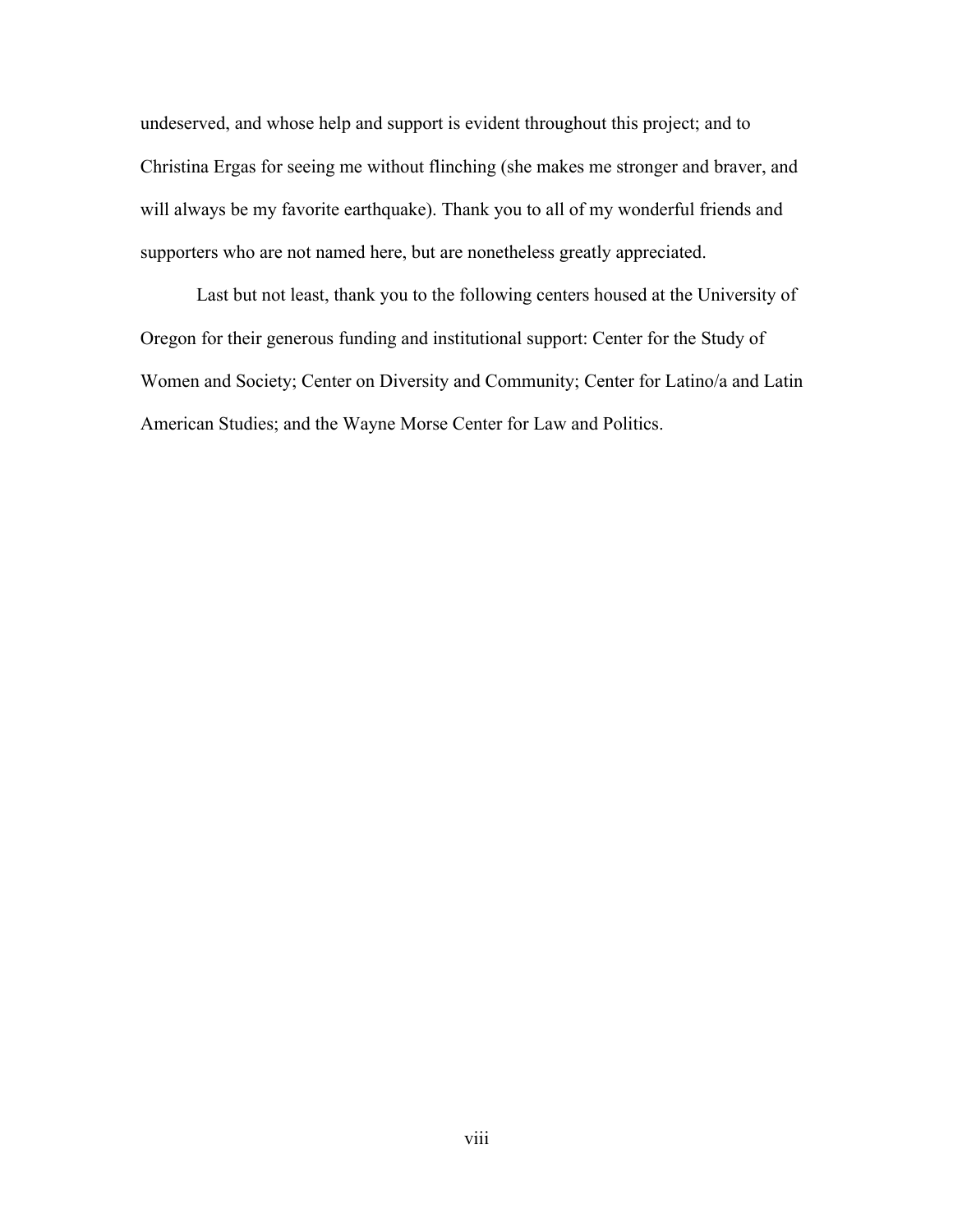undeserved, and whose help and support is evident throughout this project; and to Christina Ergas for seeing me without flinching (she makes me stronger and braver, and will always be my favorite earthquake). Thank you to all of my wonderful friends and supporters who are not named here, but are nonetheless greatly appreciated.

Last but not least, thank you to the following centers housed at the University of Oregon for their generous funding and institutional support: Center for the Study of Women and Society; Center on Diversity and Community; Center for Latino/a and Latin American Studies; and the Wayne Morse Center for Law and Politics.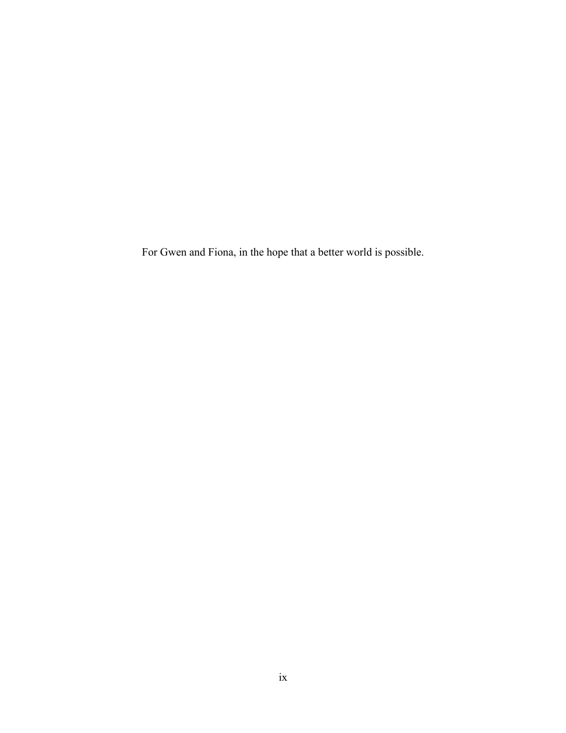For Gwen and Fiona, in the hope that a better world is possible.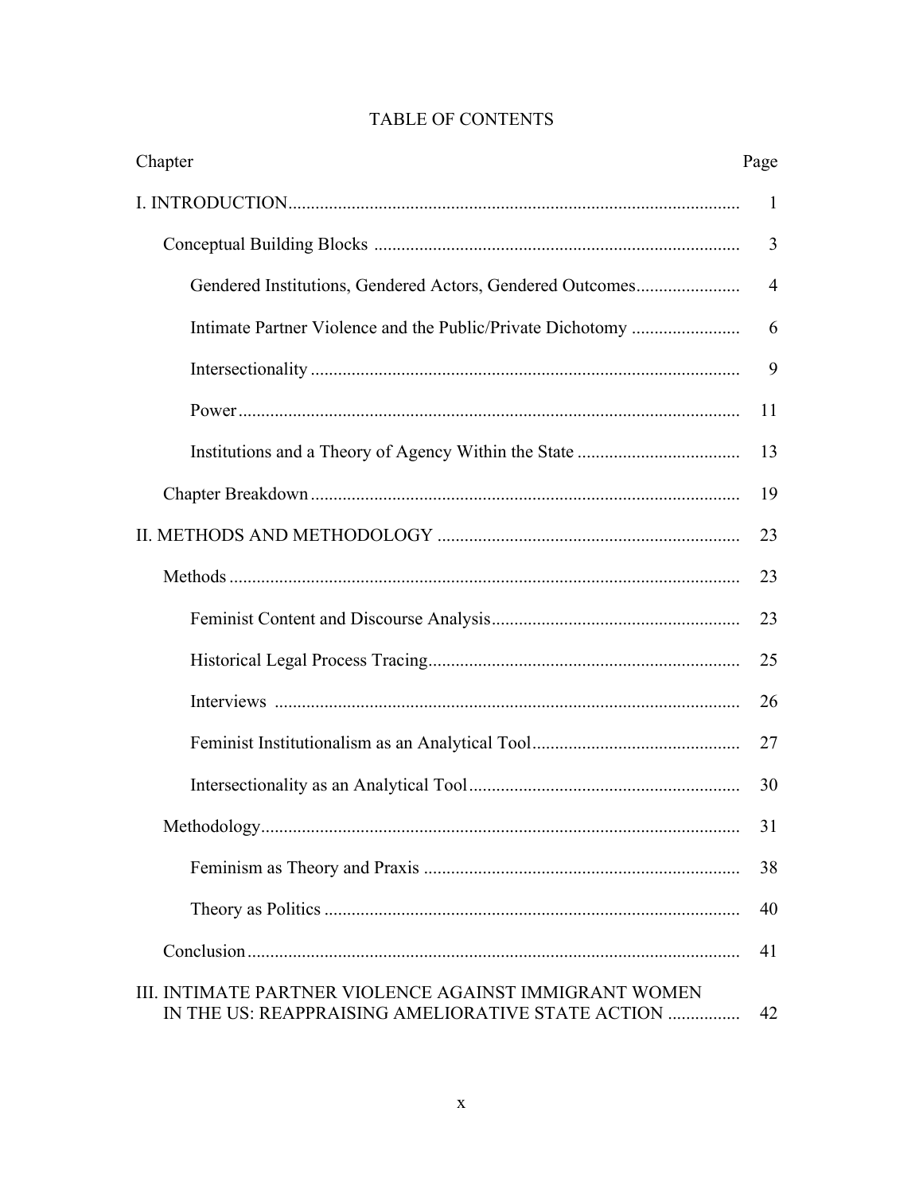# TABLE OF CONTENTS

| Chapter | Page |
|---|---|
| I. INTRODUCTION | 1 |
| Conceptual Building Blocks | 3 |
| Gendered Institutions, Gendered Actors, Gendered Outcomes | 4 |
| Intimate Partner Violence and the Public/Private Dichotomy | 6 |
| Intersectionality | 9 |
| Power | 11 |
| Institutions and a Theory of Agency Within the State | 13 |
| Chapter Breakdown | 19 |
| II. METHODS AND METHODOLOGY | 23 |
| Methods | 23 |
| Feminist Content and Discourse Analysis | 23 |
| Historical Legal Process Tracing | 25 |
| Interviews | 26 |
| Feminist Institutionalism as an Analytical Tool | 27 |
| Intersectionality as an Analytical Tool | 30 |
| Methodology | 31 |
| Feminism as Theory and Praxis | 38 |
| Theory as Politics | 40 |
| Conclusion | 41 |
| III. INTIMATE PARTNER VIOLENCE AGAINST IMMIGRANT WOMEN IN THE US: REAPPRAISING AMELIORATIVE STATE ACTION | 42 |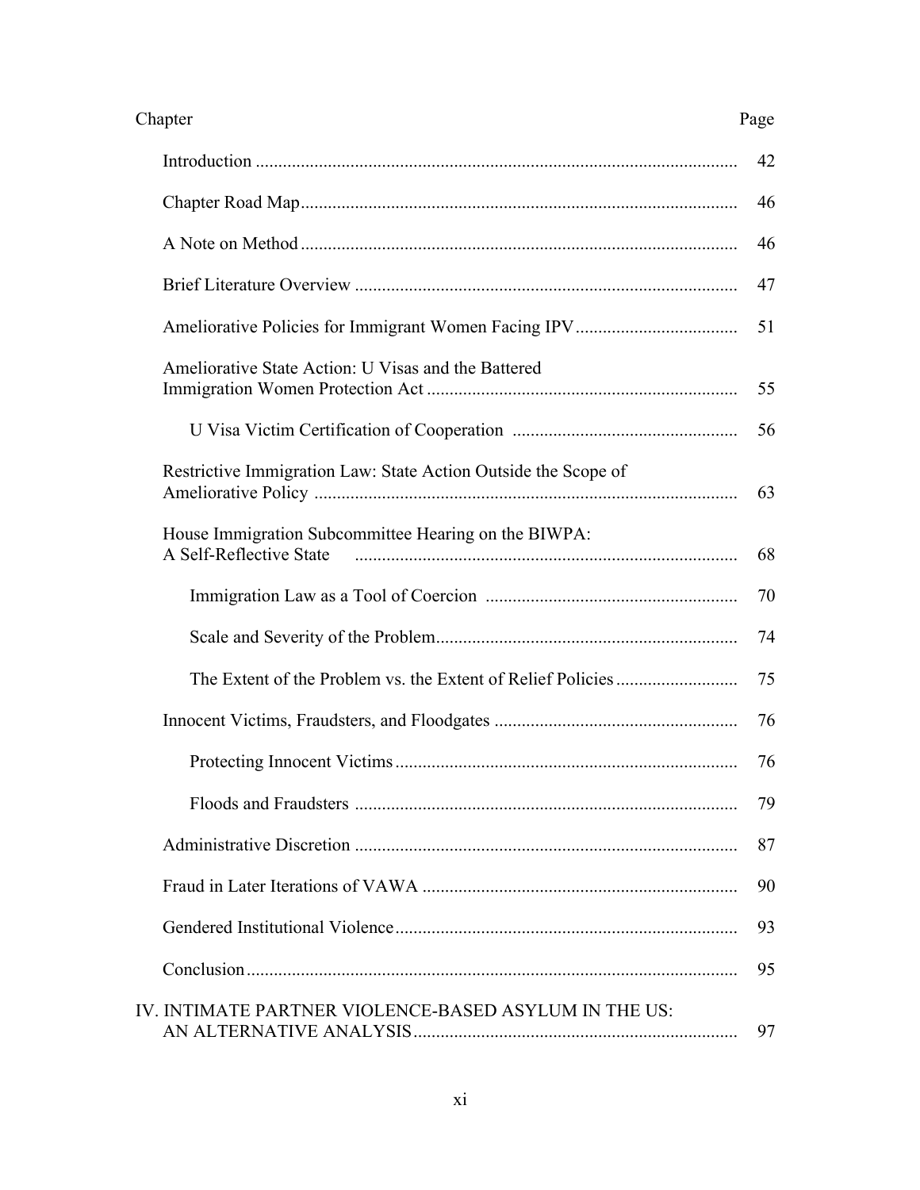| Chapter | Page |
|---|---|
| Introduction | 42 |
| Chapter Road Map | 46 |
| A Note on Method | 46 |
| Brief Literature Overview | 47 |
| Ameliorative Policies for Immigrant Women Facing IPV | 51 |
| Ameliorative State Action: U Visas and the Battered Immigration Women Protection Act | 55 |
|     U Visa Victim Certification of Cooperation | 56 |
| Restrictive Immigration Law: State Action Outside the Scope of Ameliorative Policy | 63 |
| House Immigration Subcommittee Hearing on the BIWPA: A Self-Reflective State | 68 |
|     Immigration Law as a Tool of Coercion | 70 |
|     Scale and Severity of the Problem | 74 |
|     The Extent of the Problem vs. the Extent of Relief Policies | 75 |
| Innocent Victims, Fraudsters, and Floodgates | 76 |
|     Protecting Innocent Victims | 76 |
|     Floods and Fraudsters | 79 |
| Administrative Discretion | 87 |
| Fraud in Later Iterations of VAWA | 90 |
| Gendered Institutional Violence | 93 |
| Conclusion | 95 |
| IV. INTIMATE PARTNER VIOLENCE-BASED ASYLUM IN THE US: AN ALTERNATIVE ANALYSIS | 97 |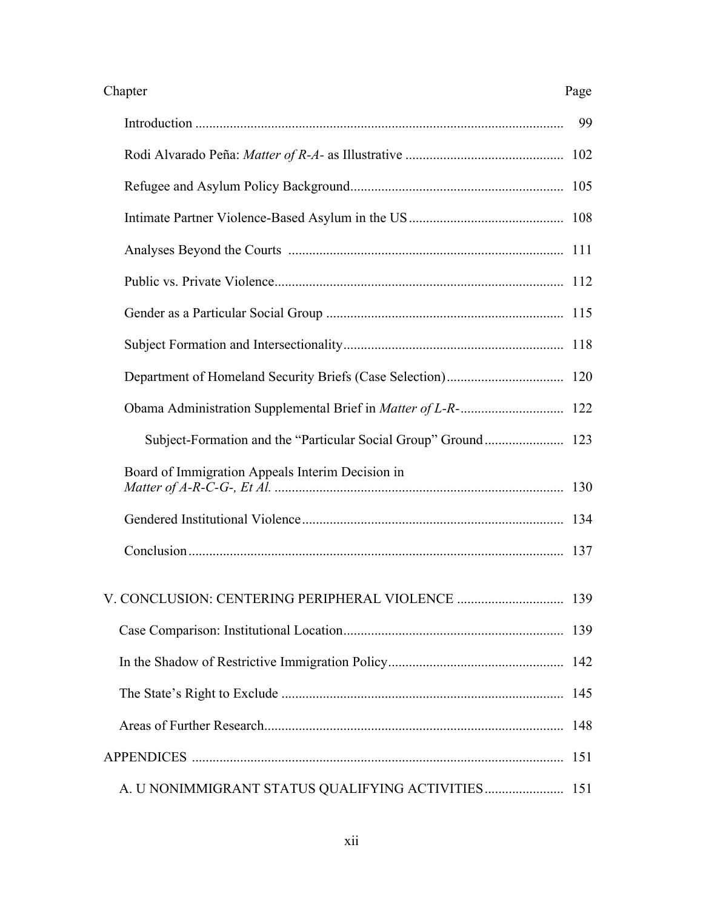| Chapter | Page |
|---|---|
| Introduction | 99 |
| Rodi Alvarado Peña: *Matter of R-A-* as Illustrative | 102 |
| Refugee and Asylum Policy Background | 105 |
| Intimate Partner Violence-Based Asylum in the US | 108 |
| Analyses Beyond the Courts | 111 |
| Public vs. Private Violence | 112 |
| Gender as a Particular Social Group | 115 |
| Subject Formation and Intersectionality | 118 |
| Department of Homeland Security Briefs (Case Selection) | 120 |
| Obama Administration Supplemental Brief in *Matter of L-R-* | 122 |
| Subject-Formation and the "Particular Social Group" Ground | 123 |
| Board of Immigration Appeals Interim Decision in *Matter of A-R-C-G-, Et Al.* | 130 |
| Gendered Institutional Violence | 134 |
| Conclusion | 137 |
| V. CONCLUSION: CENTERING PERIPHERAL VIOLENCE | 139 |
| Case Comparison: Institutional Location | 139 |
| In the Shadow of Restrictive Immigration Policy | 142 |
| The State's Right to Exclude | 145 |
| Areas of Further Research | 148 |
| APPENDICES | 151 |
| A. U NONIMMIGRANT STATUS QUALIFYING ACTIVITIES | 151 |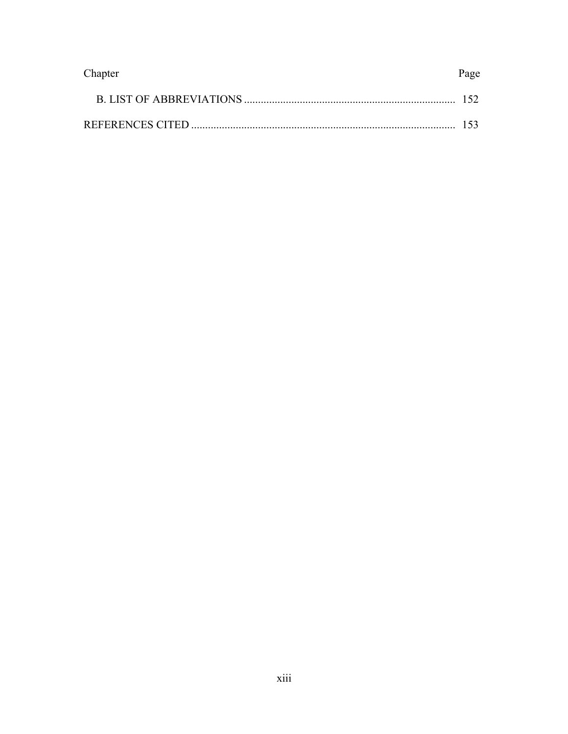| Chapter | Page |
|---|---|
| B. LIST OF ABBREVIATIONS | 152 |
| REFERENCES CITED | 153 |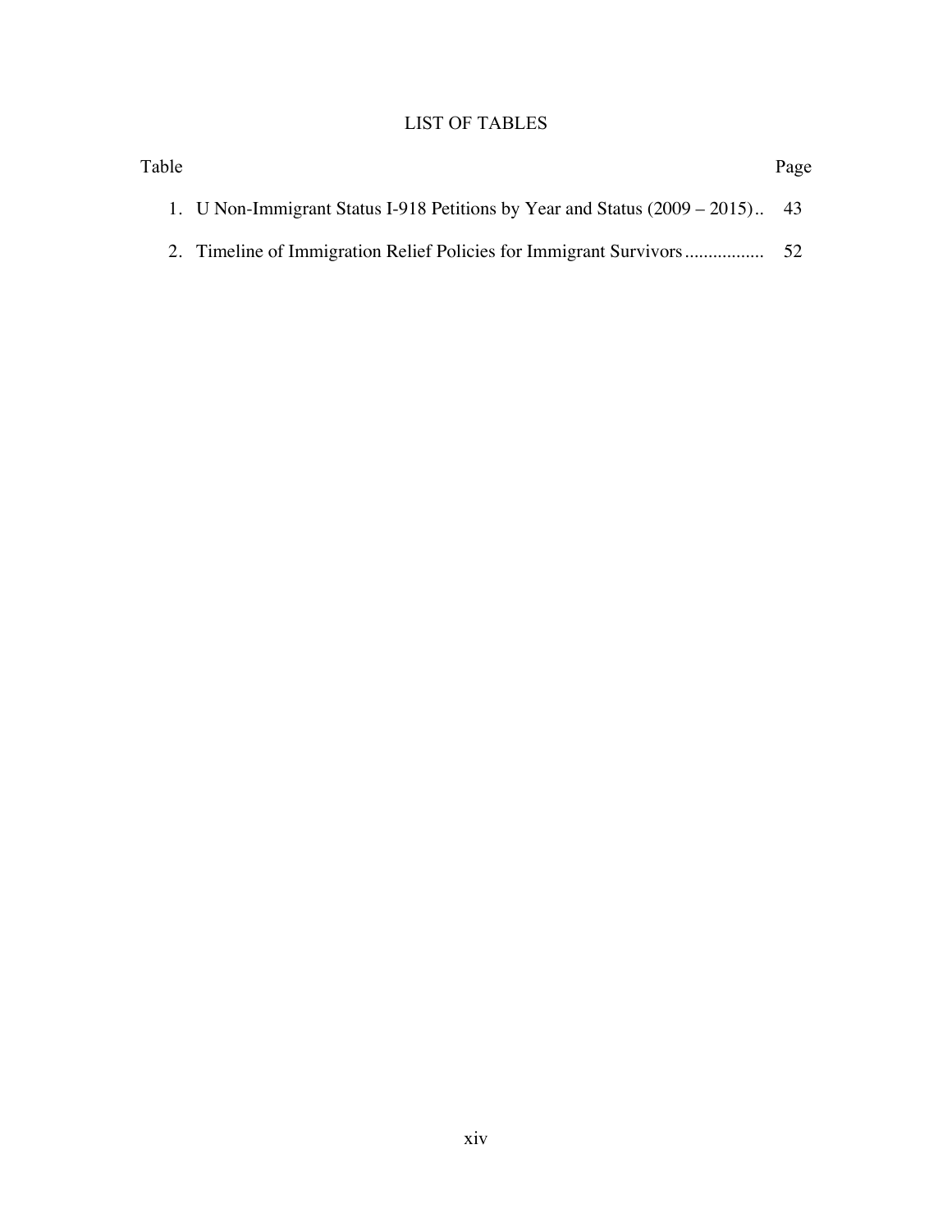# LIST OF TABLES

| Table | Page |
|---|---|
| 1. U Non-Immigrant Status I-918 Petitions by Year and Status (2009 – 2015) | 43 |
| 2. Timeline of Immigration Relief Policies for Immigrant Survivors | 52 |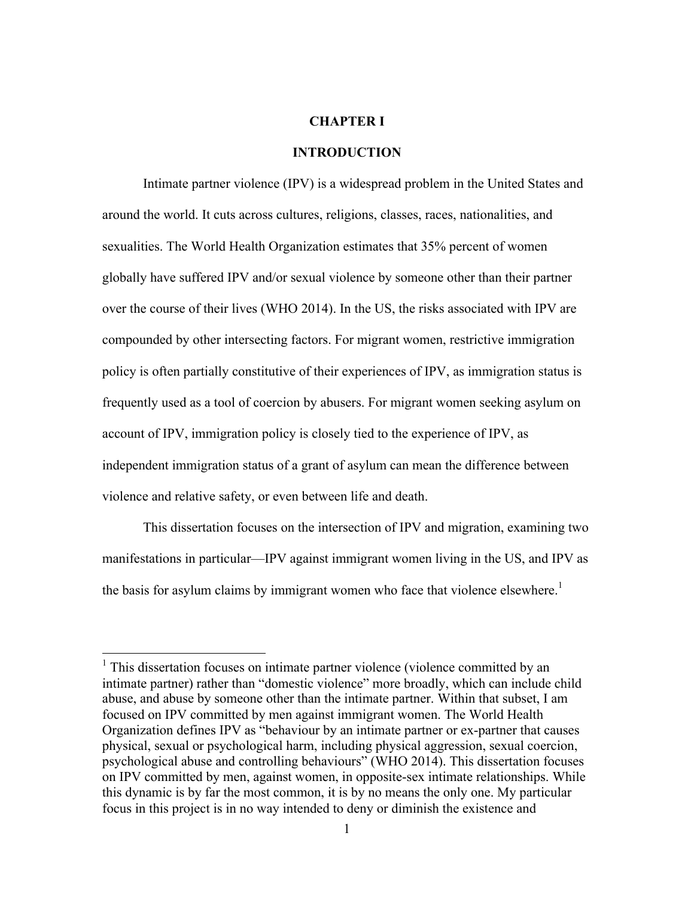# CHAPTER I

# INTRODUCTION

Intimate partner violence (IPV) is a widespread problem in the United States and around the world. It cuts across cultures, religions, classes, races, nationalities, and sexualities. The World Health Organization estimates that 35% percent of women globally have suffered IPV and/or sexual violence by someone other than their partner over the course of their lives (WHO 2014). In the US, the risks associated with IPV are compounded by other intersecting factors. For migrant women, restrictive immigration policy is often partially constitutive of their experiences of IPV, as immigration status is frequently used as a tool of coercion by abusers. For migrant women seeking asylum on account of IPV, immigration policy is closely tied to the experience of IPV, as independent immigration status of a grant of asylum can mean the difference between violence and relative safety, or even between life and death.

This dissertation focuses on the intersection of IPV and migration, examining two manifestations in particular—IPV against immigrant women living in the US, and IPV as the basis for asylum claims by immigrant women who face that violence elsewhere.[1]

---

[1] This dissertation focuses on intimate partner violence (violence committed by an intimate partner) rather than "domestic violence" more broadly, which can include child abuse, and abuse by someone other than the intimate partner. Within that subset, I am focused on IPV committed by men against immigrant women. The World Health Organization defines IPV as "behaviour by an intimate partner or ex-partner that causes physical, sexual or psychological harm, including physical aggression, sexual coercion, psychological abuse and controlling behaviours" (WHO 2014). This dissertation focuses on IPV committed by men, against women, in opposite-sex intimate relationships. While this dynamic is by far the most common, it is by no means the only one. My particular focus in this project is in no way intended to deny or diminish the existence and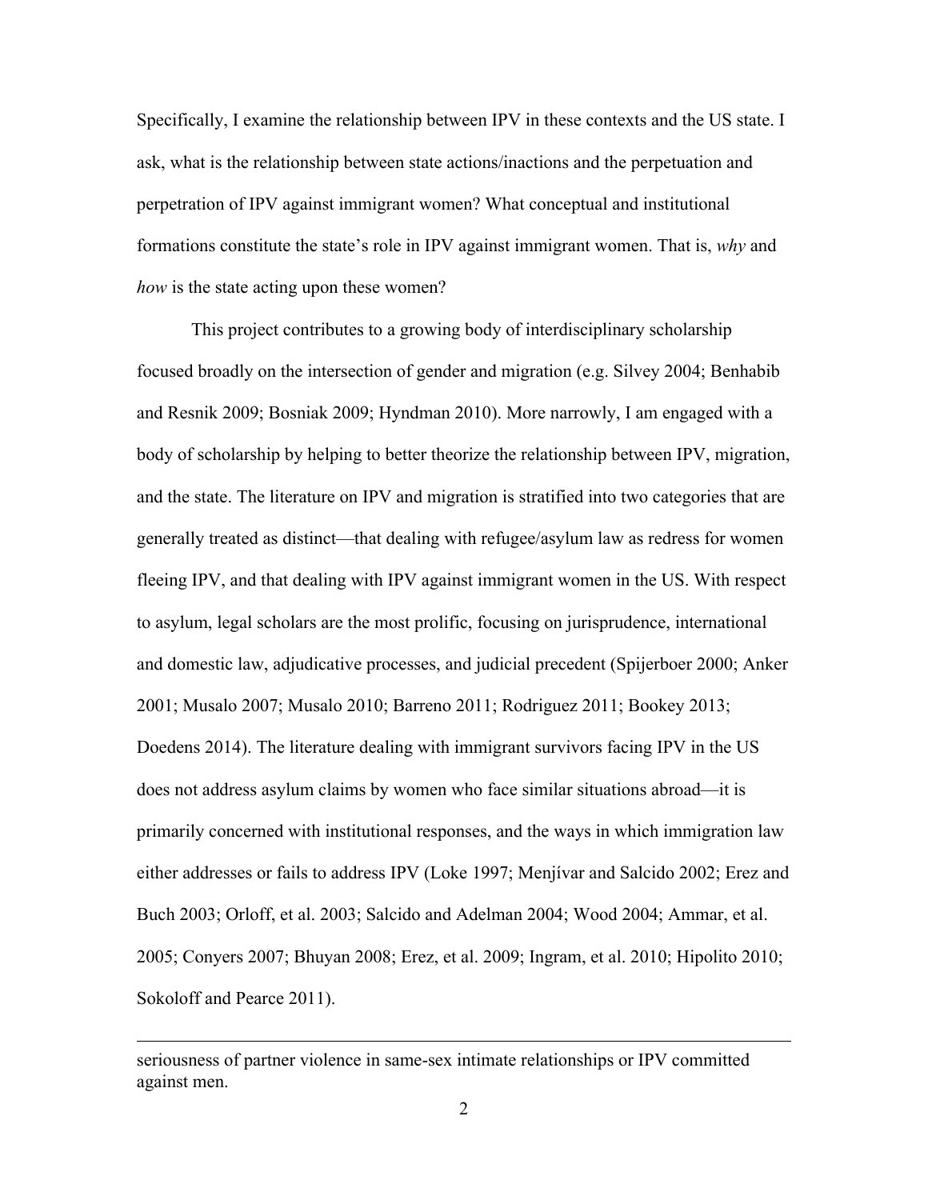Specifically, I examine the relationship between IPV in these contexts and the US state. I ask, what is the relationship between state actions/inactions and the perpetuation and perpetration of IPV against immigrant women? What conceptual and institutional formations constitute the state's role in IPV against immigrant women. That is, *why* and *how* is the state acting upon these women?

This project contributes to a growing body of interdisciplinary scholarship focused broadly on the intersection of gender and migration (e.g. Silvey 2004; Benhabib and Resnik 2009; Bosniak 2009; Hyndman 2010). More narrowly, I am engaged with a body of scholarship by helping to better theorize the relationship between IPV, migration, and the state. The literature on IPV and migration is stratified into two categories that are generally treated as distinct—that dealing with refugee/asylum law as redress for women fleeing IPV, and that dealing with IPV against immigrant women in the US. With respect to asylum, legal scholars are the most prolific, focusing on jurisprudence, international and domestic law, adjudicative processes, and judicial precedent (Spijerboer 2000; Anker 2001; Musalo 2007; Musalo 2010; Barreno 2011; Rodriguez 2011; Bookey 2013; Doedens 2014). The literature dealing with immigrant survivors facing IPV in the US does not address asylum claims by women who face similar situations abroad—it is primarily concerned with institutional responses, and the ways in which immigration law either addresses or fails to address IPV (Loke 1997; Menjívar and Salcido 2002; Erez and Buch 2003; Orloff, et al. 2003; Salcido and Adelman 2004; Wood 2004; Ammar, et al. 2005; Conyers 2007; Bhuyan 2008; Erez, et al. 2009; Ingram, et al. 2010; Hipolito 2010; Sokoloff and Pearce 2011).

---

seriousness of partner violence in same-sex intimate relationships or IPV committed against men.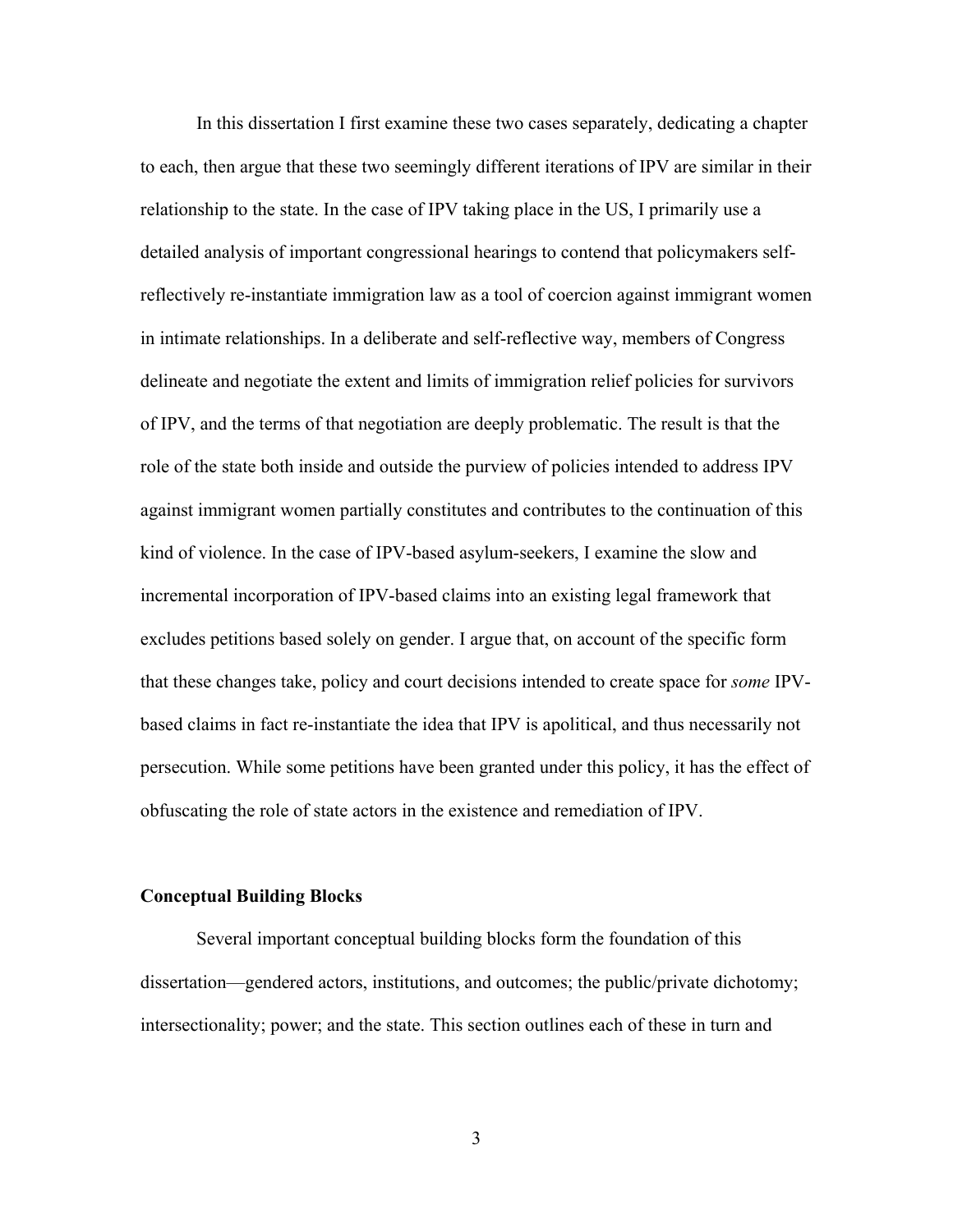In this dissertation I first examine these two cases separately, dedicating a chapter to each, then argue that these two seemingly different iterations of IPV are similar in their relationship to the state. In the case of IPV taking place in the US, I primarily use a detailed analysis of important congressional hearings to contend that policymakers self-reflectively re-instantiate immigration law as a tool of coercion against immigrant women in intimate relationships. In a deliberate and self-reflective way, members of Congress delineate and negotiate the extent and limits of immigration relief policies for survivors of IPV, and the terms of that negotiation are deeply problematic. The result is that the role of the state both inside and outside the purview of policies intended to address IPV against immigrant women partially constitutes and contributes to the continuation of this kind of violence. In the case of IPV-based asylum-seekers, I examine the slow and incremental incorporation of IPV-based claims into an existing legal framework that excludes petitions based solely on gender. I argue that, on account of the specific form that these changes take, policy and court decisions intended to create space for *some* IPV-based claims in fact re-instantiate the idea that IPV is apolitical, and thus necessarily not persecution. While some petitions have been granted under this policy, it has the effect of obfuscating the role of state actors in the existence and remediation of IPV.

### Conceptual Building Blocks

Several important conceptual building blocks form the foundation of this dissertation—gendered actors, institutions, and outcomes; the public/private dichotomy; intersectionality; power; and the state. This section outlines each of these in turn and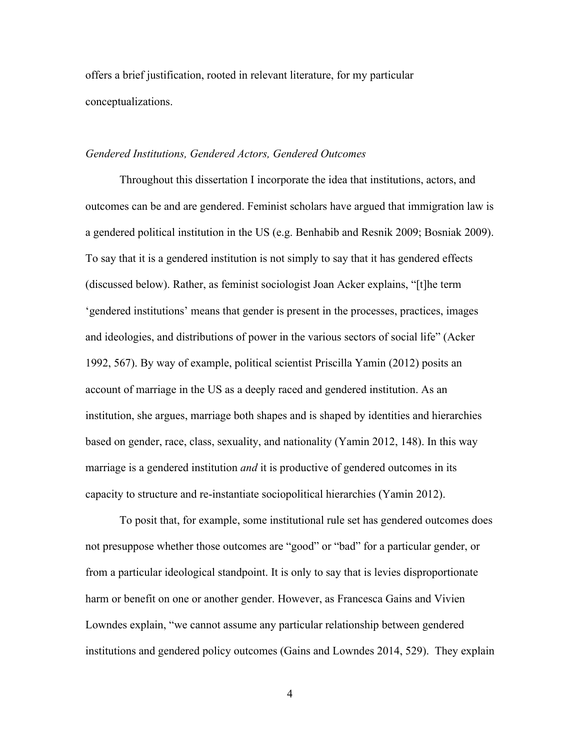offers a brief justification, rooted in relevant literature, for my particular conceptualizations.

### *Gendered Institutions, Gendered Actors, Gendered Outcomes*

Throughout this dissertation I incorporate the idea that institutions, actors, and outcomes can be and are gendered. Feminist scholars have argued that immigration law is a gendered political institution in the US (e.g. Benhabib and Resnik 2009; Bosniak 2009). To say that it is a gendered institution is not simply to say that it has gendered effects (discussed below). Rather, as feminist sociologist Joan Acker explains, "[t]he term 'gendered institutions' means that gender is present in the processes, practices, images and ideologies, and distributions of power in the various sectors of social life" (Acker 1992, 567). By way of example, political scientist Priscilla Yamin (2012) posits an account of marriage in the US as a deeply raced and gendered institution. As an institution, she argues, marriage both shapes and is shaped by identities and hierarchies based on gender, race, class, sexuality, and nationality (Yamin 2012, 148). In this way marriage is a gendered institution *and* it is productive of gendered outcomes in its capacity to structure and re-instantiate sociopolitical hierarchies (Yamin 2012).

To posit that, for example, some institutional rule set has gendered outcomes does not presuppose whether those outcomes are "good" or "bad" for a particular gender, or from a particular ideological standpoint. It is only to say that is levies disproportionate harm or benefit on one or another gender. However, as Francesca Gains and Vivien Lowndes explain, "we cannot assume any particular relationship between gendered institutions and gendered policy outcomes (Gains and Lowndes 2014, 529). They explain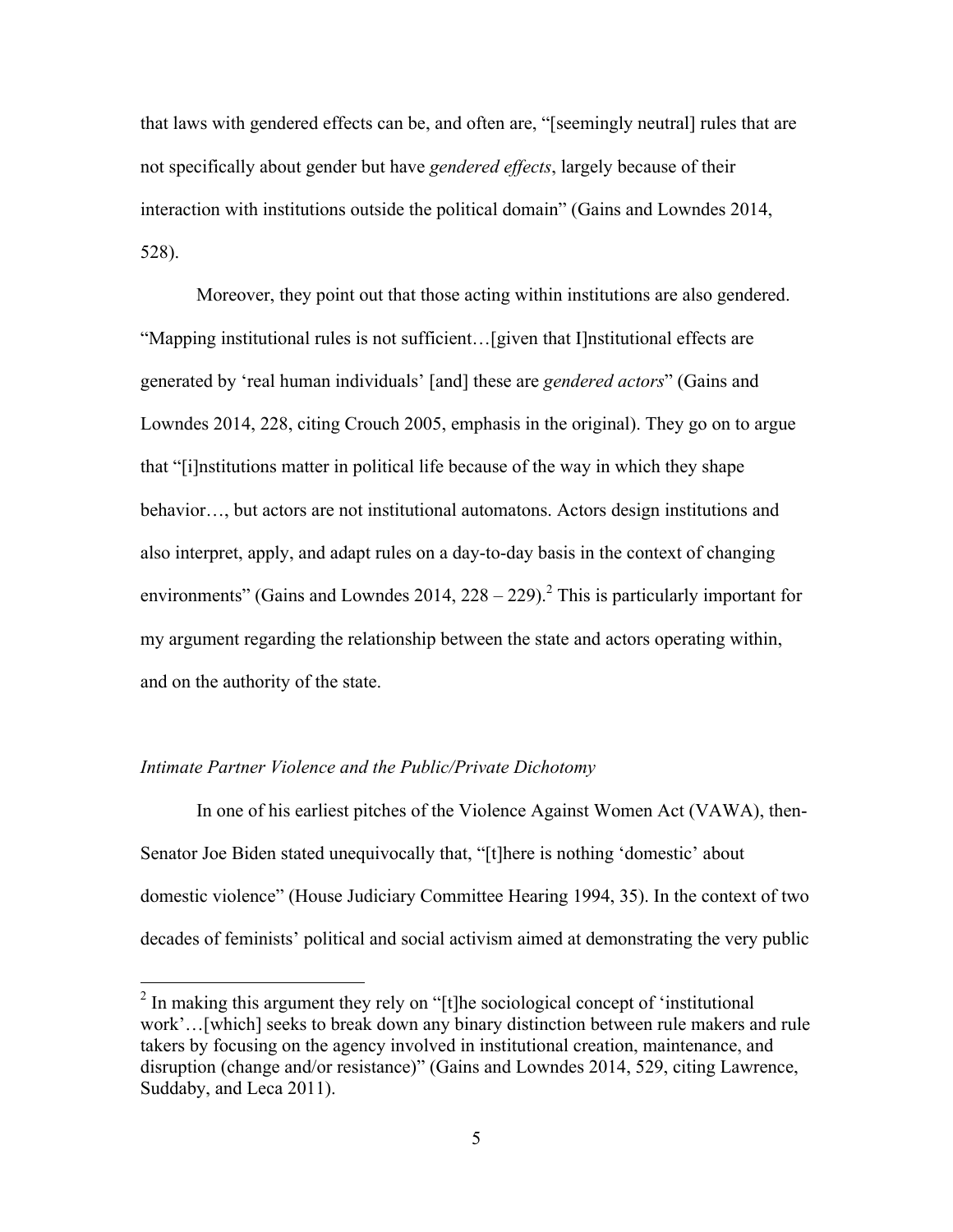that laws with gendered effects can be, and often are, "[seemingly neutral] rules that are not specifically about gender but have *gendered effects*, largely because of their interaction with institutions outside the political domain" (Gains and Lowndes 2014, 528).

Moreover, they point out that those acting within institutions are also gendered. "Mapping institutional rules is not sufficient…[given that I]nstitutional effects are generated by 'real human individuals' [and] these are *gendered actors*" (Gains and Lowndes 2014, 228, citing Crouch 2005, emphasis in the original). They go on to argue that "[i]nstitutions matter in political life because of the way in which they shape behavior…, but actors are not institutional automatons. Actors design institutions and also interpret, apply, and adapt rules on a day-to-day basis in the context of changing environments" (Gains and Lowndes 2014, 228 – 229).[2] This is particularly important for my argument regarding the relationship between the state and actors operating within, and on the authority of the state.

### *Intimate Partner Violence and the Public/Private Dichotomy*

In one of his earliest pitches of the Violence Against Women Act (VAWA), then-Senator Joe Biden stated unequivocally that, "[t]here is nothing 'domestic' about domestic violence" (House Judiciary Committee Hearing 1994, 35). In the context of two decades of feminists' political and social activism aimed at demonstrating the very public

[2] In making this argument they rely on "[t]he sociological concept of 'institutional work'…[which] seeks to break down any binary distinction between rule makers and rule takers by focusing on the agency involved in institutional creation, maintenance, and disruption (change and/or resistance)" (Gains and Lowndes 2014, 529, citing Lawrence, Suddaby, and Leca 2011).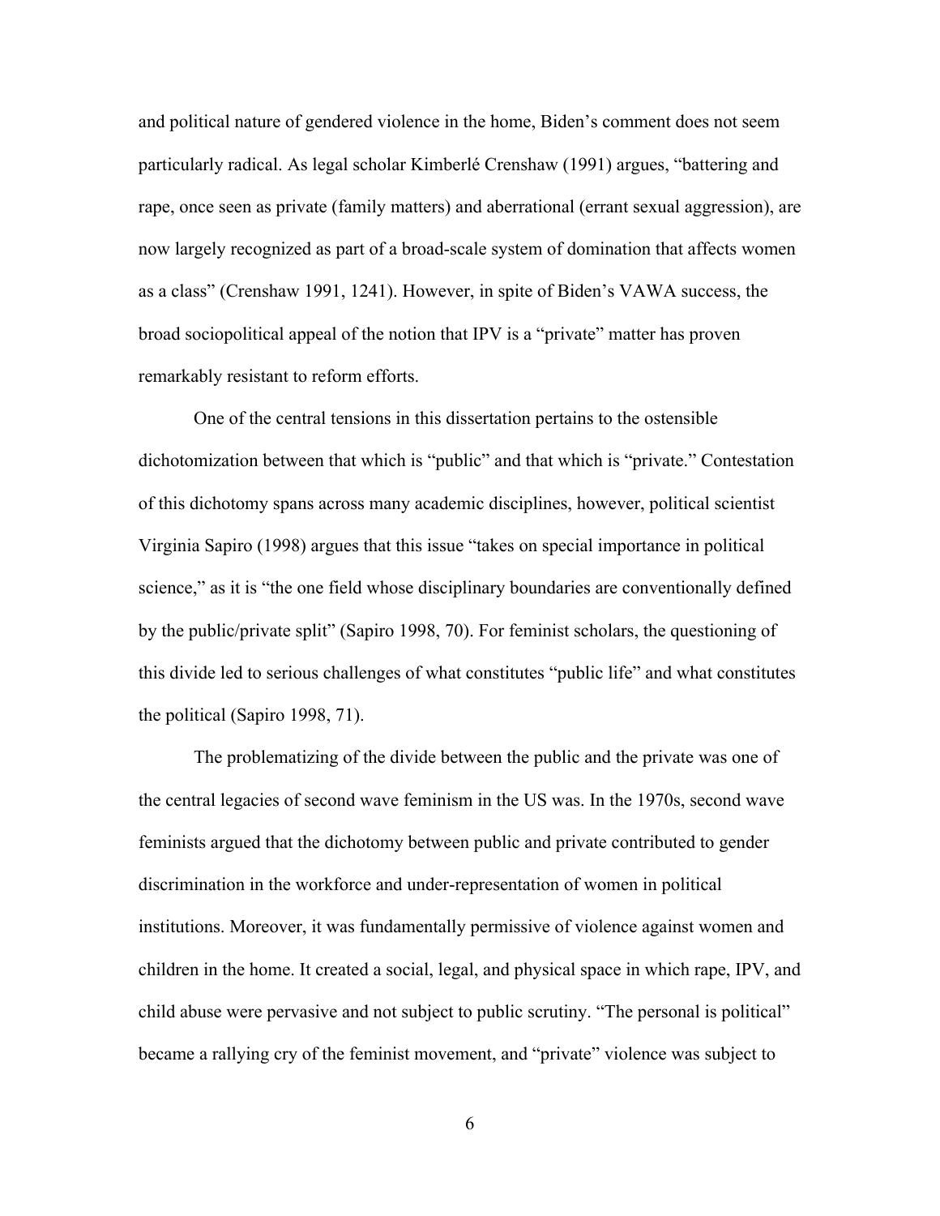and political nature of gendered violence in the home, Biden's comment does not seem particularly radical. As legal scholar Kimberlé Crenshaw (1991) argues, "battering and rape, once seen as private (family matters) and aberrational (errant sexual aggression), are now largely recognized as part of a broad-scale system of domination that affects women as a class" (Crenshaw 1991, 1241). However, in spite of Biden's VAWA success, the broad sociopolitical appeal of the notion that IPV is a "private" matter has proven remarkably resistant to reform efforts.

One of the central tensions in this dissertation pertains to the ostensible dichotomization between that which is "public" and that which is "private." Contestation of this dichotomy spans across many academic disciplines, however, political scientist Virginia Sapiro (1998) argues that this issue "takes on special importance in political science," as it is "the one field whose disciplinary boundaries are conventionally defined by the public/private split" (Sapiro 1998, 70). For feminist scholars, the questioning of this divide led to serious challenges of what constitutes "public life" and what constitutes the political (Sapiro 1998, 71).

The problematizing of the divide between the public and the private was one of the central legacies of second wave feminism in the US was. In the 1970s, second wave feminists argued that the dichotomy between public and private contributed to gender discrimination in the workforce and under-representation of women in political institutions. Moreover, it was fundamentally permissive of violence against women and children in the home. It created a social, legal, and physical space in which rape, IPV, and child abuse were pervasive and not subject to public scrutiny. "The personal is political" became a rallying cry of the feminist movement, and "private" violence was subject to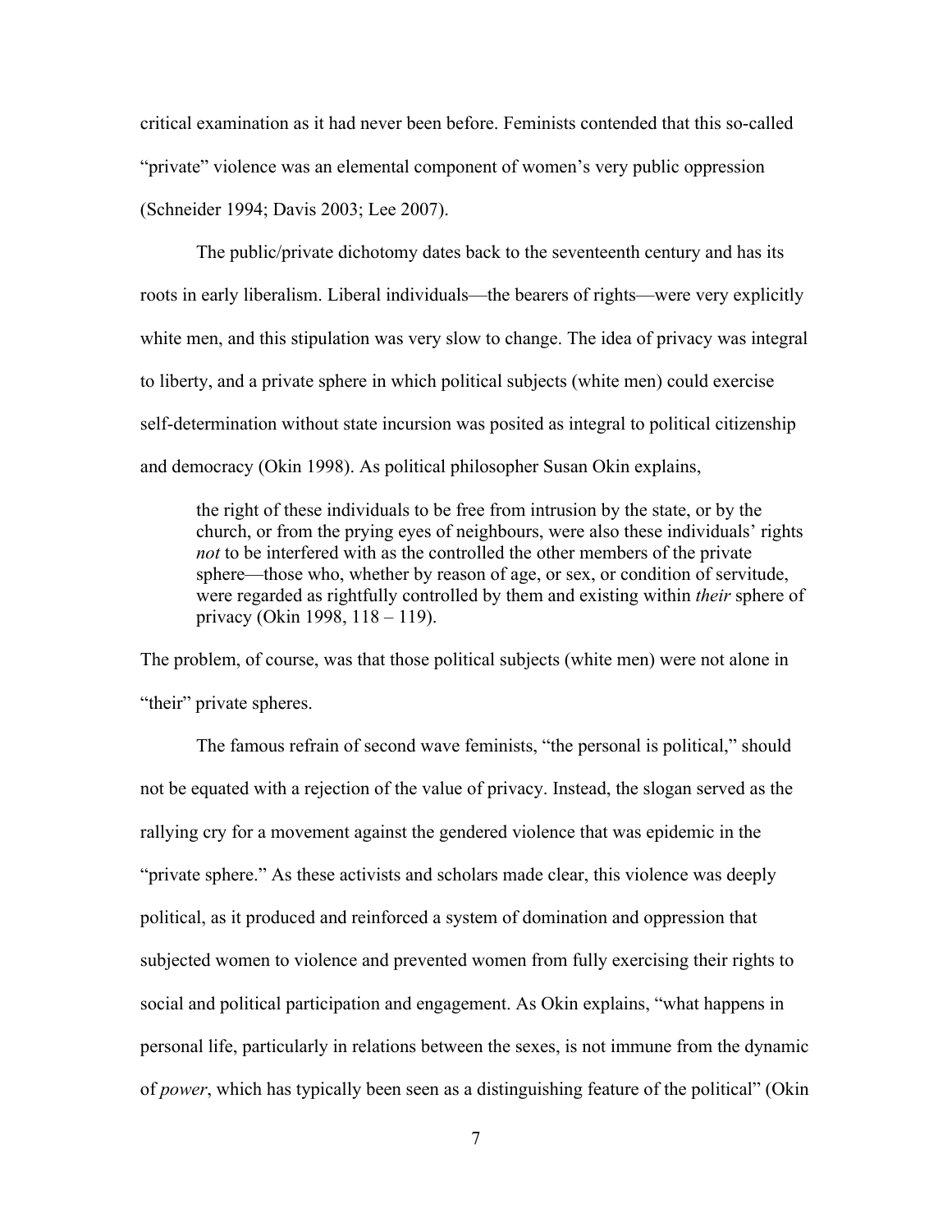critical examination as it had never been before. Feminists contended that this so-called "private" violence was an elemental component of women's very public oppression (Schneider 1994; Davis 2003; Lee 2007).

The public/private dichotomy dates back to the seventeenth century and has its roots in early liberalism. Liberal individuals—the bearers of rights—were very explicitly white men, and this stipulation was very slow to change. The idea of privacy was integral to liberty, and a private sphere in which political subjects (white men) could exercise self-determination without state incursion was posited as integral to political citizenship and democracy (Okin 1998). As political philosopher Susan Okin explains,

> the right of these individuals to be free from intrusion by the state, or by the church, or from the prying eyes of neighbours, were also these individuals' rights *not* to be interfered with as the controlled the other members of the private sphere—those who, whether by reason of age, or sex, or condition of servitude, were regarded as rightfully controlled by them and existing within *their* sphere of privacy (Okin 1998, 118 – 119).

The problem, of course, was that those political subjects (white men) were not alone in "their" private spheres.

The famous refrain of second wave feminists, "the personal is political," should not be equated with a rejection of the value of privacy. Instead, the slogan served as the rallying cry for a movement against the gendered violence that was epidemic in the "private sphere." As these activists and scholars made clear, this violence was deeply political, as it produced and reinforced a system of domination and oppression that subjected women to violence and prevented women from fully exercising their rights to social and political participation and engagement. As Okin explains, "what happens in personal life, particularly in relations between the sexes, is not immune from the dynamic of *power*, which has typically been seen as a distinguishing feature of the political" (Okin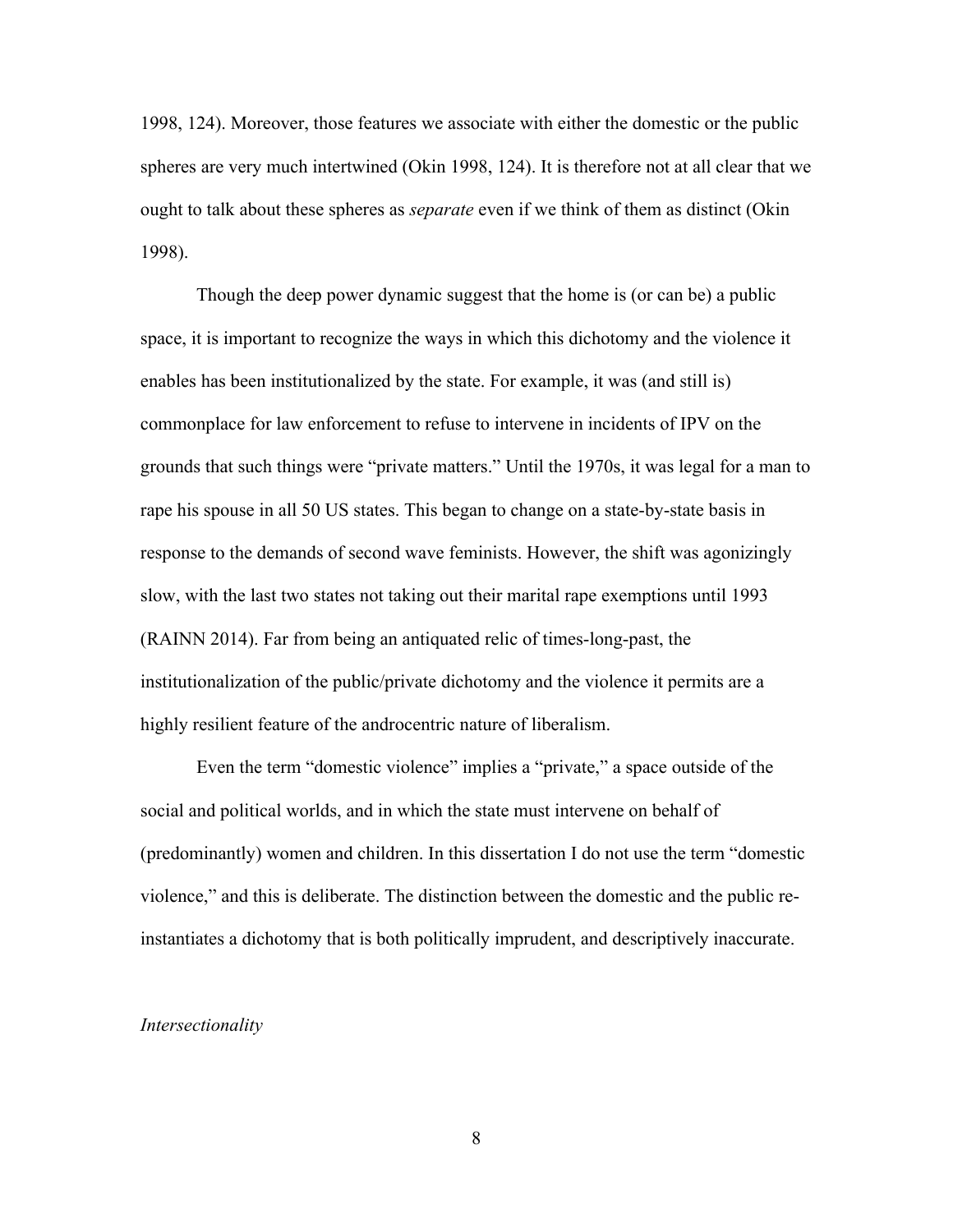1998, 124). Moreover, those features we associate with either the domestic or the public spheres are very much intertwined (Okin 1998, 124). It is therefore not at all clear that we ought to talk about these spheres as *separate* even if we think of them as distinct (Okin 1998).

Though the deep power dynamic suggest that the home is (or can be) a public space, it is important to recognize the ways in which this dichotomy and the violence it enables has been institutionalized by the state. For example, it was (and still is) commonplace for law enforcement to refuse to intervene in incidents of IPV on the grounds that such things were "private matters." Until the 1970s, it was legal for a man to rape his spouse in all 50 US states. This began to change on a state-by-state basis in response to the demands of second wave feminists. However, the shift was agonizingly slow, with the last two states not taking out their marital rape exemptions until 1993 (RAINN 2014). Far from being an antiquated relic of times-long-past, the institutionalization of the public/private dichotomy and the violence it permits are a highly resilient feature of the androcentric nature of liberalism.

Even the term "domestic violence" implies a "private," a space outside of the social and political worlds, and in which the state must intervene on behalf of (predominantly) women and children. In this dissertation I do not use the term "domestic violence," and this is deliberate. The distinction between the domestic and the public re-instantiates a dichotomy that is both politically imprudent, and descriptively inaccurate.

*Intersectionality*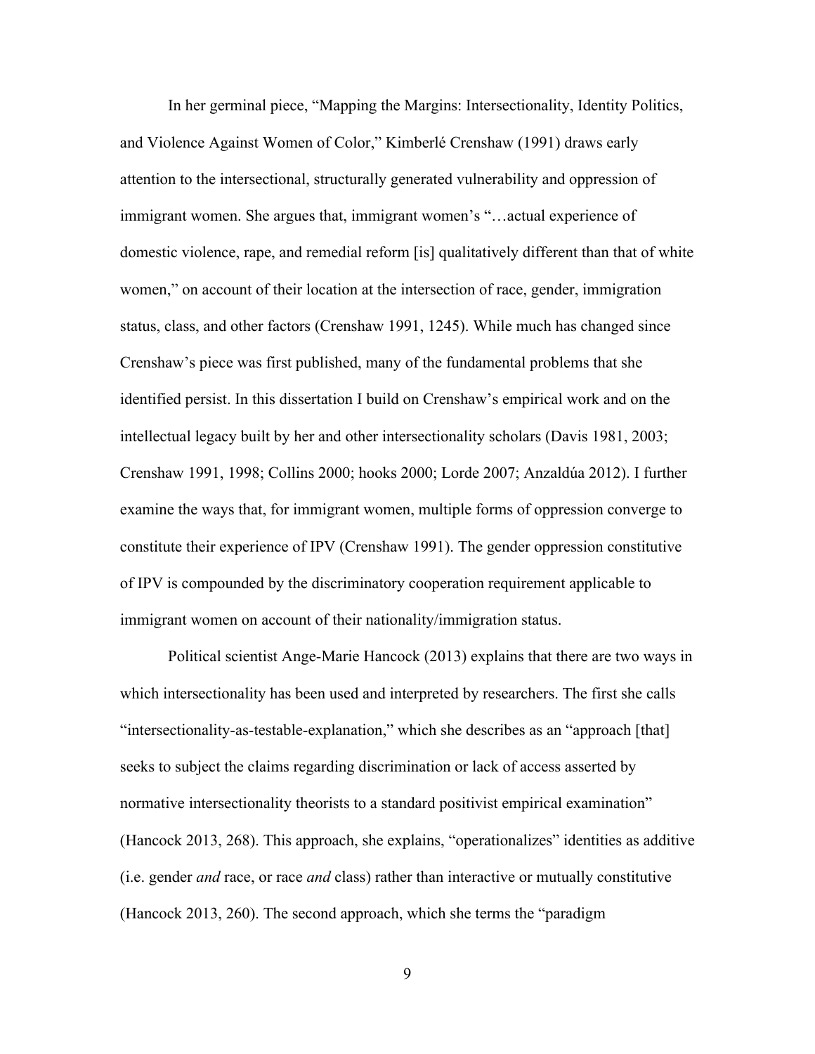In her germinal piece, "Mapping the Margins: Intersectionality, Identity Politics, and Violence Against Women of Color," Kimberlé Crenshaw (1991) draws early attention to the intersectional, structurally generated vulnerability and oppression of immigrant women. She argues that, immigrant women's "…actual experience of domestic violence, rape, and remedial reform [is] qualitatively different than that of white women," on account of their location at the intersection of race, gender, immigration status, class, and other factors (Crenshaw 1991, 1245). While much has changed since Crenshaw's piece was first published, many of the fundamental problems that she identified persist. In this dissertation I build on Crenshaw's empirical work and on the intellectual legacy built by her and other intersectionality scholars (Davis 1981, 2003; Crenshaw 1991, 1998; Collins 2000; hooks 2000; Lorde 2007; Anzaldúa 2012). I further examine the ways that, for immigrant women, multiple forms of oppression converge to constitute their experience of IPV (Crenshaw 1991). The gender oppression constitutive of IPV is compounded by the discriminatory cooperation requirement applicable to immigrant women on account of their nationality/immigration status.

Political scientist Ange-Marie Hancock (2013) explains that there are two ways in which intersectionality has been used and interpreted by researchers. The first she calls "intersectionality-as-testable-explanation," which she describes as an "approach [that] seeks to subject the claims regarding discrimination or lack of access asserted by normative intersectionality theorists to a standard positivist empirical examination" (Hancock 2013, 268). This approach, she explains, "operationalizes" identities as additive (i.e. gender *and* race, or race *and* class) rather than interactive or mutually constitutive (Hancock 2013, 260). The second approach, which she terms the "paradigm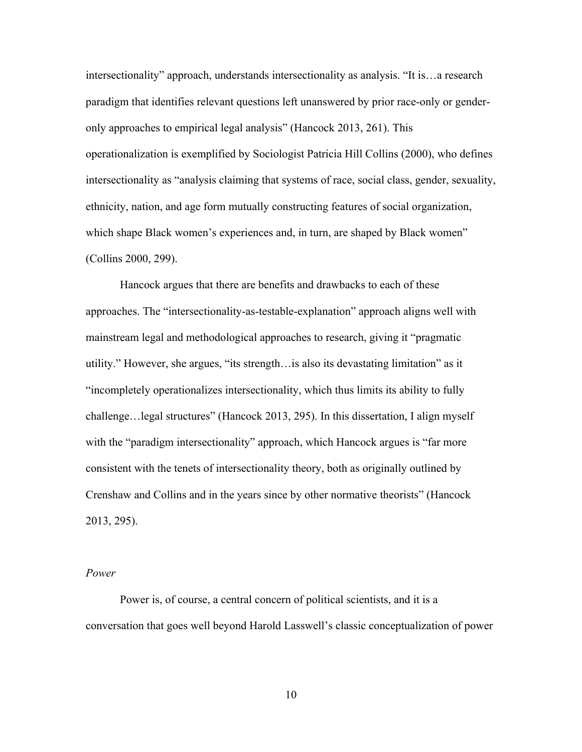intersectionality" approach, understands intersectionality as analysis. "It is…a research paradigm that identifies relevant questions left unanswered by prior race-only or gender-only approaches to empirical legal analysis" (Hancock 2013, 261). This operationalization is exemplified by Sociologist Patricia Hill Collins (2000), who defines intersectionality as "analysis claiming that systems of race, social class, gender, sexuality, ethnicity, nation, and age form mutually constructing features of social organization, which shape Black women's experiences and, in turn, are shaped by Black women" (Collins 2000, 299).

Hancock argues that there are benefits and drawbacks to each of these approaches. The "intersectionality-as-testable-explanation" approach aligns well with mainstream legal and methodological approaches to research, giving it "pragmatic utility." However, she argues, "its strength…is also its devastating limitation" as it "incompletely operationalizes intersectionality, which thus limits its ability to fully challenge…legal structures" (Hancock 2013, 295). In this dissertation, I align myself with the "paradigm intersectionality" approach, which Hancock argues is "far more consistent with the tenets of intersectionality theory, both as originally outlined by Crenshaw and Collins and in the years since by other normative theorists" (Hancock 2013, 295).

*Power*

Power is, of course, a central concern of political scientists, and it is a conversation that goes well beyond Harold Lasswell's classic conceptualization of power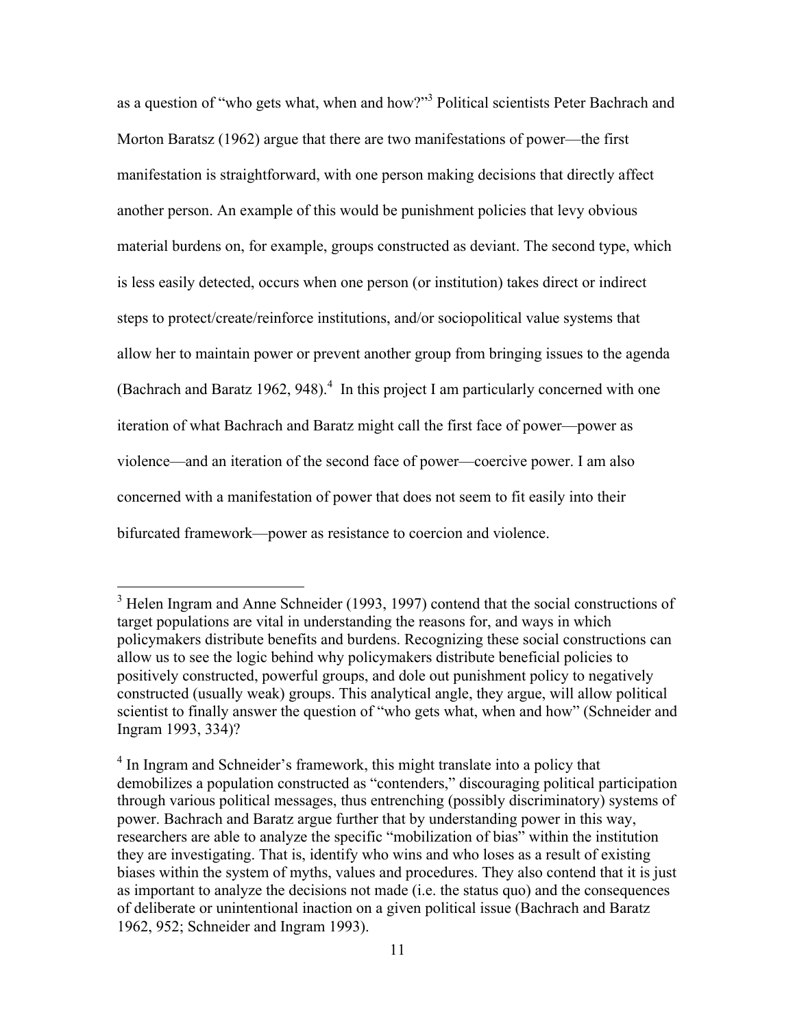as a question of "who gets what, when and how?"[3] Political scientists Peter Bachrach and Morton Baratsz (1962) argue that there are two manifestations of power—the first manifestation is straightforward, with one person making decisions that directly affect another person. An example of this would be punishment policies that levy obvious material burdens on, for example, groups constructed as deviant. The second type, which is less easily detected, occurs when one person (or institution) takes direct or indirect steps to protect/create/reinforce institutions, and/or sociopolitical value systems that allow her to maintain power or prevent another group from bringing issues to the agenda (Bachrach and Baratz 1962, 948).[4] In this project I am particularly concerned with one iteration of what Bachrach and Baratz might call the first face of power—power as violence—and an iteration of the second face of power—coercive power. I am also concerned with a manifestation of power that does not seem to fit easily into their bifurcated framework—power as resistance to coercion and violence.

---

[3] Helen Ingram and Anne Schneider (1993, 1997) contend that the social constructions of target populations are vital in understanding the reasons for, and ways in which policymakers distribute benefits and burdens. Recognizing these social constructions can allow us to see the logic behind why policymakers distribute beneficial policies to positively constructed, powerful groups, and dole out punishment policy to negatively constructed (usually weak) groups. This analytical angle, they argue, will allow political scientist to finally answer the question of "who gets what, when and how" (Schneider and Ingram 1993, 334)?

[4] In Ingram and Schneider's framework, this might translate into a policy that demobilizes a population constructed as "contenders," discouraging political participation through various political messages, thus entrenching (possibly discriminatory) systems of power. Bachrach and Baratz argue further that by understanding power in this way, researchers are able to analyze the specific "mobilization of bias" within the institution they are investigating. That is, identify who wins and who loses as a result of existing biases within the system of myths, values and procedures. They also contend that it is just as important to analyze the decisions not made (i.e. the status quo) and the consequences of deliberate or unintentional inaction on a given political issue (Bachrach and Baratz 1962, 952; Schneider and Ingram 1993).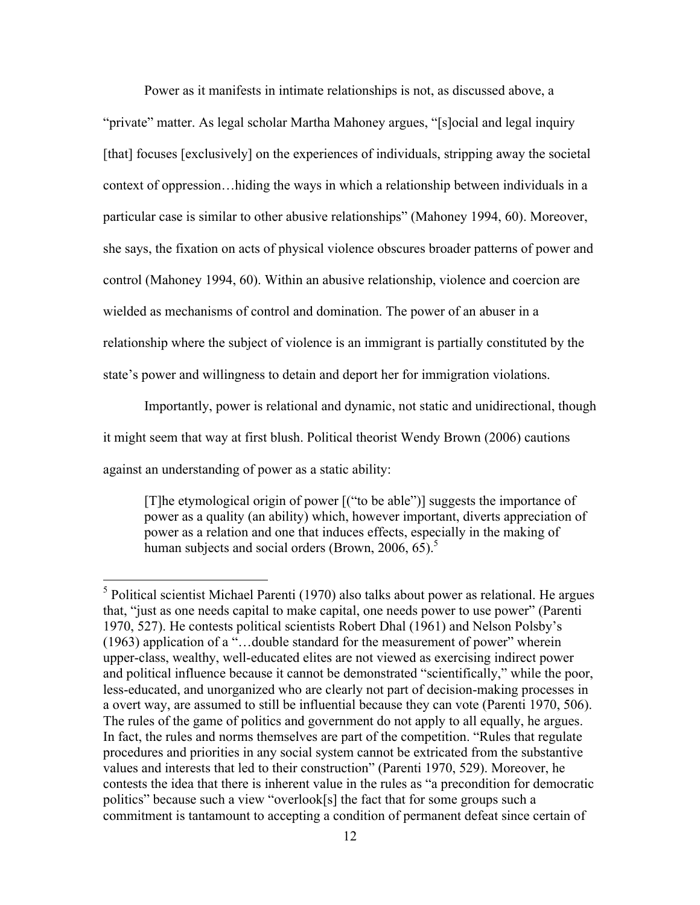Power as it manifests in intimate relationships is not, as discussed above, a "private" matter. As legal scholar Martha Mahoney argues, "[s]ocial and legal inquiry [that] focuses [exclusively] on the experiences of individuals, stripping away the societal context of oppression…hiding the ways in which a relationship between individuals in a particular case is similar to other abusive relationships" (Mahoney 1994, 60). Moreover, she says, the fixation on acts of physical violence obscures broader patterns of power and control (Mahoney 1994, 60). Within an abusive relationship, violence and coercion are wielded as mechanisms of control and domination. The power of an abuser in a relationship where the subject of violence is an immigrant is partially constituted by the state's power and willingness to detain and deport her for immigration violations.

Importantly, power is relational and dynamic, not static and unidirectional, though it might seem that way at first blush. Political theorist Wendy Brown (2006) cautions against an understanding of power as a static ability:

> [T]he etymological origin of power [("to be able")] suggests the importance of power as a quality (an ability) which, however important, diverts appreciation of power as a relation and one that induces effects, especially in the making of human subjects and social orders (Brown, 2006, 65).[5]

---

[5] Political scientist Michael Parenti (1970) also talks about power as relational. He argues that, "just as one needs capital to make capital, one needs power to use power" (Parenti 1970, 527). He contests political scientists Robert Dhal (1961) and Nelson Polsby's (1963) application of a "…double standard for the measurement of power" wherein upper-class, wealthy, well-educated elites are not viewed as exercising indirect power and political influence because it cannot be demonstrated "scientifically," while the poor, less-educated, and unorganized who are clearly not part of decision-making processes in a overt way, are assumed to still be influential because they can vote (Parenti 1970, 506). The rules of the game of politics and government do not apply to all equally, he argues. In fact, the rules and norms themselves are part of the competition. "Rules that regulate procedures and priorities in any social system cannot be extricated from the substantive values and interests that led to their construction" (Parenti 1970, 529). Moreover, he contests the idea that there is inherent value in the rules as "a precondition for democratic politics" because such a view "overlook[s] the fact that for some groups such a commitment is tantamount to accepting a condition of permanent defeat since certain of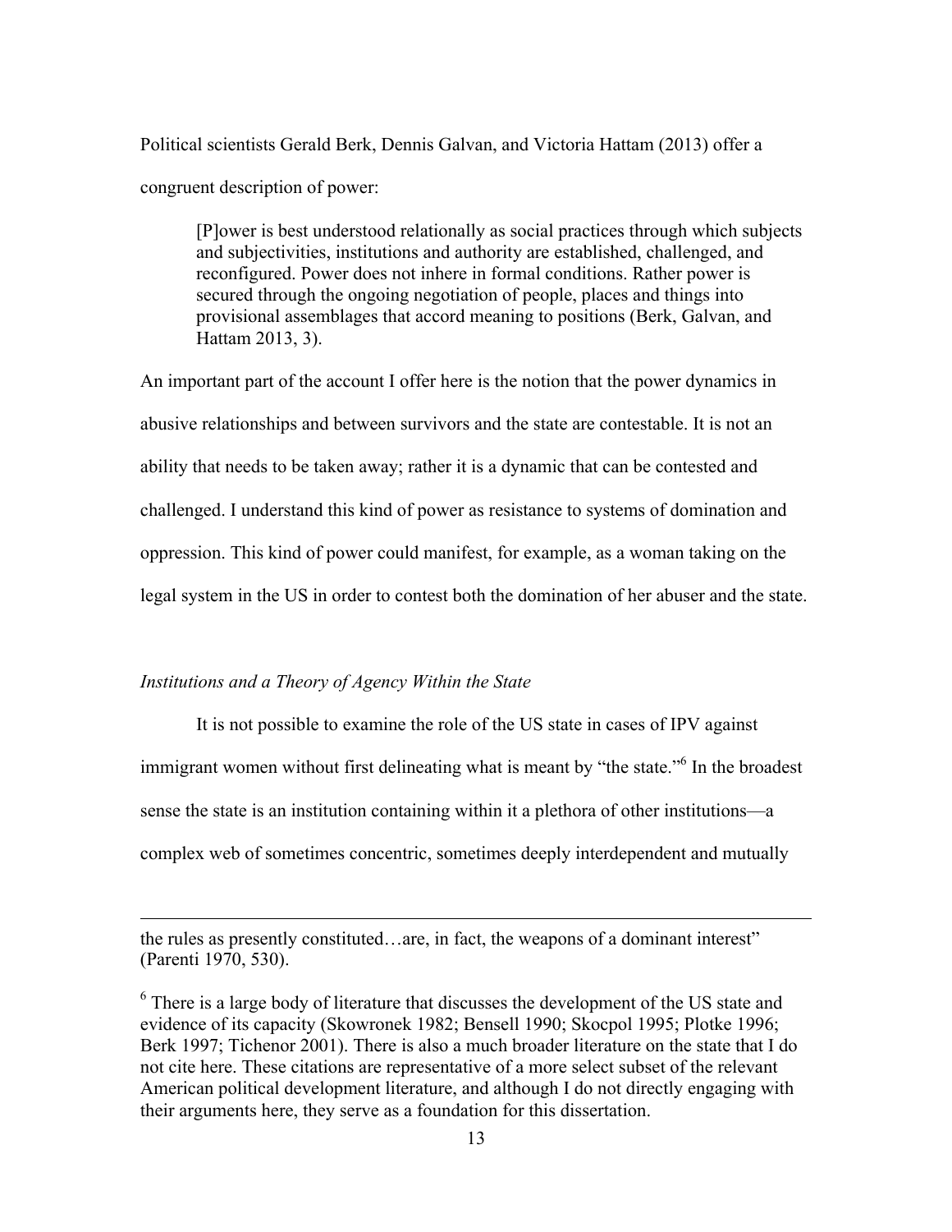Political scientists Gerald Berk, Dennis Galvan, and Victoria Hattam (2013) offer a congruent description of power:

> [P]ower is best understood relationally as social practices through which subjects and subjectivities, institutions and authority are established, challenged, and reconfigured. Power does not inhere in formal conditions. Rather power is secured through the ongoing negotiation of people, places and things into provisional assemblages that accord meaning to positions (Berk, Galvan, and Hattam 2013, 3).

An important part of the account I offer here is the notion that the power dynamics in abusive relationships and between survivors and the state are contestable. It is not an ability that needs to be taken away; rather it is a dynamic that can be contested and challenged. I understand this kind of power as resistance to systems of domination and oppression. This kind of power could manifest, for example, as a woman taking on the legal system in the US in order to contest both the domination of her abuser and the state.

### *Institutions and a Theory of Agency Within the State*

It is not possible to examine the role of the US state in cases of IPV against immigrant women without first delineating what is meant by "the state."[6] In the broadest sense the state is an institution containing within it a plethora of other institutions—a complex web of sometimes concentric, sometimes deeply interdependent and mutually

---

the rules as presently constituted…are, in fact, the weapons of a dominant interest" (Parenti 1970, 530).

[6] There is a large body of literature that discusses the development of the US state and evidence of its capacity (Skowronek 1982; Bensell 1990; Skocpol 1995; Plotke 1996; Berk 1997; Tichenor 2001). There is also a much broader literature on the state that I do not cite here. These citations are representative of a more select subset of the relevant American political development literature, and although I do not directly engaging with their arguments here, they serve as a foundation for this dissertation.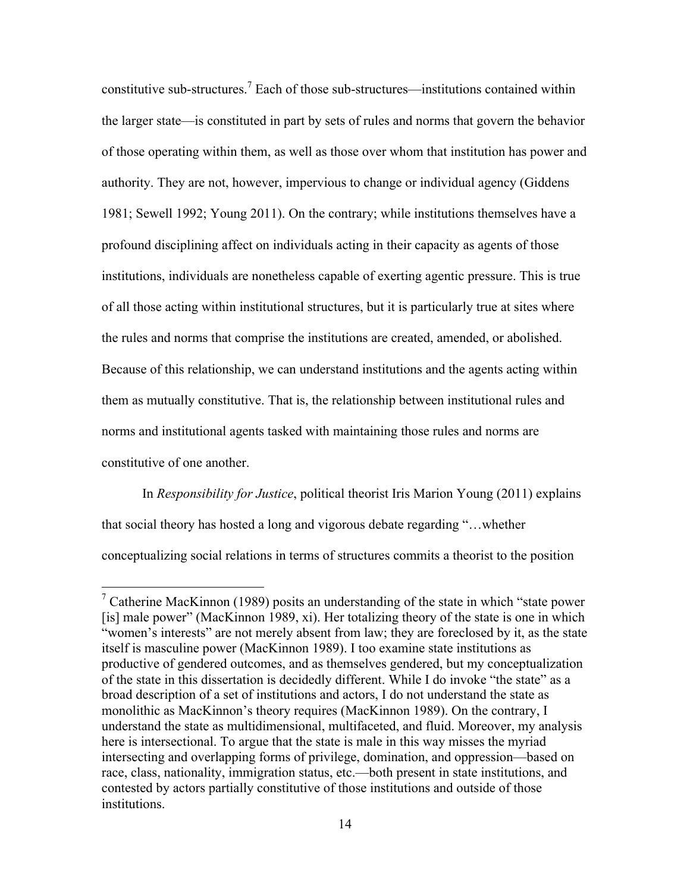constitutive sub-structures.[7] Each of those sub-structures—institutions contained within the larger state—is constituted in part by sets of rules and norms that govern the behavior of those operating within them, as well as those over whom that institution has power and authority. They are not, however, impervious to change or individual agency (Giddens 1981; Sewell 1992; Young 2011). On the contrary; while institutions themselves have a profound disciplining affect on individuals acting in their capacity as agents of those institutions, individuals are nonetheless capable of exerting agentic pressure. This is true of all those acting within institutional structures, but it is particularly true at sites where the rules and norms that comprise the institutions are created, amended, or abolished. Because of this relationship, we can understand institutions and the agents acting within them as mutually constitutive. That is, the relationship between institutional rules and norms and institutional agents tasked with maintaining those rules and norms are constitutive of one another.

In *Responsibility for Justice*, political theorist Iris Marion Young (2011) explains that social theory has hosted a long and vigorous debate regarding "…whether conceptualizing social relations in terms of structures commits a theorist to the position

---

[7] Catherine MacKinnon (1989) posits an understanding of the state in which "state power [is] male power" (MacKinnon 1989, xi). Her totalizing theory of the state is one in which "women's interests" are not merely absent from law; they are foreclosed by it, as the state itself is masculine power (MacKinnon 1989). I too examine state institutions as productive of gendered outcomes, and as themselves gendered, but my conceptualization of the state in this dissertation is decidedly different. While I do invoke "the state" as a broad description of a set of institutions and actors, I do not understand the state as monolithic as MacKinnon's theory requires (MacKinnon 1989). On the contrary, I understand the state as multidimensional, multifaceted, and fluid. Moreover, my analysis here is intersectional. To argue that the state is male in this way misses the myriad intersecting and overlapping forms of privilege, domination, and oppression—based on race, class, nationality, immigration status, etc.—both present in state institutions, and contested by actors partially constitutive of those institutions and outside of those institutions.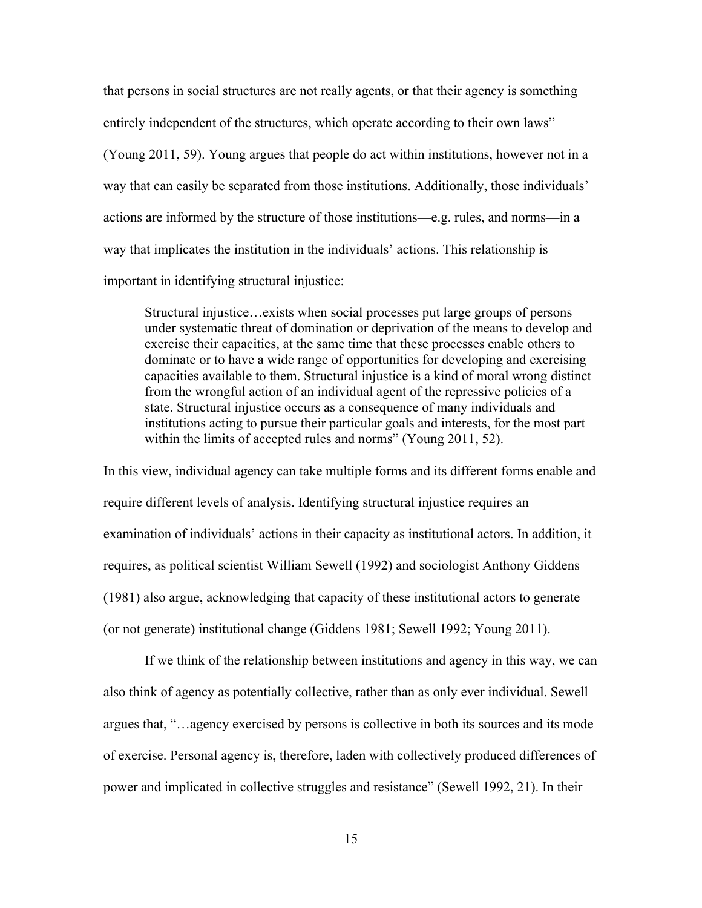that persons in social structures are not really agents, or that their agency is something entirely independent of the structures, which operate according to their own laws" (Young 2011, 59). Young argues that people do act within institutions, however not in a way that can easily be separated from those institutions. Additionally, those individuals' actions are informed by the structure of those institutions—e.g. rules, and norms—in a way that implicates the institution in the individuals' actions. This relationship is important in identifying structural injustice:

> Structural injustice…exists when social processes put large groups of persons under systematic threat of domination or deprivation of the means to develop and exercise their capacities, at the same time that these processes enable others to dominate or to have a wide range of opportunities for developing and exercising capacities available to them. Structural injustice is a kind of moral wrong distinct from the wrongful action of an individual agent of the repressive policies of a state. Structural injustice occurs as a consequence of many individuals and institutions acting to pursue their particular goals and interests, for the most part within the limits of accepted rules and norms" (Young 2011, 52).

In this view, individual agency can take multiple forms and its different forms enable and require different levels of analysis. Identifying structural injustice requires an examination of individuals' actions in their capacity as institutional actors. In addition, it requires, as political scientist William Sewell (1992) and sociologist Anthony Giddens (1981) also argue, acknowledging that capacity of these institutional actors to generate (or not generate) institutional change (Giddens 1981; Sewell 1992; Young 2011).

If we think of the relationship between institutions and agency in this way, we can also think of agency as potentially collective, rather than as only ever individual. Sewell argues that, "…agency exercised by persons is collective in both its sources and its mode of exercise. Personal agency is, therefore, laden with collectively produced differences of power and implicated in collective struggles and resistance" (Sewell 1992, 21). In their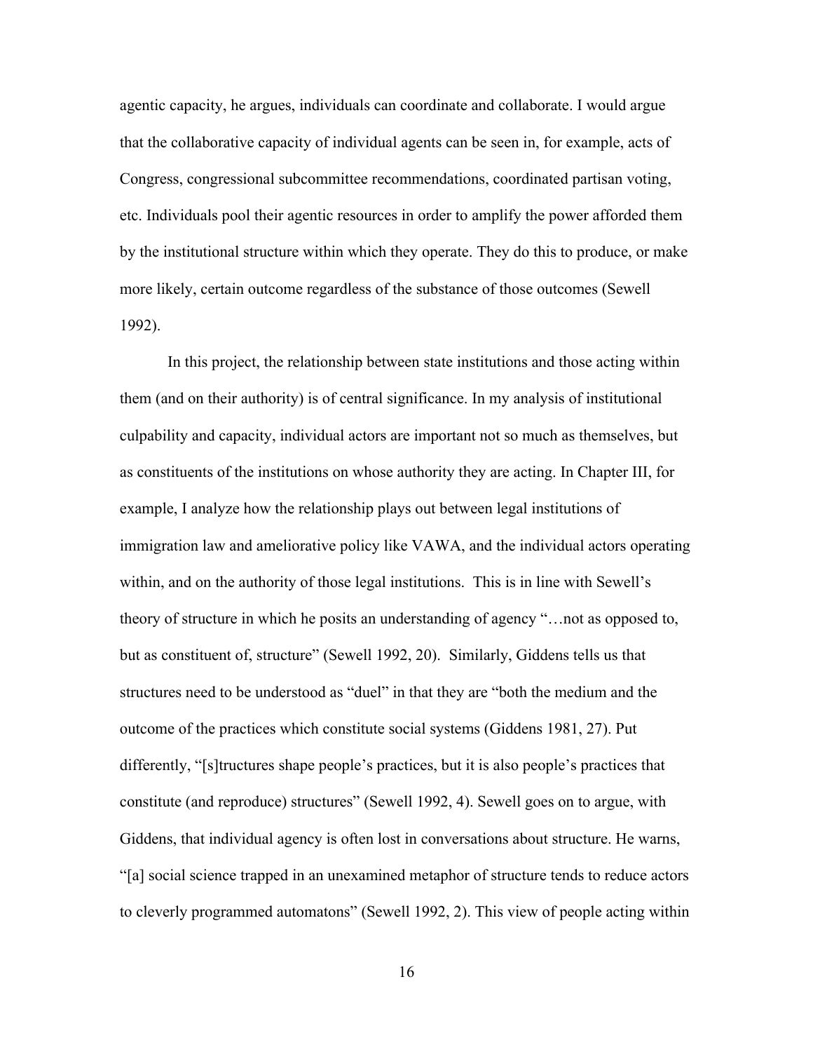agentic capacity, he argues, individuals can coordinate and collaborate. I would argue that the collaborative capacity of individual agents can be seen in, for example, acts of Congress, congressional subcommittee recommendations, coordinated partisan voting, etc. Individuals pool their agentic resources in order to amplify the power afforded them by the institutional structure within which they operate. They do this to produce, or make more likely, certain outcome regardless of the substance of those outcomes (Sewell 1992).

In this project, the relationship between state institutions and those acting within them (and on their authority) is of central significance. In my analysis of institutional culpability and capacity, individual actors are important not so much as themselves, but as constituents of the institutions on whose authority they are acting. In Chapter III, for example, I analyze how the relationship plays out between legal institutions of immigration law and ameliorative policy like VAWA, and the individual actors operating within, and on the authority of those legal institutions. This is in line with Sewell's theory of structure in which he posits an understanding of agency "…not as opposed to, but as constituent of, structure" (Sewell 1992, 20). Similarly, Giddens tells us that structures need to be understood as "duel" in that they are "both the medium and the outcome of the practices which constitute social systems (Giddens 1981, 27). Put differently, "[s]tructures shape people's practices, but it is also people's practices that constitute (and reproduce) structures" (Sewell 1992, 4). Sewell goes on to argue, with Giddens, that individual agency is often lost in conversations about structure. He warns, "[a] social science trapped in an unexamined metaphor of structure tends to reduce actors to cleverly programmed automatons" (Sewell 1992, 2). This view of people acting within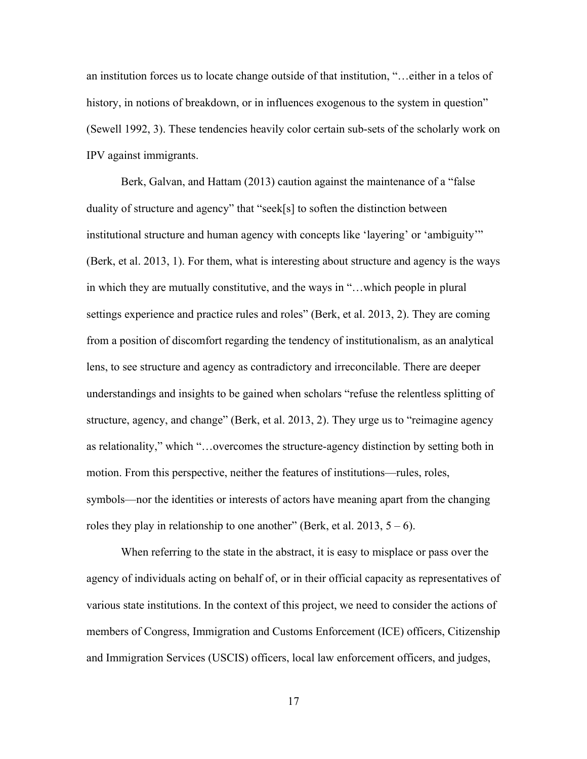an institution forces us to locate change outside of that institution, "…either in a telos of history, in notions of breakdown, or in influences exogenous to the system in question" (Sewell 1992, 3). These tendencies heavily color certain sub-sets of the scholarly work on IPV against immigrants.

Berk, Galvan, and Hattam (2013) caution against the maintenance of a "false duality of structure and agency" that "seek[s] to soften the distinction between institutional structure and human agency with concepts like 'layering' or 'ambiguity'" (Berk, et al. 2013, 1). For them, what is interesting about structure and agency is the ways in which they are mutually constitutive, and the ways in "…which people in plural settings experience and practice rules and roles" (Berk, et al. 2013, 2). They are coming from a position of discomfort regarding the tendency of institutionalism, as an analytical lens, to see structure and agency as contradictory and irreconcilable. There are deeper understandings and insights to be gained when scholars "refuse the relentless splitting of structure, agency, and change" (Berk, et al. 2013, 2). They urge us to "reimagine agency as relationality," which "…overcomes the structure-agency distinction by setting both in motion. From this perspective, neither the features of institutions—rules, roles, symbols—nor the identities or interests of actors have meaning apart from the changing roles they play in relationship to one another" (Berk, et al. 2013, 5 – 6).

When referring to the state in the abstract, it is easy to misplace or pass over the agency of individuals acting on behalf of, or in their official capacity as representatives of various state institutions. In the context of this project, we need to consider the actions of members of Congress, Immigration and Customs Enforcement (ICE) officers, Citizenship and Immigration Services (USCIS) officers, local law enforcement officers, and judges,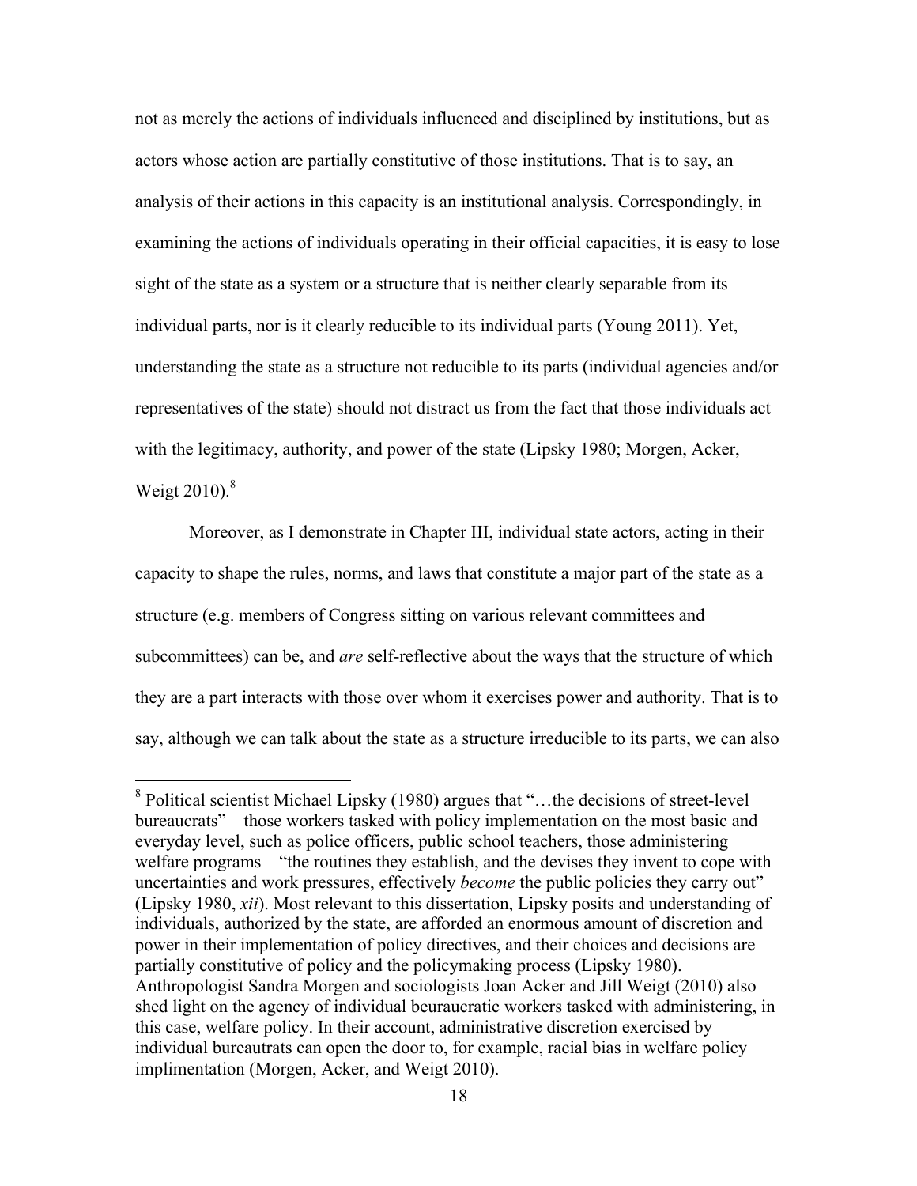not as merely the actions of individuals influenced and disciplined by institutions, but as actors whose action are partially constitutive of those institutions. That is to say, an analysis of their actions in this capacity is an institutional analysis. Correspondingly, in examining the actions of individuals operating in their official capacities, it is easy to lose sight of the state as a system or a structure that is neither clearly separable from its individual parts, nor is it clearly reducible to its individual parts (Young 2011). Yet, understanding the state as a structure not reducible to its parts (individual agencies and/or representatives of the state) should not distract us from the fact that those individuals act with the legitimacy, authority, and power of the state (Lipsky 1980; Morgen, Acker, Weigt 2010).[8]

Moreover, as I demonstrate in Chapter III, individual state actors, acting in their capacity to shape the rules, norms, and laws that constitute a major part of the state as a structure (e.g. members of Congress sitting on various relevant committees and subcommittees) can be, and *are* self-reflective about the ways that the structure of which they are a part interacts with those over whom it exercises power and authority. That is to say, although we can talk about the state as a structure irreducible to its parts, we can also

---

[8] Political scientist Michael Lipsky (1980) argues that "…the decisions of street-level bureaucrats"—those workers tasked with policy implementation on the most basic and everyday level, such as police officers, public school teachers, those administering welfare programs—"the routines they establish, and the devises they invent to cope with uncertainties and work pressures, effectively *become* the public policies they carry out" (Lipsky 1980, *xii*). Most relevant to this dissertation, Lipsky posits and understanding of individuals, authorized by the state, are afforded an enormous amount of discretion and power in their implementation of policy directives, and their choices and decisions are partially constitutive of policy and the policymaking process (Lipsky 1980). Anthropologist Sandra Morgen and sociologists Joan Acker and Jill Weigt (2010) also shed light on the agency of individual beuraucratic workers tasked with administering, in this case, welfare policy. In their account, administrative discretion exercised by individual bureautrats can open the door to, for example, racial bias in welfare policy implimentation (Morgen, Acker, and Weigt 2010).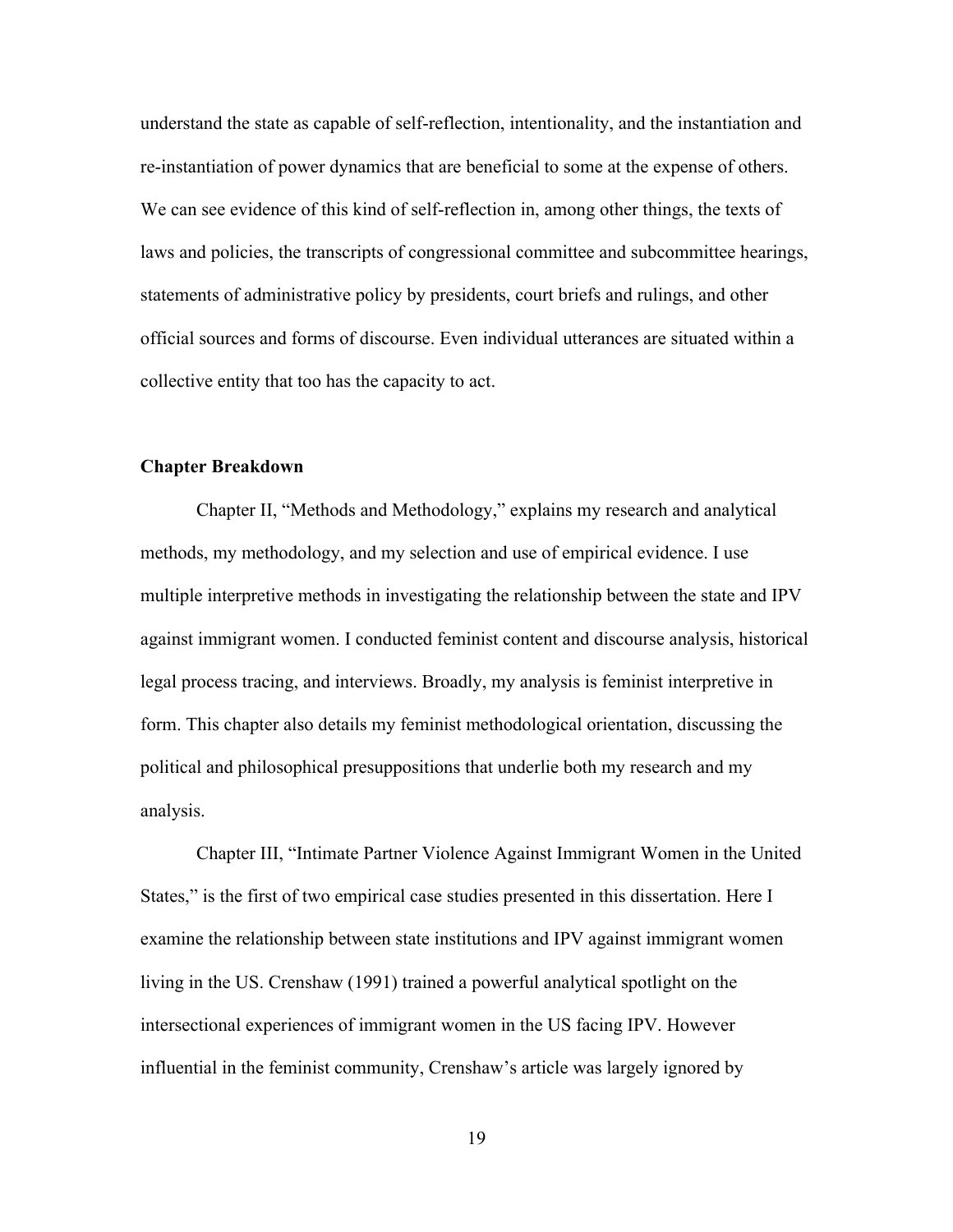understand the state as capable of self-reflection, intentionality, and the instantiation and re-instantiation of power dynamics that are beneficial to some at the expense of others. We can see evidence of this kind of self-reflection in, among other things, the texts of laws and policies, the transcripts of congressional committee and subcommittee hearings, statements of administrative policy by presidents, court briefs and rulings, and other official sources and forms of discourse. Even individual utterances are situated within a collective entity that too has the capacity to act.

**Chapter Breakdown**

Chapter II, "Methods and Methodology," explains my research and analytical methods, my methodology, and my selection and use of empirical evidence. I use multiple interpretive methods in investigating the relationship between the state and IPV against immigrant women. I conducted feminist content and discourse analysis, historical legal process tracing, and interviews. Broadly, my analysis is feminist interpretive in form. This chapter also details my feminist methodological orientation, discussing the political and philosophical presuppositions that underlie both my research and my analysis.

Chapter III, "Intimate Partner Violence Against Immigrant Women in the United States," is the first of two empirical case studies presented in this dissertation. Here I examine the relationship between state institutions and IPV against immigrant women living in the US. Crenshaw (1991) trained a powerful analytical spotlight on the intersectional experiences of immigrant women in the US facing IPV. However influential in the feminist community, Crenshaw's article was largely ignored by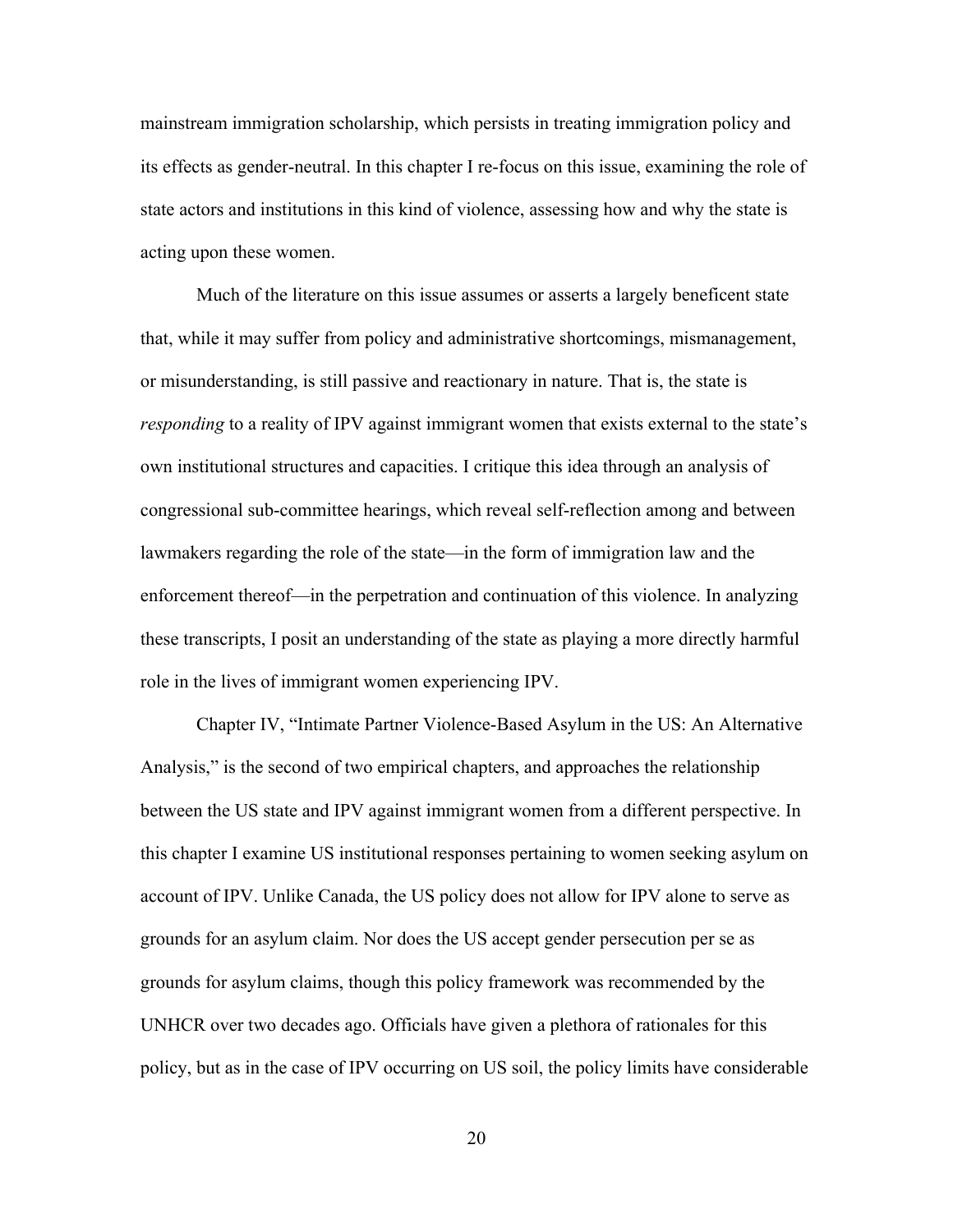mainstream immigration scholarship, which persists in treating immigration policy and its effects as gender-neutral. In this chapter I re-focus on this issue, examining the role of state actors and institutions in this kind of violence, assessing how and why the state is acting upon these women.

Much of the literature on this issue assumes or asserts a largely beneficent state that, while it may suffer from policy and administrative shortcomings, mismanagement, or misunderstanding, is still passive and reactionary in nature. That is, the state is *responding* to a reality of IPV against immigrant women that exists external to the state's own institutional structures and capacities. I critique this idea through an analysis of congressional sub-committee hearings, which reveal self-reflection among and between lawmakers regarding the role of the state—in the form of immigration law and the enforcement thereof—in the perpetration and continuation of this violence. In analyzing these transcripts, I posit an understanding of the state as playing a more directly harmful role in the lives of immigrant women experiencing IPV.

Chapter IV, "Intimate Partner Violence-Based Asylum in the US: An Alternative Analysis," is the second of two empirical chapters, and approaches the relationship between the US state and IPV against immigrant women from a different perspective. In this chapter I examine US institutional responses pertaining to women seeking asylum on account of IPV. Unlike Canada, the US policy does not allow for IPV alone to serve as grounds for an asylum claim. Nor does the US accept gender persecution per se as grounds for asylum claims, though this policy framework was recommended by the UNHCR over two decades ago. Officials have given a plethora of rationales for this policy, but as in the case of IPV occurring on US soil, the policy limits have considerable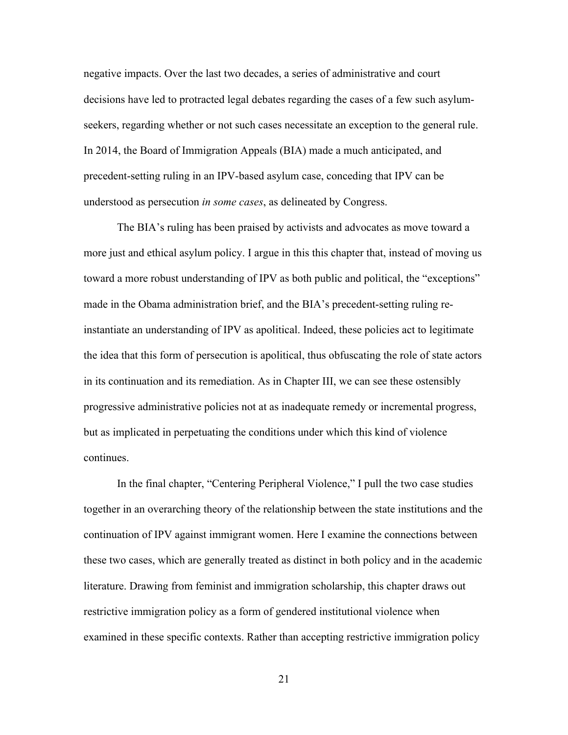negative impacts. Over the last two decades, a series of administrative and court decisions have led to protracted legal debates regarding the cases of a few such asylum-seekers, regarding whether or not such cases necessitate an exception to the general rule. In 2014, the Board of Immigration Appeals (BIA) made a much anticipated, and precedent-setting ruling in an IPV-based asylum case, conceding that IPV can be understood as persecution *in some cases*, as delineated by Congress.

The BIA's ruling has been praised by activists and advocates as move toward a more just and ethical asylum policy. I argue in this this chapter that, instead of moving us toward a more robust understanding of IPV as both public and political, the "exceptions" made in the Obama administration brief, and the BIA's precedent-setting ruling re-instantiate an understanding of IPV as apolitical. Indeed, these policies act to legitimate the idea that this form of persecution is apolitical, thus obfuscating the role of state actors in its continuation and its remediation. As in Chapter III, we can see these ostensibly progressive administrative policies not at as inadequate remedy or incremental progress, but as implicated in perpetuating the conditions under which this kind of violence continues.

In the final chapter, "Centering Peripheral Violence," I pull the two case studies together in an overarching theory of the relationship between the state institutions and the continuation of IPV against immigrant women. Here I examine the connections between these two cases, which are generally treated as distinct in both policy and in the academic literature. Drawing from feminist and immigration scholarship, this chapter draws out restrictive immigration policy as a form of gendered institutional violence when examined in these specific contexts. Rather than accepting restrictive immigration policy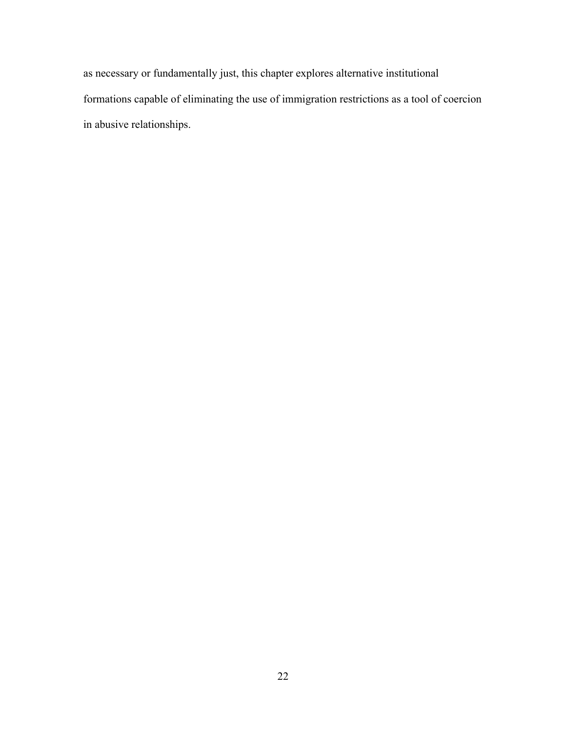as necessary or fundamentally just, this chapter explores alternative institutional formations capable of eliminating the use of immigration restrictions as a tool of coercion in abusive relationships.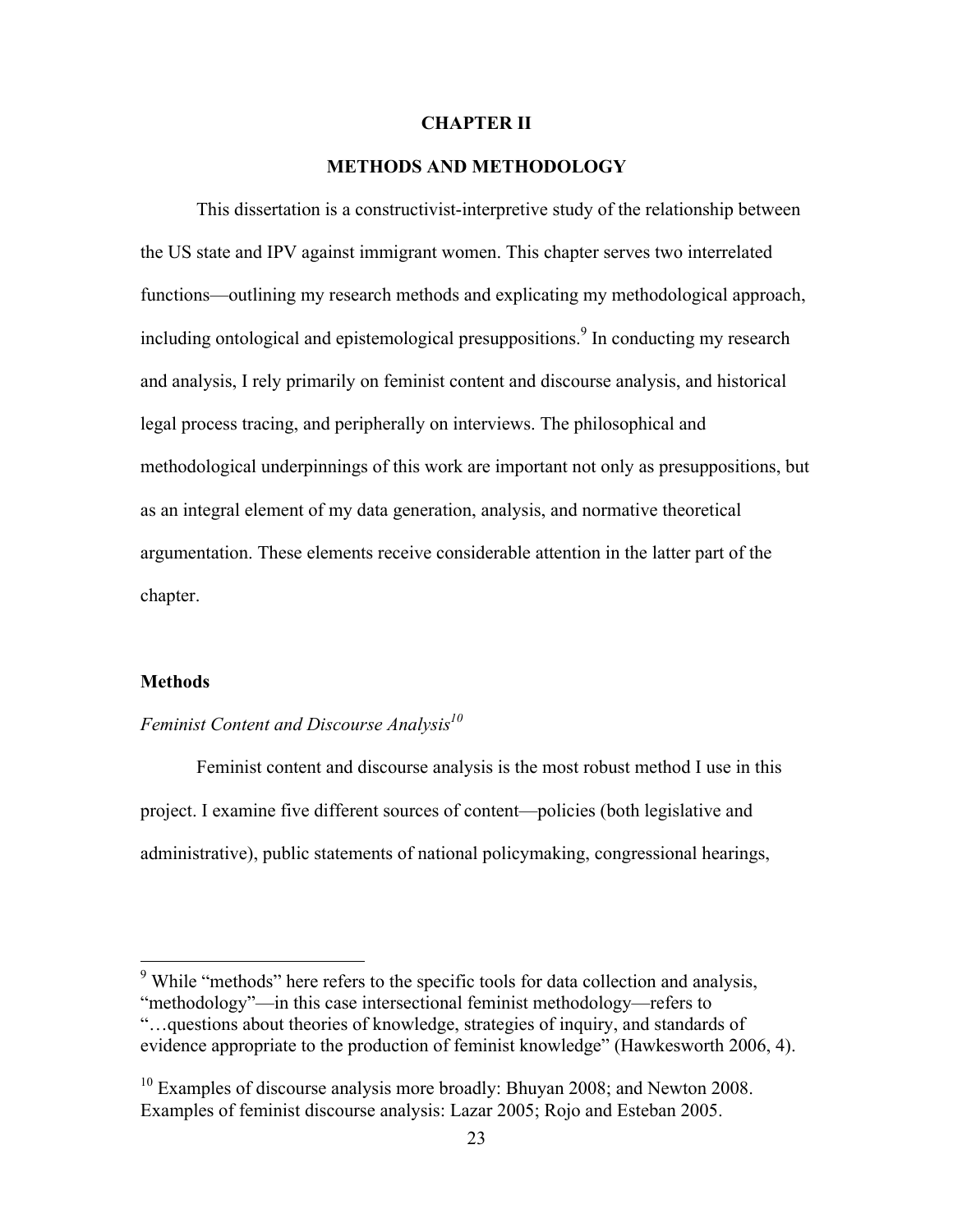# CHAPTER II

# METHODS AND METHODOLOGY

This dissertation is a constructivist-interpretive study of the relationship between the US state and IPV against immigrant women. This chapter serves two interrelated functions—outlining my research methods and explicating my methodological approach, including ontological and epistemological presuppositions.[9] In conducting my research and analysis, I rely primarily on feminist content and discourse analysis, and historical legal process tracing, and peripherally on interviews. The philosophical and methodological underpinnings of this work are important not only as presuppositions, but as an integral element of my data generation, analysis, and normative theoretical argumentation. These elements receive considerable attention in the latter part of the chapter.

## Methods

### *Feminist Content and Discourse Analysis*[10]

Feminist content and discourse analysis is the most robust method I use in this project. I examine five different sources of content—policies (both legislative and administrative), public statements of national policymaking, congressional hearings,

---

[9] While "methods" here refers to the specific tools for data collection and analysis, "methodology"—in this case intersectional feminist methodology—refers to "…questions about theories of knowledge, strategies of inquiry, and standards of evidence appropriate to the production of feminist knowledge" (Hawkesworth 2006, 4).

[10] Examples of discourse analysis more broadly: Bhuyan 2008; and Newton 2008. Examples of feminist discourse analysis: Lazar 2005; Rojo and Esteban 2005.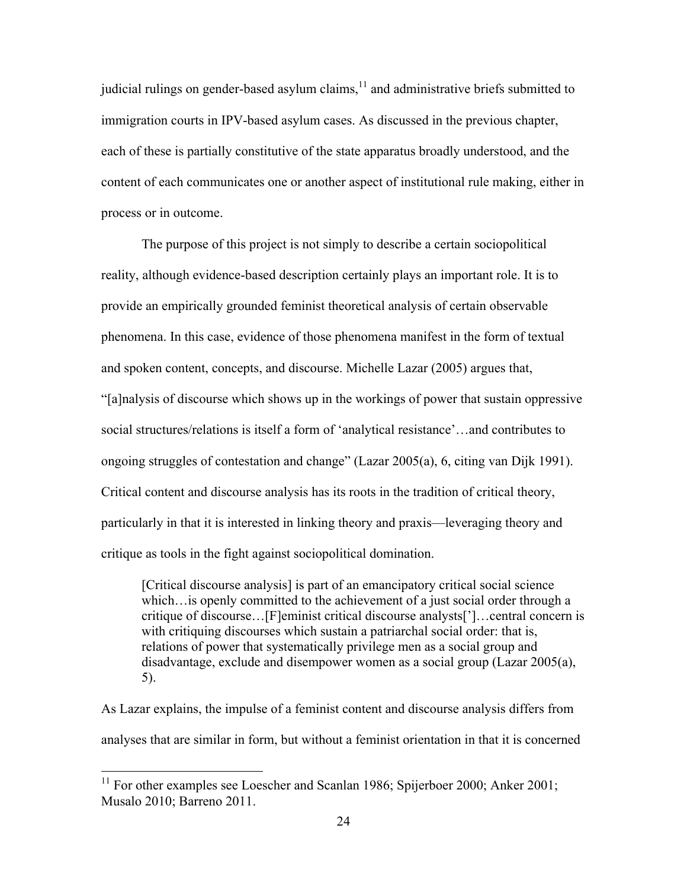judicial rulings on gender-based asylum claims,[11] and administrative briefs submitted to immigration courts in IPV-based asylum cases. As discussed in the previous chapter, each of these is partially constitutive of the state apparatus broadly understood, and the content of each communicates one or another aspect of institutional rule making, either in process or in outcome.

The purpose of this project is not simply to describe a certain sociopolitical reality, although evidence-based description certainly plays an important role. It is to provide an empirically grounded feminist theoretical analysis of certain observable phenomena. In this case, evidence of those phenomena manifest in the form of textual and spoken content, concepts, and discourse. Michelle Lazar (2005) argues that, "[a]nalysis of discourse which shows up in the workings of power that sustain oppressive social structures/relations is itself a form of 'analytical resistance'…and contributes to ongoing struggles of contestation and change" (Lazar 2005(a), 6, citing van Dijk 1991). Critical content and discourse analysis has its roots in the tradition of critical theory, particularly in that it is interested in linking theory and praxis—leveraging theory and critique as tools in the fight against sociopolitical domination.

> [Critical discourse analysis] is part of an emancipatory critical social science which…is openly committed to the achievement of a just social order through a critique of discourse…[F]eminist critical discourse analysts[']…central concern is with critiquing discourses which sustain a patriarchal social order: that is, relations of power that systematically privilege men as a social group and disadvantage, exclude and disempower women as a social group (Lazar 2005(a), 5).

As Lazar explains, the impulse of a feminist content and discourse analysis differs from analyses that are similar in form, but without a feminist orientation in that it is concerned

---

[11] For other examples see Loescher and Scanlan 1986; Spijerboer 2000; Anker 2001; Musalo 2010; Barreno 2011.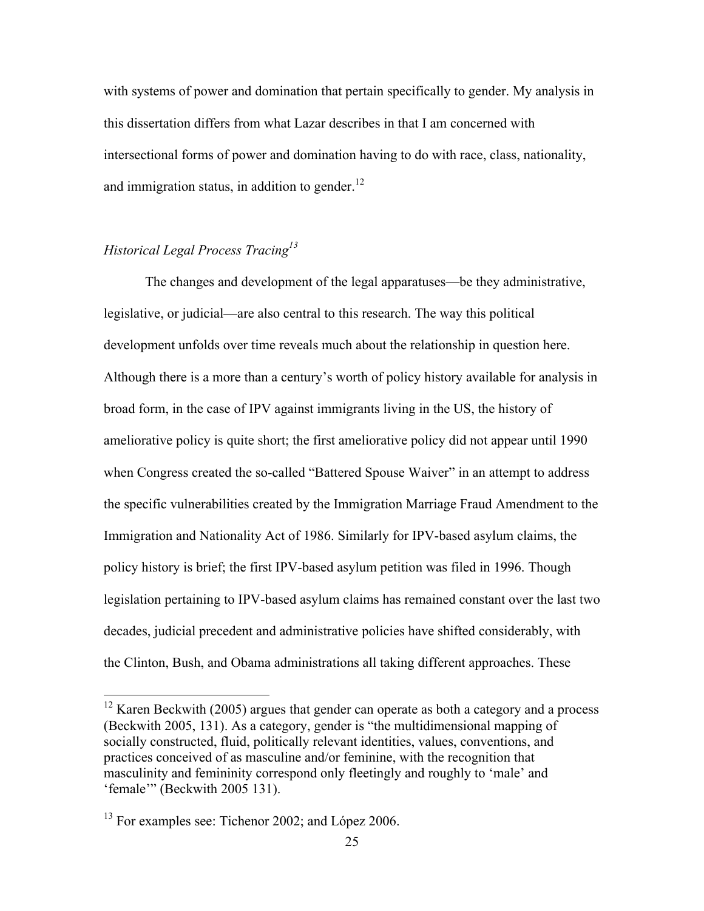with systems of power and domination that pertain specifically to gender. My analysis in this dissertation differs from what Lazar describes in that I am concerned with intersectional forms of power and domination having to do with race, class, nationality, and immigration status, in addition to gender.[12]

### *Historical Legal Process Tracing*[13]

The changes and development of the legal apparatuses—be they administrative, legislative, or judicial—are also central to this research. The way this political development unfolds over time reveals much about the relationship in question here. Although there is a more than a century's worth of policy history available for analysis in broad form, in the case of IPV against immigrants living in the US, the history of ameliorative policy is quite short; the first ameliorative policy did not appear until 1990 when Congress created the so-called "Battered Spouse Waiver" in an attempt to address the specific vulnerabilities created by the Immigration Marriage Fraud Amendment to the Immigration and Nationality Act of 1986. Similarly for IPV-based asylum claims, the policy history is brief; the first IPV-based asylum petition was filed in 1996. Though legislation pertaining to IPV-based asylum claims has remained constant over the last two decades, judicial precedent and administrative policies have shifted considerably, with the Clinton, Bush, and Obama administrations all taking different approaches. These

---

[12] Karen Beckwith (2005) argues that gender can operate as both a category and a process (Beckwith 2005, 131). As a category, gender is "the multidimensional mapping of socially constructed, fluid, politically relevant identities, values, conventions, and practices conceived of as masculine and/or feminine, with the recognition that masculinity and femininity correspond only fleetingly and roughly to 'male' and 'female'" (Beckwith 2005 131).

[13] For examples see: Tichenor 2002; and López 2006.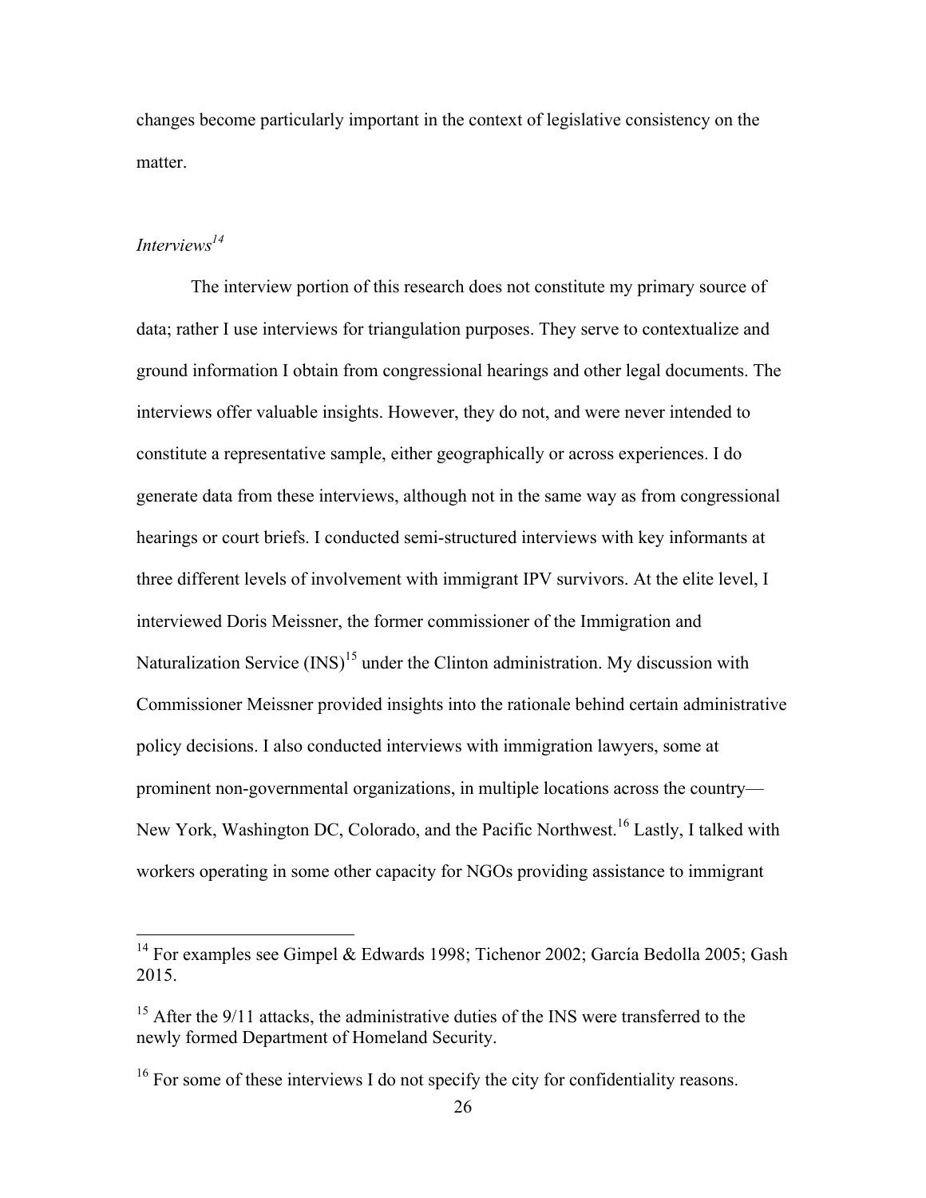changes become particularly important in the context of legislative consistency on the matter.

### *Interviews*[14]

The interview portion of this research does not constitute my primary source of data; rather I use interviews for triangulation purposes. They serve to contextualize and ground information I obtain from congressional hearings and other legal documents. The interviews offer valuable insights. However, they do not, and were never intended to constitute a representative sample, either geographically or across experiences. I do generate data from these interviews, although not in the same way as from congressional hearings or court briefs. I conducted semi-structured interviews with key informants at three different levels of involvement with immigrant IPV survivors. At the elite level, I interviewed Doris Meissner, the former commissioner of the Immigration and Naturalization Service (INS)[15] under the Clinton administration. My discussion with Commissioner Meissner provided insights into the rationale behind certain administrative policy decisions. I also conducted interviews with immigration lawyers, some at prominent non-governmental organizations, in multiple locations across the country—New York, Washington DC, Colorado, and the Pacific Northwest.[16] Lastly, I talked with workers operating in some other capacity for NGOs providing assistance to immigrant

---

[14] For examples see Gimpel & Edwards 1998; Tichenor 2002; García Bedolla 2005; Gash 2015.

[15] After the 9/11 attacks, the administrative duties of the INS were transferred to the newly formed Department of Homeland Security.

[16] For some of these interviews I do not specify the city for confidentiality reasons.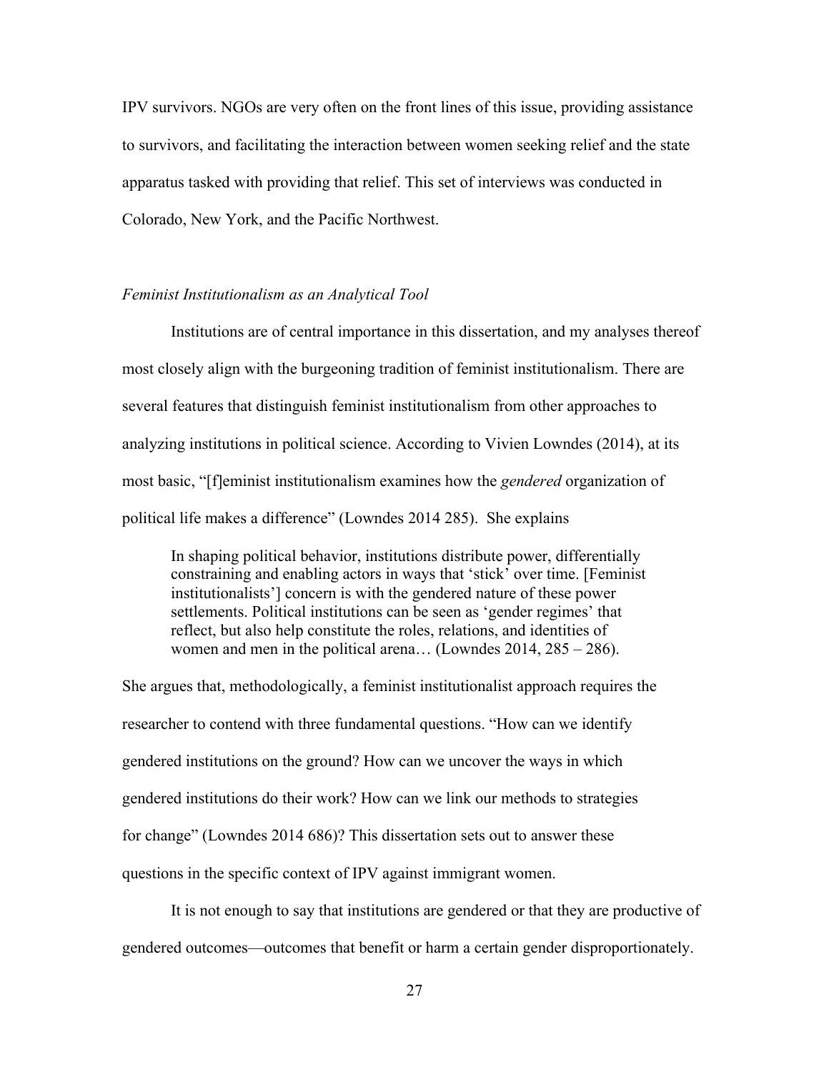IPV survivors. NGOs are very often on the front lines of this issue, providing assistance to survivors, and facilitating the interaction between women seeking relief and the state apparatus tasked with providing that relief. This set of interviews was conducted in Colorado, New York, and the Pacific Northwest.

### *Feminist Institutionalism as an Analytical Tool*

Institutions are of central importance in this dissertation, and my analyses thereof most closely align with the burgeoning tradition of feminist institutionalism. There are several features that distinguish feminist institutionalism from other approaches to analyzing institutions in political science. According to Vivien Lowndes (2014), at its most basic, "[f]eminist institutionalism examines how the *gendered* organization of political life makes a difference" (Lowndes 2014 285). She explains

> In shaping political behavior, institutions distribute power, differentially constraining and enabling actors in ways that 'stick' over time. [Feminist institutionalists'] concern is with the gendered nature of these power settlements. Political institutions can be seen as 'gender regimes' that reflect, but also help constitute the roles, relations, and identities of women and men in the political arena… (Lowndes 2014, 285 – 286).

She argues that, methodologically, a feminist institutionalist approach requires the researcher to contend with three fundamental questions. "How can we identify gendered institutions on the ground? How can we uncover the ways in which gendered institutions do their work? How can we link our methods to strategies for change" (Lowndes 2014 686)? This dissertation sets out to answer these questions in the specific context of IPV against immigrant women.

It is not enough to say that institutions are gendered or that they are productive of gendered outcomes—outcomes that benefit or harm a certain gender disproportionately.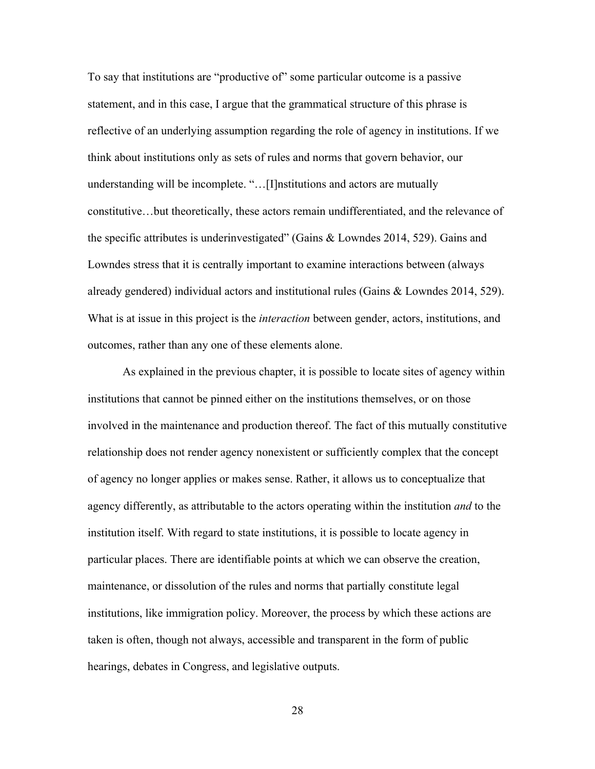To say that institutions are "productive of" some particular outcome is a passive statement, and in this case, I argue that the grammatical structure of this phrase is reflective of an underlying assumption regarding the role of agency in institutions. If we think about institutions only as sets of rules and norms that govern behavior, our understanding will be incomplete. "…[I]nstitutions and actors are mutually constitutive…but theoretically, these actors remain undifferentiated, and the relevance of the specific attributes is underinvestigated" (Gains & Lowndes 2014, 529). Gains and Lowndes stress that it is centrally important to examine interactions between (always already gendered) individual actors and institutional rules (Gains & Lowndes 2014, 529). What is at issue in this project is the *interaction* between gender, actors, institutions, and outcomes, rather than any one of these elements alone.

As explained in the previous chapter, it is possible to locate sites of agency within institutions that cannot be pinned either on the institutions themselves, or on those involved in the maintenance and production thereof. The fact of this mutually constitutive relationship does not render agency nonexistent or sufficiently complex that the concept of agency no longer applies or makes sense. Rather, it allows us to conceptualize that agency differently, as attributable to the actors operating within the institution *and* to the institution itself. With regard to state institutions, it is possible to locate agency in particular places. There are identifiable points at which we can observe the creation, maintenance, or dissolution of the rules and norms that partially constitute legal institutions, like immigration policy. Moreover, the process by which these actions are taken is often, though not always, accessible and transparent in the form of public hearings, debates in Congress, and legislative outputs.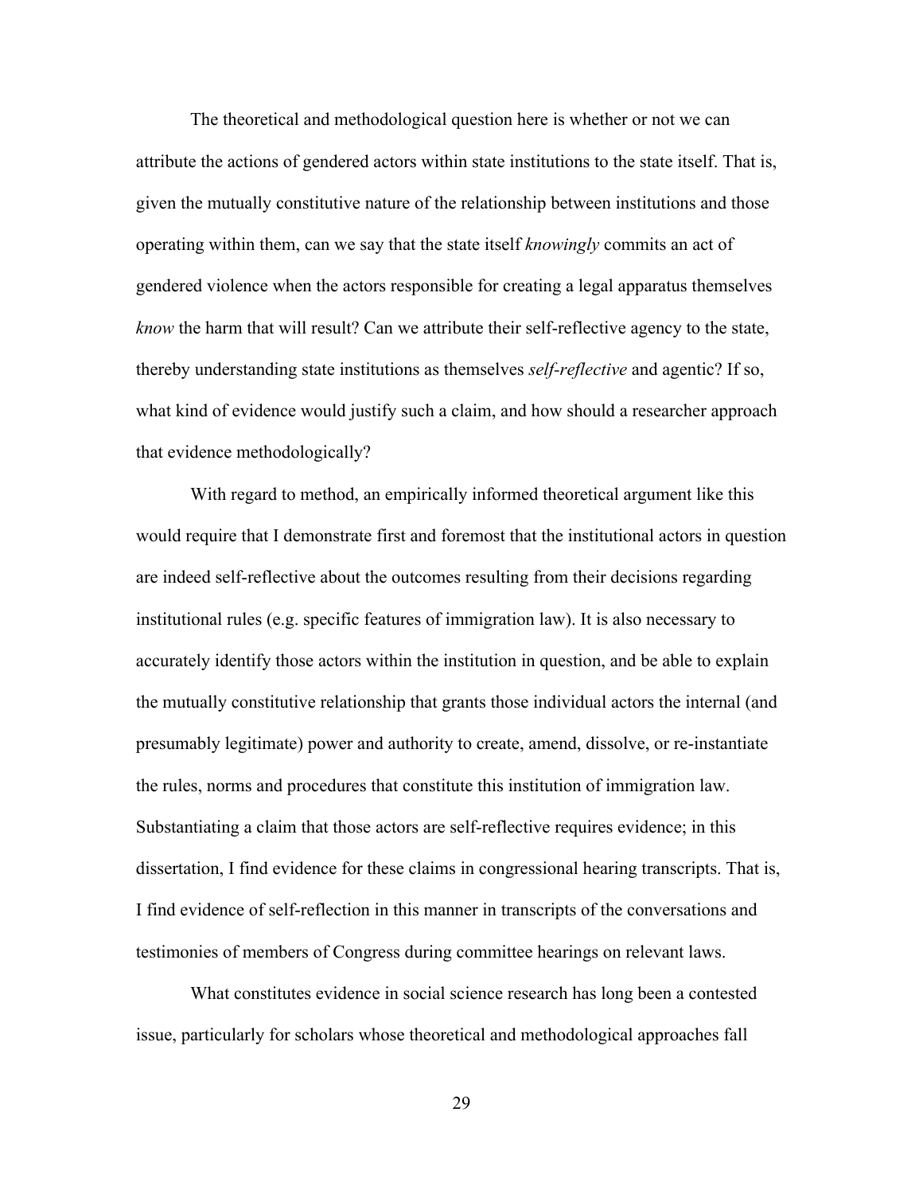The theoretical and methodological question here is whether or not we can attribute the actions of gendered actors within state institutions to the state itself. That is, given the mutually constitutive nature of the relationship between institutions and those operating within them, can we say that the state itself *knowingly* commits an act of gendered violence when the actors responsible for creating a legal apparatus themselves *know* the harm that will result? Can we attribute their self-reflective agency to the state, thereby understanding state institutions as themselves *self-reflective* and agentic? If so, what kind of evidence would justify such a claim, and how should a researcher approach that evidence methodologically?

With regard to method, an empirically informed theoretical argument like this would require that I demonstrate first and foremost that the institutional actors in question are indeed self-reflective about the outcomes resulting from their decisions regarding institutional rules (e.g. specific features of immigration law). It is also necessary to accurately identify those actors within the institution in question, and be able to explain the mutually constitutive relationship that grants those individual actors the internal (and presumably legitimate) power and authority to create, amend, dissolve, or re-instantiate the rules, norms and procedures that constitute this institution of immigration law. Substantiating a claim that those actors are self-reflective requires evidence; in this dissertation, I find evidence for these claims in congressional hearing transcripts. That is, I find evidence of self-reflection in this manner in transcripts of the conversations and testimonies of members of Congress during committee hearings on relevant laws.

What constitutes evidence in social science research has long been a contested issue, particularly for scholars whose theoretical and methodological approaches fall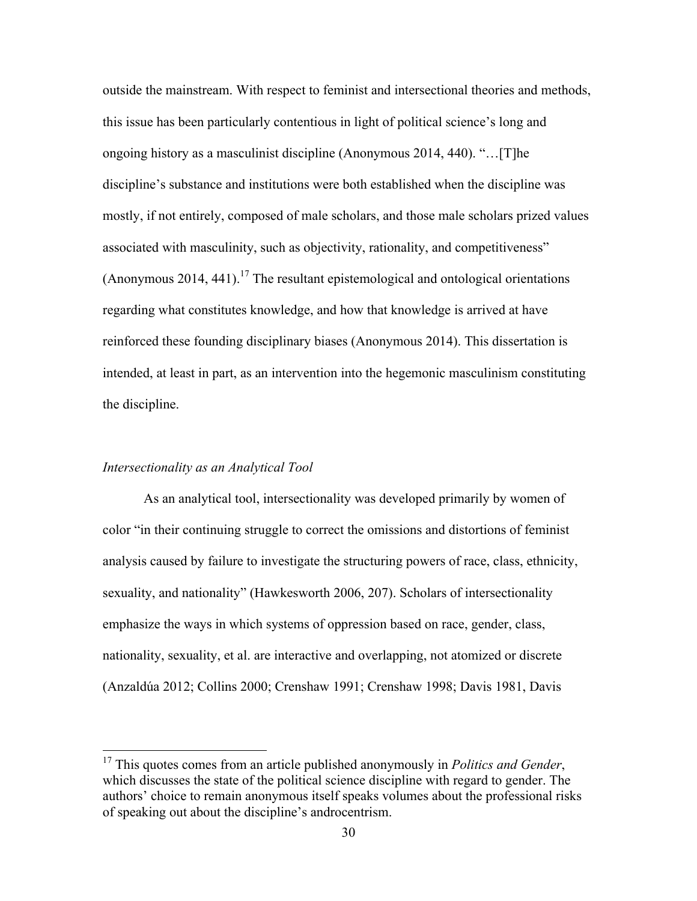outside the mainstream. With respect to feminist and intersectional theories and methods, this issue has been particularly contentious in light of political science's long and ongoing history as a masculinist discipline (Anonymous 2014, 440). "…[T]he discipline's substance and institutions were both established when the discipline was mostly, if not entirely, composed of male scholars, and those male scholars prized values associated with masculinity, such as objectivity, rationality, and competitiveness" (Anonymous 2014, 441).[17] The resultant epistemological and ontological orientations regarding what constitutes knowledge, and how that knowledge is arrived at have reinforced these founding disciplinary biases (Anonymous 2014). This dissertation is intended, at least in part, as an intervention into the hegemonic masculinism constituting the discipline.

### *Intersectionality as an Analytical Tool*

As an analytical tool, intersectionality was developed primarily by women of color "in their continuing struggle to correct the omissions and distortions of feminist analysis caused by failure to investigate the structuring powers of race, class, ethnicity, sexuality, and nationality" (Hawkesworth 2006, 207). Scholars of intersectionality emphasize the ways in which systems of oppression based on race, gender, class, nationality, sexuality, et al. are interactive and overlapping, not atomized or discrete (Anzaldúa 2012; Collins 2000; Crenshaw 1991; Crenshaw 1998; Davis 1981, Davis

[17] This quotes comes from an article published anonymously in *Politics and Gender*, which discusses the state of the political science discipline with regard to gender. The authors' choice to remain anonymous itself speaks volumes about the professional risks of speaking out about the discipline's androcentrism.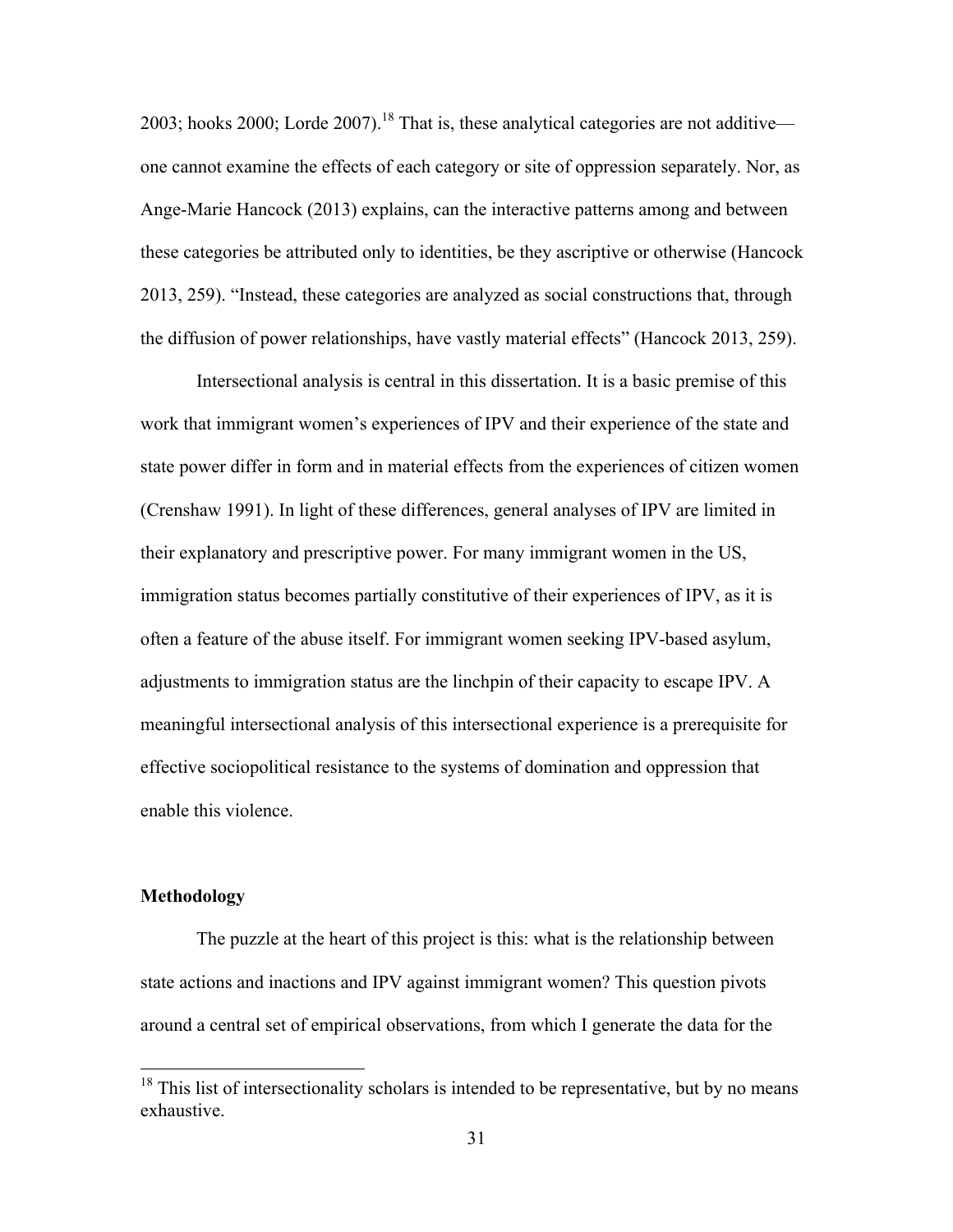2003; hooks 2000; Lorde 2007).[18] That is, these analytical categories are not additive—one cannot examine the effects of each category or site of oppression separately. Nor, as Ange-Marie Hancock (2013) explains, can the interactive patterns among and between these categories be attributed only to identities, be they ascriptive or otherwise (Hancock 2013, 259). "Instead, these categories are analyzed as social constructions that, through the diffusion of power relationships, have vastly material effects" (Hancock 2013, 259).

Intersectional analysis is central in this dissertation. It is a basic premise of this work that immigrant women's experiences of IPV and their experience of the state and state power differ in form and in material effects from the experiences of citizen women (Crenshaw 1991). In light of these differences, general analyses of IPV are limited in their explanatory and prescriptive power. For many immigrant women in the US, immigration status becomes partially constitutive of their experiences of IPV, as it is often a feature of the abuse itself. For immigrant women seeking IPV-based asylum, adjustments to immigration status are the linchpin of their capacity to escape IPV. A meaningful intersectional analysis of this intersectional experience is a prerequisite for effective sociopolitical resistance to the systems of domination and oppression that enable this violence.

**Methodology**

The puzzle at the heart of this project is this: what is the relationship between state actions and inactions and IPV against immigrant women? This question pivots around a central set of empirical observations, from which I generate the data for the

[18] This list of intersectionality scholars is intended to be representative, but by no means exhaustive.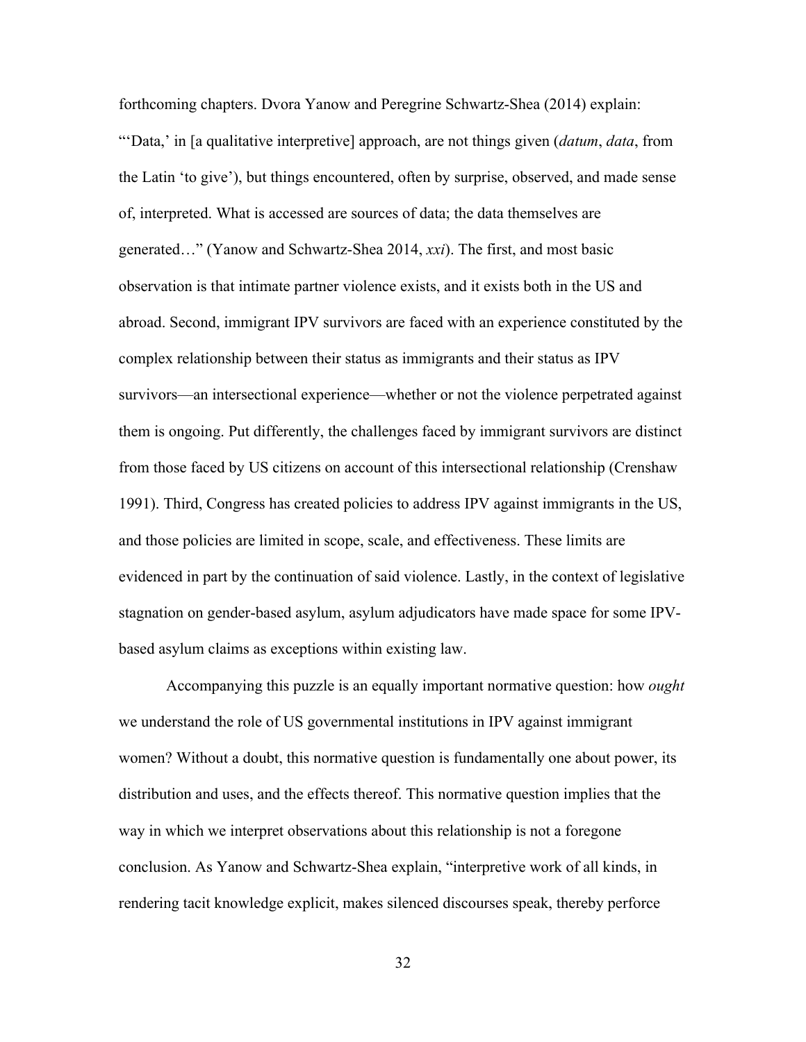forthcoming chapters. Dvora Yanow and Peregrine Schwartz-Shea (2014) explain: "'Data,' in [a qualitative interpretive] approach, are not things given (*datum*, *data*, from the Latin 'to give'), but things encountered, often by surprise, observed, and made sense of, interpreted. What is accessed are sources of data; the data themselves are generated…" (Yanow and Schwartz-Shea 2014, *xxi*). The first, and most basic observation is that intimate partner violence exists, and it exists both in the US and abroad. Second, immigrant IPV survivors are faced with an experience constituted by the complex relationship between their status as immigrants and their status as IPV survivors—an intersectional experience—whether or not the violence perpetrated against them is ongoing. Put differently, the challenges faced by immigrant survivors are distinct from those faced by US citizens on account of this intersectional relationship (Crenshaw 1991). Third, Congress has created policies to address IPV against immigrants in the US, and those policies are limited in scope, scale, and effectiveness. These limits are evidenced in part by the continuation of said violence. Lastly, in the context of legislative stagnation on gender-based asylum, asylum adjudicators have made space for some IPV-based asylum claims as exceptions within existing law.

Accompanying this puzzle is an equally important normative question: how *ought* we understand the role of US governmental institutions in IPV against immigrant women? Without a doubt, this normative question is fundamentally one about power, its distribution and uses, and the effects thereof. This normative question implies that the way in which we interpret observations about this relationship is not a foregone conclusion. As Yanow and Schwartz-Shea explain, "interpretive work of all kinds, in rendering tacit knowledge explicit, makes silenced discourses speak, thereby perforce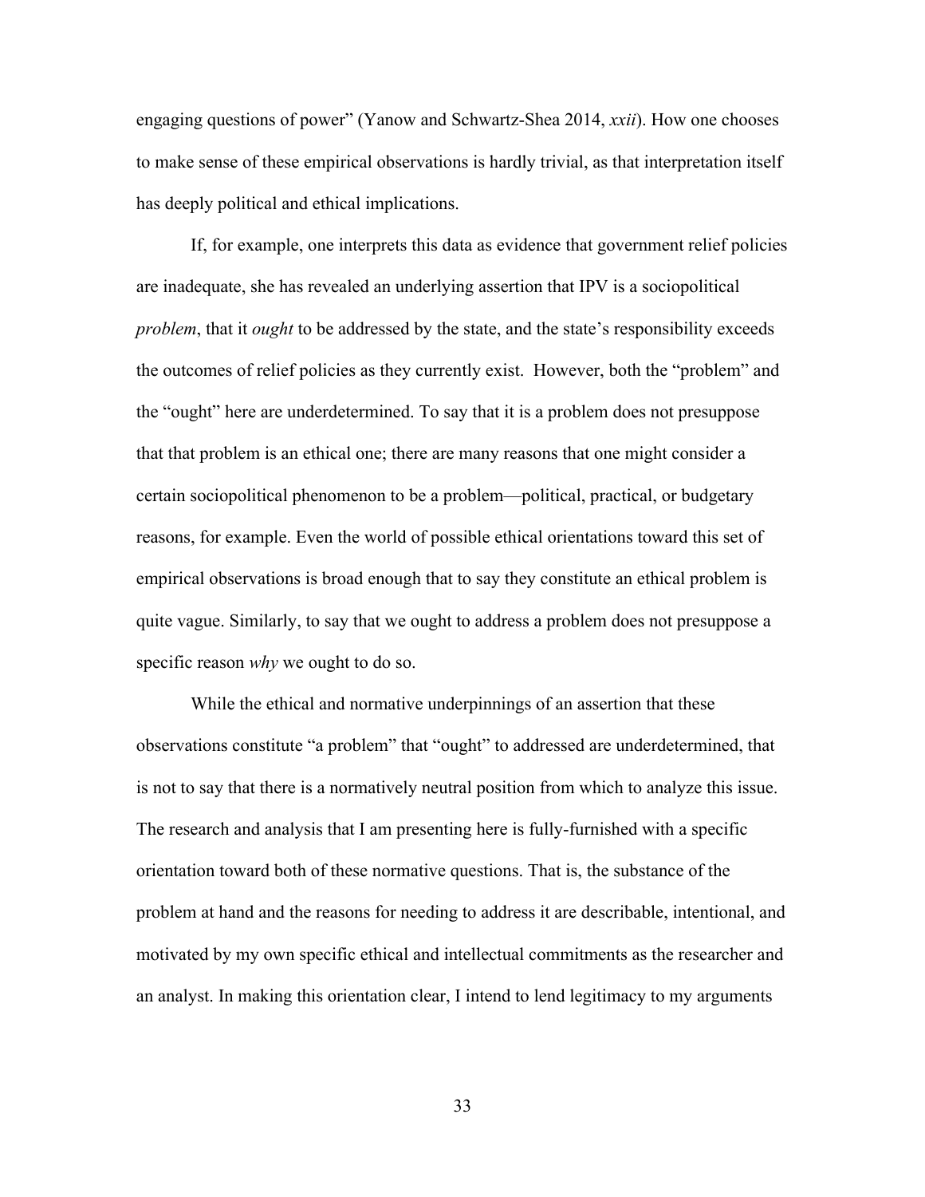engaging questions of power" (Yanow and Schwartz-Shea 2014, *xxii*). How one chooses to make sense of these empirical observations is hardly trivial, as that interpretation itself has deeply political and ethical implications.

If, for example, one interprets this data as evidence that government relief policies are inadequate, she has revealed an underlying assertion that IPV is a sociopolitical *problem*, that it *ought* to be addressed by the state, and the state's responsibility exceeds the outcomes of relief policies as they currently exist. However, both the "problem" and the "ought" here are underdetermined. To say that it is a problem does not presuppose that that problem is an ethical one; there are many reasons that one might consider a certain sociopolitical phenomenon to be a problem—political, practical, or budgetary reasons, for example. Even the world of possible ethical orientations toward this set of empirical observations is broad enough that to say they constitute an ethical problem is quite vague. Similarly, to say that we ought to address a problem does not presuppose a specific reason *why* we ought to do so.

While the ethical and normative underpinnings of an assertion that these observations constitute "a problem" that "ought" to addressed are underdetermined, that is not to say that there is a normatively neutral position from which to analyze this issue. The research and analysis that I am presenting here is fully-furnished with a specific orientation toward both of these normative questions. That is, the substance of the problem at hand and the reasons for needing to address it are describable, intentional, and motivated by my own specific ethical and intellectual commitments as the researcher and an analyst. In making this orientation clear, I intend to lend legitimacy to my arguments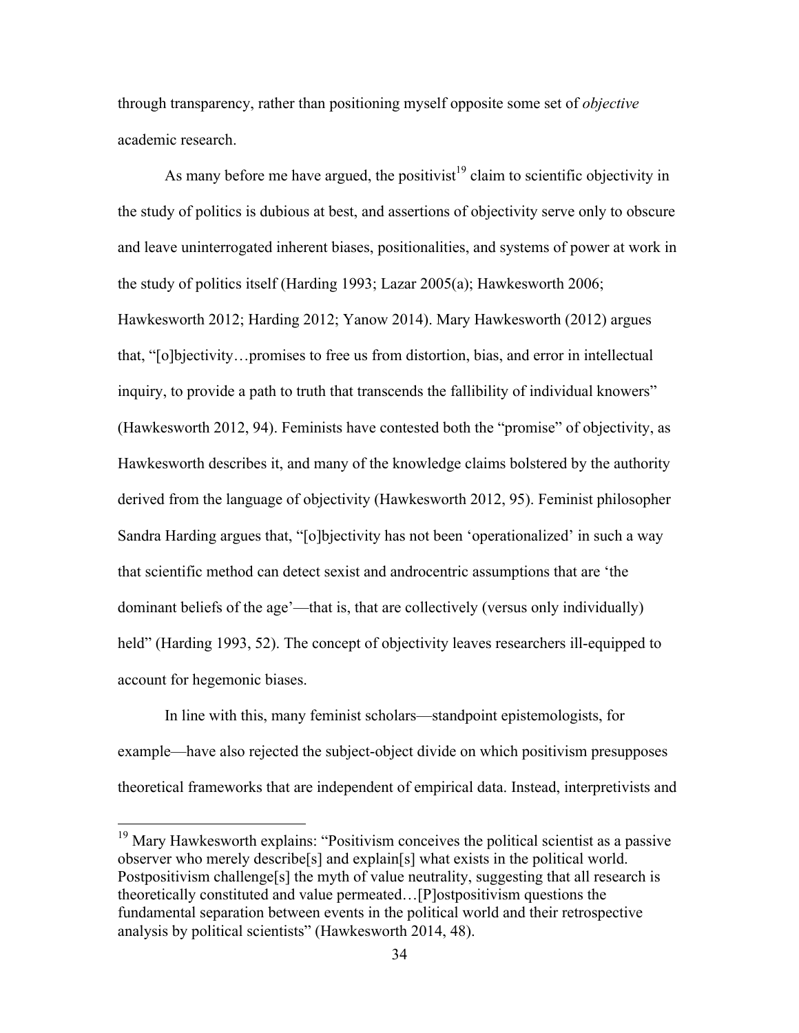through transparency, rather than positioning myself opposite some set of *objective* academic research.

As many before me have argued, the positivist[19] claim to scientific objectivity in the study of politics is dubious at best, and assertions of objectivity serve only to obscure and leave uninterrogated inherent biases, positionalities, and systems of power at work in the study of politics itself (Harding 1993; Lazar 2005(a); Hawkesworth 2006; Hawkesworth 2012; Harding 2012; Yanow 2014). Mary Hawkesworth (2012) argues that, "[o]bjectivity…promises to free us from distortion, bias, and error in intellectual inquiry, to provide a path to truth that transcends the fallibility of individual knowers" (Hawkesworth 2012, 94). Feminists have contested both the "promise" of objectivity, as Hawkesworth describes it, and many of the knowledge claims bolstered by the authority derived from the language of objectivity (Hawkesworth 2012, 95). Feminist philosopher Sandra Harding argues that, "[o]bjectivity has not been 'operationalized' in such a way that scientific method can detect sexist and androcentric assumptions that are 'the dominant beliefs of the age'—that is, that are collectively (versus only individually) held" (Harding 1993, 52). The concept of objectivity leaves researchers ill-equipped to account for hegemonic biases.

In line with this, many feminist scholars—standpoint epistemologists, for example—have also rejected the subject-object divide on which positivism presupposes theoretical frameworks that are independent of empirical data. Instead, interpretivists and

[19] Mary Hawkesworth explains: "Positivism conceives the political scientist as a passive observer who merely describe[s] and explain[s] what exists in the political world. Postpositivism challenge[s] the myth of value neutrality, suggesting that all research is theoretically constituted and value permeated…[P]ostpositivism questions the fundamental separation between events in the political world and their retrospective analysis by political scientists" (Hawkesworth 2014, 48).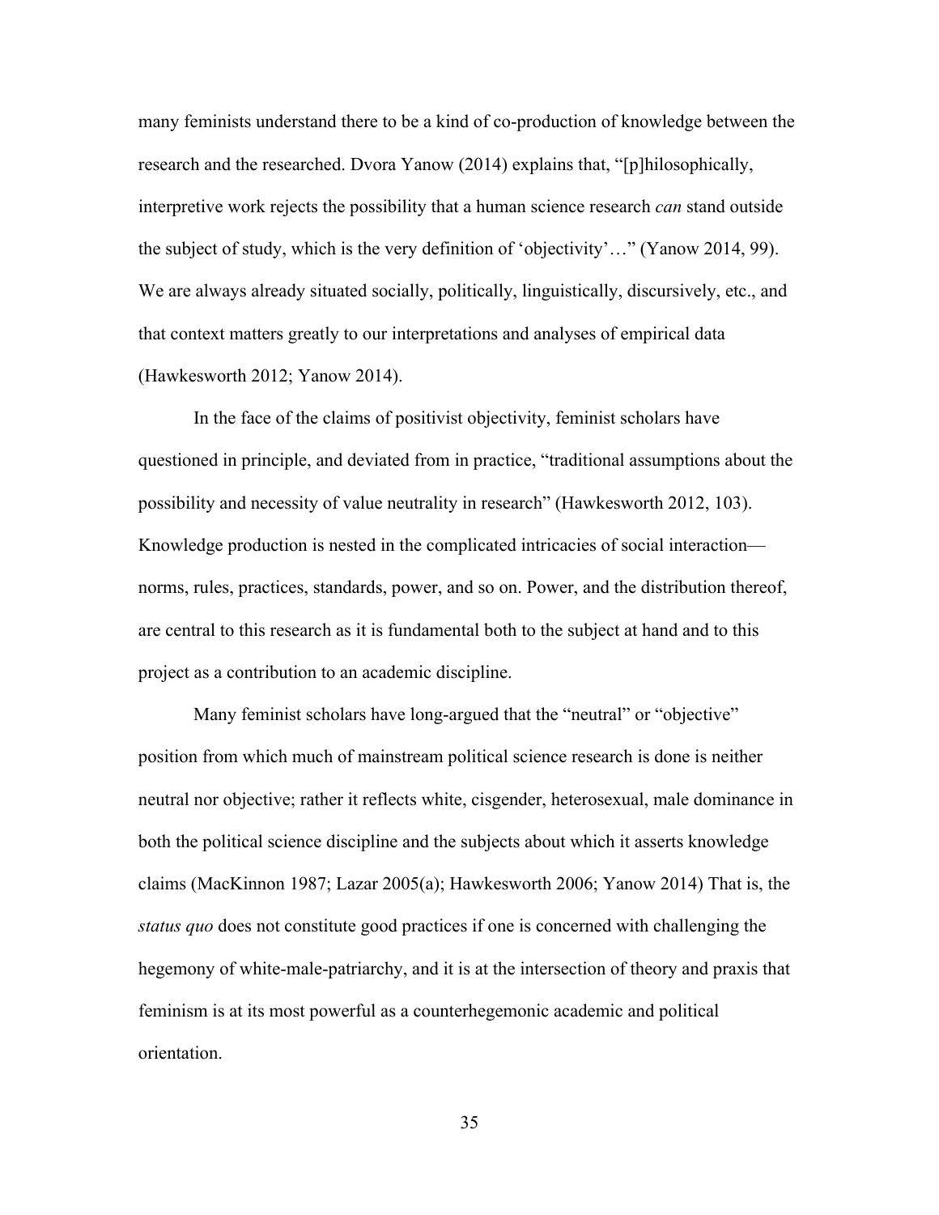many feminists understand there to be a kind of co-production of knowledge between the research and the researched. Dvora Yanow (2014) explains that, "[p]hilosophically, interpretive work rejects the possibility that a human science research *can* stand outside the subject of study, which is the very definition of 'objectivity'…" (Yanow 2014, 99). We are always already situated socially, politically, linguistically, discursively, etc., and that context matters greatly to our interpretations and analyses of empirical data (Hawkesworth 2012; Yanow 2014).

In the face of the claims of positivist objectivity, feminist scholars have questioned in principle, and deviated from in practice, "traditional assumptions about the possibility and necessity of value neutrality in research" (Hawkesworth 2012, 103). Knowledge production is nested in the complicated intricacies of social interaction—norms, rules, practices, standards, power, and so on. Power, and the distribution thereof, are central to this research as it is fundamental both to the subject at hand and to this project as a contribution to an academic discipline.

Many feminist scholars have long-argued that the "neutral" or "objective" position from which much of mainstream political science research is done is neither neutral nor objective; rather it reflects white, cisgender, heterosexual, male dominance in both the political science discipline and the subjects about which it asserts knowledge claims (MacKinnon 1987; Lazar 2005(a); Hawkesworth 2006; Yanow 2014) That is, the *status quo* does not constitute good practices if one is concerned with challenging the hegemony of white-male-patriarchy, and it is at the intersection of theory and praxis that feminism is at its most powerful as a counterhegemonic academic and political orientation.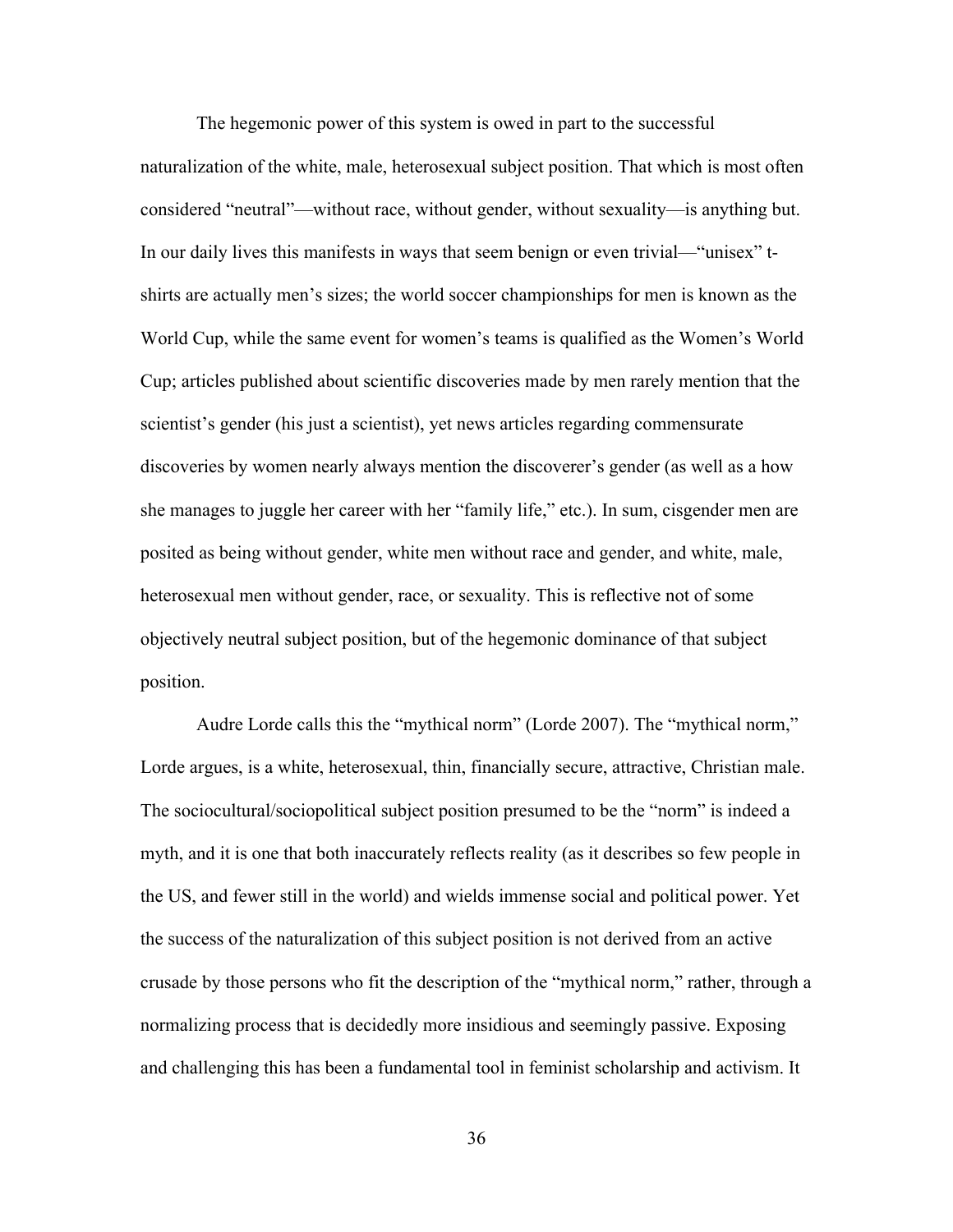The hegemonic power of this system is owed in part to the successful naturalization of the white, male, heterosexual subject position. That which is most often considered "neutral"—without race, without gender, without sexuality—is anything but. In our daily lives this manifests in ways that seem benign or even trivial—"unisex" t-shirts are actually men's sizes; the world soccer championships for men is known as the World Cup, while the same event for women's teams is qualified as the Women's World Cup; articles published about scientific discoveries made by men rarely mention that the scientist's gender (his just a scientist), yet news articles regarding commensurate discoveries by women nearly always mention the discoverer's gender (as well as a how she manages to juggle her career with her "family life," etc.). In sum, cisgender men are posited as being without gender, white men without race and gender, and white, male, heterosexual men without gender, race, or sexuality. This is reflective not of some objectively neutral subject position, but of the hegemonic dominance of that subject position.

Audre Lorde calls this the "mythical norm" (Lorde 2007). The "mythical norm," Lorde argues, is a white, heterosexual, thin, financially secure, attractive, Christian male. The sociocultural/sociopolitical subject position presumed to be the "norm" is indeed a myth, and it is one that both inaccurately reflects reality (as it describes so few people in the US, and fewer still in the world) and wields immense social and political power. Yet the success of the naturalization of this subject position is not derived from an active crusade by those persons who fit the description of the "mythical norm," rather, through a normalizing process that is decidedly more insidious and seemingly passive. Exposing and challenging this has been a fundamental tool in feminist scholarship and activism. It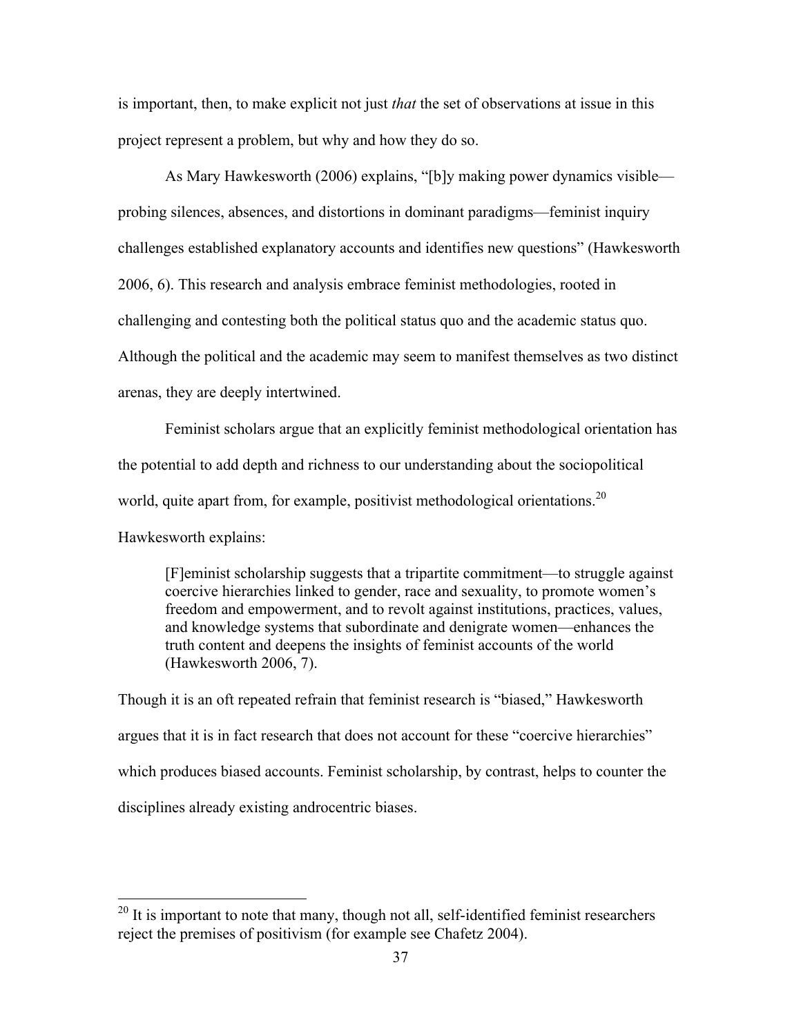is important, then, to make explicit not just *that* the set of observations at issue in this project represent a problem, but why and how they do so.

As Mary Hawkesworth (2006) explains, "[b]y making power dynamics visible—probing silences, absences, and distortions in dominant paradigms—feminist inquiry challenges established explanatory accounts and identifies new questions" (Hawkesworth 2006, 6). This research and analysis embrace feminist methodologies, rooted in challenging and contesting both the political status quo and the academic status quo. Although the political and the academic may seem to manifest themselves as two distinct arenas, they are deeply intertwined.

Feminist scholars argue that an explicitly feminist methodological orientation has the potential to add depth and richness to our understanding about the sociopolitical world, quite apart from, for example, positivist methodological orientations.[20]

Hawkesworth explains:

> [F]eminist scholarship suggests that a tripartite commitment—to struggle against coercive hierarchies linked to gender, race and sexuality, to promote women's freedom and empowerment, and to revolt against institutions, practices, values, and knowledge systems that subordinate and denigrate women—enhances the truth content and deepens the insights of feminist accounts of the world (Hawkesworth 2006, 7).

Though it is an oft repeated refrain that feminist research is "biased," Hawkesworth argues that it is in fact research that does not account for these "coercive hierarchies" which produces biased accounts. Feminist scholarship, by contrast, helps to counter the disciplines already existing androcentric biases.

---

[20] It is important to note that many, though not all, self-identified feminist researchers reject the premises of positivism (for example see Chafetz 2004).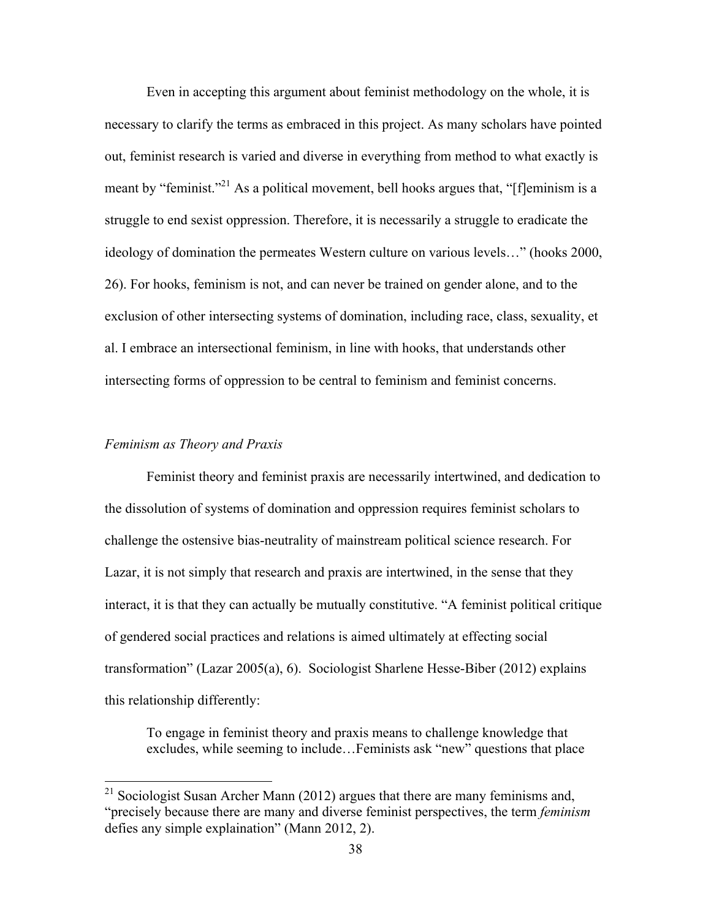Even in accepting this argument about feminist methodology on the whole, it is necessary to clarify the terms as embraced in this project. As many scholars have pointed out, feminist research is varied and diverse in everything from method to what exactly is meant by "feminist."[21] As a political movement, bell hooks argues that, "[f]eminism is a struggle to end sexist oppression. Therefore, it is necessarily a struggle to eradicate the ideology of domination the permeates Western culture on various levels…" (hooks 2000, 26). For hooks, feminism is not, and can never be trained on gender alone, and to the exclusion of other intersecting systems of domination, including race, class, sexuality, et al. I embrace an intersectional feminism, in line with hooks, that understands other intersecting forms of oppression to be central to feminism and feminist concerns.

### *Feminism as Theory and Praxis*

Feminist theory and feminist praxis are necessarily intertwined, and dedication to the dissolution of systems of domination and oppression requires feminist scholars to challenge the ostensive bias-neutrality of mainstream political science research. For Lazar, it is not simply that research and praxis are intertwined, in the sense that they interact, it is that they can actually be mutually constitutive. "A feminist political critique of gendered social practices and relations is aimed ultimately at effecting social transformation" (Lazar 2005(a), 6). Sociologist Sharlene Hesse-Biber (2012) explains this relationship differently:

> To engage in feminist theory and praxis means to challenge knowledge that excludes, while seeming to include…Feminists ask "new" questions that place

[21] Sociologist Susan Archer Mann (2012) argues that there are many feminisms and, "precisely because there are many and diverse feminist perspectives, the term *feminism* defies any simple explaination" (Mann 2012, 2).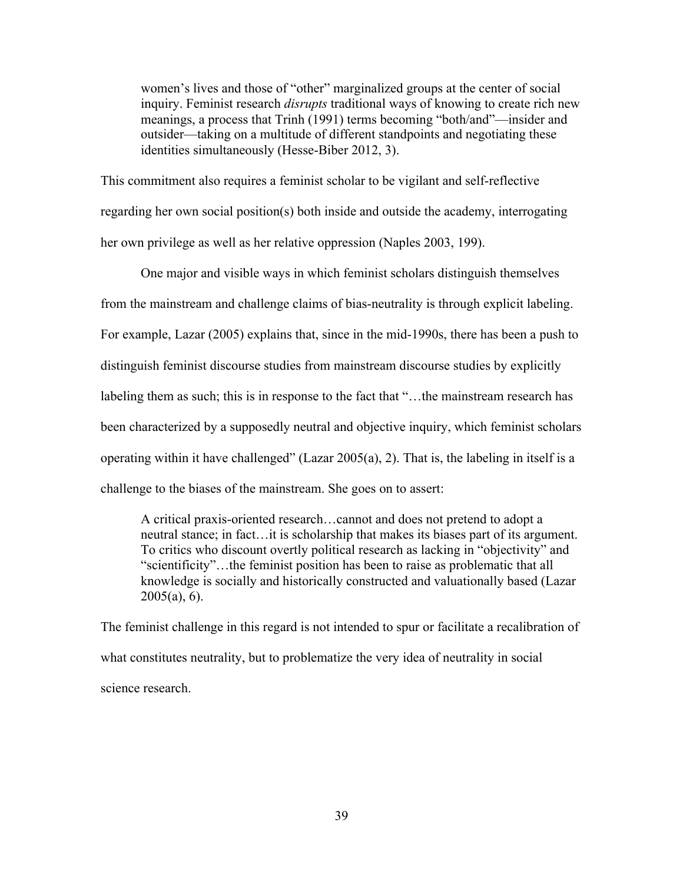> women's lives and those of "other" marginalized groups at the center of social inquiry. Feminist research *disrupts* traditional ways of knowing to create rich new meanings, a process that Trinh (1991) terms becoming "both/and"—insider and outsider—taking on a multitude of different standpoints and negotiating these identities simultaneously (Hesse-Biber 2012, 3).

This commitment also requires a feminist scholar to be vigilant and self-reflective regarding her own social position(s) both inside and outside the academy, interrogating her own privilege as well as her relative oppression (Naples 2003, 199).

One major and visible ways in which feminist scholars distinguish themselves from the mainstream and challenge claims of bias-neutrality is through explicit labeling. For example, Lazar (2005) explains that, since in the mid-1990s, there has been a push to distinguish feminist discourse studies from mainstream discourse studies by explicitly labeling them as such; this is in response to the fact that "…the mainstream research has been characterized by a supposedly neutral and objective inquiry, which feminist scholars operating within it have challenged" (Lazar 2005(a), 2). That is, the labeling in itself is a challenge to the biases of the mainstream. She goes on to assert:

> A critical praxis-oriented research…cannot and does not pretend to adopt a neutral stance; in fact…it is scholarship that makes its biases part of its argument. To critics who discount overtly political research as lacking in "objectivity" and "scientificity"…the feminist position has been to raise as problematic that all knowledge is socially and historically constructed and valuationally based (Lazar 2005(a), 6).

The feminist challenge in this regard is not intended to spur or facilitate a recalibration of what constitutes neutrality, but to problematize the very idea of neutrality in social science research.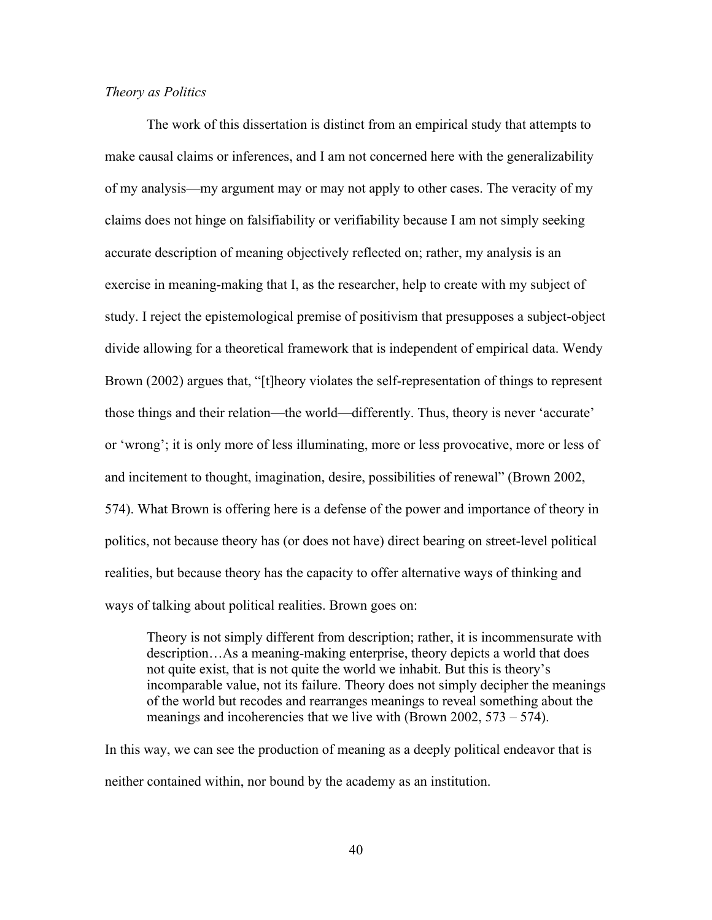*Theory as Politics*

The work of this dissertation is distinct from an empirical study that attempts to make causal claims or inferences, and I am not concerned here with the generalizability of my analysis—my argument may or may not apply to other cases. The veracity of my claims does not hinge on falsifiability or verifiability because I am not simply seeking accurate description of meaning objectively reflected on; rather, my analysis is an exercise in meaning-making that I, as the researcher, help to create with my subject of study. I reject the epistemological premise of positivism that presupposes a subject-object divide allowing for a theoretical framework that is independent of empirical data. Wendy Brown (2002) argues that, "[t]heory violates the self-representation of things to represent those things and their relation—the world—differently. Thus, theory is never 'accurate' or 'wrong'; it is only more of less illuminating, more or less provocative, more or less of and incitement to thought, imagination, desire, possibilities of renewal" (Brown 2002, 574). What Brown is offering here is a defense of the power and importance of theory in politics, not because theory has (or does not have) direct bearing on street-level political realities, but because theory has the capacity to offer alternative ways of thinking and ways of talking about political realities. Brown goes on:

> Theory is not simply different from description; rather, it is incommensurate with description…As a meaning-making enterprise, theory depicts a world that does not quite exist, that is not quite the world we inhabit. But this is theory's incomparable value, not its failure. Theory does not simply decipher the meanings of the world but recodes and rearranges meanings to reveal something about the meanings and incoherencies that we live with (Brown 2002, 573 – 574).

In this way, we can see the production of meaning as a deeply political endeavor that is neither contained within, nor bound by the academy as an institution.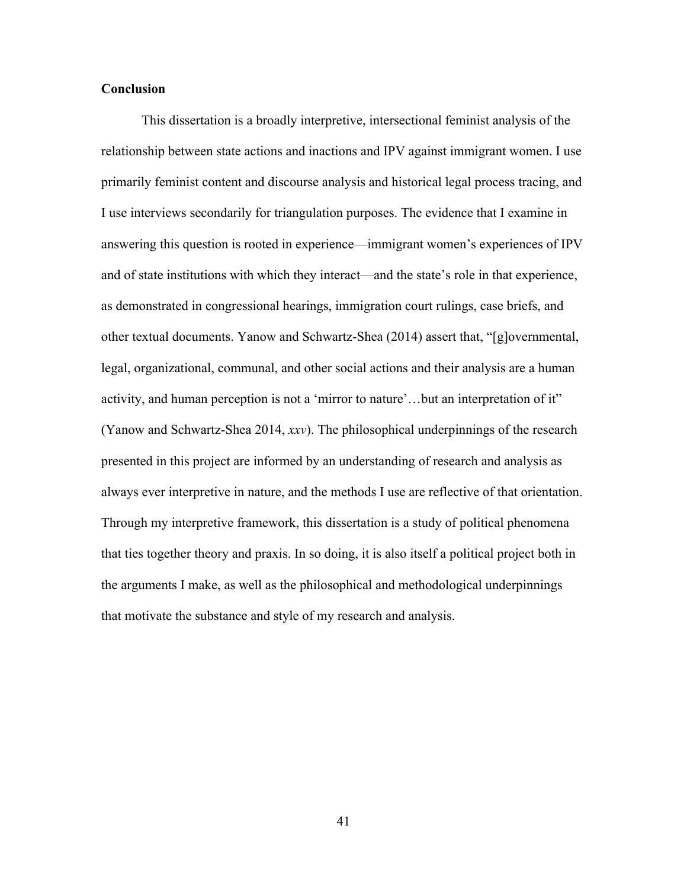### Conclusion

This dissertation is a broadly interpretive, intersectional feminist analysis of the relationship between state actions and inactions and IPV against immigrant women. I use primarily feminist content and discourse analysis and historical legal process tracing, and I use interviews secondarily for triangulation purposes. The evidence that I examine in answering this question is rooted in experience—immigrant women's experiences of IPV and of state institutions with which they interact—and the state's role in that experience, as demonstrated in congressional hearings, immigration court rulings, case briefs, and other textual documents. Yanow and Schwartz-Shea (2014) assert that, "[g]overnmental, legal, organizational, communal, and other social actions and their analysis are a human activity, and human perception is not a 'mirror to nature'…but an interpretation of it" (Yanow and Schwartz-Shea 2014, *xxv*). The philosophical underpinnings of the research presented in this project are informed by an understanding of research and analysis as always ever interpretive in nature, and the methods I use are reflective of that orientation. Through my interpretive framework, this dissertation is a study of political phenomena that ties together theory and praxis. In so doing, it is also itself a political project both in the arguments I make, as well as the philosophical and methodological underpinnings that motivate the substance and style of my research and analysis.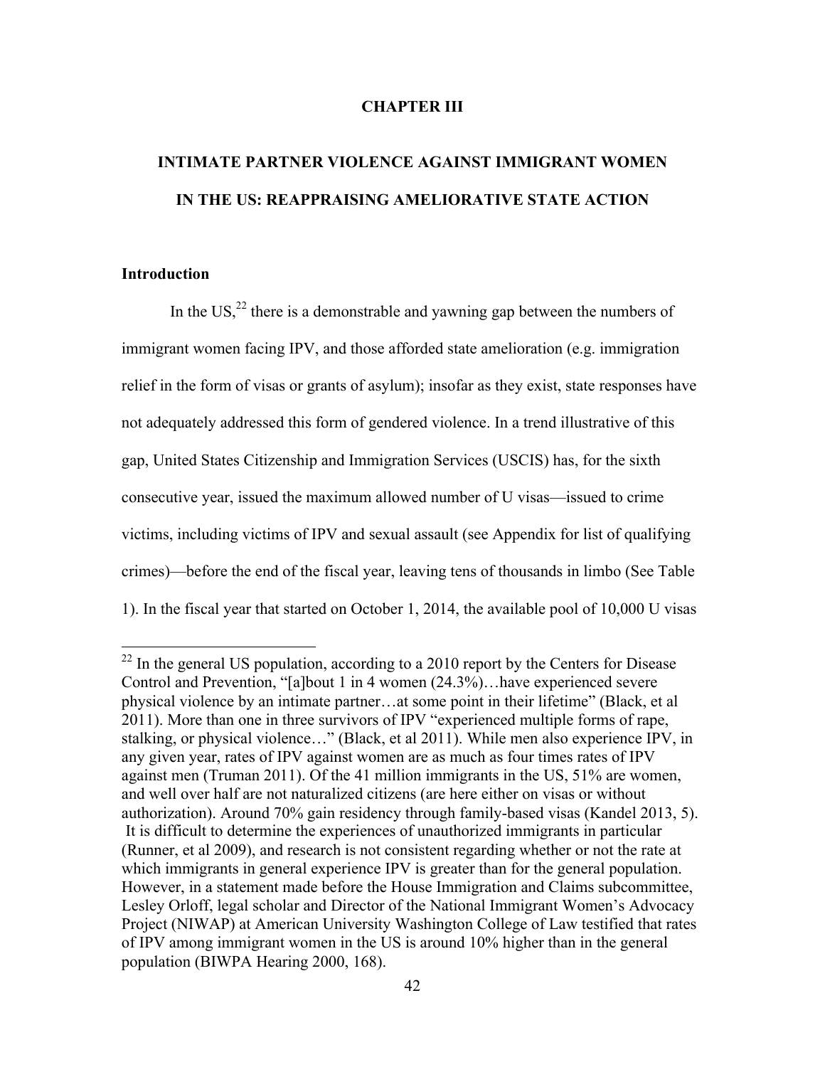# CHAPTER III

## INTIMATE PARTNER VIOLENCE AGAINST IMMIGRANT WOMEN IN THE US: REAPPRAISING AMELIORATIVE STATE ACTION

### Introduction

In the US,[22] there is a demonstrable and yawning gap between the numbers of immigrant women facing IPV, and those afforded state amelioration (e.g. immigration relief in the form of visas or grants of asylum); insofar as they exist, state responses have not adequately addressed this form of gendered violence. In a trend illustrative of this gap, United States Citizenship and Immigration Services (USCIS) has, for the sixth consecutive year, issued the maximum allowed number of U visas—issued to crime victims, including victims of IPV and sexual assault (see Appendix for list of qualifying crimes)—before the end of the fiscal year, leaving tens of thousands in limbo (See Table 1). In the fiscal year that started on October 1, 2014, the available pool of 10,000 U visas

---

[22] In the general US population, according to a 2010 report by the Centers for Disease Control and Prevention, "[a]bout 1 in 4 women (24.3%)…have experienced severe physical violence by an intimate partner…at some point in their lifetime" (Black, et al 2011). More than one in three survivors of IPV "experienced multiple forms of rape, stalking, or physical violence…" (Black, et al 2011). While men also experience IPV, in any given year, rates of IPV against women are as much as four times rates of IPV against men (Truman 2011). Of the 41 million immigrants in the US, 51% are women, and well over half are not naturalized citizens (are here either on visas or without authorization). Around 70% gain residency through family-based visas (Kandel 2013, 5). It is difficult to determine the experiences of unauthorized immigrants in particular (Runner, et al 2009), and research is not consistent regarding whether or not the rate at which immigrants in general experience IPV is greater than for the general population. However, in a statement made before the House Immigration and Claims subcommittee, Lesley Orloff, legal scholar and Director of the National Immigrant Women's Advocacy Project (NIWAP) at American University Washington College of Law testified that rates of IPV among immigrant women in the US is around 10% higher than in the general population (BIWPA Hearing 2000, 168).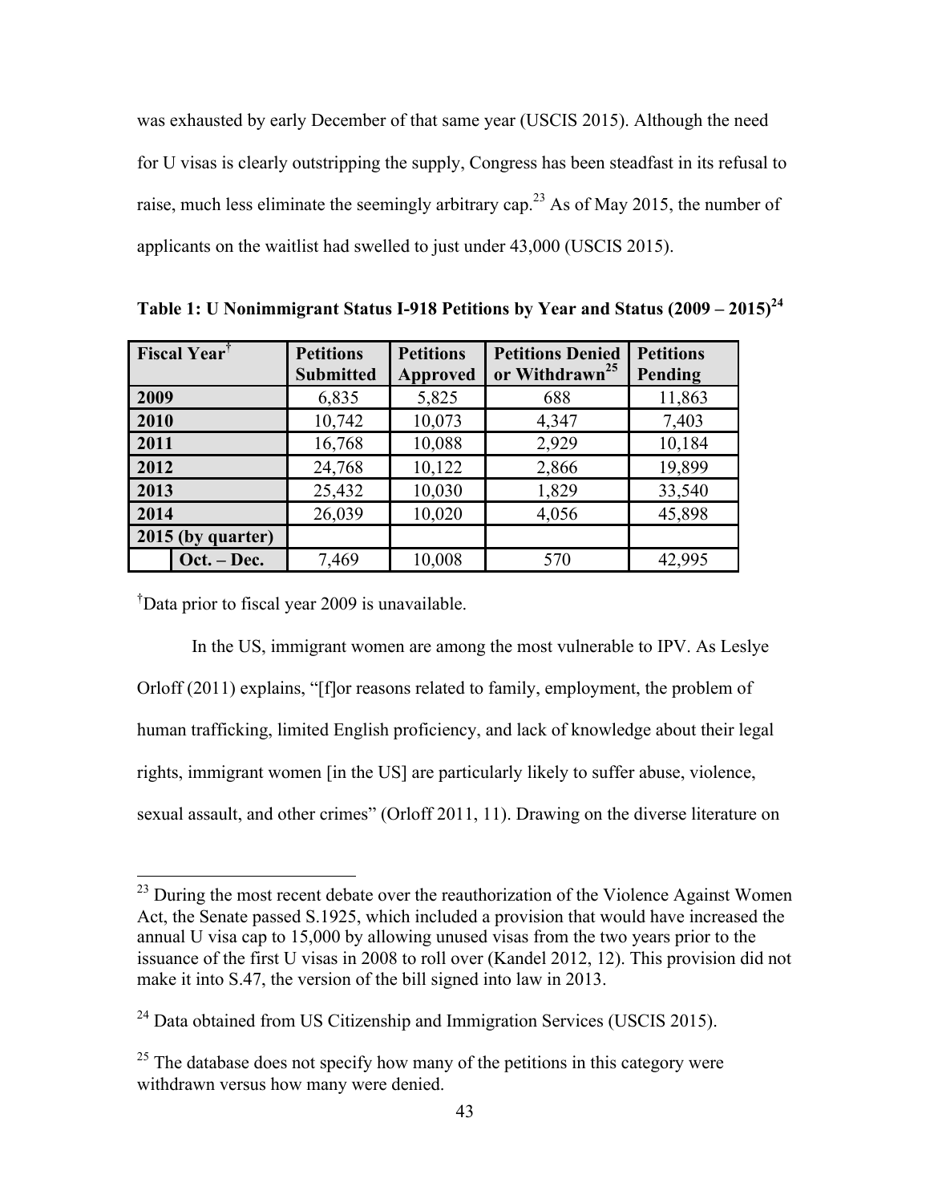was exhausted by early December of that same year (USCIS 2015). Although the need for U visas is clearly outstripping the supply, Congress has been steadfast in its refusal to raise, much less eliminate the seemingly arbitrary cap.[23] As of May 2015, the number of applicants on the waitlist had swelled to just under 43,000 (USCIS 2015).

**Table 1: U Nonimmigrant Status I-918 Petitions by Year and Status (2009 – 2015)[24]**

| Fiscal Year[†] | | Petitions Submitted | Petitions Approved | Petitions Denied or Withdrawn[25] | Petitions Pending |
|---|---|---|---|---|---|
| **2009** | | 6,835 | 5,825 | 688 | 11,863 |
| **2010** | | 10,742 | 10,073 | 4,347 | 7,403 |
| **2011** | | 16,768 | 10,088 | 2,929 | 10,184 |
| **2012** | | 24,768 | 10,122 | 2,866 | 19,899 |
| **2013** | | 25,432 | 10,030 | 1,829 | 33,540 |
| **2014** | | 26,039 | 10,020 | 4,056 | 45,898 |
| **2015 (by quarter)** | | | | | |
| | **Oct. – Dec.** | 7,469 | 10,008 | 570 | 42,995 |

[†]Data prior to fiscal year 2009 is unavailable.

In the US, immigrant women are among the most vulnerable to IPV. As Leslye Orloff (2011) explains, "[f]or reasons related to family, employment, the problem of human trafficking, limited English proficiency, and lack of knowledge about their legal rights, immigrant women [in the US] are particularly likely to suffer abuse, violence, sexual assault, and other crimes" (Orloff 2011, 11). Drawing on the diverse literature on

---

[23] During the most recent debate over the reauthorization of the Violence Against Women Act, the Senate passed S.1925, which included a provision that would have increased the annual U visa cap to 15,000 by allowing unused visas from the two years prior to the issuance of the first U visas in 2008 to roll over (Kandel 2012, 12). This provision did not make it into S.47, the version of the bill signed into law in 2013.

[24] Data obtained from US Citizenship and Immigration Services (USCIS 2015).

[25] The database does not specify how many of the petitions in this category were withdrawn versus how many were denied.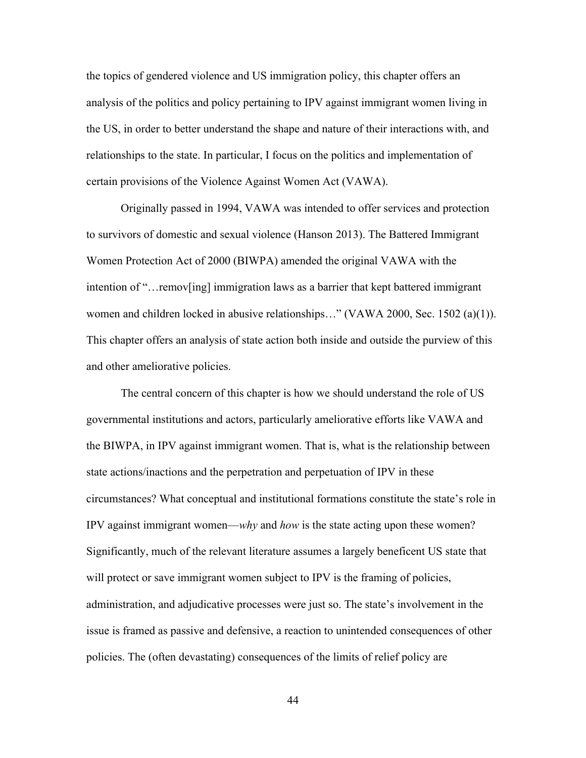the topics of gendered violence and US immigration policy, this chapter offers an analysis of the politics and policy pertaining to IPV against immigrant women living in the US, in order to better understand the shape and nature of their interactions with, and relationships to the state. In particular, I focus on the politics and implementation of certain provisions of the Violence Against Women Act (VAWA).

Originally passed in 1994, VAWA was intended to offer services and protection to survivors of domestic and sexual violence (Hanson 2013). The Battered Immigrant Women Protection Act of 2000 (BIWPA) amended the original VAWA with the intention of "…remov[ing] immigration laws as a barrier that kept battered immigrant women and children locked in abusive relationships…" (VAWA 2000, Sec. 1502 (a)(1)). This chapter offers an analysis of state action both inside and outside the purview of this and other ameliorative policies.

The central concern of this chapter is how we should understand the role of US governmental institutions and actors, particularly ameliorative efforts like VAWA and the BIWPA, in IPV against immigrant women. That is, what is the relationship between state actions/inactions and the perpetration and perpetuation of IPV in these circumstances? What conceptual and institutional formations constitute the state's role in IPV against immigrant women—*why* and *how* is the state acting upon these women? Significantly, much of the relevant literature assumes a largely beneficent US state that will protect or save immigrant women subject to IPV is the framing of policies, administration, and adjudicative processes were just so. The state's involvement in the issue is framed as passive and defensive, a reaction to unintended consequences of other policies. The (often devastating) consequences of the limits of relief policy are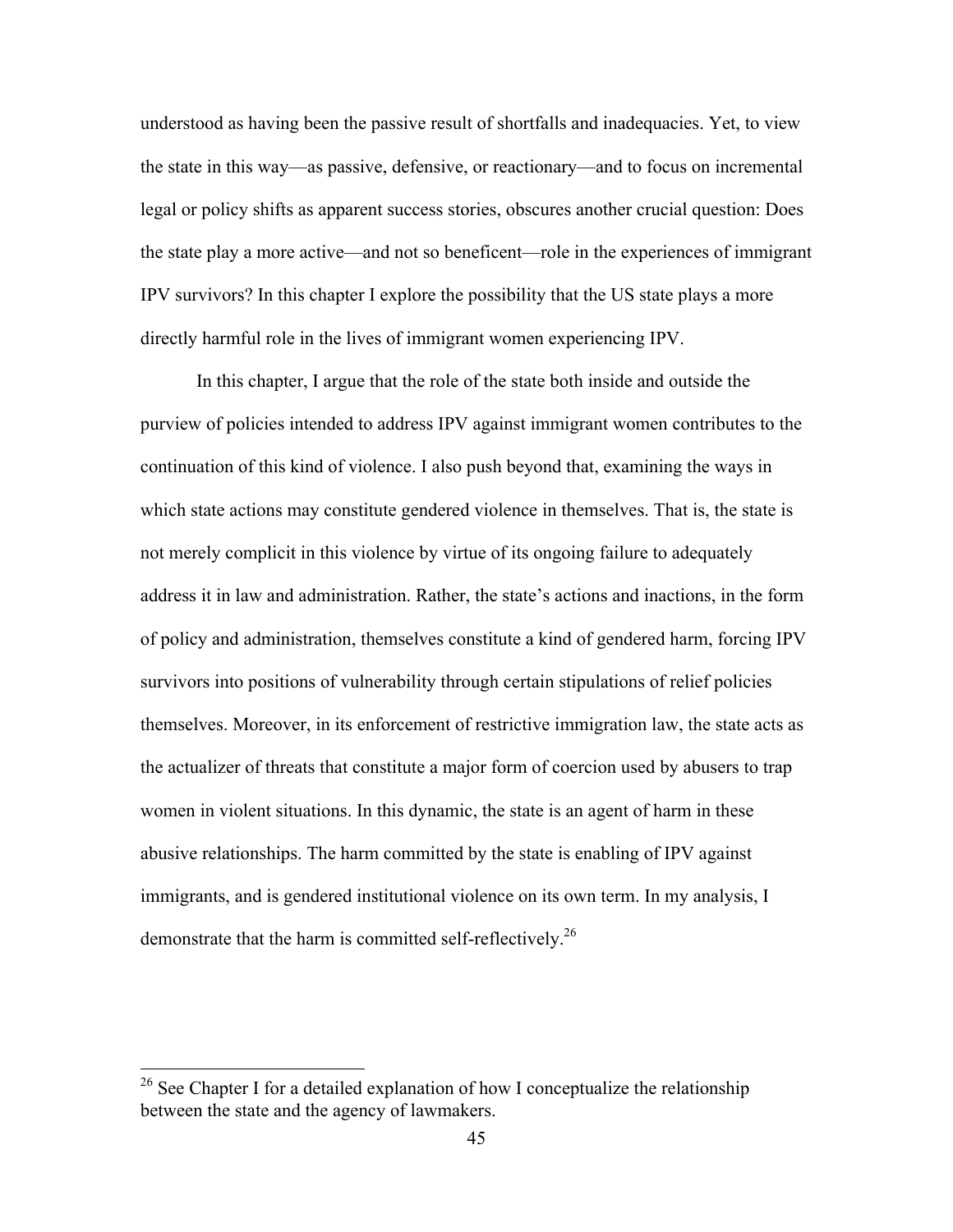understood as having been the passive result of shortfalls and inadequacies. Yet, to view the state in this way—as passive, defensive, or reactionary—and to focus on incremental legal or policy shifts as apparent success stories, obscures another crucial question: Does the state play a more active—and not so beneficent—role in the experiences of immigrant IPV survivors? In this chapter I explore the possibility that the US state plays a more directly harmful role in the lives of immigrant women experiencing IPV.

In this chapter, I argue that the role of the state both inside and outside the purview of policies intended to address IPV against immigrant women contributes to the continuation of this kind of violence. I also push beyond that, examining the ways in which state actions may constitute gendered violence in themselves. That is, the state is not merely complicit in this violence by virtue of its ongoing failure to adequately address it in law and administration. Rather, the state's actions and inactions, in the form of policy and administration, themselves constitute a kind of gendered harm, forcing IPV survivors into positions of vulnerability through certain stipulations of relief policies themselves. Moreover, in its enforcement of restrictive immigration law, the state acts as the actualizer of threats that constitute a major form of coercion used by abusers to trap women in violent situations. In this dynamic, the state is an agent of harm in these abusive relationships. The harm committed by the state is enabling of IPV against immigrants, and is gendered institutional violence on its own term. In my analysis, I demonstrate that the harm is committed self-reflectively.[26]

---

[26] See Chapter I for a detailed explanation of how I conceptualize the relationship between the state and the agency of lawmakers.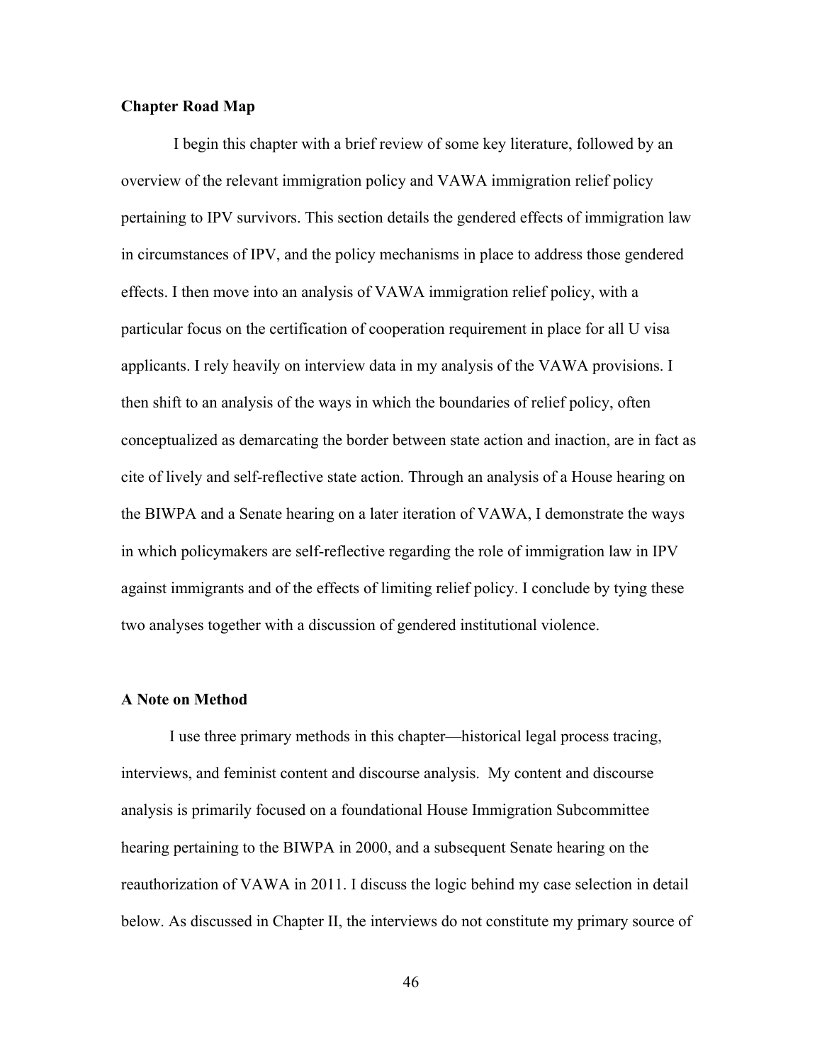### Chapter Road Map

I begin this chapter with a brief review of some key literature, followed by an overview of the relevant immigration policy and VAWA immigration relief policy pertaining to IPV survivors. This section details the gendered effects of immigration law in circumstances of IPV, and the policy mechanisms in place to address those gendered effects. I then move into an analysis of VAWA immigration relief policy, with a particular focus on the certification of cooperation requirement in place for all U visa applicants. I rely heavily on interview data in my analysis of the VAWA provisions. I then shift to an analysis of the ways in which the boundaries of relief policy, often conceptualized as demarcating the border between state action and inaction, are in fact as cite of lively and self-reflective state action. Through an analysis of a House hearing on the BIWPA and a Senate hearing on a later iteration of VAWA, I demonstrate the ways in which policymakers are self-reflective regarding the role of immigration law in IPV against immigrants and of the effects of limiting relief policy. I conclude by tying these two analyses together with a discussion of gendered institutional violence.

### A Note on Method

I use three primary methods in this chapter—historical legal process tracing, interviews, and feminist content and discourse analysis. My content and discourse analysis is primarily focused on a foundational House Immigration Subcommittee hearing pertaining to the BIWPA in 2000, and a subsequent Senate hearing on the reauthorization of VAWA in 2011. I discuss the logic behind my case selection in detail below. As discussed in Chapter II, the interviews do not constitute my primary source of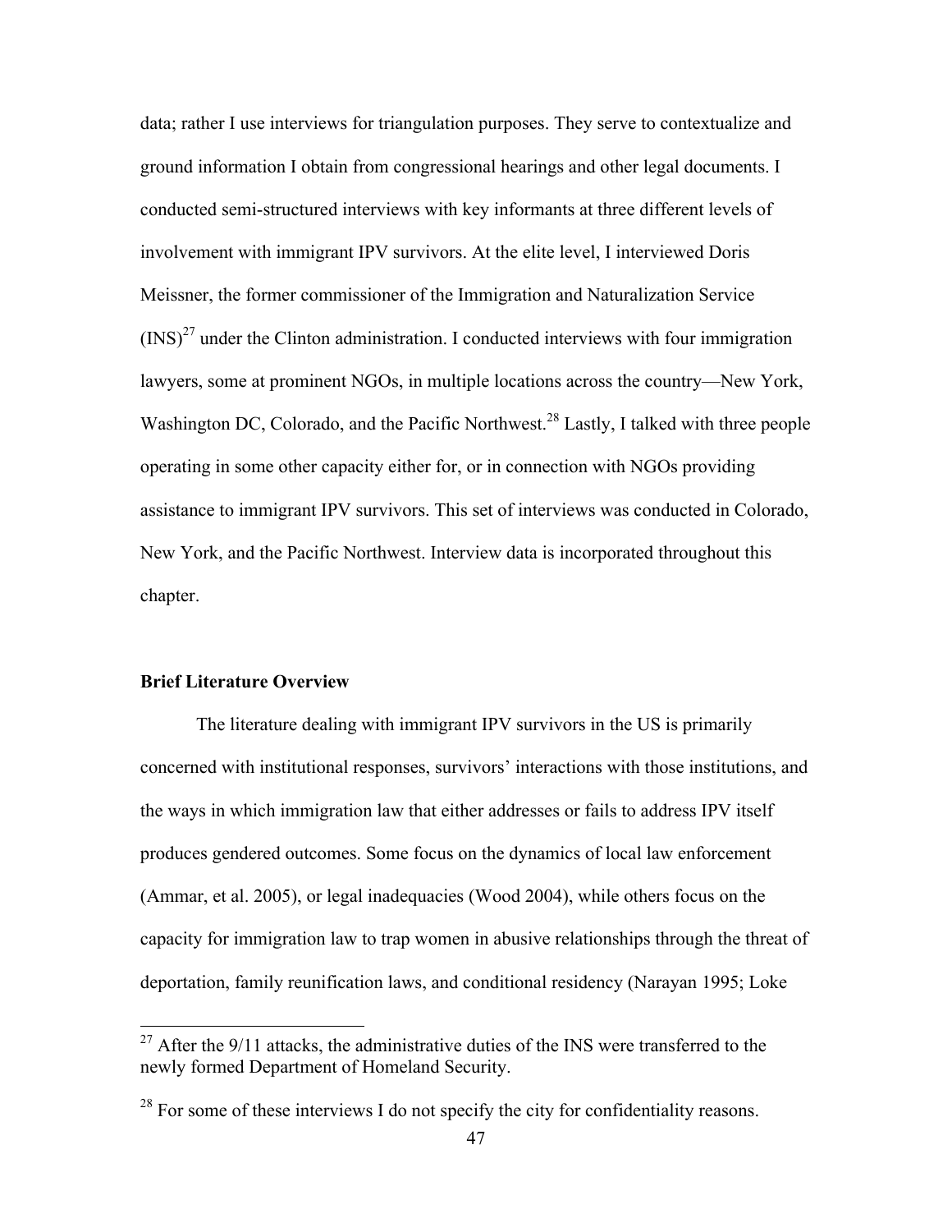data; rather I use interviews for triangulation purposes. They serve to contextualize and ground information I obtain from congressional hearings and other legal documents. I conducted semi-structured interviews with key informants at three different levels of involvement with immigrant IPV survivors. At the elite level, I interviewed Doris Meissner, the former commissioner of the Immigration and Naturalization Service (INS)[27] under the Clinton administration. I conducted interviews with four immigration lawyers, some at prominent NGOs, in multiple locations across the country—New York, Washington DC, Colorado, and the Pacific Northwest.[28] Lastly, I talked with three people operating in some other capacity either for, or in connection with NGOs providing assistance to immigrant IPV survivors. This set of interviews was conducted in Colorado, New York, and the Pacific Northwest. Interview data is incorporated throughout this chapter.

**Brief Literature Overview**

The literature dealing with immigrant IPV survivors in the US is primarily concerned with institutional responses, survivors' interactions with those institutions, and the ways in which immigration law that either addresses or fails to address IPV itself produces gendered outcomes. Some focus on the dynamics of local law enforcement (Ammar, et al. 2005), or legal inadequacies (Wood 2004), while others focus on the capacity for immigration law to trap women in abusive relationships through the threat of deportation, family reunification laws, and conditional residency (Narayan 1995; Loke

---

[27] After the 9/11 attacks, the administrative duties of the INS were transferred to the newly formed Department of Homeland Security.

[28] For some of these interviews I do not specify the city for confidentiality reasons.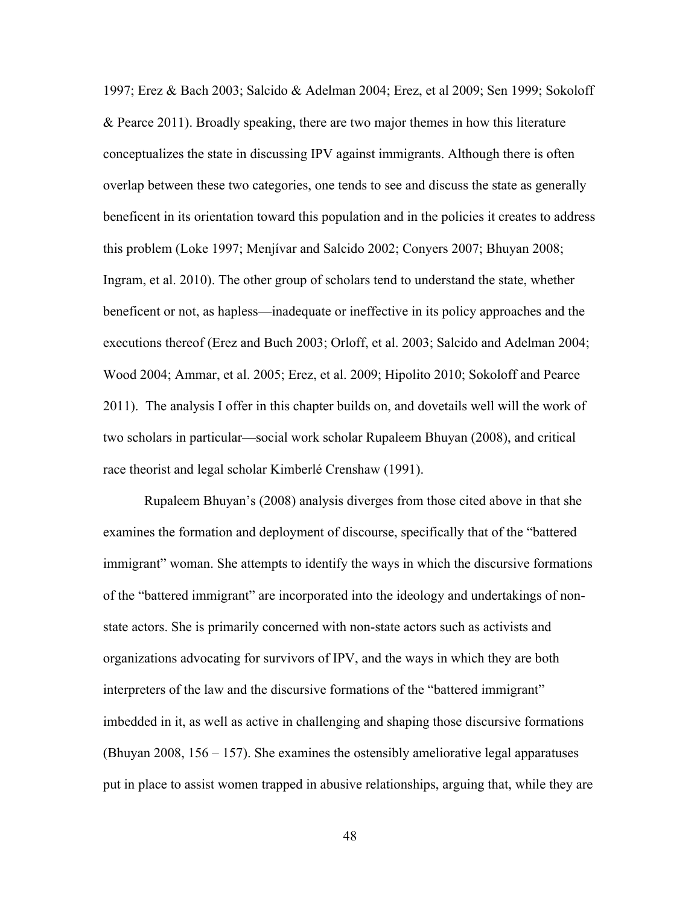1997; Erez & Bach 2003; Salcido & Adelman 2004; Erez, et al 2009; Sen 1999; Sokoloff & Pearce 2011). Broadly speaking, there are two major themes in how this literature conceptualizes the state in discussing IPV against immigrants. Although there is often overlap between these two categories, one tends to see and discuss the state as generally beneficent in its orientation toward this population and in the policies it creates to address this problem (Loke 1997; Menjívar and Salcido 2002; Conyers 2007; Bhuyan 2008; Ingram, et al. 2010). The other group of scholars tend to understand the state, whether beneficent or not, as hapless—inadequate or ineffective in its policy approaches and the executions thereof (Erez and Buch 2003; Orloff, et al. 2003; Salcido and Adelman 2004; Wood 2004; Ammar, et al. 2005; Erez, et al. 2009; Hipolito 2010; Sokoloff and Pearce 2011). The analysis I offer in this chapter builds on, and dovetails well will the work of two scholars in particular—social work scholar Rupaleem Bhuyan (2008), and critical race theorist and legal scholar Kimberlé Crenshaw (1991).

Rupaleem Bhuyan's (2008) analysis diverges from those cited above in that she examines the formation and deployment of discourse, specifically that of the "battered immigrant" woman. She attempts to identify the ways in which the discursive formations of the "battered immigrant" are incorporated into the ideology and undertakings of non-state actors. She is primarily concerned with non-state actors such as activists and organizations advocating for survivors of IPV, and the ways in which they are both interpreters of the law and the discursive formations of the "battered immigrant" imbedded in it, as well as active in challenging and shaping those discursive formations (Bhuyan 2008, 156 – 157). She examines the ostensibly ameliorative legal apparatuses put in place to assist women trapped in abusive relationships, arguing that, while they are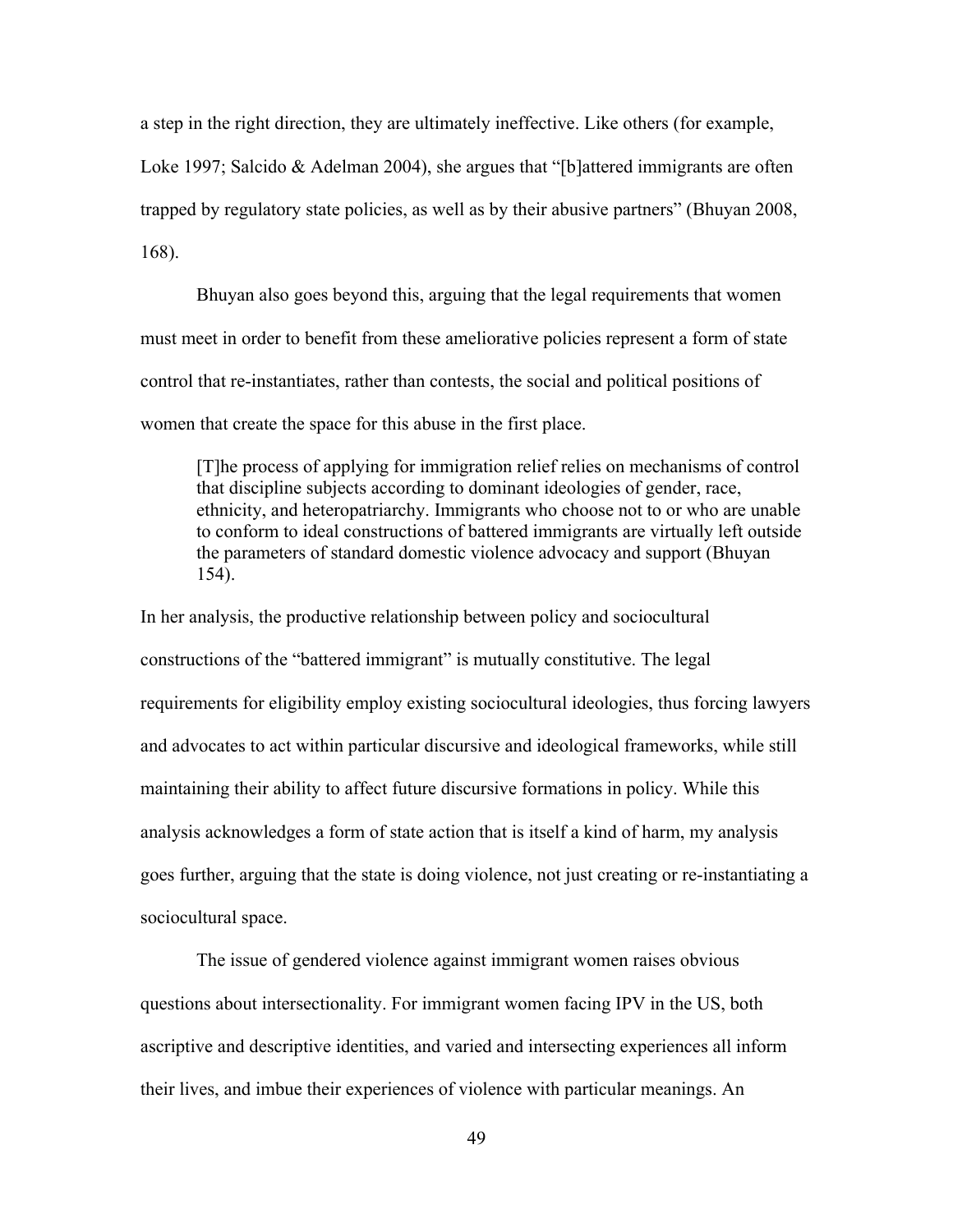a step in the right direction, they are ultimately ineffective. Like others (for example, Loke 1997; Salcido & Adelman 2004), she argues that "[b]attered immigrants are often trapped by regulatory state policies, as well as by their abusive partners" (Bhuyan 2008, 168).

Bhuyan also goes beyond this, arguing that the legal requirements that women must meet in order to benefit from these ameliorative policies represent a form of state control that re-instantiates, rather than contests, the social and political positions of women that create the space for this abuse in the first place.

> [T]he process of applying for immigration relief relies on mechanisms of control that discipline subjects according to dominant ideologies of gender, race, ethnicity, and heteropatriarchy. Immigrants who choose not to or who are unable to conform to ideal constructions of battered immigrants are virtually left outside the parameters of standard domestic violence advocacy and support (Bhuyan 154).

In her analysis, the productive relationship between policy and sociocultural constructions of the "battered immigrant" is mutually constitutive. The legal requirements for eligibility employ existing sociocultural ideologies, thus forcing lawyers and advocates to act within particular discursive and ideological frameworks, while still maintaining their ability to affect future discursive formations in policy. While this analysis acknowledges a form of state action that is itself a kind of harm, my analysis goes further, arguing that the state is doing violence, not just creating or re-instantiating a sociocultural space.

The issue of gendered violence against immigrant women raises obvious questions about intersectionality. For immigrant women facing IPV in the US, both ascriptive and descriptive identities, and varied and intersecting experiences all inform their lives, and imbue their experiences of violence with particular meanings. An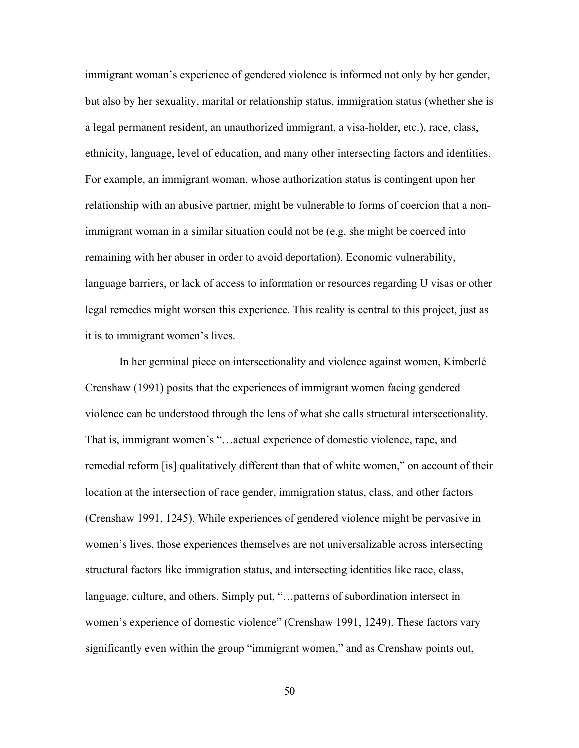immigrant woman's experience of gendered violence is informed not only by her gender, but also by her sexuality, marital or relationship status, immigration status (whether she is a legal permanent resident, an unauthorized immigrant, a visa-holder, etc.), race, class, ethnicity, language, level of education, and many other intersecting factors and identities. For example, an immigrant woman, whose authorization status is contingent upon her relationship with an abusive partner, might be vulnerable to forms of coercion that a non-immigrant woman in a similar situation could not be (e.g. she might be coerced into remaining with her abuser in order to avoid deportation). Economic vulnerability, language barriers, or lack of access to information or resources regarding U visas or other legal remedies might worsen this experience. This reality is central to this project, just as it is to immigrant women's lives.

In her germinal piece on intersectionality and violence against women, Kimberlé Crenshaw (1991) posits that the experiences of immigrant women facing gendered violence can be understood through the lens of what she calls structural intersectionality. That is, immigrant women's "…actual experience of domestic violence, rape, and remedial reform [is] qualitatively different than that of white women," on account of their location at the intersection of race gender, immigration status, class, and other factors (Crenshaw 1991, 1245). While experiences of gendered violence might be pervasive in women's lives, those experiences themselves are not universalizable across intersecting structural factors like immigration status, and intersecting identities like race, class, language, culture, and others. Simply put, "…patterns of subordination intersect in women's experience of domestic violence" (Crenshaw 1991, 1249). These factors vary significantly even within the group "immigrant women," and as Crenshaw points out,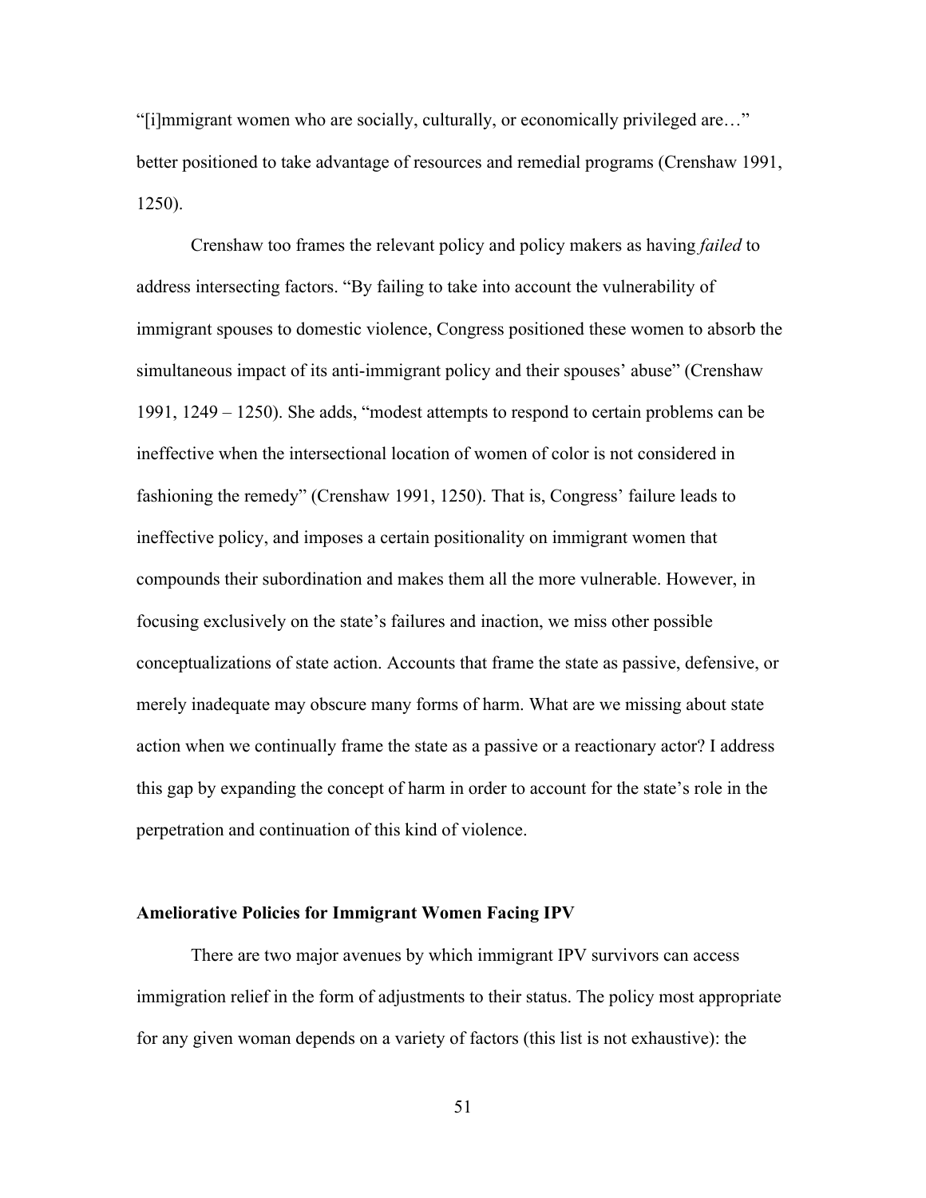"[i]mmigrant women who are socially, culturally, or economically privileged are…" better positioned to take advantage of resources and remedial programs (Crenshaw 1991, 1250).

Crenshaw too frames the relevant policy and policy makers as having *failed* to address intersecting factors. "By failing to take into account the vulnerability of immigrant spouses to domestic violence, Congress positioned these women to absorb the simultaneous impact of its anti-immigrant policy and their spouses' abuse" (Crenshaw 1991, 1249 – 1250). She adds, "modest attempts to respond to certain problems can be ineffective when the intersectional location of women of color is not considered in fashioning the remedy" (Crenshaw 1991, 1250). That is, Congress' failure leads to ineffective policy, and imposes a certain positionality on immigrant women that compounds their subordination and makes them all the more vulnerable. However, in focusing exclusively on the state's failures and inaction, we miss other possible conceptualizations of state action. Accounts that frame the state as passive, defensive, or merely inadequate may obscure many forms of harm. What are we missing about state action when we continually frame the state as a passive or a reactionary actor? I address this gap by expanding the concept of harm in order to account for the state's role in the perpetration and continuation of this kind of violence.

### Ameliorative Policies for Immigrant Women Facing IPV

There are two major avenues by which immigrant IPV survivors can access immigration relief in the form of adjustments to their status. The policy most appropriate for any given woman depends on a variety of factors (this list is not exhaustive): the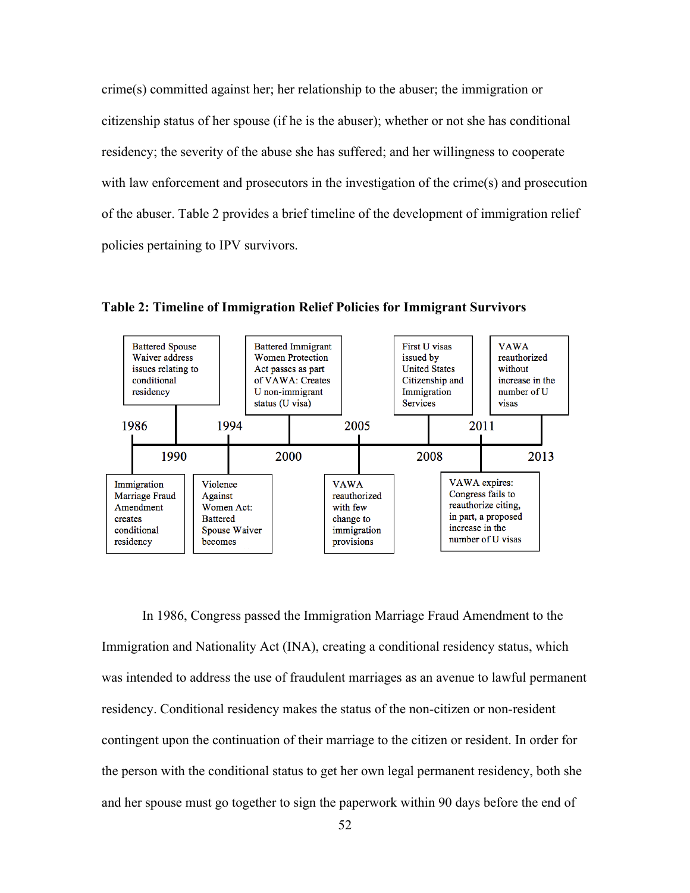crime(s) committed against her; her relationship to the abuser; the immigration or citizenship status of her spouse (if he is the abuser); whether or not she has conditional residency; the severity of the abuse she has suffered; and her willingness to cooperate with law enforcement and prosecutors in the investigation of the crime(s) and prosecution of the abuser. Table 2 provides a brief timeline of the development of immigration relief policies pertaining to IPV survivors.

**Table 2: Timeline of Immigration Relief Policies for Immigrant Survivors**

| Year | Event |
|---|---|
| 1986 | Immigration Marriage Fraud Amendment creates conditional residency |
| 1990 | Battered Spouse Waiver address issues relating to conditional residency |
| 1994 | Violence Against Women Act: Battered Spouse Waiver becomes |
| 2000 | Battered Immigrant Women Protection Act passes as part of VAWA: Creates U non-immigrant status (U visa) |
| 2005 | VAWA reauthorized with few change to immigration provisions |
| 2008 | First U visas issued by United States Citizenship and Immigration Services |
| 2011 | VAWA expires: Congress fails to reauthorize citing, in part, a proposed increase in the number of U visas |
| 2013 | VAWA reauthorized without increase in the number of U visas |

In 1986, Congress passed the Immigration Marriage Fraud Amendment to the Immigration and Nationality Act (INA), creating a conditional residency status, which was intended to address the use of fraudulent marriages as an avenue to lawful permanent residency. Conditional residency makes the status of the non-citizen or non-resident contingent upon the continuation of their marriage to the citizen or resident. In order for the person with the conditional status to get her own legal permanent residency, both she and her spouse must go together to sign the paperwork within 90 days before the end of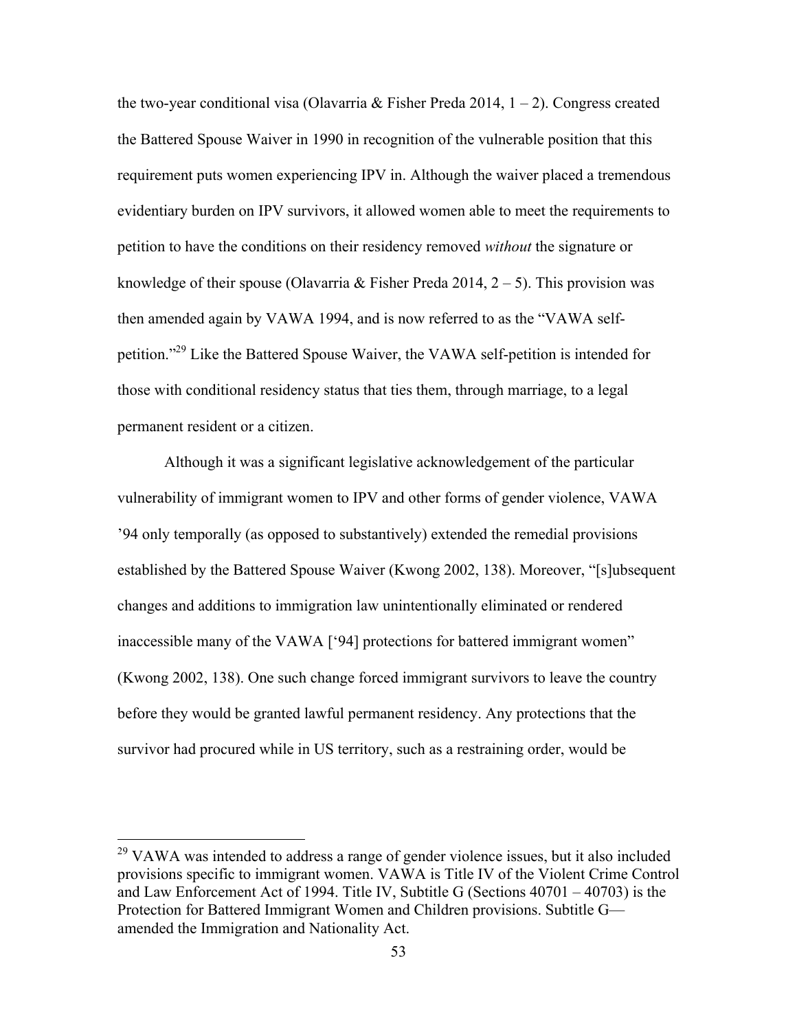the two-year conditional visa (Olavarria & Fisher Preda 2014, 1 – 2). Congress created the Battered Spouse Waiver in 1990 in recognition of the vulnerable position that this requirement puts women experiencing IPV in. Although the waiver placed a tremendous evidentiary burden on IPV survivors, it allowed women able to meet the requirements to petition to have the conditions on their residency removed *without* the signature or knowledge of their spouse (Olavarria & Fisher Preda 2014, 2 – 5). This provision was then amended again by VAWA 1994, and is now referred to as the "VAWA self-petition."[29] Like the Battered Spouse Waiver, the VAWA self-petition is intended for those with conditional residency status that ties them, through marriage, to a legal permanent resident or a citizen.

Although it was a significant legislative acknowledgement of the particular vulnerability of immigrant women to IPV and other forms of gender violence, VAWA '94 only temporally (as opposed to substantively) extended the remedial provisions established by the Battered Spouse Waiver (Kwong 2002, 138). Moreover, "[s]ubsequent changes and additions to immigration law unintentionally eliminated or rendered inaccessible many of the VAWA ['94] protections for battered immigrant women" (Kwong 2002, 138). One such change forced immigrant survivors to leave the country before they would be granted lawful permanent residency. Any protections that the survivor had procured while in US territory, such as a restraining order, would be

---

[29] VAWA was intended to address a range of gender violence issues, but it also included provisions specific to immigrant women. VAWA is Title IV of the Violent Crime Control and Law Enforcement Act of 1994. Title IV, Subtitle G (Sections 40701 – 40703) is the Protection for Battered Immigrant Women and Children provisions. Subtitle G—amended the Immigration and Nationality Act.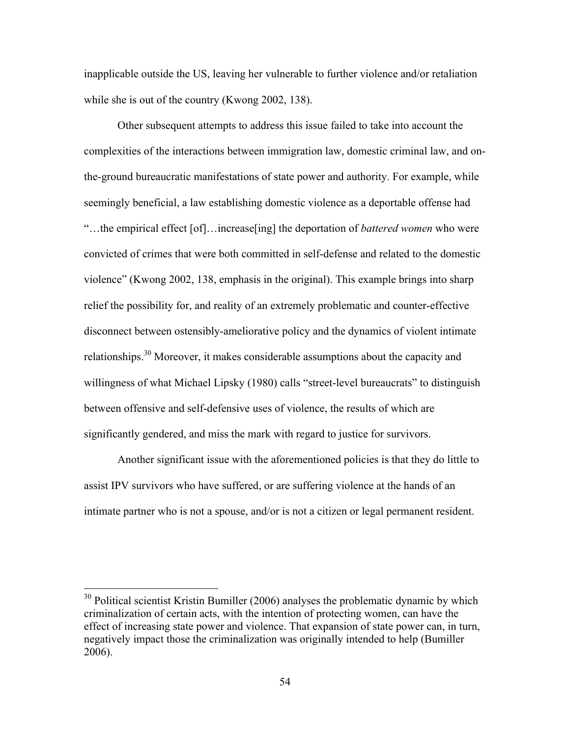inapplicable outside the US, leaving her vulnerable to further violence and/or retaliation while she is out of the country (Kwong 2002, 138).

Other subsequent attempts to address this issue failed to take into account the complexities of the interactions between immigration law, domestic criminal law, and on-the-ground bureaucratic manifestations of state power and authority. For example, while seemingly beneficial, a law establishing domestic violence as a deportable offense had "…the empirical effect [of]…increase[ing] the deportation of *battered women* who were convicted of crimes that were both committed in self-defense and related to the domestic violence" (Kwong 2002, 138, emphasis in the original). This example brings into sharp relief the possibility for, and reality of an extremely problematic and counter-effective disconnect between ostensibly-ameliorative policy and the dynamics of violent intimate relationships.[30] Moreover, it makes considerable assumptions about the capacity and willingness of what Michael Lipsky (1980) calls "street-level bureaucrats" to distinguish between offensive and self-defensive uses of violence, the results of which are significantly gendered, and miss the mark with regard to justice for survivors.

Another significant issue with the aforementioned policies is that they do little to assist IPV survivors who have suffered, or are suffering violence at the hands of an intimate partner who is not a spouse, and/or is not a citizen or legal permanent resident.

---

[30] Political scientist Kristin Bumiller (2006) analyses the problematic dynamic by which criminalization of certain acts, with the intention of protecting women, can have the effect of increasing state power and violence. That expansion of state power can, in turn, negatively impact those the criminalization was originally intended to help (Bumiller 2006).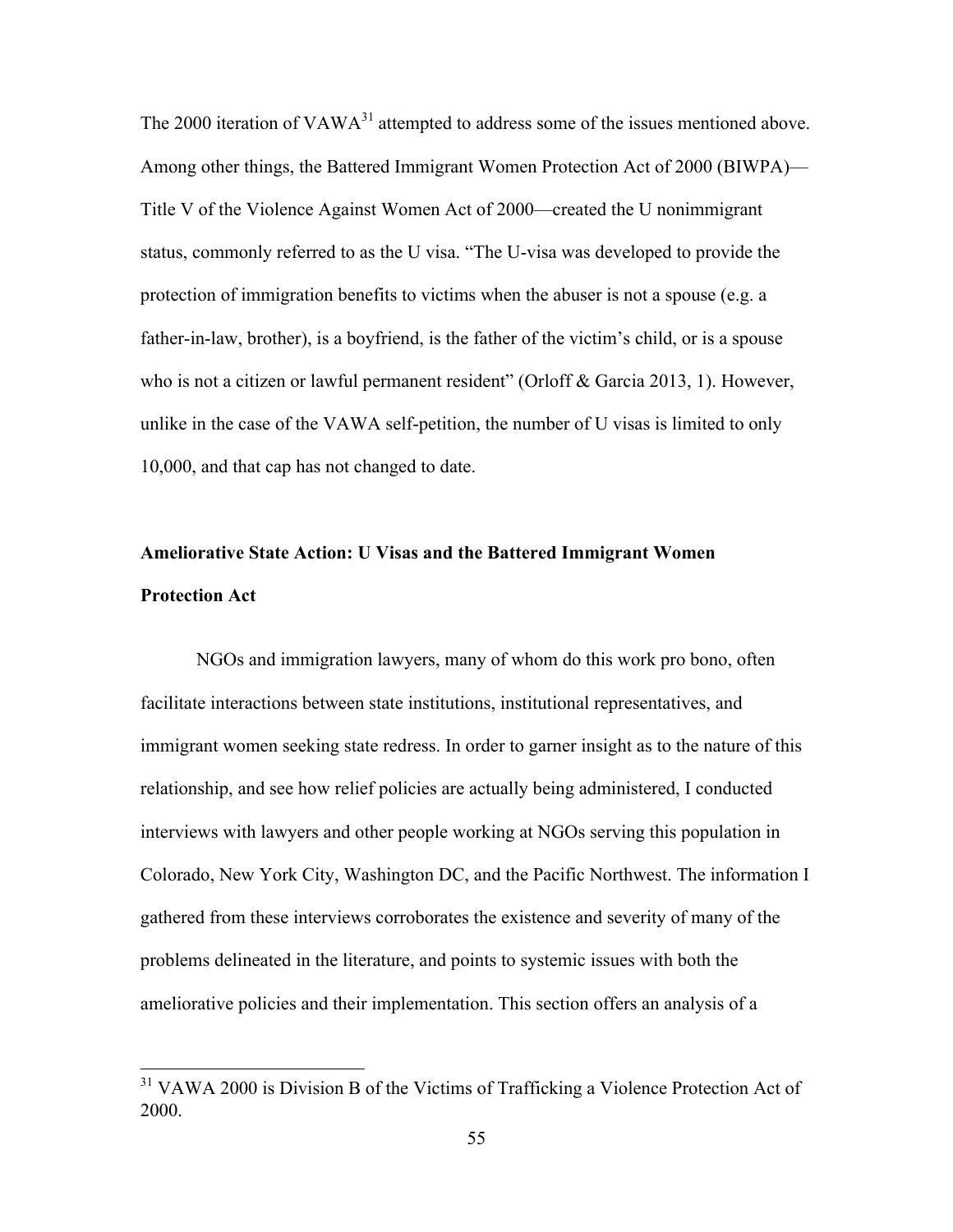The 2000 iteration of VAWA[31] attempted to address some of the issues mentioned above. Among other things, the Battered Immigrant Women Protection Act of 2000 (BIWPA)—Title V of the Violence Against Women Act of 2000—created the U nonimmigrant status, commonly referred to as the U visa. "The U-visa was developed to provide the protection of immigration benefits to victims when the abuser is not a spouse (e.g. a father-in-law, brother), is a boyfriend, is the father of the victim's child, or is a spouse who is not a citizen or lawful permanent resident" (Orloff & Garcia 2013, 1). However, unlike in the case of the VAWA self-petition, the number of U visas is limited to only 10,000, and that cap has not changed to date.

**Ameliorative State Action: U Visas and the Battered Immigrant Women Protection Act**

NGOs and immigration lawyers, many of whom do this work pro bono, often facilitate interactions between state institutions, institutional representatives, and immigrant women seeking state redress. In order to garner insight as to the nature of this relationship, and see how relief policies are actually being administered, I conducted interviews with lawyers and other people working at NGOs serving this population in Colorado, New York City, Washington DC, and the Pacific Northwest. The information I gathered from these interviews corroborates the existence and severity of many of the problems delineated in the literature, and points to systemic issues with both the ameliorative policies and their implementation. This section offers an analysis of a

[31] VAWA 2000 is Division B of the Victims of Trafficking a Violence Protection Act of 2000.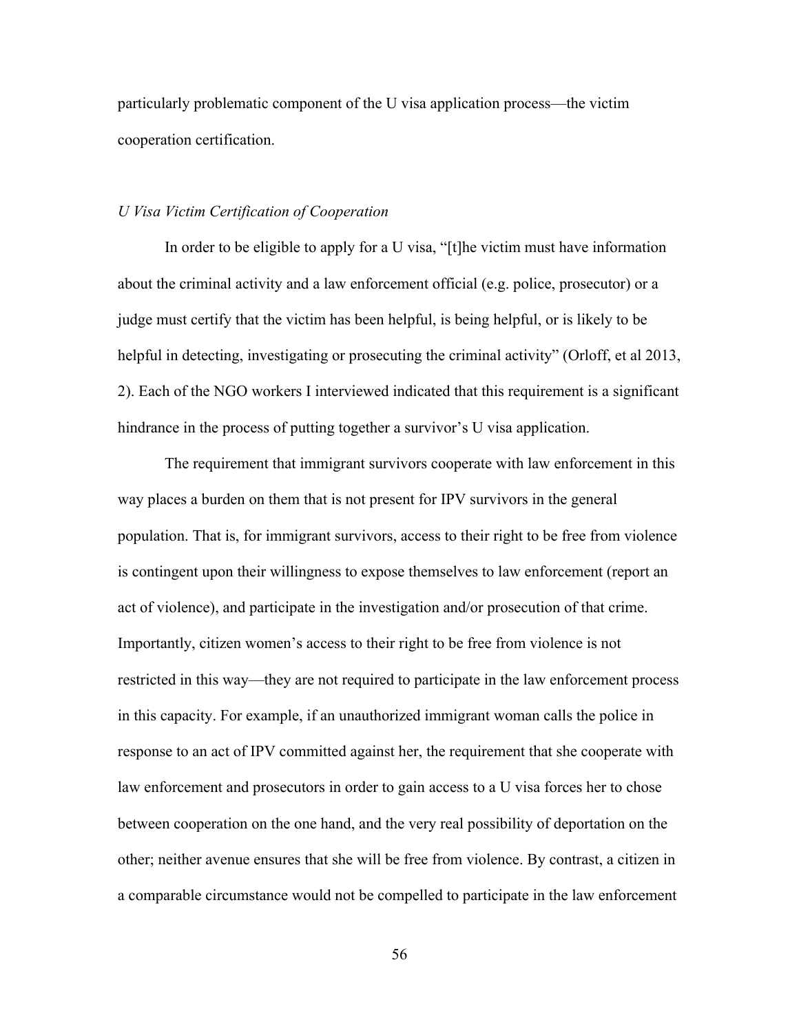particularly problematic component of the U visa application process—the victim cooperation certification.

### *U Visa Victim Certification of Cooperation*

In order to be eligible to apply for a U visa, "[t]he victim must have information about the criminal activity and a law enforcement official (e.g. police, prosecutor) or a judge must certify that the victim has been helpful, is being helpful, or is likely to be helpful in detecting, investigating or prosecuting the criminal activity" (Orloff, et al 2013, 2). Each of the NGO workers I interviewed indicated that this requirement is a significant hindrance in the process of putting together a survivor's U visa application.

The requirement that immigrant survivors cooperate with law enforcement in this way places a burden on them that is not present for IPV survivors in the general population. That is, for immigrant survivors, access to their right to be free from violence is contingent upon their willingness to expose themselves to law enforcement (report an act of violence), and participate in the investigation and/or prosecution of that crime. Importantly, citizen women's access to their right to be free from violence is not restricted in this way—they are not required to participate in the law enforcement process in this capacity. For example, if an unauthorized immigrant woman calls the police in response to an act of IPV committed against her, the requirement that she cooperate with law enforcement and prosecutors in order to gain access to a U visa forces her to chose between cooperation on the one hand, and the very real possibility of deportation on the other; neither avenue ensures that she will be free from violence. By contrast, a citizen in a comparable circumstance would not be compelled to participate in the law enforcement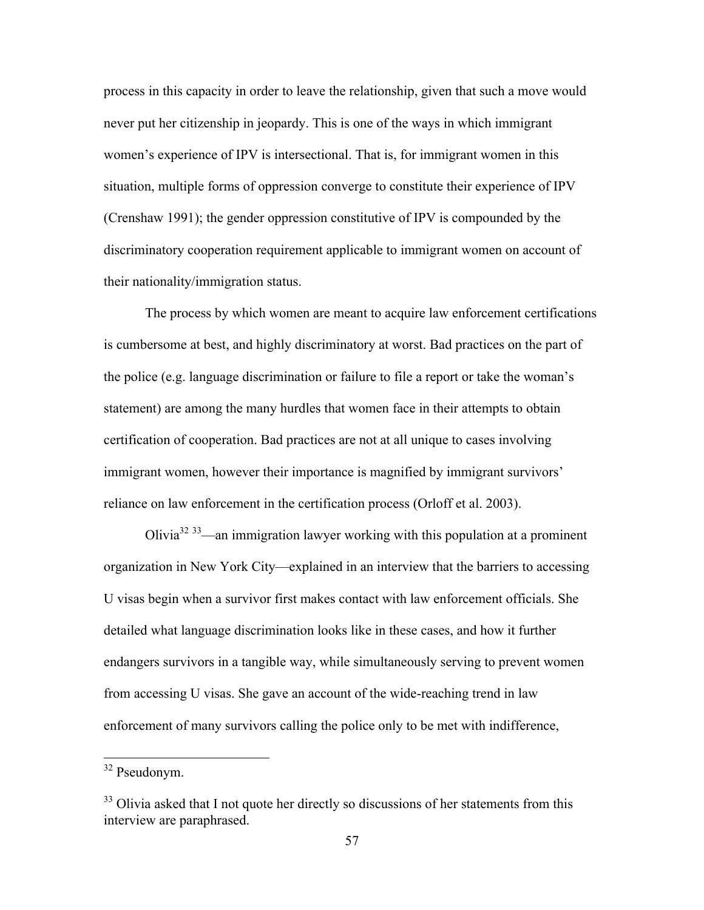process in this capacity in order to leave the relationship, given that such a move would never put her citizenship in jeopardy. This is one of the ways in which immigrant women's experience of IPV is intersectional. That is, for immigrant women in this situation, multiple forms of oppression converge to constitute their experience of IPV (Crenshaw 1991); the gender oppression constitutive of IPV is compounded by the discriminatory cooperation requirement applicable to immigrant women on account of their nationality/immigration status.

The process by which women are meant to acquire law enforcement certifications is cumbersome at best, and highly discriminatory at worst. Bad practices on the part of the police (e.g. language discrimination or failure to file a report or take the woman's statement) are among the many hurdles that women face in their attempts to obtain certification of cooperation. Bad practices are not at all unique to cases involving immigrant women, however their importance is magnified by immigrant survivors' reliance on law enforcement in the certification process (Orloff et al. 2003).

Olivia[32] [33]—an immigration lawyer working with this population at a prominent organization in New York City—explained in an interview that the barriers to accessing U visas begin when a survivor first makes contact with law enforcement officials. She detailed what language discrimination looks like in these cases, and how it further endangers survivors in a tangible way, while simultaneously serving to prevent women from accessing U visas. She gave an account of the wide-reaching trend in law enforcement of many survivors calling the police only to be met with indifference,

[32] Pseudonym.

[33] Olivia asked that I not quote her directly so discussions of her statements from this interview are paraphrased.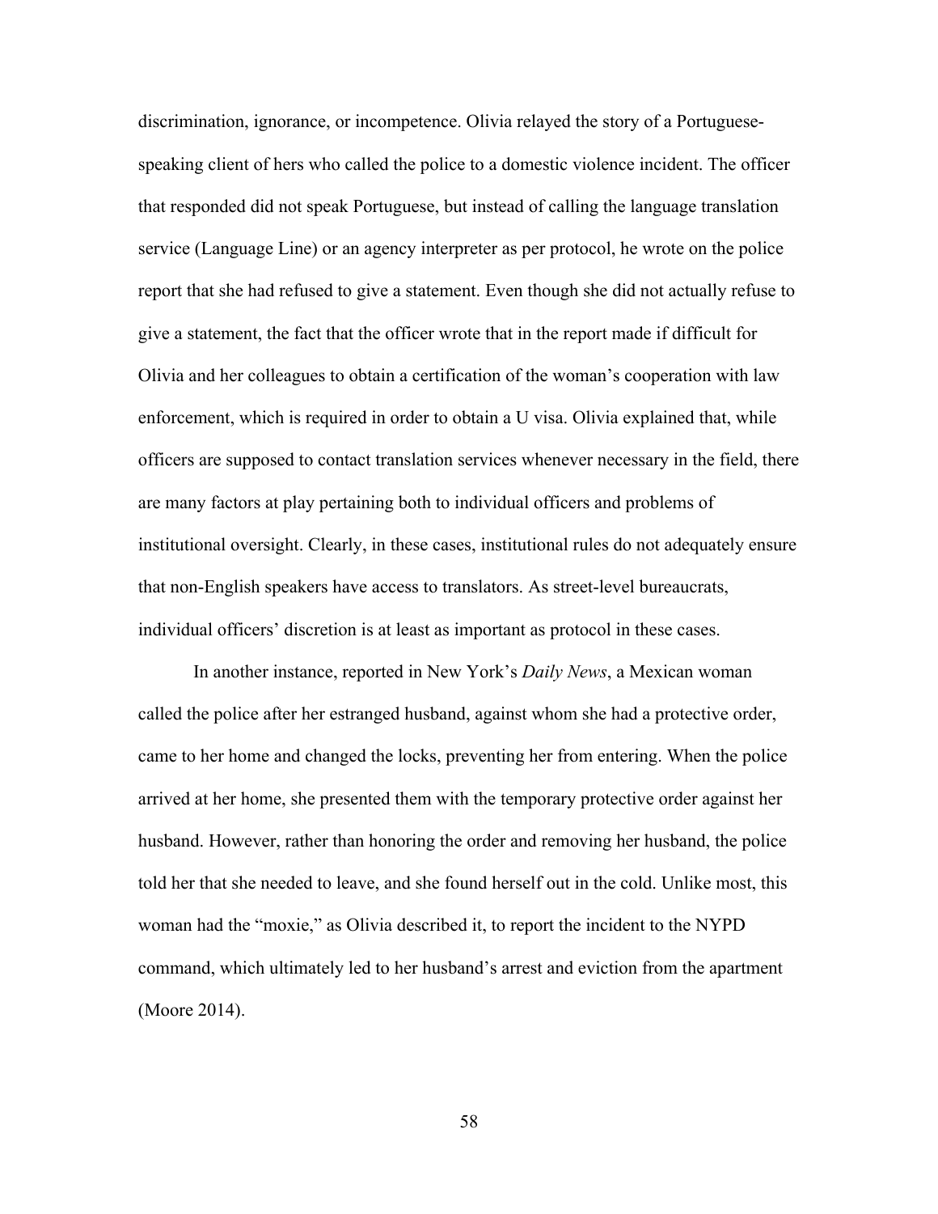discrimination, ignorance, or incompetence. Olivia relayed the story of a Portuguese-speaking client of hers who called the police to a domestic violence incident. The officer that responded did not speak Portuguese, but instead of calling the language translation service (Language Line) or an agency interpreter as per protocol, he wrote on the police report that she had refused to give a statement. Even though she did not actually refuse to give a statement, the fact that the officer wrote that in the report made if difficult for Olivia and her colleagues to obtain a certification of the woman's cooperation with law enforcement, which is required in order to obtain a U visa. Olivia explained that, while officers are supposed to contact translation services whenever necessary in the field, there are many factors at play pertaining both to individual officers and problems of institutional oversight. Clearly, in these cases, institutional rules do not adequately ensure that non-English speakers have access to translators. As street-level bureaucrats, individual officers' discretion is at least as important as protocol in these cases.

In another instance, reported in New York's *Daily News*, a Mexican woman called the police after her estranged husband, against whom she had a protective order, came to her home and changed the locks, preventing her from entering. When the police arrived at her home, she presented them with the temporary protective order against her husband. However, rather than honoring the order and removing her husband, the police told her that she needed to leave, and she found herself out in the cold. Unlike most, this woman had the "moxie," as Olivia described it, to report the incident to the NYPD command, which ultimately led to her husband's arrest and eviction from the apartment (Moore 2014).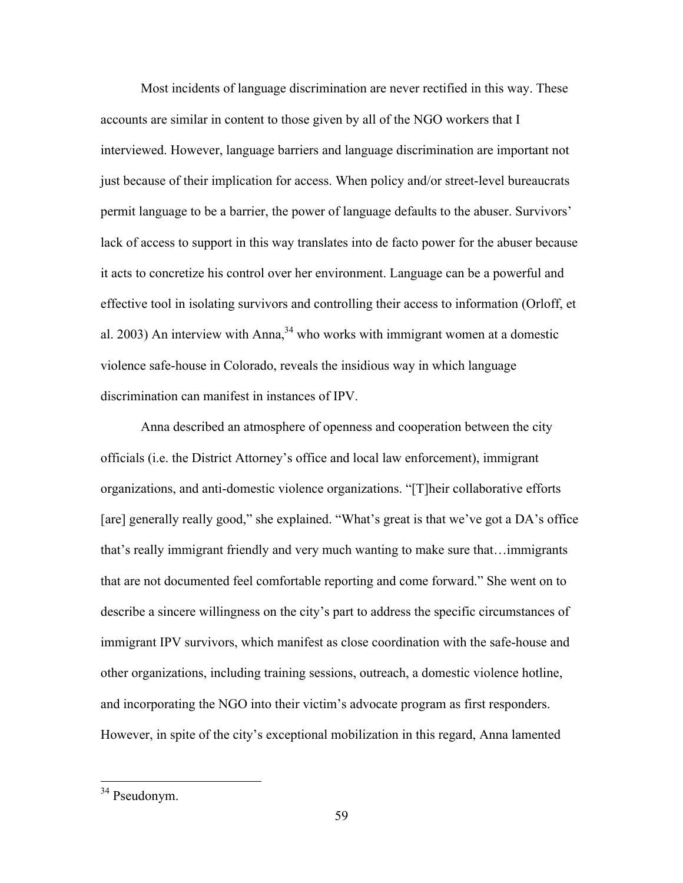Most incidents of language discrimination are never rectified in this way. These accounts are similar in content to those given by all of the NGO workers that I interviewed. However, language barriers and language discrimination are important not just because of their implication for access. When policy and/or street-level bureaucrats permit language to be a barrier, the power of language defaults to the abuser. Survivors' lack of access to support in this way translates into de facto power for the abuser because it acts to concretize his control over her environment. Language can be a powerful and effective tool in isolating survivors and controlling their access to information (Orloff, et al. 2003) An interview with Anna,[34] who works with immigrant women at a domestic violence safe-house in Colorado, reveals the insidious way in which language discrimination can manifest in instances of IPV.

Anna described an atmosphere of openness and cooperation between the city officials (i.e. the District Attorney's office and local law enforcement), immigrant organizations, and anti-domestic violence organizations. "[T]heir collaborative efforts [are] generally really good," she explained. "What's great is that we've got a DA's office that's really immigrant friendly and very much wanting to make sure that…immigrants that are not documented feel comfortable reporting and come forward." She went on to describe a sincere willingness on the city's part to address the specific circumstances of immigrant IPV survivors, which manifest as close coordination with the safe-house and other organizations, including training sessions, outreach, a domestic violence hotline, and incorporating the NGO into their victim's advocate program as first responders. However, in spite of the city's exceptional mobilization in this regard, Anna lamented

[34] Pseudonym.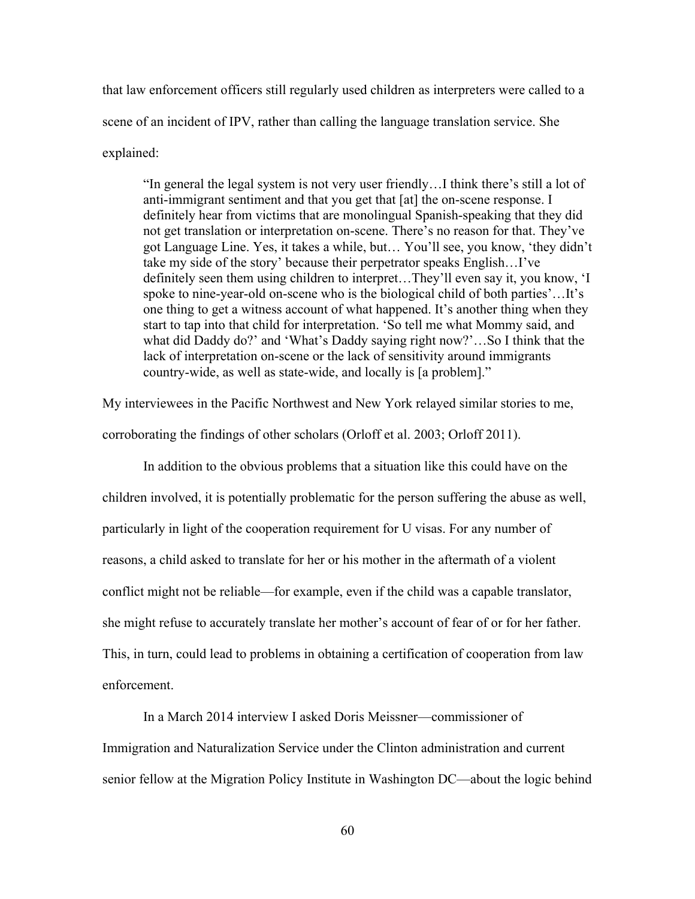that law enforcement officers still regularly used children as interpreters were called to a scene of an incident of IPV, rather than calling the language translation service. She explained:

> "In general the legal system is not very user friendly…I think there's still a lot of anti-immigrant sentiment and that you get that [at] the on-scene response. I definitely hear from victims that are monolingual Spanish-speaking that they did not get translation or interpretation on-scene. There's no reason for that. They've got Language Line. Yes, it takes a while, but… You'll see, you know, 'they didn't take my side of the story' because their perpetrator speaks English…I've definitely seen them using children to interpret…They'll even say it, you know, 'I spoke to nine-year-old on-scene who is the biological child of both parties'…It's one thing to get a witness account of what happened. It's another thing when they start to tap into that child for interpretation. 'So tell me what Mommy said, and what did Daddy do?' and 'What's Daddy saying right now?'…So I think that the lack of interpretation on-scene or the lack of sensitivity around immigrants country-wide, as well as state-wide, and locally is [a problem]."

My interviewees in the Pacific Northwest and New York relayed similar stories to me, corroborating the findings of other scholars (Orloff et al. 2003; Orloff 2011).

In addition to the obvious problems that a situation like this could have on the children involved, it is potentially problematic for the person suffering the abuse as well, particularly in light of the cooperation requirement for U visas. For any number of reasons, a child asked to translate for her or his mother in the aftermath of a violent conflict might not be reliable—for example, even if the child was a capable translator, she might refuse to accurately translate her mother's account of fear of or for her father. This, in turn, could lead to problems in obtaining a certification of cooperation from law enforcement.

In a March 2014 interview I asked Doris Meissner—commissioner of Immigration and Naturalization Service under the Clinton administration and current senior fellow at the Migration Policy Institute in Washington DC—about the logic behind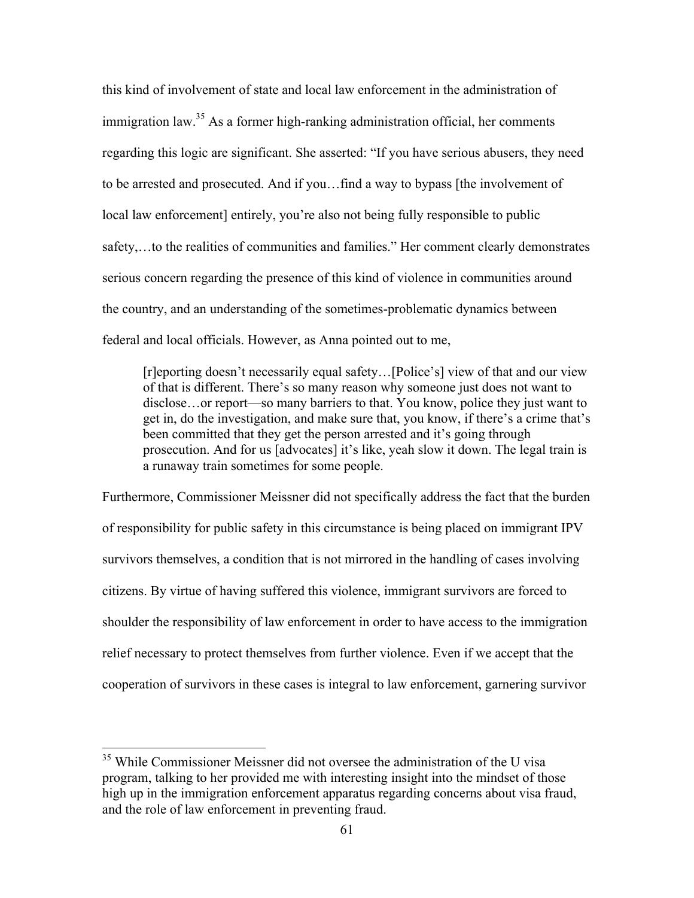this kind of involvement of state and local law enforcement in the administration of immigration law.[35] As a former high-ranking administration official, her comments regarding this logic are significant. She asserted: "If you have serious abusers, they need to be arrested and prosecuted. And if you…find a way to bypass [the involvement of local law enforcement] entirely, you're also not being fully responsible to public safety,…to the realities of communities and families." Her comment clearly demonstrates serious concern regarding the presence of this kind of violence in communities around the country, and an understanding of the sometimes-problematic dynamics between federal and local officials. However, as Anna pointed out to me,

> [r]eporting doesn't necessarily equal safety…[Police's] view of that and our view of that is different. There's so many reason why someone just does not want to disclose…or report—so many barriers to that. You know, police they just want to get in, do the investigation, and make sure that, you know, if there's a crime that's been committed that they get the person arrested and it's going through prosecution. And for us [advocates] it's like, yeah slow it down. The legal train is a runaway train sometimes for some people.

Furthermore, Commissioner Meissner did not specifically address the fact that the burden of responsibility for public safety in this circumstance is being placed on immigrant IPV survivors themselves, a condition that is not mirrored in the handling of cases involving citizens. By virtue of having suffered this violence, immigrant survivors are forced to shoulder the responsibility of law enforcement in order to have access to the immigration relief necessary to protect themselves from further violence. Even if we accept that the cooperation of survivors in these cases is integral to law enforcement, garnering survivor

[35] While Commissioner Meissner did not oversee the administration of the U visa program, talking to her provided me with interesting insight into the mindset of those high up in the immigration enforcement apparatus regarding concerns about visa fraud, and the role of law enforcement in preventing fraud.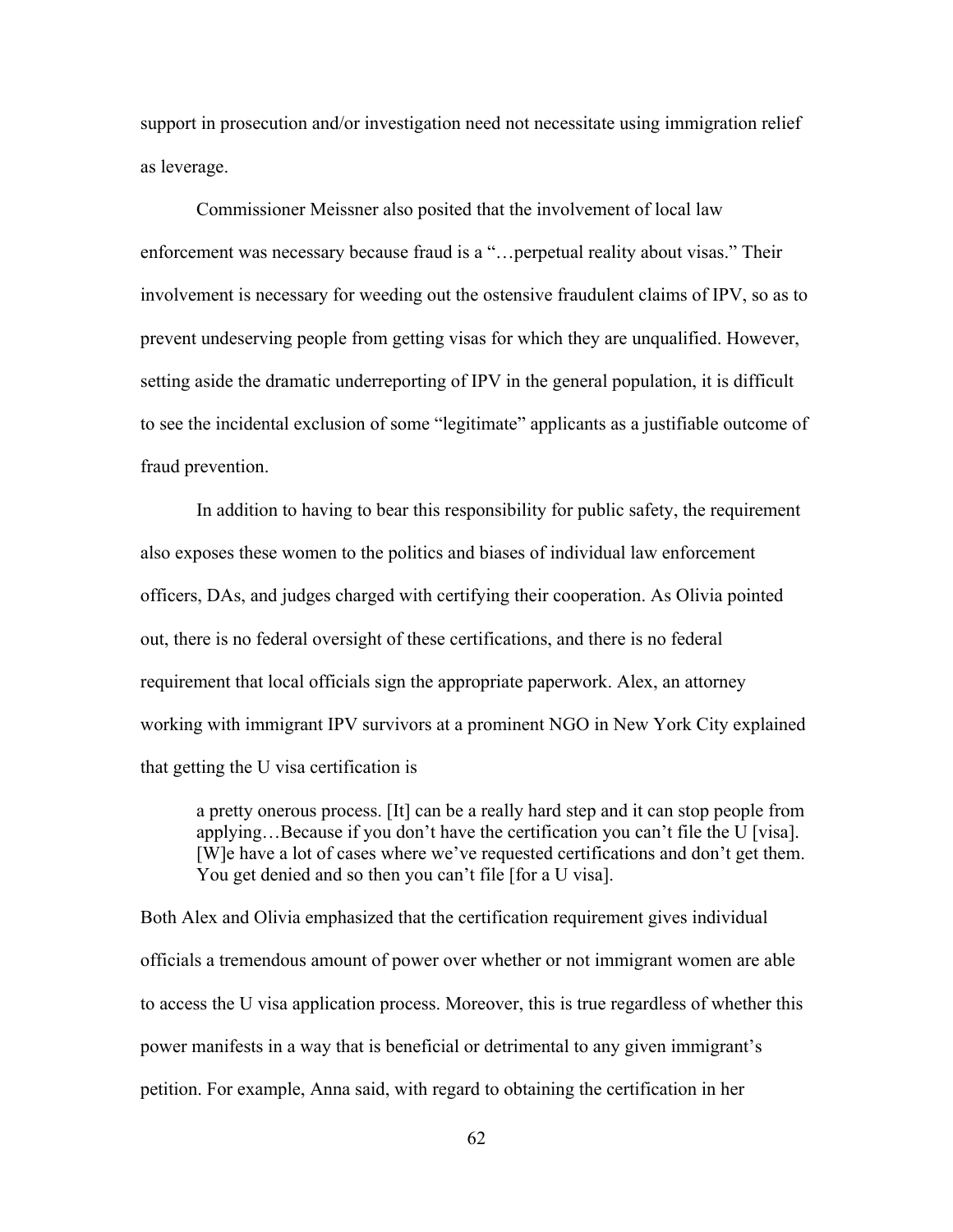support in prosecution and/or investigation need not necessitate using immigration relief as leverage.

Commissioner Meissner also posited that the involvement of local law enforcement was necessary because fraud is a "…perpetual reality about visas." Their involvement is necessary for weeding out the ostensive fraudulent claims of IPV, so as to prevent undeserving people from getting visas for which they are unqualified. However, setting aside the dramatic underreporting of IPV in the general population, it is difficult to see the incidental exclusion of some "legitimate" applicants as a justifiable outcome of fraud prevention.

In addition to having to bear this responsibility for public safety, the requirement also exposes these women to the politics and biases of individual law enforcement officers, DAs, and judges charged with certifying their cooperation. As Olivia pointed out, there is no federal oversight of these certifications, and there is no federal requirement that local officials sign the appropriate paperwork. Alex, an attorney working with immigrant IPV survivors at a prominent NGO in New York City explained that getting the U visa certification is

> a pretty onerous process. [It] can be a really hard step and it can stop people from applying…Because if you don't have the certification you can't file the U [visa]. [W]e have a lot of cases where we've requested certifications and don't get them. You get denied and so then you can't file [for a U visa].

Both Alex and Olivia emphasized that the certification requirement gives individual officials a tremendous amount of power over whether or not immigrant women are able to access the U visa application process. Moreover, this is true regardless of whether this power manifests in a way that is beneficial or detrimental to any given immigrant's petition. For example, Anna said, with regard to obtaining the certification in her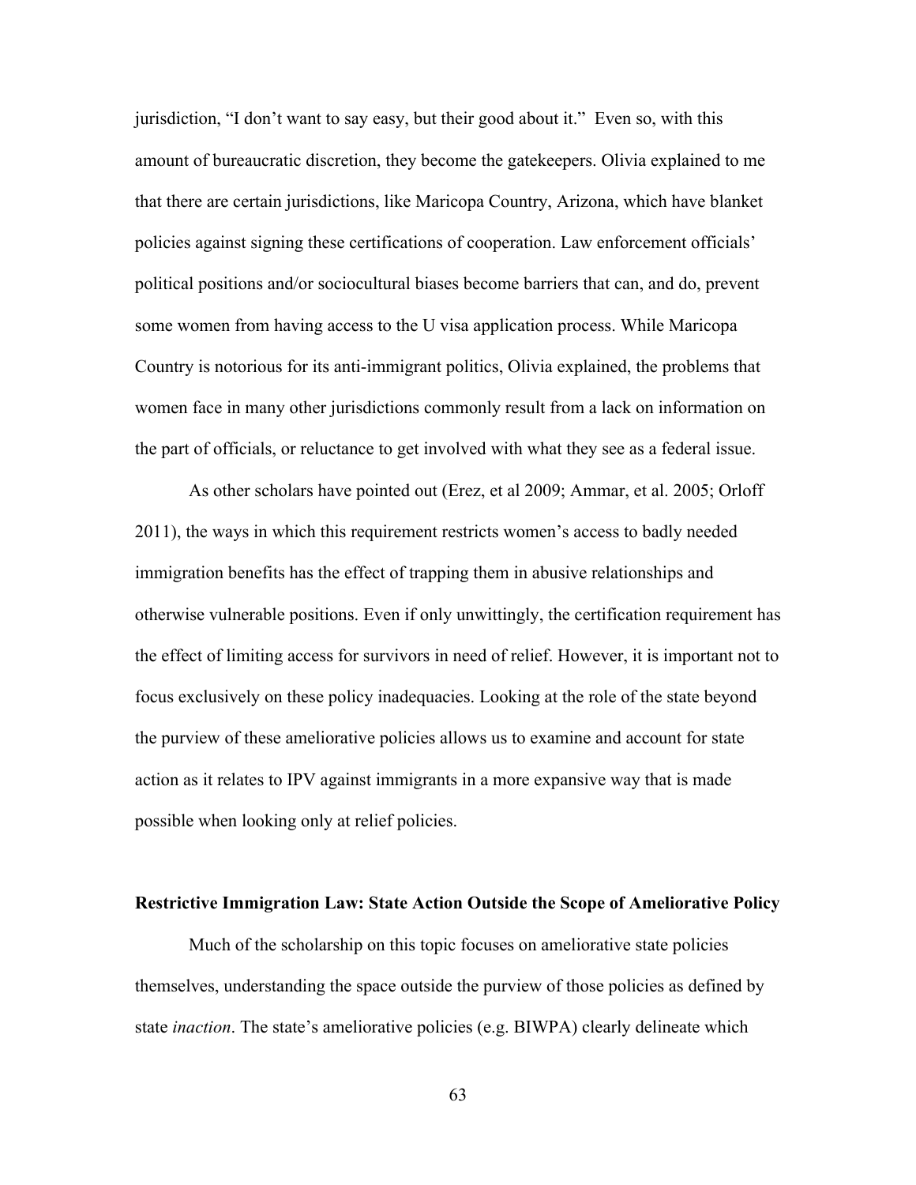jurisdiction, "I don't want to say easy, but their good about it." Even so, with this amount of bureaucratic discretion, they become the gatekeepers. Olivia explained to me that there are certain jurisdictions, like Maricopa Country, Arizona, which have blanket policies against signing these certifications of cooperation. Law enforcement officials' political positions and/or sociocultural biases become barriers that can, and do, prevent some women from having access to the U visa application process. While Maricopa Country is notorious for its anti-immigrant politics, Olivia explained, the problems that women face in many other jurisdictions commonly result from a lack on information on the part of officials, or reluctance to get involved with what they see as a federal issue.

As other scholars have pointed out (Erez, et al 2009; Ammar, et al. 2005; Orloff 2011), the ways in which this requirement restricts women's access to badly needed immigration benefits has the effect of trapping them in abusive relationships and otherwise vulnerable positions. Even if only unwittingly, the certification requirement has the effect of limiting access for survivors in need of relief. However, it is important not to focus exclusively on these policy inadequacies. Looking at the role of the state beyond the purview of these ameliorative policies allows us to examine and account for state action as it relates to IPV against immigrants in a more expansive way that is made possible when looking only at relief policies.

**Restrictive Immigration Law: State Action Outside the Scope of Ameliorative Policy**

Much of the scholarship on this topic focuses on ameliorative state policies themselves, understanding the space outside the purview of those policies as defined by state *inaction*. The state's ameliorative policies (e.g. BIWPA) clearly delineate which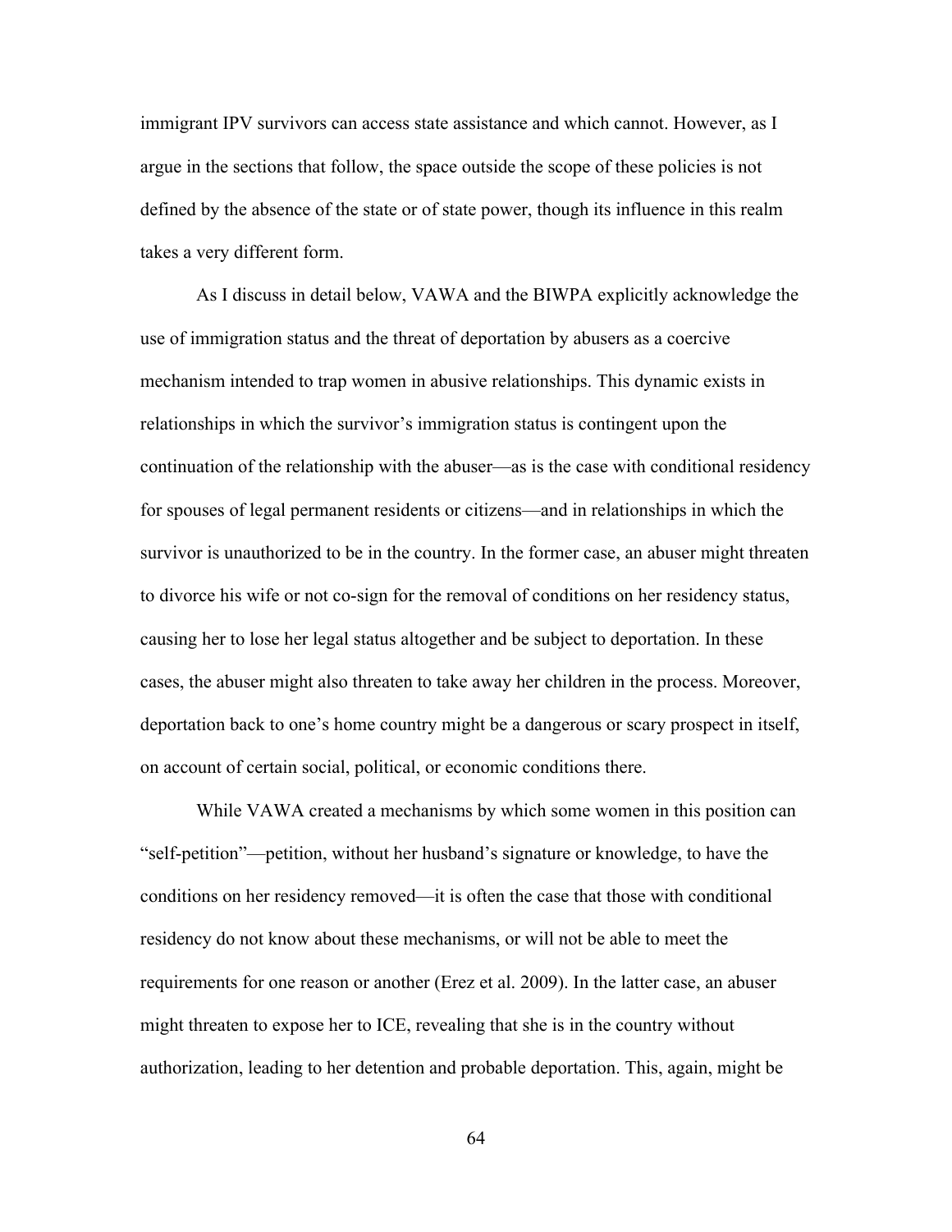immigrant IPV survivors can access state assistance and which cannot. However, as I argue in the sections that follow, the space outside the scope of these policies is not defined by the absence of the state or of state power, though its influence in this realm takes a very different form.

As I discuss in detail below, VAWA and the BIWPA explicitly acknowledge the use of immigration status and the threat of deportation by abusers as a coercive mechanism intended to trap women in abusive relationships. This dynamic exists in relationships in which the survivor's immigration status is contingent upon the continuation of the relationship with the abuser—as is the case with conditional residency for spouses of legal permanent residents or citizens—and in relationships in which the survivor is unauthorized to be in the country. In the former case, an abuser might threaten to divorce his wife or not co-sign for the removal of conditions on her residency status, causing her to lose her legal status altogether and be subject to deportation. In these cases, the abuser might also threaten to take away her children in the process. Moreover, deportation back to one's home country might be a dangerous or scary prospect in itself, on account of certain social, political, or economic conditions there.

While VAWA created a mechanisms by which some women in this position can "self-petition"—petition, without her husband's signature or knowledge, to have the conditions on her residency removed—it is often the case that those with conditional residency do not know about these mechanisms, or will not be able to meet the requirements for one reason or another (Erez et al. 2009). In the latter case, an abuser might threaten to expose her to ICE, revealing that she is in the country without authorization, leading to her detention and probable deportation. This, again, might be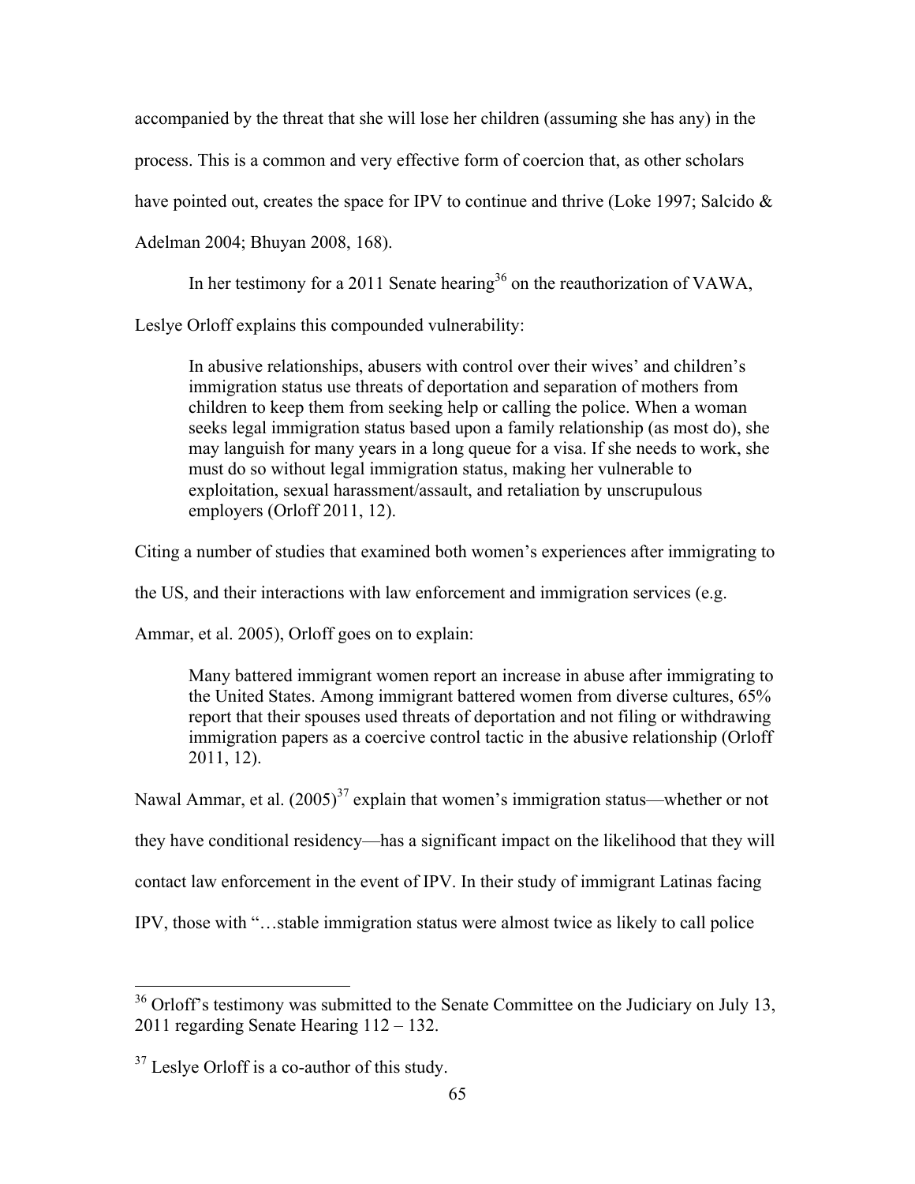accompanied by the threat that she will lose her children (assuming she has any) in the process. This is a common and very effective form of coercion that, as other scholars have pointed out, creates the space for IPV to continue and thrive (Loke 1997; Salcido & Adelman 2004; Bhuyan 2008, 168).

In her testimony for a 2011 Senate hearing[36] on the reauthorization of VAWA, Leslye Orloff explains this compounded vulnerability:

> In abusive relationships, abusers with control over their wives' and children's immigration status use threats of deportation and separation of mothers from children to keep them from seeking help or calling the police. When a woman seeks legal immigration status based upon a family relationship (as most do), she may languish for many years in a long queue for a visa. If she needs to work, she must do so without legal immigration status, making her vulnerable to exploitation, sexual harassment/assault, and retaliation by unscrupulous employers (Orloff 2011, 12).

Citing a number of studies that examined both women's experiences after immigrating to the US, and their interactions with law enforcement and immigration services (e.g. Ammar, et al. 2005), Orloff goes on to explain:

> Many battered immigrant women report an increase in abuse after immigrating to the United States. Among immigrant battered women from diverse cultures, 65% report that their spouses used threats of deportation and not filing or withdrawing immigration papers as a coercive control tactic in the abusive relationship (Orloff 2011, 12).

Nawal Ammar, et al. (2005)[37] explain that women's immigration status—whether or not they have conditional residency—has a significant impact on the likelihood that they will contact law enforcement in the event of IPV. In their study of immigrant Latinas facing IPV, those with "…stable immigration status were almost twice as likely to call police

---

[36] Orloff's testimony was submitted to the Senate Committee on the Judiciary on July 13, 2011 regarding Senate Hearing 112 – 132.

[37] Leslye Orloff is a co-author of this study.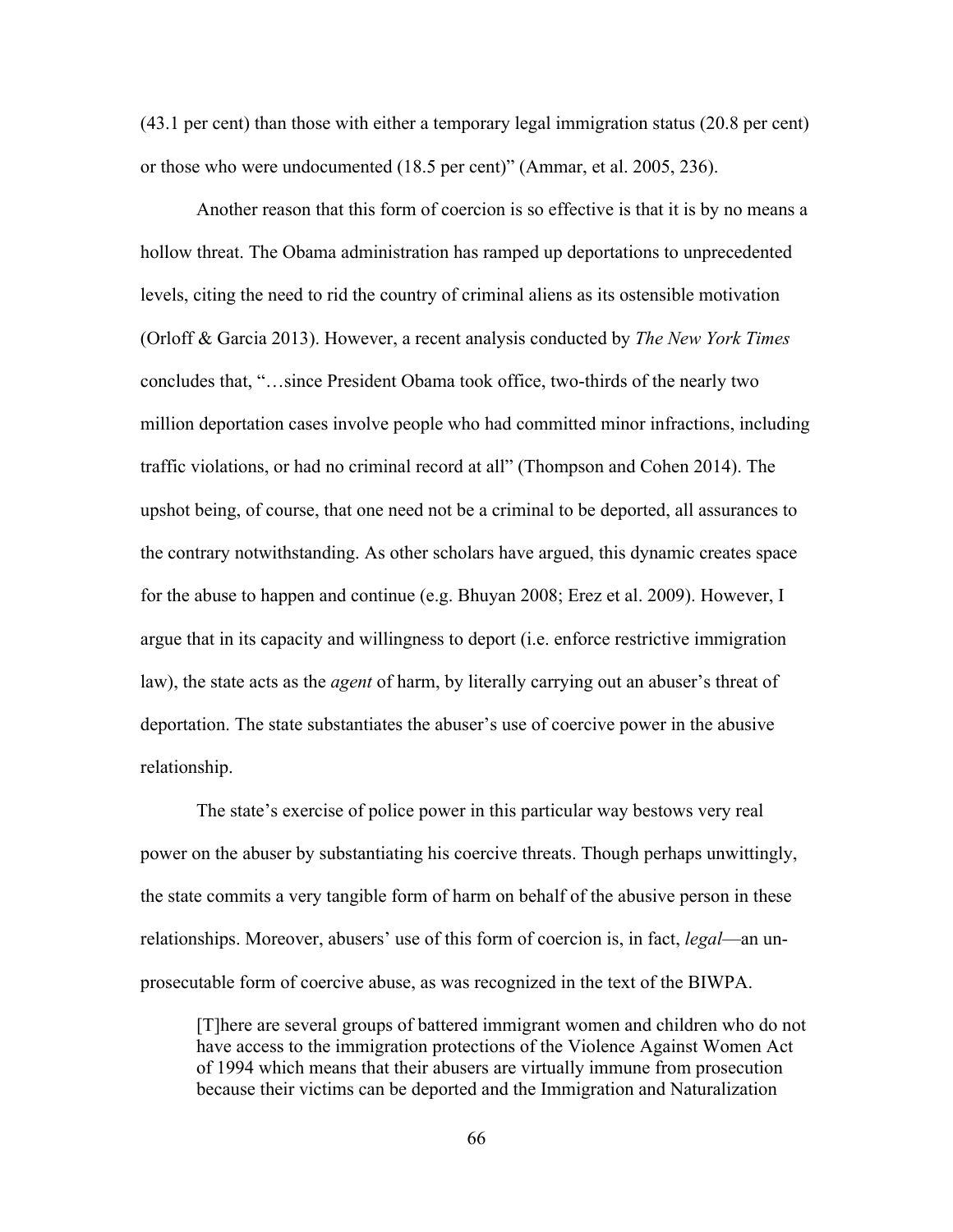(43.1 per cent) than those with either a temporary legal immigration status (20.8 per cent) or those who were undocumented (18.5 per cent)" (Ammar, et al. 2005, 236).

Another reason that this form of coercion is so effective is that it is by no means a hollow threat. The Obama administration has ramped up deportations to unprecedented levels, citing the need to rid the country of criminal aliens as its ostensible motivation (Orloff & Garcia 2013). However, a recent analysis conducted by *The New York Times* concludes that, "…since President Obama took office, two-thirds of the nearly two million deportation cases involve people who had committed minor infractions, including traffic violations, or had no criminal record at all" (Thompson and Cohen 2014). The upshot being, of course, that one need not be a criminal to be deported, all assurances to the contrary notwithstanding. As other scholars have argued, this dynamic creates space for the abuse to happen and continue (e.g. Bhuyan 2008; Erez et al. 2009). However, I argue that in its capacity and willingness to deport (i.e. enforce restrictive immigration law), the state acts as the *agent* of harm, by literally carrying out an abuser's threat of deportation. The state substantiates the abuser's use of coercive power in the abusive relationship.

The state's exercise of police power in this particular way bestows very real power on the abuser by substantiating his coercive threats. Though perhaps unwittingly, the state commits a very tangible form of harm on behalf of the abusive person in these relationships. Moreover, abusers' use of this form of coercion is, in fact, *legal*—an un-prosecutable form of coercive abuse, as was recognized in the text of the BIWPA.

> [T]here are several groups of battered immigrant women and children who do not have access to the immigration protections of the Violence Against Women Act of 1994 which means that their abusers are virtually immune from prosecution because their victims can be deported and the Immigration and Naturalization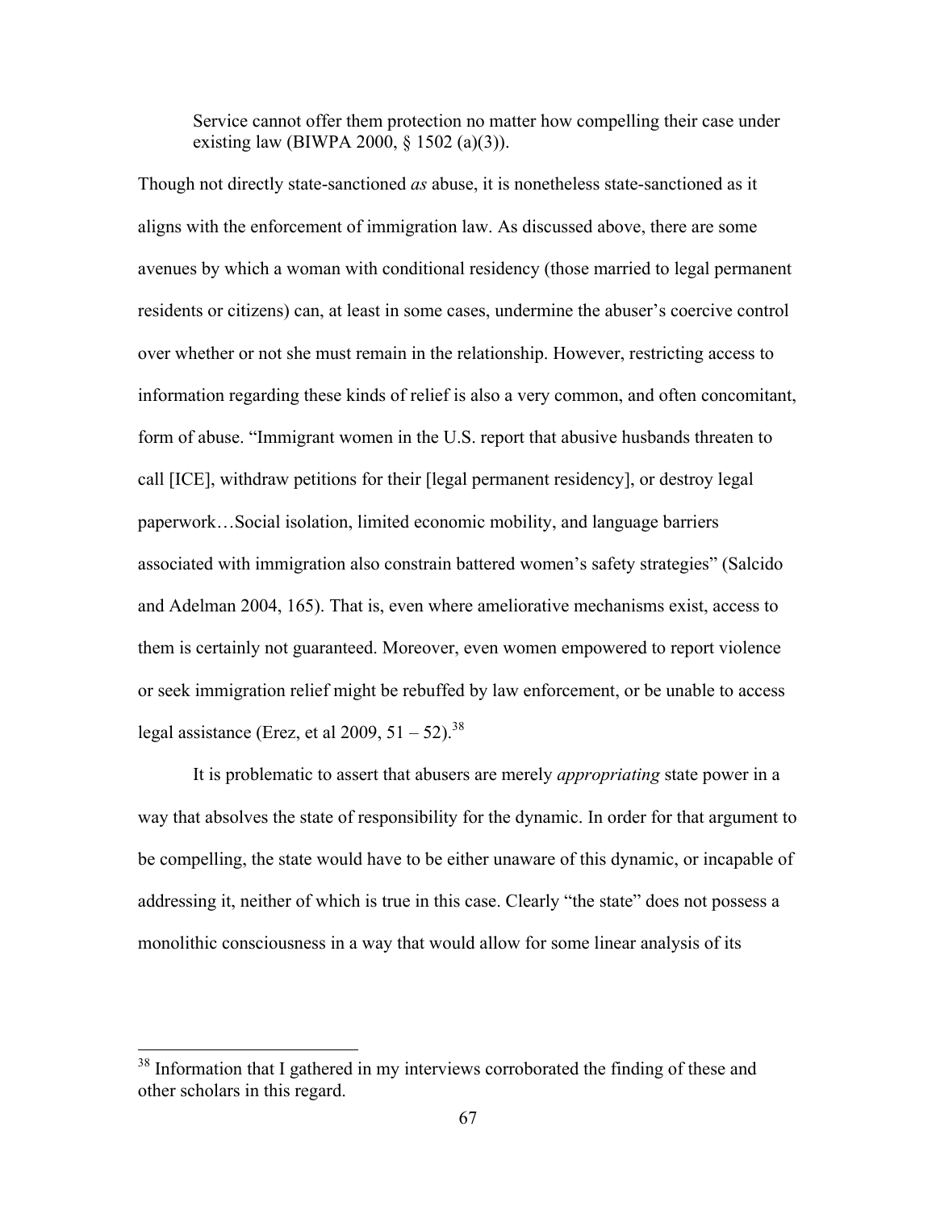> Service cannot offer them protection no matter how compelling their case under existing law (BIWPA 2000, § 1502 (a)(3)).

Though not directly state-sanctioned *as* abuse, it is nonetheless state-sanctioned as it aligns with the enforcement of immigration law. As discussed above, there are some avenues by which a woman with conditional residency (those married to legal permanent residents or citizens) can, at least in some cases, undermine the abuser's coercive control over whether or not she must remain in the relationship. However, restricting access to information regarding these kinds of relief is also a very common, and often concomitant, form of abuse. "Immigrant women in the U.S. report that abusive husbands threaten to call [ICE], withdraw petitions for their [legal permanent residency], or destroy legal paperwork…Social isolation, limited economic mobility, and language barriers associated with immigration also constrain battered women's safety strategies" (Salcido and Adelman 2004, 165). That is, even where ameliorative mechanisms exist, access to them is certainly not guaranteed. Moreover, even women empowered to report violence or seek immigration relief might be rebuffed by law enforcement, or be unable to access legal assistance (Erez, et al 2009, 51 – 52).[38]

It is problematic to assert that abusers are merely *appropriating* state power in a way that absolves the state of responsibility for the dynamic. In order for that argument to be compelling, the state would have to be either unaware of this dynamic, or incapable of addressing it, neither of which is true in this case. Clearly "the state" does not possess a monolithic consciousness in a way that would allow for some linear analysis of its

---

[38] Information that I gathered in my interviews corroborated the finding of these and other scholars in this regard.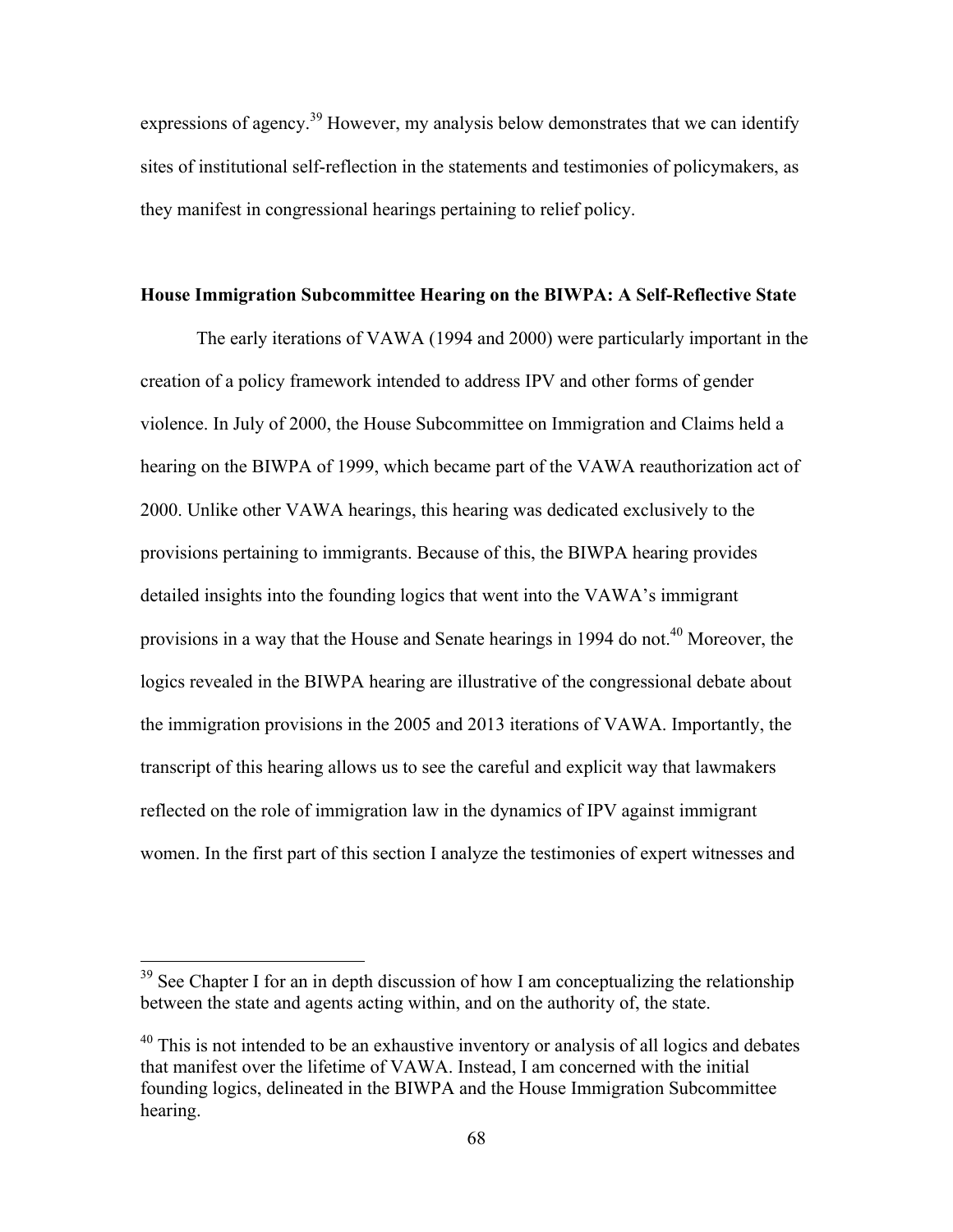expressions of agency.[39] However, my analysis below demonstrates that we can identify sites of institutional self-reflection in the statements and testimonies of policymakers, as they manifest in congressional hearings pertaining to relief policy.

**House Immigration Subcommittee Hearing on the BIWPA: A Self-Reflective State**

The early iterations of VAWA (1994 and 2000) were particularly important in the creation of a policy framework intended to address IPV and other forms of gender violence. In July of 2000, the House Subcommittee on Immigration and Claims held a hearing on the BIWPA of 1999, which became part of the VAWA reauthorization act of 2000. Unlike other VAWA hearings, this hearing was dedicated exclusively to the provisions pertaining to immigrants. Because of this, the BIWPA hearing provides detailed insights into the founding logics that went into the VAWA's immigrant provisions in a way that the House and Senate hearings in 1994 do not.[40] Moreover, the logics revealed in the BIWPA hearing are illustrative of the congressional debate about the immigration provisions in the 2005 and 2013 iterations of VAWA. Importantly, the transcript of this hearing allows us to see the careful and explicit way that lawmakers reflected on the role of immigration law in the dynamics of IPV against immigrant women. In the first part of this section I analyze the testimonies of expert witnesses and

---

[39] See Chapter I for an in depth discussion of how I am conceptualizing the relationship between the state and agents acting within, and on the authority of, the state.

[40] This is not intended to be an exhaustive inventory or analysis of all logics and debates that manifest over the lifetime of VAWA. Instead, I am concerned with the initial founding logics, delineated in the BIWPA and the House Immigration Subcommittee hearing.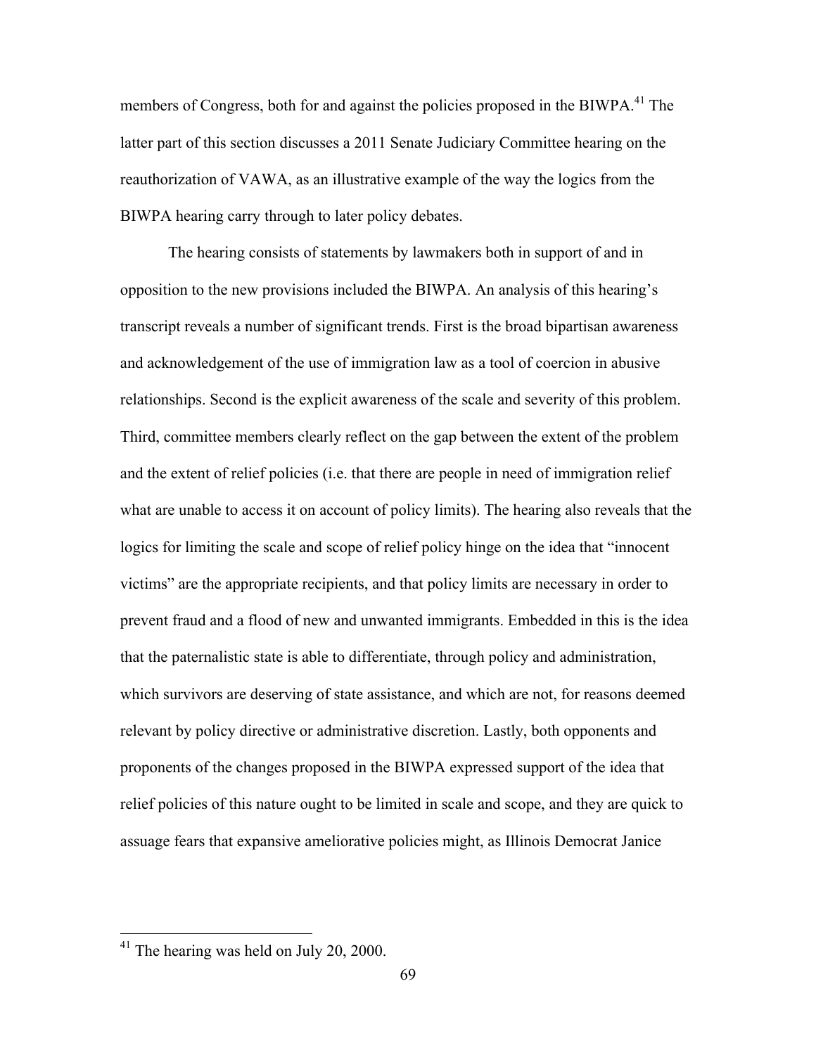members of Congress, both for and against the policies proposed in the BIWPA.[41] The latter part of this section discusses a 2011 Senate Judiciary Committee hearing on the reauthorization of VAWA, as an illustrative example of the way the logics from the BIWPA hearing carry through to later policy debates.

The hearing consists of statements by lawmakers both in support of and in opposition to the new provisions included the BIWPA. An analysis of this hearing's transcript reveals a number of significant trends. First is the broad bipartisan awareness and acknowledgement of the use of immigration law as a tool of coercion in abusive relationships. Second is the explicit awareness of the scale and severity of this problem. Third, committee members clearly reflect on the gap between the extent of the problem and the extent of relief policies (i.e. that there are people in need of immigration relief what are unable to access it on account of policy limits). The hearing also reveals that the logics for limiting the scale and scope of relief policy hinge on the idea that "innocent victims" are the appropriate recipients, and that policy limits are necessary in order to prevent fraud and a flood of new and unwanted immigrants. Embedded in this is the idea that the paternalistic state is able to differentiate, through policy and administration, which survivors are deserving of state assistance, and which are not, for reasons deemed relevant by policy directive or administrative discretion. Lastly, both opponents and proponents of the changes proposed in the BIWPA expressed support of the idea that relief policies of this nature ought to be limited in scale and scope, and they are quick to assuage fears that expansive ameliorative policies might, as Illinois Democrat Janice

[41] The hearing was held on July 20, 2000.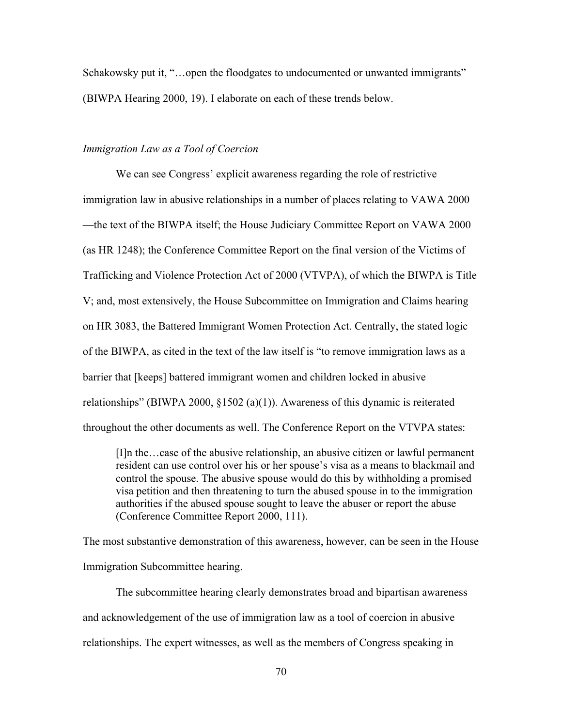Schakowsky put it, "…open the floodgates to undocumented or unwanted immigrants" (BIWPA Hearing 2000, 19). I elaborate on each of these trends below.

*Immigration Law as a Tool of Coercion*

We can see Congress' explicit awareness regarding the role of restrictive immigration law in abusive relationships in a number of places relating to VAWA 2000—the text of the BIWPA itself; the House Judiciary Committee Report on VAWA 2000 (as HR 1248); the Conference Committee Report on the final version of the Victims of Trafficking and Violence Protection Act of 2000 (VTVPA), of which the BIWPA is Title V; and, most extensively, the House Subcommittee on Immigration and Claims hearing on HR 3083, the Battered Immigrant Women Protection Act. Centrally, the stated logic of the BIWPA, as cited in the text of the law itself is "to remove immigration laws as a barrier that [keeps] battered immigrant women and children locked in abusive relationships" (BIWPA 2000, §1502 (a)(1)). Awareness of this dynamic is reiterated throughout the other documents as well. The Conference Report on the VTVPA states:

> [I]n the…case of the abusive relationship, an abusive citizen or lawful permanent resident can use control over his or her spouse's visa as a means to blackmail and control the spouse. The abusive spouse would do this by withholding a promised visa petition and then threatening to turn the abused spouse in to the immigration authorities if the abused spouse sought to leave the abuser or report the abuse (Conference Committee Report 2000, 111).

The most substantive demonstration of this awareness, however, can be seen in the House Immigration Subcommittee hearing.

The subcommittee hearing clearly demonstrates broad and bipartisan awareness and acknowledgement of the use of immigration law as a tool of coercion in abusive relationships. The expert witnesses, as well as the members of Congress speaking in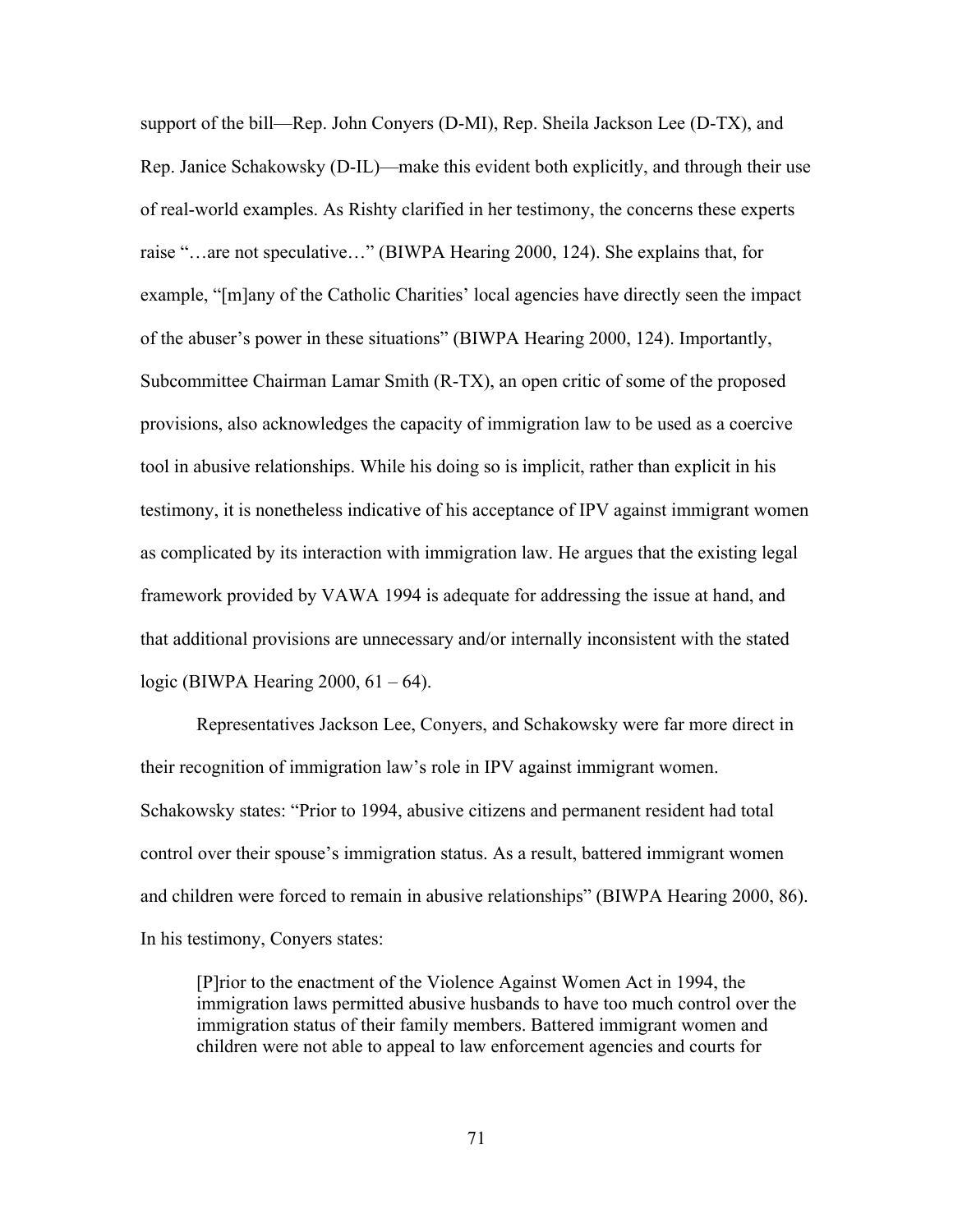support of the bill—Rep. John Conyers (D-MI), Rep. Sheila Jackson Lee (D-TX), and Rep. Janice Schakowsky (D-IL)—make this evident both explicitly, and through their use of real-world examples. As Rishty clarified in her testimony, the concerns these experts raise "…are not speculative…" (BIWPA Hearing 2000, 124). She explains that, for example, "[m]any of the Catholic Charities' local agencies have directly seen the impact of the abuser's power in these situations" (BIWPA Hearing 2000, 124). Importantly, Subcommittee Chairman Lamar Smith (R-TX), an open critic of some of the proposed provisions, also acknowledges the capacity of immigration law to be used as a coercive tool in abusive relationships. While his doing so is implicit, rather than explicit in his testimony, it is nonetheless indicative of his acceptance of IPV against immigrant women as complicated by its interaction with immigration law. He argues that the existing legal framework provided by VAWA 1994 is adequate for addressing the issue at hand, and that additional provisions are unnecessary and/or internally inconsistent with the stated logic (BIWPA Hearing 2000, 61 – 64).

Representatives Jackson Lee, Conyers, and Schakowsky were far more direct in their recognition of immigration law's role in IPV against immigrant women. Schakowsky states: "Prior to 1994, abusive citizens and permanent resident had total control over their spouse's immigration status. As a result, battered immigrant women and children were forced to remain in abusive relationships" (BIWPA Hearing 2000, 86). In his testimony, Conyers states:

> [P]rior to the enactment of the Violence Against Women Act in 1994, the immigration laws permitted abusive husbands to have too much control over the immigration status of their family members. Battered immigrant women and children were not able to appeal to law enforcement agencies and courts for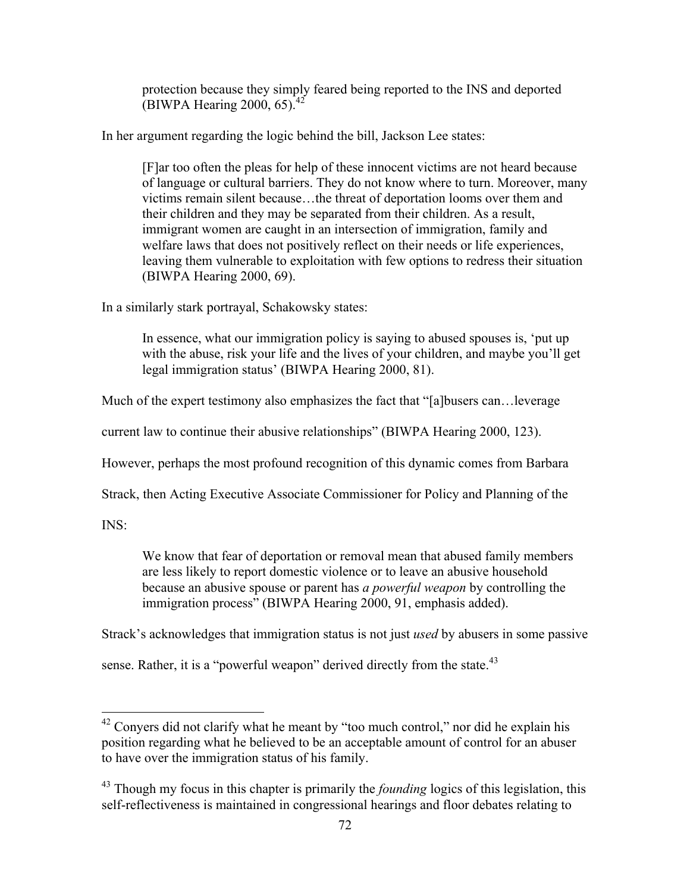> protection because they simply feared being reported to the INS and deported (BIWPA Hearing 2000, 65).[42]

In her argument regarding the logic behind the bill, Jackson Lee states:

> [F]ar too often the pleas for help of these innocent victims are not heard because of language or cultural barriers. They do not know where to turn. Moreover, many victims remain silent because…the threat of deportation looms over them and their children and they may be separated from their children. As a result, immigrant women are caught in an intersection of immigration, family and welfare laws that does not positively reflect on their needs or life experiences, leaving them vulnerable to exploitation with few options to redress their situation (BIWPA Hearing 2000, 69).

In a similarly stark portrayal, Schakowsky states:

> In essence, what our immigration policy is saying to abused spouses is, 'put up with the abuse, risk your life and the lives of your children, and maybe you'll get legal immigration status' (BIWPA Hearing 2000, 81).

Much of the expert testimony also emphasizes the fact that "[a]busers can…leverage current law to continue their abusive relationships" (BIWPA Hearing 2000, 123). However, perhaps the most profound recognition of this dynamic comes from Barbara Strack, then Acting Executive Associate Commissioner for Policy and Planning of the INS:

> We know that fear of deportation or removal mean that abused family members are less likely to report domestic violence or to leave an abusive household because an abusive spouse or parent has *a powerful weapon* by controlling the immigration process" (BIWPA Hearing 2000, 91, emphasis added).

Strack's acknowledges that immigration status is not just *used* by abusers in some passive sense. Rather, it is a "powerful weapon" derived directly from the state.[43]

---

[42] Conyers did not clarify what he meant by "too much control," nor did he explain his position regarding what he believed to be an acceptable amount of control for an abuser to have over the immigration status of his family.

[43] Though my focus in this chapter is primarily the *founding* logics of this legislation, this self-reflectiveness is maintained in congressional hearings and floor debates relating to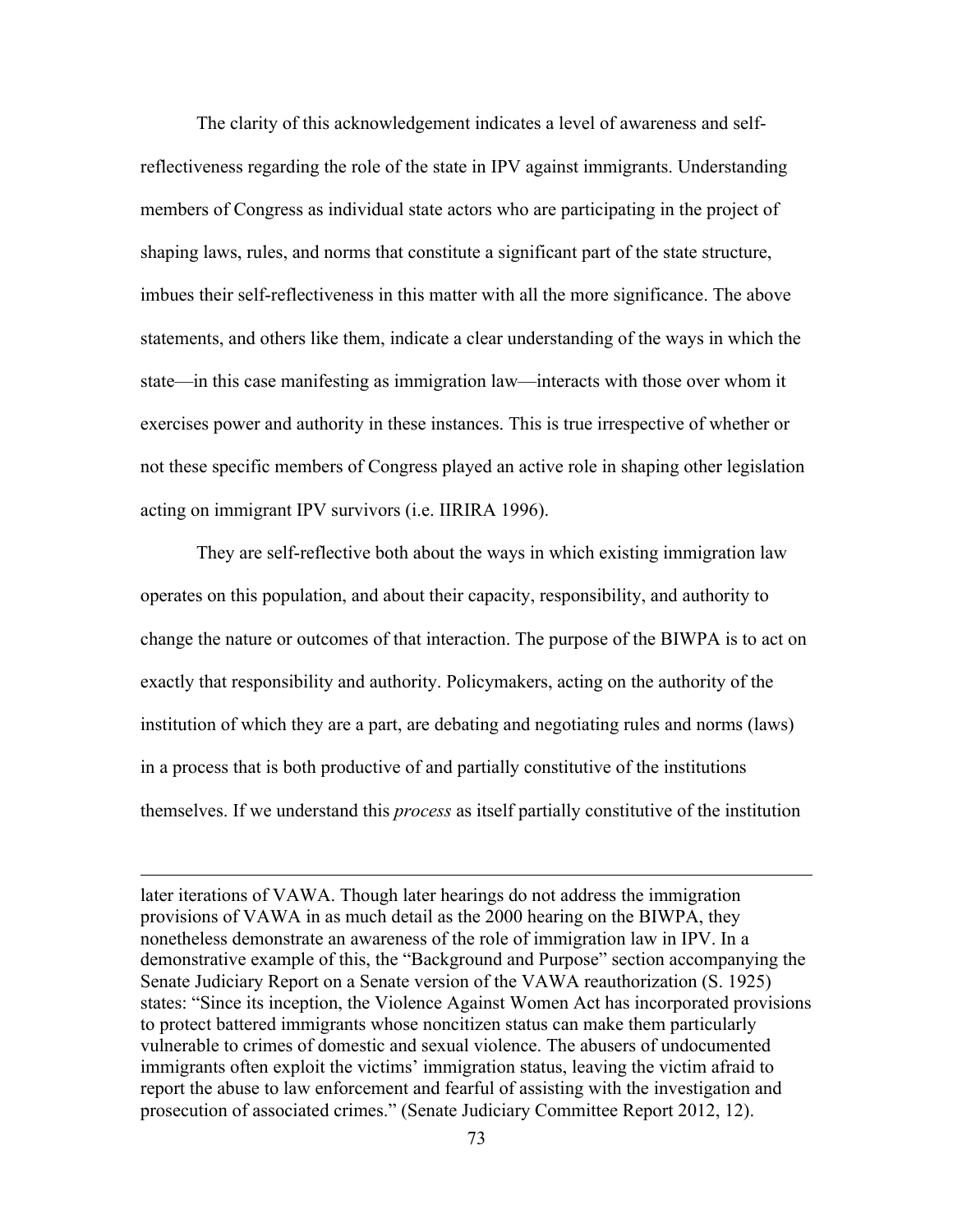The clarity of this acknowledgement indicates a level of awareness and self-reflectiveness regarding the role of the state in IPV against immigrants. Understanding members of Congress as individual state actors who are participating in the project of shaping laws, rules, and norms that constitute a significant part of the state structure, imbues their self-reflectiveness in this matter with all the more significance. The above statements, and others like them, indicate a clear understanding of the ways in which the state—in this case manifesting as immigration law—interacts with those over whom it exercises power and authority in these instances. This is true irrespective of whether or not these specific members of Congress played an active role in shaping other legislation acting on immigrant IPV survivors (i.e. IIRIRA 1996).

They are self-reflective both about the ways in which existing immigration law operates on this population, and about their capacity, responsibility, and authority to change the nature or outcomes of that interaction. The purpose of the BIWPA is to act on exactly that responsibility and authority. Policymakers, acting on the authority of the institution of which they are a part, are debating and negotiating rules and norms (laws) in a process that is both productive of and partially constitutive of the institutions themselves. If we understand this *process* as itself partially constitutive of the institution

---

later iterations of VAWA. Though later hearings do not address the immigration provisions of VAWA in as much detail as the 2000 hearing on the BIWPA, they nonetheless demonstrate an awareness of the role of immigration law in IPV. In a demonstrative example of this, the "Background and Purpose" section accompanying the Senate Judiciary Report on a Senate version of the VAWA reauthorization (S. 1925) states: "Since its inception, the Violence Against Women Act has incorporated provisions to protect battered immigrants whose noncitizen status can make them particularly vulnerable to crimes of domestic and sexual violence. The abusers of undocumented immigrants often exploit the victims' immigration status, leaving the victim afraid to report the abuse to law enforcement and fearful of assisting with the investigation and prosecution of associated crimes." (Senate Judiciary Committee Report 2012, 12).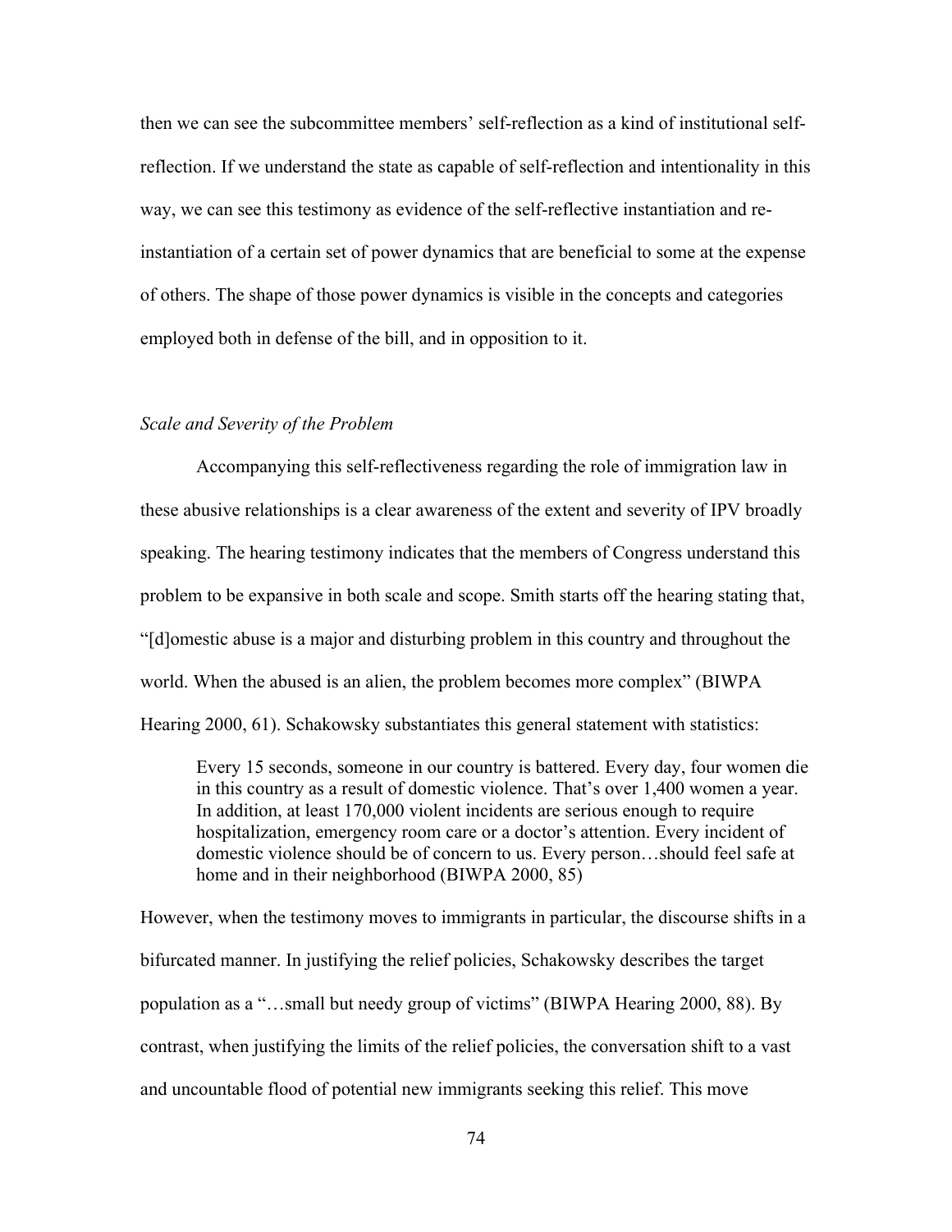then we can see the subcommittee members' self-reflection as a kind of institutional self-reflection. If we understand the state as capable of self-reflection and intentionality in this way, we can see this testimony as evidence of the self-reflective instantiation and re-instantiation of a certain set of power dynamics that are beneficial to some at the expense of others. The shape of those power dynamics is visible in the concepts and categories employed both in defense of the bill, and in opposition to it.

*Scale and Severity of the Problem*

Accompanying this self-reflectiveness regarding the role of immigration law in these abusive relationships is a clear awareness of the extent and severity of IPV broadly speaking. The hearing testimony indicates that the members of Congress understand this problem to be expansive in both scale and scope. Smith starts off the hearing stating that, "[d]omestic abuse is a major and disturbing problem in this country and throughout the world. When the abused is an alien, the problem becomes more complex" (BIWPA Hearing 2000, 61). Schakowsky substantiates this general statement with statistics:

> Every 15 seconds, someone in our country is battered. Every day, four women die in this country as a result of domestic violence. That's over 1,400 women a year. In addition, at least 170,000 violent incidents are serious enough to require hospitalization, emergency room care or a doctor's attention. Every incident of domestic violence should be of concern to us. Every person…should feel safe at home and in their neighborhood (BIWPA 2000, 85)

However, when the testimony moves to immigrants in particular, the discourse shifts in a bifurcated manner. In justifying the relief policies, Schakowsky describes the target population as a "…small but needy group of victims" (BIWPA Hearing 2000, 88). By contrast, when justifying the limits of the relief policies, the conversation shift to a vast and uncountable flood of potential new immigrants seeking this relief. This move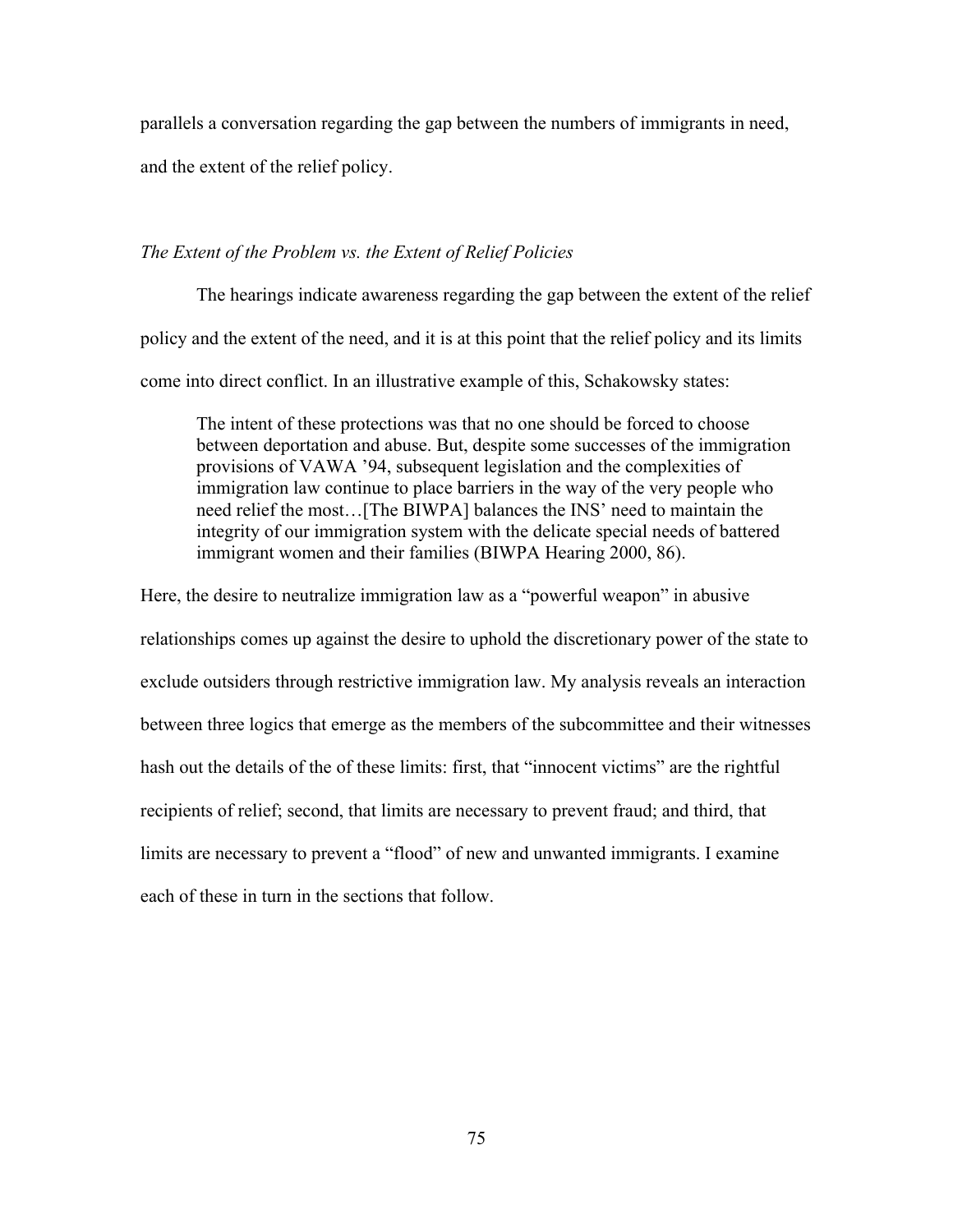parallels a conversation regarding the gap between the numbers of immigrants in need, and the extent of the relief policy.

*The Extent of the Problem vs. the Extent of Relief Policies*

The hearings indicate awareness regarding the gap between the extent of the relief policy and the extent of the need, and it is at this point that the relief policy and its limits come into direct conflict. In an illustrative example of this, Schakowsky states:

> The intent of these protections was that no one should be forced to choose between deportation and abuse. But, despite some successes of the immigration provisions of VAWA '94, subsequent legislation and the complexities of immigration law continue to place barriers in the way of the very people who need relief the most…[The BIWPA] balances the INS' need to maintain the integrity of our immigration system with the delicate special needs of battered immigrant women and their families (BIWPA Hearing 2000, 86).

Here, the desire to neutralize immigration law as a "powerful weapon" in abusive relationships comes up against the desire to uphold the discretionary power of the state to exclude outsiders through restrictive immigration law. My analysis reveals an interaction between three logics that emerge as the members of the subcommittee and their witnesses hash out the details of the of these limits: first, that "innocent victims" are the rightful recipients of relief; second, that limits are necessary to prevent fraud; and third, that limits are necessary to prevent a "flood" of new and unwanted immigrants. I examine each of these in turn in the sections that follow.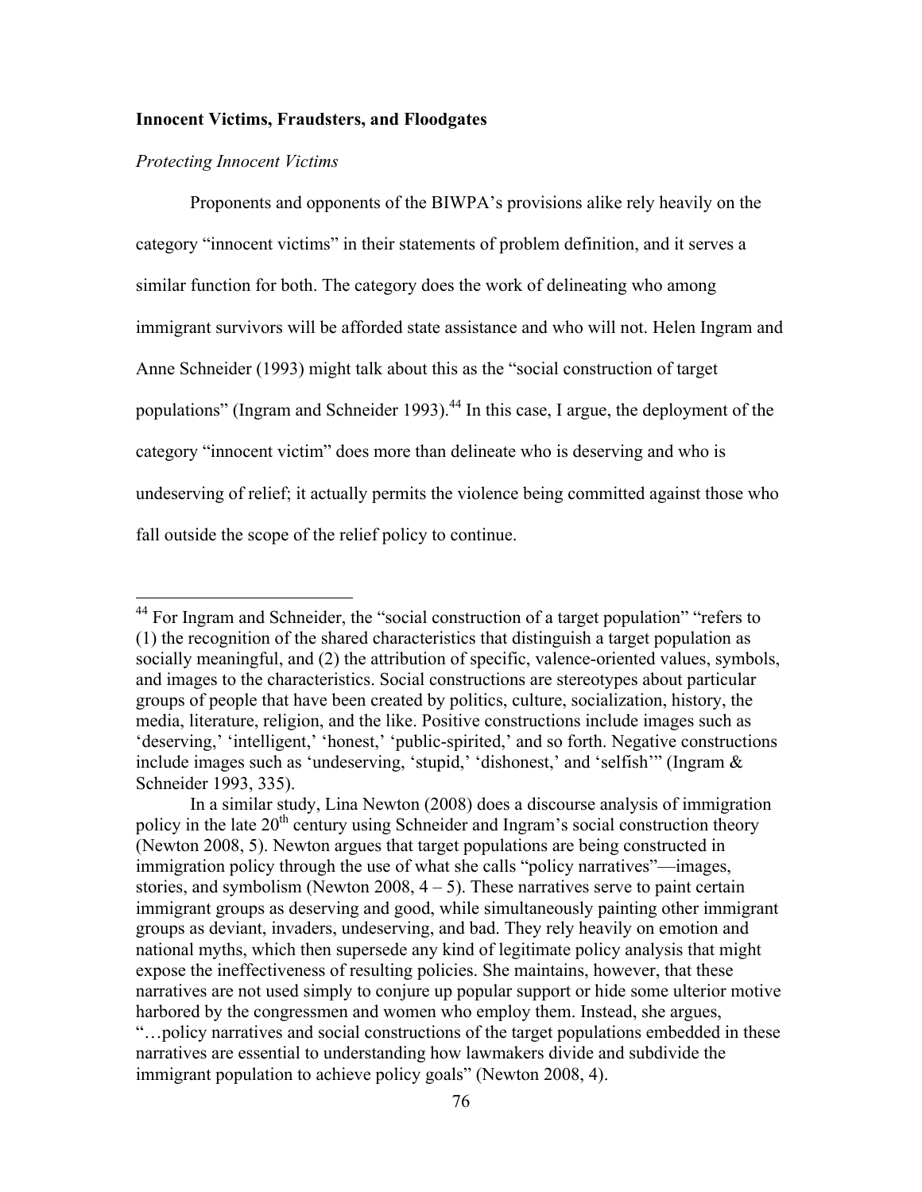### Innocent Victims, Fraudsters, and Floodgates

*Protecting Innocent Victims*

Proponents and opponents of the BIWPA's provisions alike rely heavily on the category "innocent victims" in their statements of problem definition, and it serves a similar function for both. The category does the work of delineating who among immigrant survivors will be afforded state assistance and who will not. Helen Ingram and Anne Schneider (1993) might talk about this as the "social construction of target populations" (Ingram and Schneider 1993).[44] In this case, I argue, the deployment of the category "innocent victim" does more than delineate who is deserving and who is undeserving of relief; it actually permits the violence being committed against those who fall outside the scope of the relief policy to continue.

---

[44] For Ingram and Schneider, the "social construction of a target population" "refers to (1) the recognition of the shared characteristics that distinguish a target population as socially meaningful, and (2) the attribution of specific, valence-oriented values, symbols, and images to the characteristics. Social constructions are stereotypes about particular groups of people that have been created by politics, culture, socialization, history, the media, literature, religion, and the like. Positive constructions include images such as 'deserving,' 'intelligent,' 'honest,' 'public-spirited,' and so forth. Negative constructions include images such as 'undeserving, 'stupid,' 'dishonest,' and 'selfish'" (Ingram & Schneider 1993, 335).

In a similar study, Lina Newton (2008) does a discourse analysis of immigration policy in the late 20th century using Schneider and Ingram's social construction theory (Newton 2008, 5). Newton argues that target populations are being constructed in immigration policy through the use of what she calls "policy narratives"—images, stories, and symbolism (Newton 2008, 4 – 5). These narratives serve to paint certain immigrant groups as deserving and good, while simultaneously painting other immigrant groups as deviant, invaders, undeserving, and bad. They rely heavily on emotion and national myths, which then supersede any kind of legitimate policy analysis that might expose the ineffectiveness of resulting policies. She maintains, however, that these narratives are not used simply to conjure up popular support or hide some ulterior motive harbored by the congressmen and women who employ them. Instead, she argues, "…policy narratives and social constructions of the target populations embedded in these narratives are essential to understanding how lawmakers divide and subdivide the immigrant population to achieve policy goals" (Newton 2008, 4).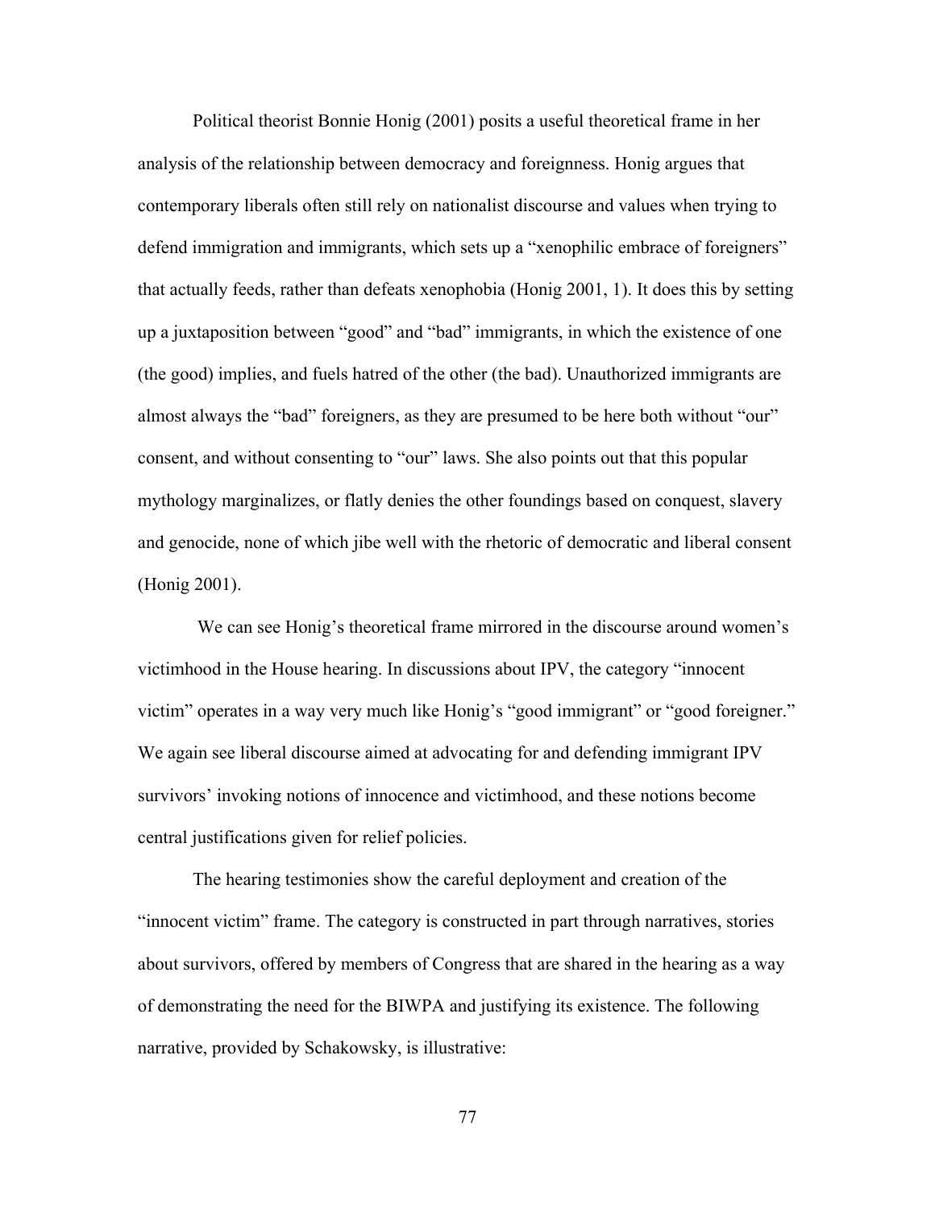Political theorist Bonnie Honig (2001) posits a useful theoretical frame in her analysis of the relationship between democracy and foreignness. Honig argues that contemporary liberals often still rely on nationalist discourse and values when trying to defend immigration and immigrants, which sets up a "xenophilic embrace of foreigners" that actually feeds, rather than defeats xenophobia (Honig 2001, 1). It does this by setting up a juxtaposition between "good" and "bad" immigrants, in which the existence of one (the good) implies, and fuels hatred of the other (the bad). Unauthorized immigrants are almost always the "bad" foreigners, as they are presumed to be here both without "our" consent, and without consenting to "our" laws. She also points out that this popular mythology marginalizes, or flatly denies the other foundings based on conquest, slavery and genocide, none of which jibe well with the rhetoric of democratic and liberal consent (Honig 2001).

We can see Honig's theoretical frame mirrored in the discourse around women's victimhood in the House hearing. In discussions about IPV, the category "innocent victim" operates in a way very much like Honig's "good immigrant" or "good foreigner." We again see liberal discourse aimed at advocating for and defending immigrant IPV survivors' invoking notions of innocence and victimhood, and these notions become central justifications given for relief policies.

The hearing testimonies show the careful deployment and creation of the "innocent victim" frame. The category is constructed in part through narratives, stories about survivors, offered by members of Congress that are shared in the hearing as a way of demonstrating the need for the BIWPA and justifying its existence. The following narrative, provided by Schakowsky, is illustrative: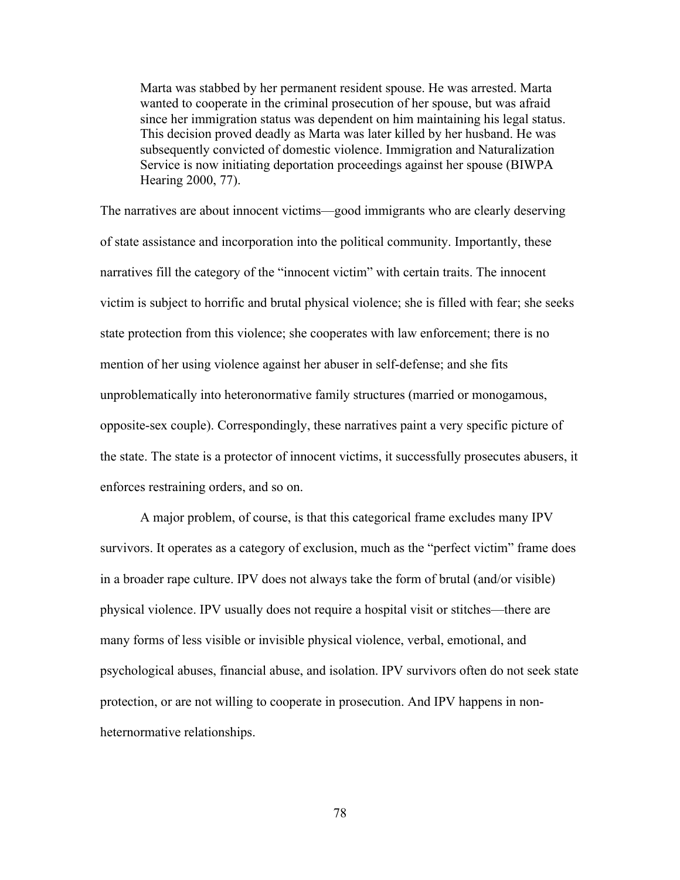> Marta was stabbed by her permanent resident spouse. He was arrested. Marta wanted to cooperate in the criminal prosecution of her spouse, but was afraid since her immigration status was dependent on him maintaining his legal status. This decision proved deadly as Marta was later killed by her husband. He was subsequently convicted of domestic violence. Immigration and Naturalization Service is now initiating deportation proceedings against her spouse (BIWPA Hearing 2000, 77).

The narratives are about innocent victims—good immigrants who are clearly deserving of state assistance and incorporation into the political community. Importantly, these narratives fill the category of the "innocent victim" with certain traits. The innocent victim is subject to horrific and brutal physical violence; she is filled with fear; she seeks state protection from this violence; she cooperates with law enforcement; there is no mention of her using violence against her abuser in self-defense; and she fits unproblematically into heteronormative family structures (married or monogamous, opposite-sex couple). Correspondingly, these narratives paint a very specific picture of the state. The state is a protector of innocent victims, it successfully prosecutes abusers, it enforces restraining orders, and so on.

A major problem, of course, is that this categorical frame excludes many IPV survivors. It operates as a category of exclusion, much as the "perfect victim" frame does in a broader rape culture. IPV does not always take the form of brutal (and/or visible) physical violence. IPV usually does not require a hospital visit or stitches—there are many forms of less visible or invisible physical violence, verbal, emotional, and psychological abuses, financial abuse, and isolation. IPV survivors often do not seek state protection, or are not willing to cooperate in prosecution. And IPV happens in non-heternormative relationships.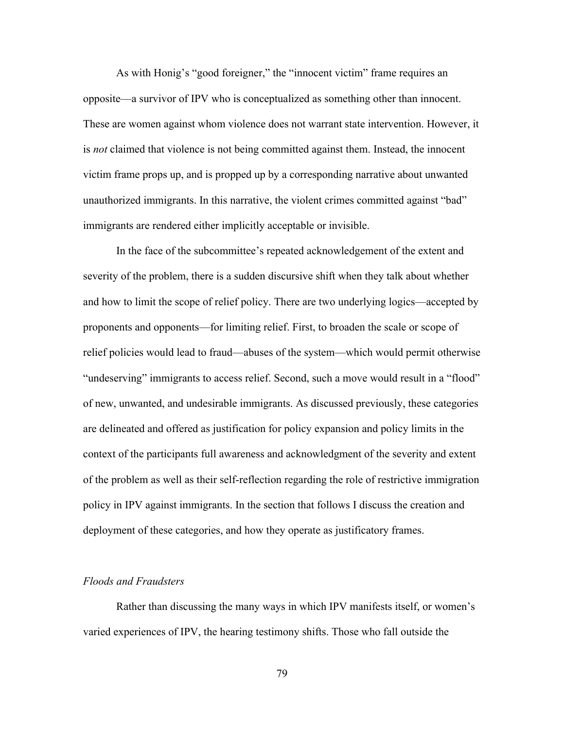As with Honig's "good foreigner," the "innocent victim" frame requires an opposite—a survivor of IPV who is conceptualized as something other than innocent. These are women against whom violence does not warrant state intervention. However, it is *not* claimed that violence is not being committed against them. Instead, the innocent victim frame props up, and is propped up by a corresponding narrative about unwanted unauthorized immigrants. In this narrative, the violent crimes committed against "bad" immigrants are rendered either implicitly acceptable or invisible.

In the face of the subcommittee's repeated acknowledgement of the extent and severity of the problem, there is a sudden discursive shift when they talk about whether and how to limit the scope of relief policy. There are two underlying logics—accepted by proponents and opponents—for limiting relief. First, to broaden the scale or scope of relief policies would lead to fraud—abuses of the system—which would permit otherwise "undeserving" immigrants to access relief. Second, such a move would result in a "flood" of new, unwanted, and undesirable immigrants. As discussed previously, these categories are delineated and offered as justification for policy expansion and policy limits in the context of the participants full awareness and acknowledgment of the severity and extent of the problem as well as their self-reflection regarding the role of restrictive immigration policy in IPV against immigrants. In the section that follows I discuss the creation and deployment of these categories, and how they operate as justificatory frames.

### *Floods and Fraudsters*

Rather than discussing the many ways in which IPV manifests itself, or women's varied experiences of IPV, the hearing testimony shifts. Those who fall outside the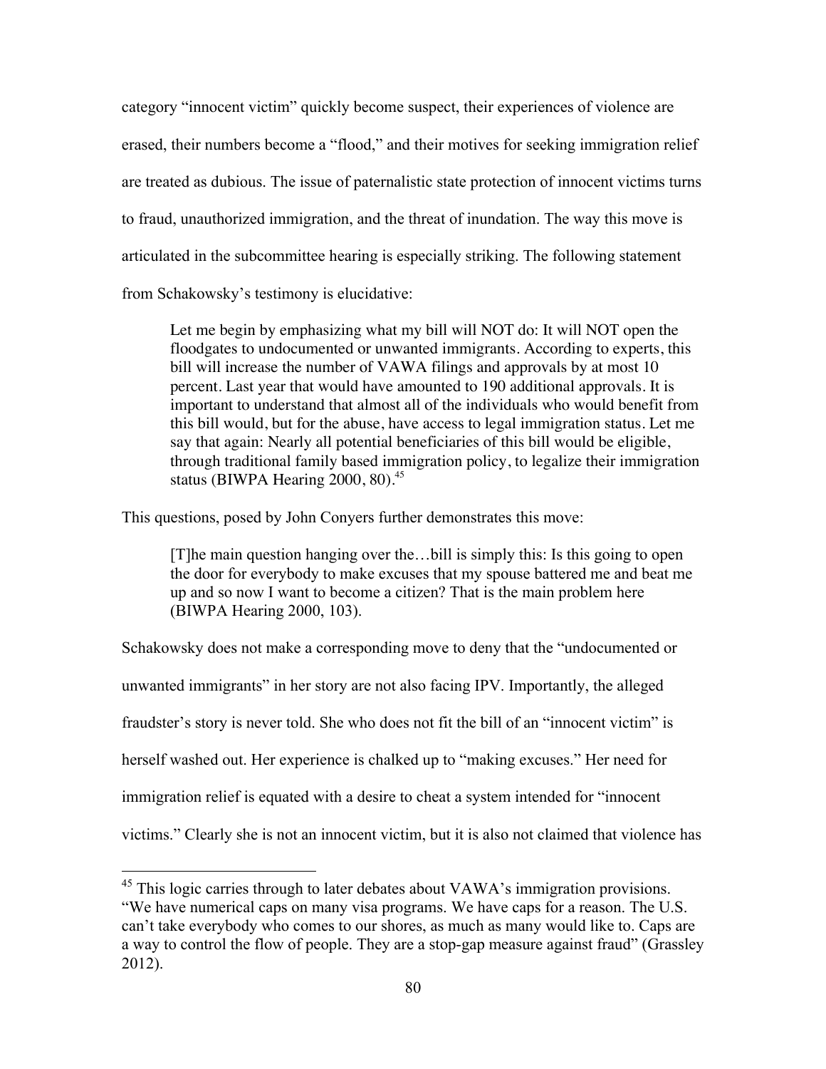category "innocent victim" quickly become suspect, their experiences of violence are erased, their numbers become a "flood," and their motives for seeking immigration relief are treated as dubious. The issue of paternalistic state protection of innocent victims turns to fraud, unauthorized immigration, and the threat of inundation. The way this move is articulated in the subcommittee hearing is especially striking. The following statement from Schakowsky's testimony is elucidative:

> Let me begin by emphasizing what my bill will NOT do: It will NOT open the floodgates to undocumented or unwanted immigrants. According to experts, this bill will increase the number of VAWA filings and approvals by at most 10 percent. Last year that would have amounted to 190 additional approvals. It is important to understand that almost all of the individuals who would benefit from this bill would, but for the abuse, have access to legal immigration status. Let me say that again: Nearly all potential beneficiaries of this bill would be eligible, through traditional family based immigration policy, to legalize their immigration status (BIWPA Hearing 2000, 80).[45]

This questions, posed by John Conyers further demonstrates this move:

> [T]he main question hanging over the…bill is simply this: Is this going to open the door for everybody to make excuses that my spouse battered me and beat me up and so now I want to become a citizen? That is the main problem here (BIWPA Hearing 2000, 103).

Schakowsky does not make a corresponding move to deny that the "undocumented or unwanted immigrants" in her story are not also facing IPV. Importantly, the alleged fraudster's story is never told. She who does not fit the bill of an "innocent victim" is herself washed out. Her experience is chalked up to "making excuses." Her need for immigration relief is equated with a desire to cheat a system intended for "innocent victims." Clearly she is not an innocent victim, but it is also not claimed that violence has

---

[45] This logic carries through to later debates about VAWA's immigration provisions. "We have numerical caps on many visa programs. We have caps for a reason. The U.S. can't take everybody who comes to our shores, as much as many would like to. Caps are a way to control the flow of people. They are a stop-gap measure against fraud" (Grassley 2012).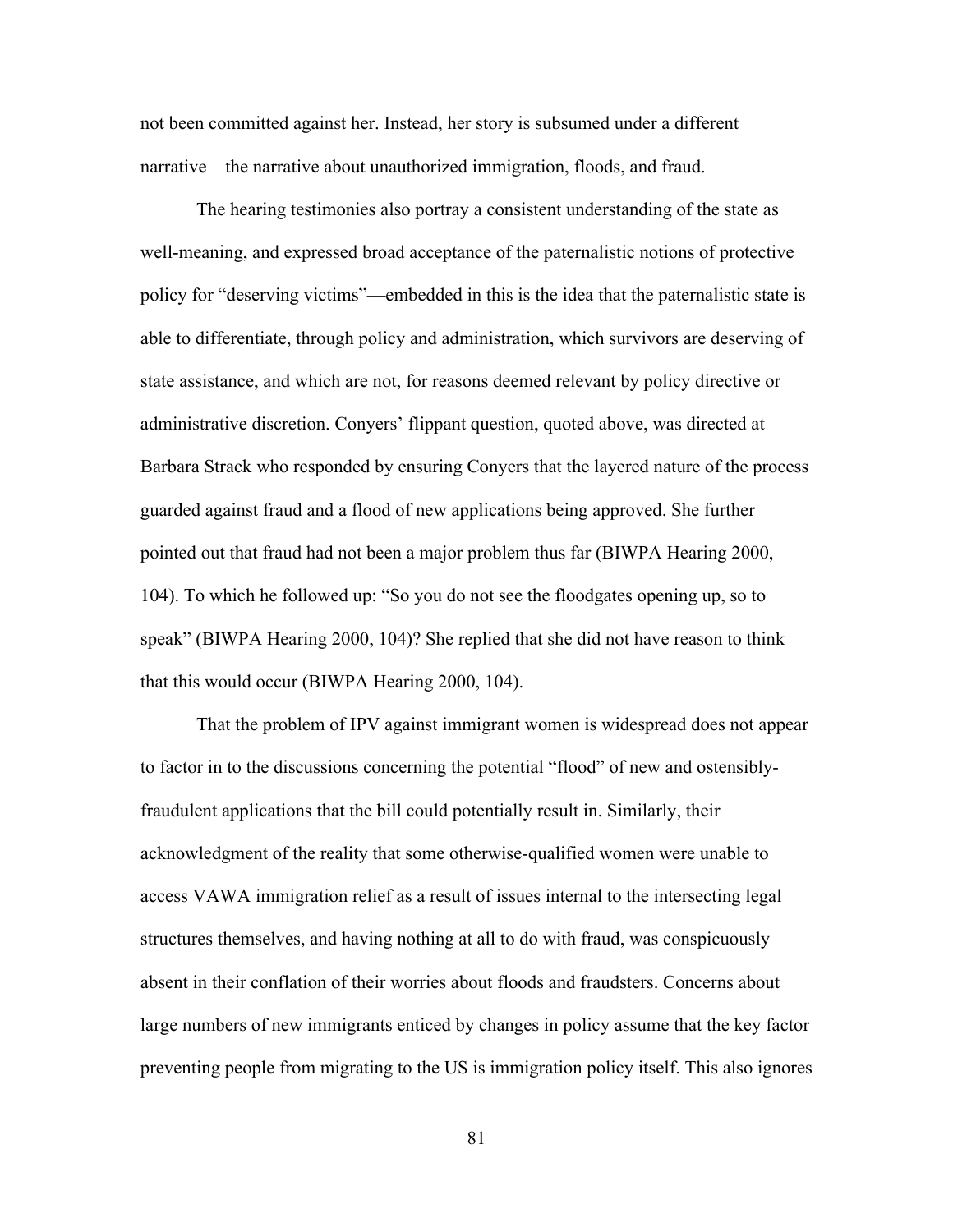not been committed against her. Instead, her story is subsumed under a different narrative—the narrative about unauthorized immigration, floods, and fraud.

The hearing testimonies also portray a consistent understanding of the state as well-meaning, and expressed broad acceptance of the paternalistic notions of protective policy for "deserving victims"—embedded in this is the idea that the paternalistic state is able to differentiate, through policy and administration, which survivors are deserving of state assistance, and which are not, for reasons deemed relevant by policy directive or administrative discretion. Conyers' flippant question, quoted above, was directed at Barbara Strack who responded by ensuring Conyers that the layered nature of the process guarded against fraud and a flood of new applications being approved. She further pointed out that fraud had not been a major problem thus far (BIWPA Hearing 2000, 104). To which he followed up: "So you do not see the floodgates opening up, so to speak" (BIWPA Hearing 2000, 104)? She replied that she did not have reason to think that this would occur (BIWPA Hearing 2000, 104).

That the problem of IPV against immigrant women is widespread does not appear to factor in to the discussions concerning the potential "flood" of new and ostensibly-fraudulent applications that the bill could potentially result in. Similarly, their acknowledgment of the reality that some otherwise-qualified women were unable to access VAWA immigration relief as a result of issues internal to the intersecting legal structures themselves, and having nothing at all to do with fraud, was conspicuously absent in their conflation of their worries about floods and fraudsters. Concerns about large numbers of new immigrants enticed by changes in policy assume that the key factor preventing people from migrating to the US is immigration policy itself. This also ignores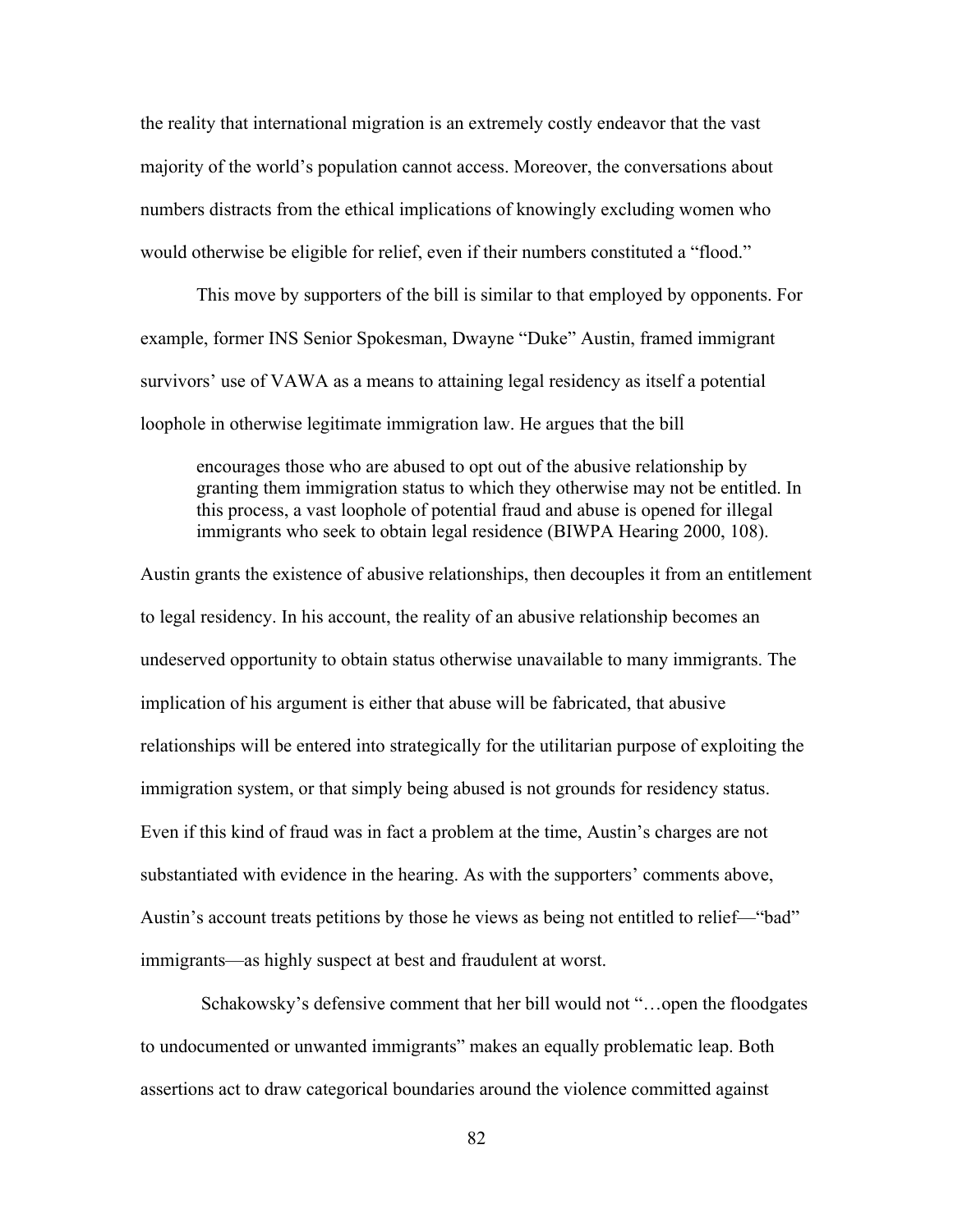the reality that international migration is an extremely costly endeavor that the vast majority of the world's population cannot access. Moreover, the conversations about numbers distracts from the ethical implications of knowingly excluding women who would otherwise be eligible for relief, even if their numbers constituted a "flood."

This move by supporters of the bill is similar to that employed by opponents. For example, former INS Senior Spokesman, Dwayne "Duke" Austin, framed immigrant survivors' use of VAWA as a means to attaining legal residency as itself a potential loophole in otherwise legitimate immigration law. He argues that the bill

> encourages those who are abused to opt out of the abusive relationship by granting them immigration status to which they otherwise may not be entitled. In this process, a vast loophole of potential fraud and abuse is opened for illegal immigrants who seek to obtain legal residence (BIWPA Hearing 2000, 108).

Austin grants the existence of abusive relationships, then decouples it from an entitlement to legal residency. In his account, the reality of an abusive relationship becomes an undeserved opportunity to obtain status otherwise unavailable to many immigrants. The implication of his argument is either that abuse will be fabricated, that abusive relationships will be entered into strategically for the utilitarian purpose of exploiting the immigration system, or that simply being abused is not grounds for residency status. Even if this kind of fraud was in fact a problem at the time, Austin's charges are not substantiated with evidence in the hearing. As with the supporters' comments above, Austin's account treats petitions by those he views as being not entitled to relief—"bad" immigrants—as highly suspect at best and fraudulent at worst.

Schakowsky's defensive comment that her bill would not "…open the floodgates to undocumented or unwanted immigrants" makes an equally problematic leap. Both assertions act to draw categorical boundaries around the violence committed against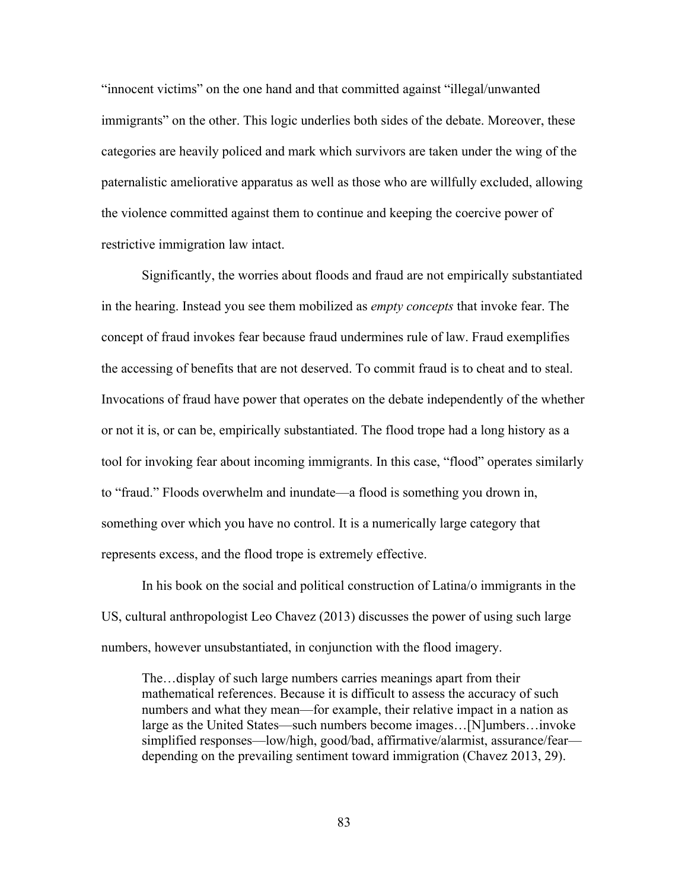"innocent victims" on the one hand and that committed against "illegal/unwanted immigrants" on the other. This logic underlies both sides of the debate. Moreover, these categories are heavily policed and mark which survivors are taken under the wing of the paternalistic ameliorative apparatus as well as those who are willfully excluded, allowing the violence committed against them to continue and keeping the coercive power of restrictive immigration law intact.

Significantly, the worries about floods and fraud are not empirically substantiated in the hearing. Instead you see them mobilized as *empty concepts* that invoke fear. The concept of fraud invokes fear because fraud undermines rule of law. Fraud exemplifies the accessing of benefits that are not deserved. To commit fraud is to cheat and to steal. Invocations of fraud have power that operates on the debate independently of the whether or not it is, or can be, empirically substantiated. The flood trope had a long history as a tool for invoking fear about incoming immigrants. In this case, "flood" operates similarly to "fraud." Floods overwhelm and inundate—a flood is something you drown in, something over which you have no control. It is a numerically large category that represents excess, and the flood trope is extremely effective.

In his book on the social and political construction of Latina/o immigrants in the US, cultural anthropologist Leo Chavez (2013) discusses the power of using such large numbers, however unsubstantiated, in conjunction with the flood imagery.

> The…display of such large numbers carries meanings apart from their mathematical references. Because it is difficult to assess the accuracy of such numbers and what they mean—for example, their relative impact in a nation as large as the United States—such numbers become images…[N]umbers…invoke simplified responses—low/high, good/bad, affirmative/alarmist, assurance/fear—depending on the prevailing sentiment toward immigration (Chavez 2013, 29).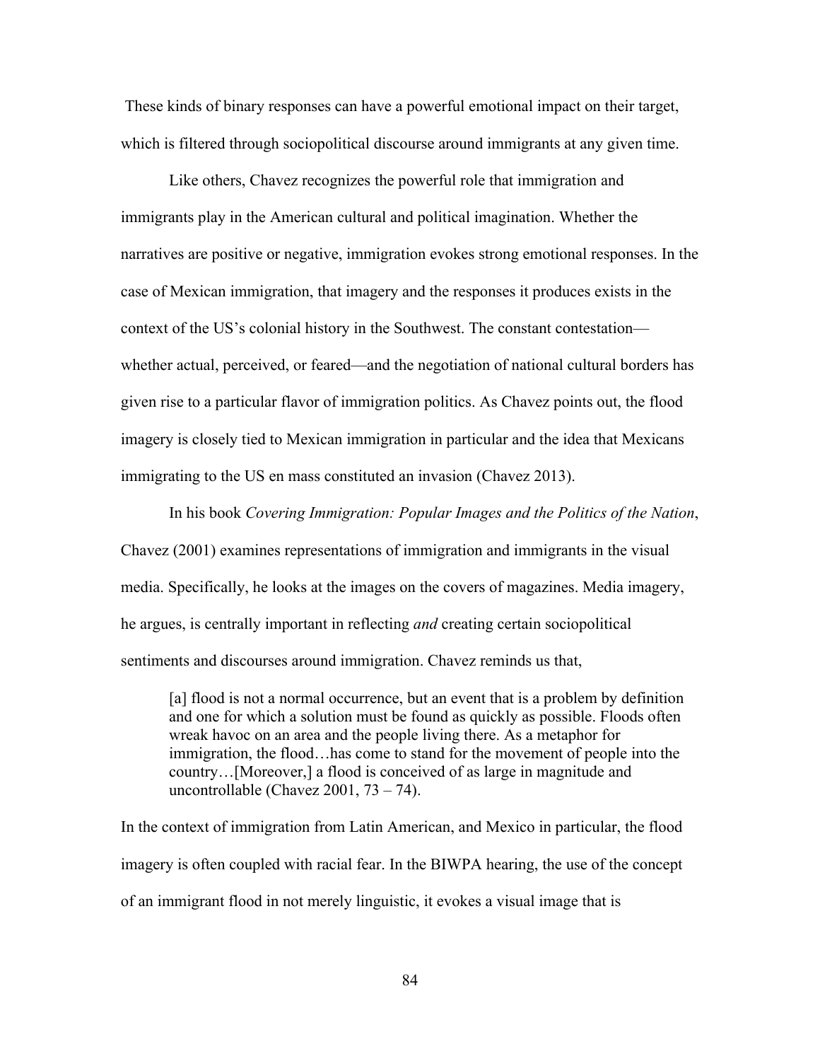These kinds of binary responses can have a powerful emotional impact on their target, which is filtered through sociopolitical discourse around immigrants at any given time.

Like others, Chavez recognizes the powerful role that immigration and immigrants play in the American cultural and political imagination. Whether the narratives are positive or negative, immigration evokes strong emotional responses. In the case of Mexican immigration, that imagery and the responses it produces exists in the context of the US's colonial history in the Southwest. The constant contestation—whether actual, perceived, or feared—and the negotiation of national cultural borders has given rise to a particular flavor of immigration politics. As Chavez points out, the flood imagery is closely tied to Mexican immigration in particular and the idea that Mexicans immigrating to the US en mass constituted an invasion (Chavez 2013).

In his book *Covering Immigration: Popular Images and the Politics of the Nation*, Chavez (2001) examines representations of immigration and immigrants in the visual media. Specifically, he looks at the images on the covers of magazines. Media imagery, he argues, is centrally important in reflecting *and* creating certain sociopolitical sentiments and discourses around immigration. Chavez reminds us that,

> [a] flood is not a normal occurrence, but an event that is a problem by definition and one for which a solution must be found as quickly as possible. Floods often wreak havoc on an area and the people living there. As a metaphor for immigration, the flood…has come to stand for the movement of people into the country…[Moreover,] a flood is conceived of as large in magnitude and uncontrollable (Chavez 2001, 73 – 74).

In the context of immigration from Latin American, and Mexico in particular, the flood imagery is often coupled with racial fear. In the BIWPA hearing, the use of the concept of an immigrant flood in not merely linguistic, it evokes a visual image that is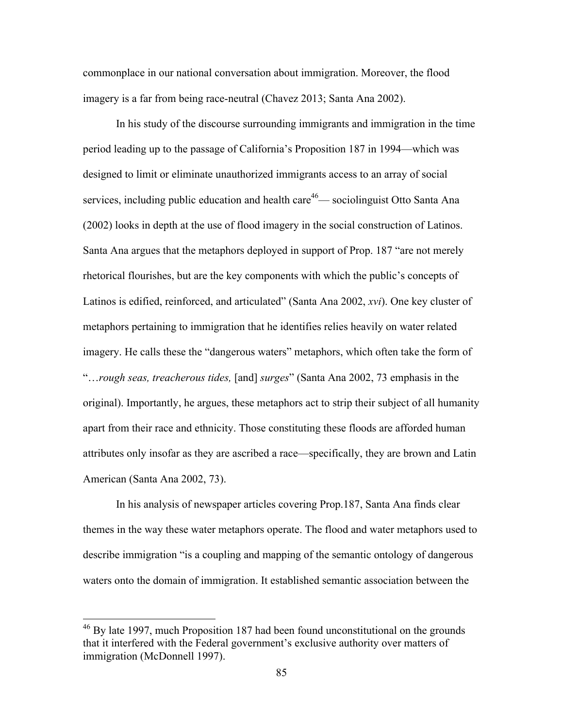commonplace in our national conversation about immigration. Moreover, the flood imagery is a far from being race-neutral (Chavez 2013; Santa Ana 2002).

In his study of the discourse surrounding immigrants and immigration in the time period leading up to the passage of California's Proposition 187 in 1994—which was designed to limit or eliminate unauthorized immigrants access to an array of social services, including public education and health care[46]— sociolinguist Otto Santa Ana (2002) looks in depth at the use of flood imagery in the social construction of Latinos. Santa Ana argues that the metaphors deployed in support of Prop. 187 "are not merely rhetorical flourishes, but are the key components with which the public's concepts of Latinos is edified, reinforced, and articulated" (Santa Ana 2002, *xvi*). One key cluster of metaphors pertaining to immigration that he identifies relies heavily on water related imagery. He calls these the "dangerous waters" metaphors, which often take the form of "…*rough seas, treacherous tides,* [and] *surges*" (Santa Ana 2002, 73 emphasis in the original). Importantly, he argues, these metaphors act to strip their subject of all humanity apart from their race and ethnicity. Those constituting these floods are afforded human attributes only insofar as they are ascribed a race—specifically, they are brown and Latin American (Santa Ana 2002, 73).

In his analysis of newspaper articles covering Prop.187, Santa Ana finds clear themes in the way these water metaphors operate. The flood and water metaphors used to describe immigration "is a coupling and mapping of the semantic ontology of dangerous waters onto the domain of immigration. It established semantic association between the

---

[46] By late 1997, much Proposition 187 had been found unconstitutional on the grounds that it interfered with the Federal government's exclusive authority over matters of immigration (McDonnell 1997).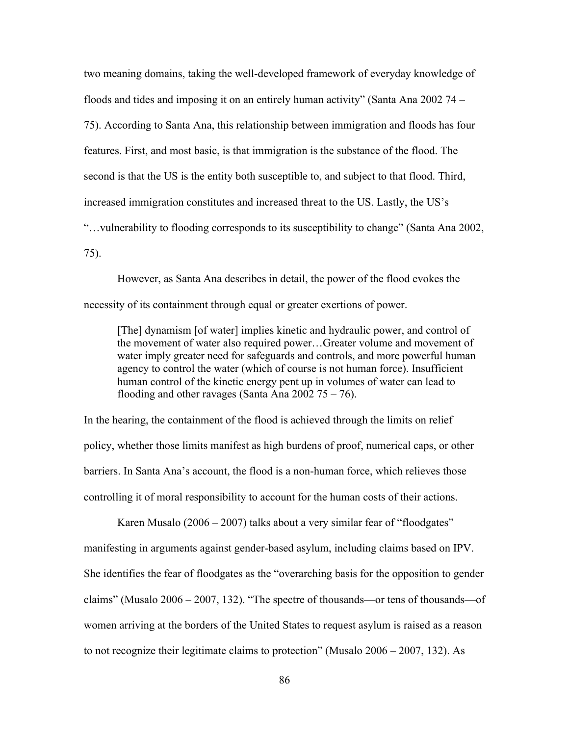two meaning domains, taking the well-developed framework of everyday knowledge of floods and tides and imposing it on an entirely human activity" (Santa Ana 2002 74 – 75). According to Santa Ana, this relationship between immigration and floods has four features. First, and most basic, is that immigration is the substance of the flood. The second is that the US is the entity both susceptible to, and subject to that flood. Third, increased immigration constitutes and increased threat to the US. Lastly, the US's "…vulnerability to flooding corresponds to its susceptibility to change" (Santa Ana 2002, 75).

However, as Santa Ana describes in detail, the power of the flood evokes the necessity of its containment through equal or greater exertions of power.

> [The] dynamism [of water] implies kinetic and hydraulic power, and control of the movement of water also required power…Greater volume and movement of water imply greater need for safeguards and controls, and more powerful human agency to control the water (which of course is not human force). Insufficient human control of the kinetic energy pent up in volumes of water can lead to flooding and other ravages (Santa Ana 2002 75 – 76).

In the hearing, the containment of the flood is achieved through the limits on relief policy, whether those limits manifest as high burdens of proof, numerical caps, or other barriers. In Santa Ana's account, the flood is a non-human force, which relieves those controlling it of moral responsibility to account for the human costs of their actions.

Karen Musalo (2006 – 2007) talks about a very similar fear of "floodgates" manifesting in arguments against gender-based asylum, including claims based on IPV. She identifies the fear of floodgates as the "overarching basis for the opposition to gender claims" (Musalo 2006 – 2007, 132). "The spectre of thousands—or tens of thousands—of women arriving at the borders of the United States to request asylum is raised as a reason to not recognize their legitimate claims to protection" (Musalo 2006 – 2007, 132). As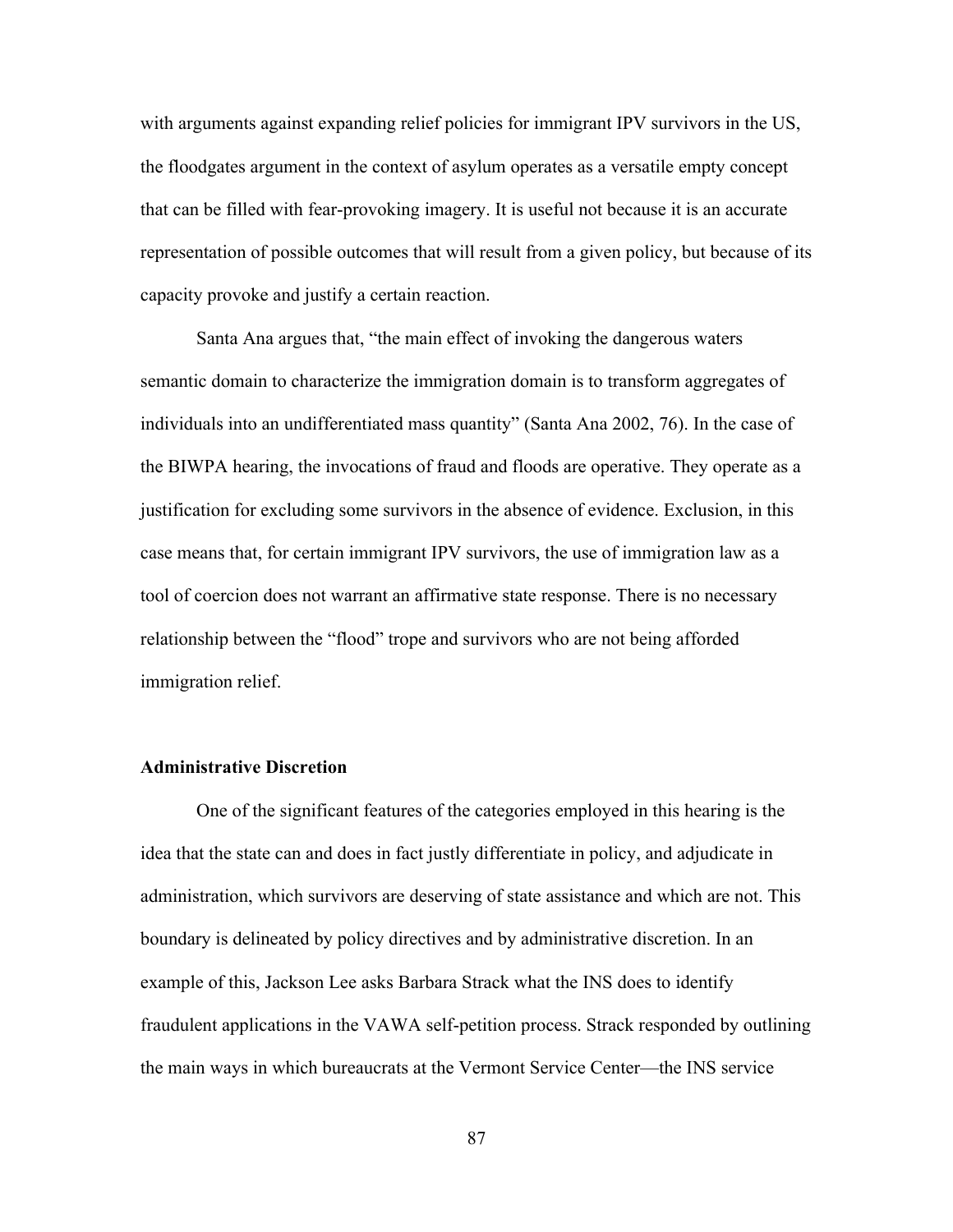with arguments against expanding relief policies for immigrant IPV survivors in the US, the floodgates argument in the context of asylum operates as a versatile empty concept that can be filled with fear-provoking imagery. It is useful not because it is an accurate representation of possible outcomes that will result from a given policy, but because of its capacity provoke and justify a certain reaction.

Santa Ana argues that, "the main effect of invoking the dangerous waters semantic domain to characterize the immigration domain is to transform aggregates of individuals into an undifferentiated mass quantity" (Santa Ana 2002, 76). In the case of the BIWPA hearing, the invocations of fraud and floods are operative. They operate as a justification for excluding some survivors in the absence of evidence. Exclusion, in this case means that, for certain immigrant IPV survivors, the use of immigration law as a tool of coercion does not warrant an affirmative state response. There is no necessary relationship between the "flood" trope and survivors who are not being afforded immigration relief.

### Administrative Discretion

One of the significant features of the categories employed in this hearing is the idea that the state can and does in fact justly differentiate in policy, and adjudicate in administration, which survivors are deserving of state assistance and which are not. This boundary is delineated by policy directives and by administrative discretion. In an example of this, Jackson Lee asks Barbara Strack what the INS does to identify fraudulent applications in the VAWA self-petition process. Strack responded by outlining the main ways in which bureaucrats at the Vermont Service Center—the INS service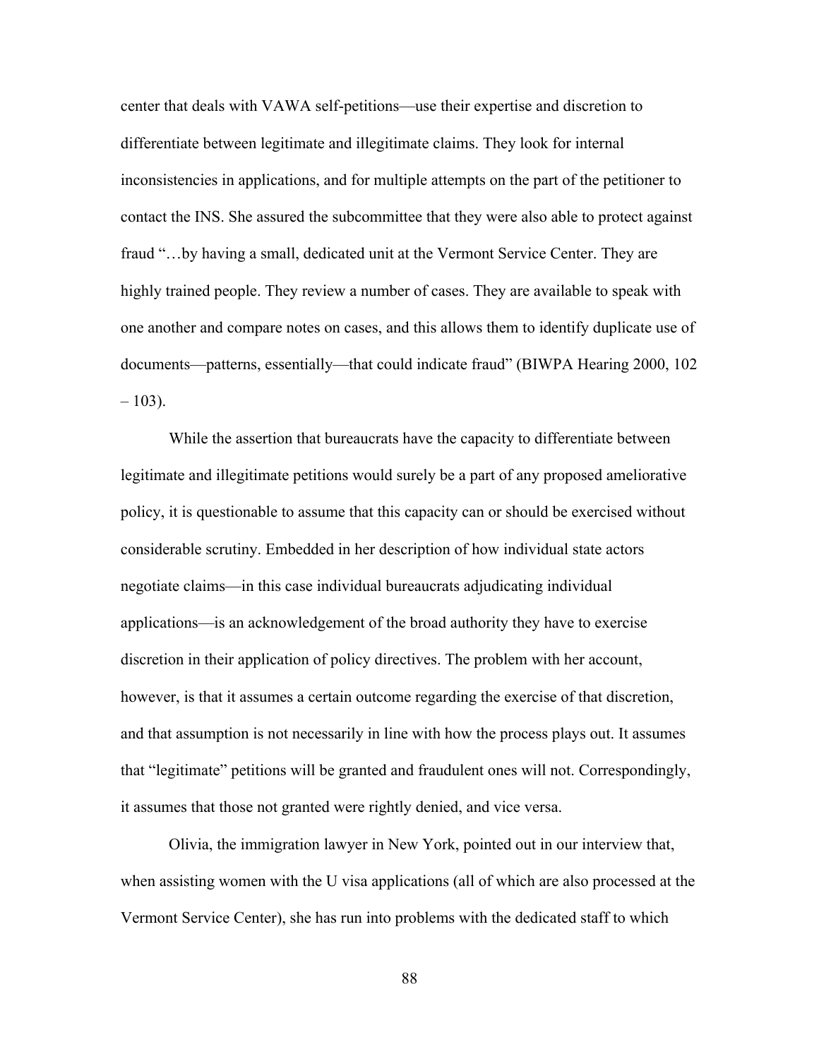center that deals with VAWA self-petitions—use their expertise and discretion to differentiate between legitimate and illegitimate claims. They look for internal inconsistencies in applications, and for multiple attempts on the part of the petitioner to contact the INS. She assured the subcommittee that they were also able to protect against fraud "…by having a small, dedicated unit at the Vermont Service Center. They are highly trained people. They review a number of cases. They are available to speak with one another and compare notes on cases, and this allows them to identify duplicate use of documents—patterns, essentially—that could indicate fraud" (BIWPA Hearing 2000, 102 – 103).

While the assertion that bureaucrats have the capacity to differentiate between legitimate and illegitimate petitions would surely be a part of any proposed ameliorative policy, it is questionable to assume that this capacity can or should be exercised without considerable scrutiny. Embedded in her description of how individual state actors negotiate claims—in this case individual bureaucrats adjudicating individual applications—is an acknowledgement of the broad authority they have to exercise discretion in their application of policy directives. The problem with her account, however, is that it assumes a certain outcome regarding the exercise of that discretion, and that assumption is not necessarily in line with how the process plays out. It assumes that "legitimate" petitions will be granted and fraudulent ones will not. Correspondingly, it assumes that those not granted were rightly denied, and vice versa.

Olivia, the immigration lawyer in New York, pointed out in our interview that, when assisting women with the U visa applications (all of which are also processed at the Vermont Service Center), she has run into problems with the dedicated staff to which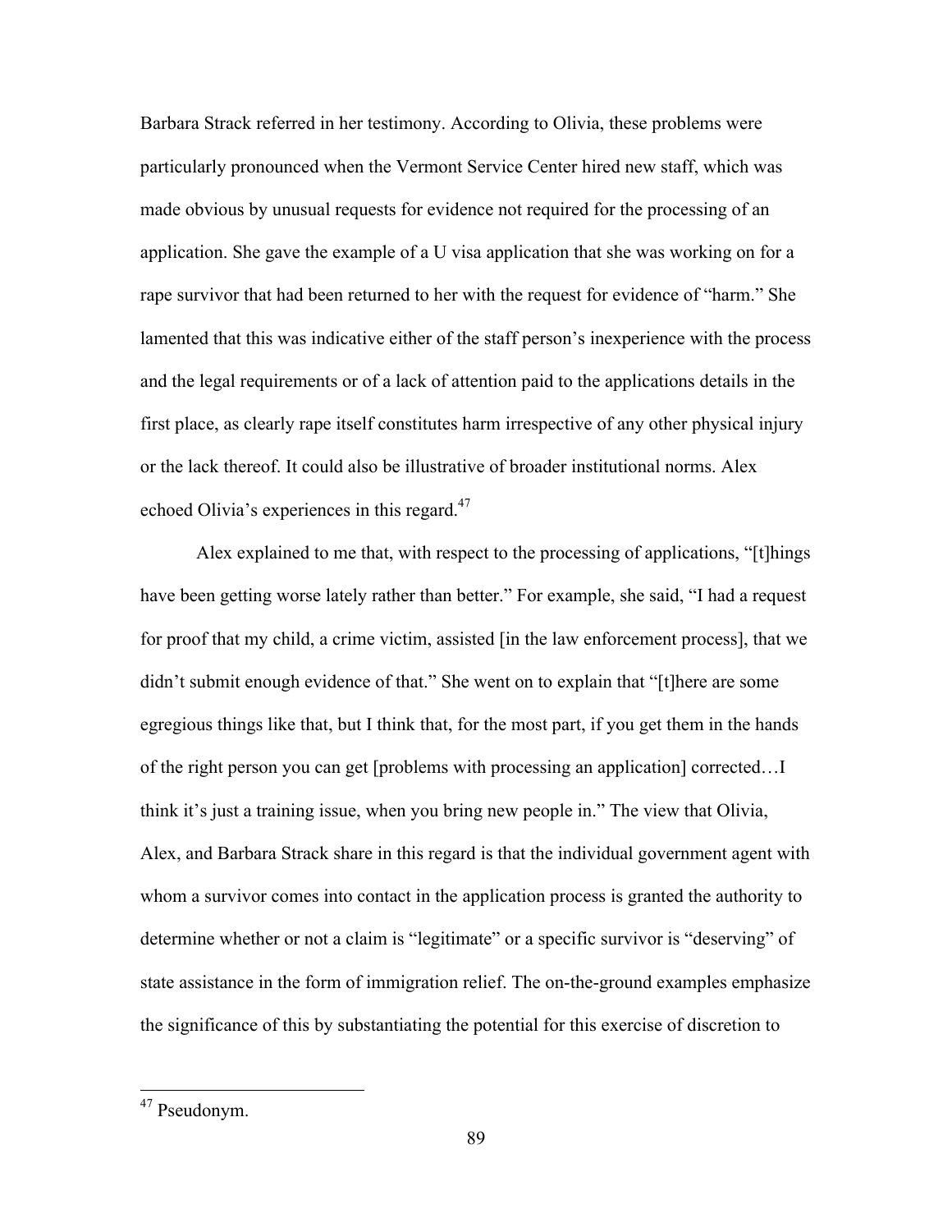Barbara Strack referred in her testimony. According to Olivia, these problems were particularly pronounced when the Vermont Service Center hired new staff, which was made obvious by unusual requests for evidence not required for the processing of an application. She gave the example of a U visa application that she was working on for a rape survivor that had been returned to her with the request for evidence of "harm." She lamented that this was indicative either of the staff person's inexperience with the process and the legal requirements or of a lack of attention paid to the applications details in the first place, as clearly rape itself constitutes harm irrespective of any other physical injury or the lack thereof. It could also be illustrative of broader institutional norms. Alex echoed Olivia's experiences in this regard.[47]

Alex explained to me that, with respect to the processing of applications, "[t]hings have been getting worse lately rather than better." For example, she said, "I had a request for proof that my child, a crime victim, assisted [in the law enforcement process], that we didn't submit enough evidence of that." She went on to explain that "[t]here are some egregious things like that, but I think that, for the most part, if you get them in the hands of the right person you can get [problems with processing an application] corrected…I think it's just a training issue, when you bring new people in." The view that Olivia, Alex, and Barbara Strack share in this regard is that the individual government agent with whom a survivor comes into contact in the application process is granted the authority to determine whether or not a claim is "legitimate" or a specific survivor is "deserving" of state assistance in the form of immigration relief. The on-the-ground examples emphasize the significance of this by substantiating the potential for this exercise of discretion to

[47] Pseudonym.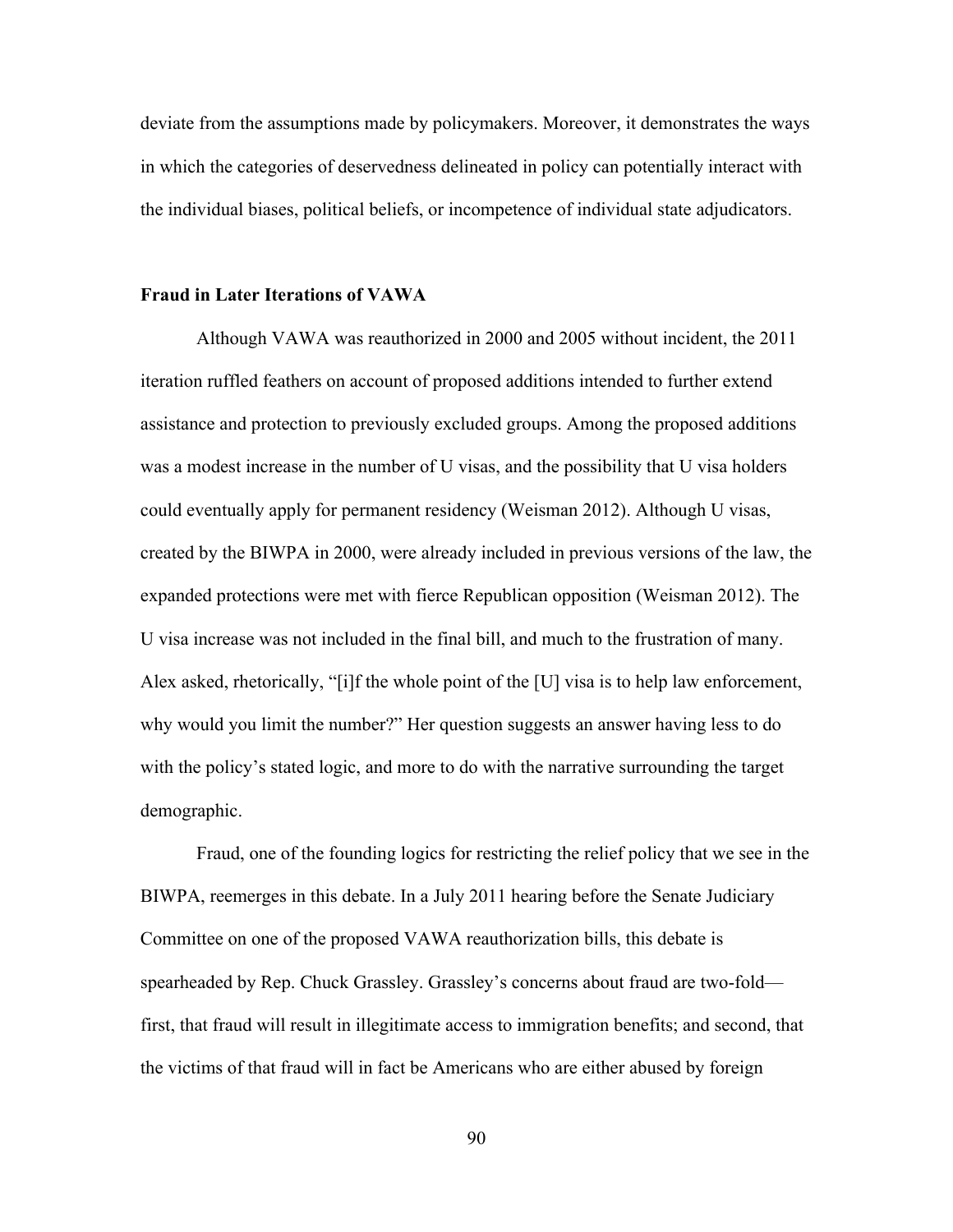deviate from the assumptions made by policymakers. Moreover, it demonstrates the ways in which the categories of deservedness delineated in policy can potentially interact with the individual biases, political beliefs, or incompetence of individual state adjudicators.

### Fraud in Later Iterations of VAWA

Although VAWA was reauthorized in 2000 and 2005 without incident, the 2011 iteration ruffled feathers on account of proposed additions intended to further extend assistance and protection to previously excluded groups. Among the proposed additions was a modest increase in the number of U visas, and the possibility that U visa holders could eventually apply for permanent residency (Weisman 2012). Although U visas, created by the BIWPA in 2000, were already included in previous versions of the law, the expanded protections were met with fierce Republican opposition (Weisman 2012). The U visa increase was not included in the final bill, and much to the frustration of many. Alex asked, rhetorically, "[i]f the whole point of the [U] visa is to help law enforcement, why would you limit the number?" Her question suggests an answer having less to do with the policy's stated logic, and more to do with the narrative surrounding the target demographic.

Fraud, one of the founding logics for restricting the relief policy that we see in the BIWPA, reemerges in this debate. In a July 2011 hearing before the Senate Judiciary Committee on one of the proposed VAWA reauthorization bills, this debate is spearheaded by Rep. Chuck Grassley. Grassley's concerns about fraud are two-fold—first, that fraud will result in illegitimate access to immigration benefits; and second, that the victims of that fraud will in fact be Americans who are either abused by foreign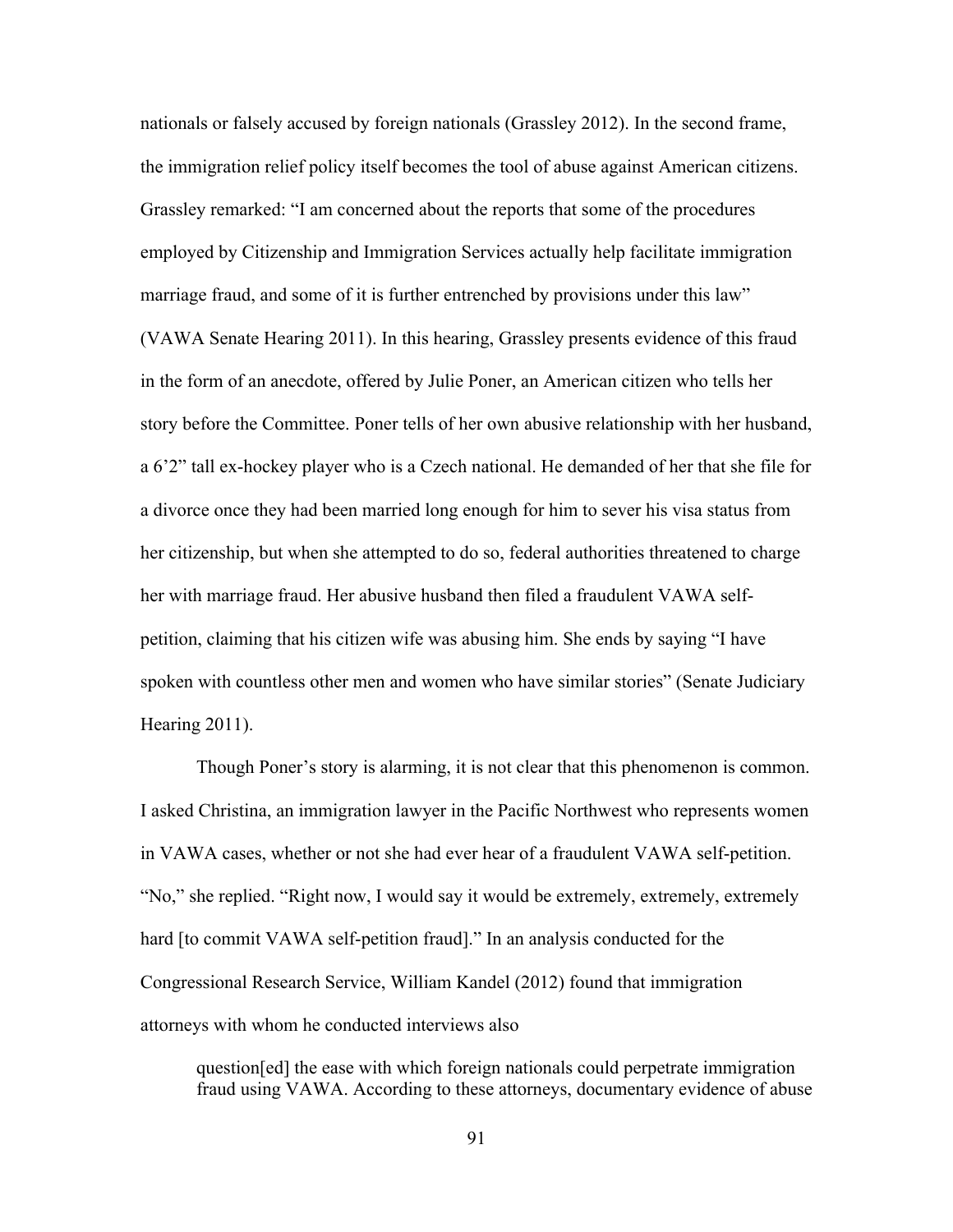nationals or falsely accused by foreign nationals (Grassley 2012). In the second frame, the immigration relief policy itself becomes the tool of abuse against American citizens. Grassley remarked: "I am concerned about the reports that some of the procedures employed by Citizenship and Immigration Services actually help facilitate immigration marriage fraud, and some of it is further entrenched by provisions under this law" (VAWA Senate Hearing 2011). In this hearing, Grassley presents evidence of this fraud in the form of an anecdote, offered by Julie Poner, an American citizen who tells her story before the Committee. Poner tells of her own abusive relationship with her husband, a 6'2" tall ex-hockey player who is a Czech national. He demanded of her that she file for a divorce once they had been married long enough for him to sever his visa status from her citizenship, but when she attempted to do so, federal authorities threatened to charge her with marriage fraud. Her abusive husband then filed a fraudulent VAWA self-petition, claiming that his citizen wife was abusing him. She ends by saying "I have spoken with countless other men and women who have similar stories" (Senate Judiciary Hearing 2011).

Though Poner's story is alarming, it is not clear that this phenomenon is common. I asked Christina, an immigration lawyer in the Pacific Northwest who represents women in VAWA cases, whether or not she had ever hear of a fraudulent VAWA self-petition. "No," she replied. "Right now, I would say it would be extremely, extremely, extremely hard [to commit VAWA self-petition fraud]." In an analysis conducted for the Congressional Research Service, William Kandel (2012) found that immigration attorneys with whom he conducted interviews also

> question[ed] the ease with which foreign nationals could perpetrate immigration fraud using VAWA. According to these attorneys, documentary evidence of abuse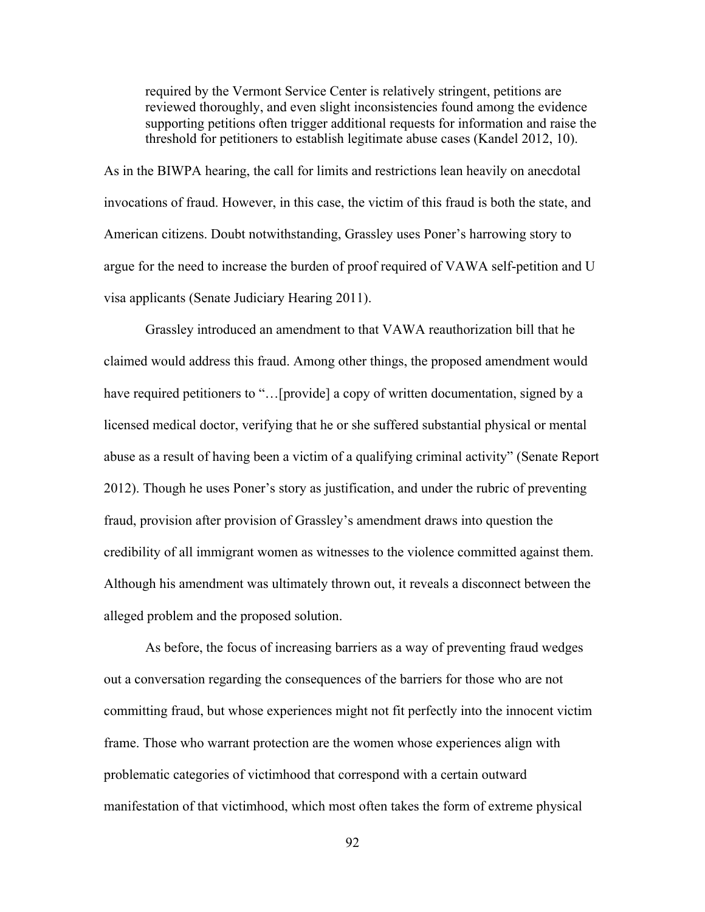> required by the Vermont Service Center is relatively stringent, petitions are reviewed thoroughly, and even slight inconsistencies found among the evidence supporting petitions often trigger additional requests for information and raise the threshold for petitioners to establish legitimate abuse cases (Kandel 2012, 10).

As in the BIWPA hearing, the call for limits and restrictions lean heavily on anecdotal invocations of fraud. However, in this case, the victim of this fraud is both the state, and American citizens. Doubt notwithstanding, Grassley uses Poner's harrowing story to argue for the need to increase the burden of proof required of VAWA self-petition and U visa applicants (Senate Judiciary Hearing 2011).

Grassley introduced an amendment to that VAWA reauthorization bill that he claimed would address this fraud. Among other things, the proposed amendment would have required petitioners to "…[provide] a copy of written documentation, signed by a licensed medical doctor, verifying that he or she suffered substantial physical or mental abuse as a result of having been a victim of a qualifying criminal activity" (Senate Report 2012). Though he uses Poner's story as justification, and under the rubric of preventing fraud, provision after provision of Grassley's amendment draws into question the credibility of all immigrant women as witnesses to the violence committed against them. Although his amendment was ultimately thrown out, it reveals a disconnect between the alleged problem and the proposed solution.

As before, the focus of increasing barriers as a way of preventing fraud wedges out a conversation regarding the consequences of the barriers for those who are not committing fraud, but whose experiences might not fit perfectly into the innocent victim frame. Those who warrant protection are the women whose experiences align with problematic categories of victimhood that correspond with a certain outward manifestation of that victimhood, which most often takes the form of extreme physical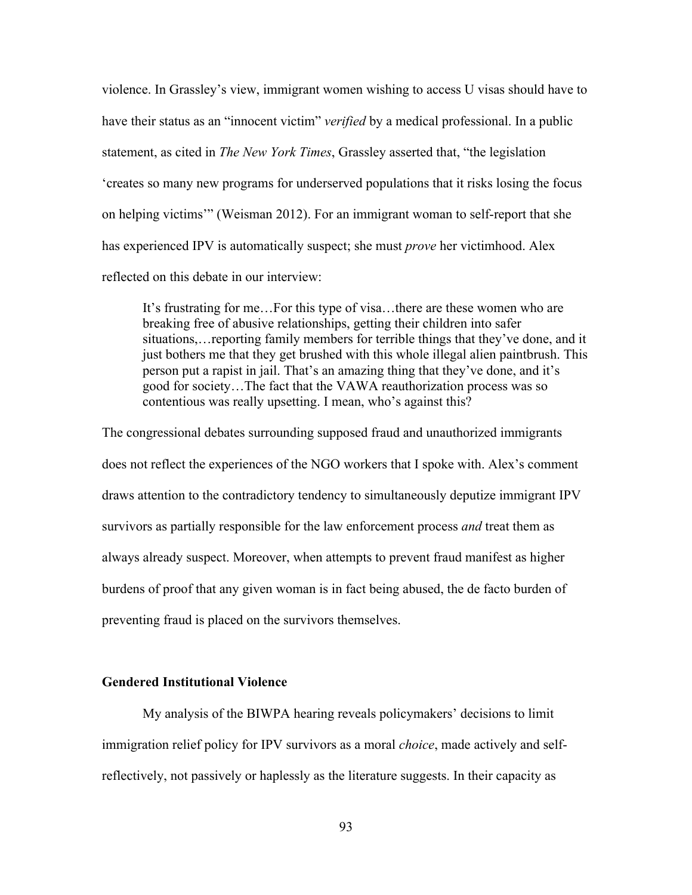violence. In Grassley's view, immigrant women wishing to access U visas should have to have their status as an "innocent victim" *verified* by a medical professional. In a public statement, as cited in *The New York Times*, Grassley asserted that, "the legislation 'creates so many new programs for underserved populations that it risks losing the focus on helping victims'" (Weisman 2012). For an immigrant woman to self-report that she has experienced IPV is automatically suspect; she must *prove* her victimhood. Alex reflected on this debate in our interview:

> It's frustrating for me…For this type of visa…there are these women who are breaking free of abusive relationships, getting their children into safer situations,…reporting family members for terrible things that they've done, and it just bothers me that they get brushed with this whole illegal alien paintbrush. This person put a rapist in jail. That's an amazing thing that they've done, and it's good for society…The fact that the VAWA reauthorization process was so contentious was really upsetting. I mean, who's against this?

The congressional debates surrounding supposed fraud and unauthorized immigrants does not reflect the experiences of the NGO workers that I spoke with. Alex's comment draws attention to the contradictory tendency to simultaneously deputize immigrant IPV survivors as partially responsible for the law enforcement process *and* treat them as always already suspect. Moreover, when attempts to prevent fraud manifest as higher burdens of proof that any given woman is in fact being abused, the de facto burden of preventing fraud is placed on the survivors themselves.

### Gendered Institutional Violence

My analysis of the BIWPA hearing reveals policymakers' decisions to limit immigration relief policy for IPV survivors as a moral *choice*, made actively and self-reflectively, not passively or haplessly as the literature suggests. In their capacity as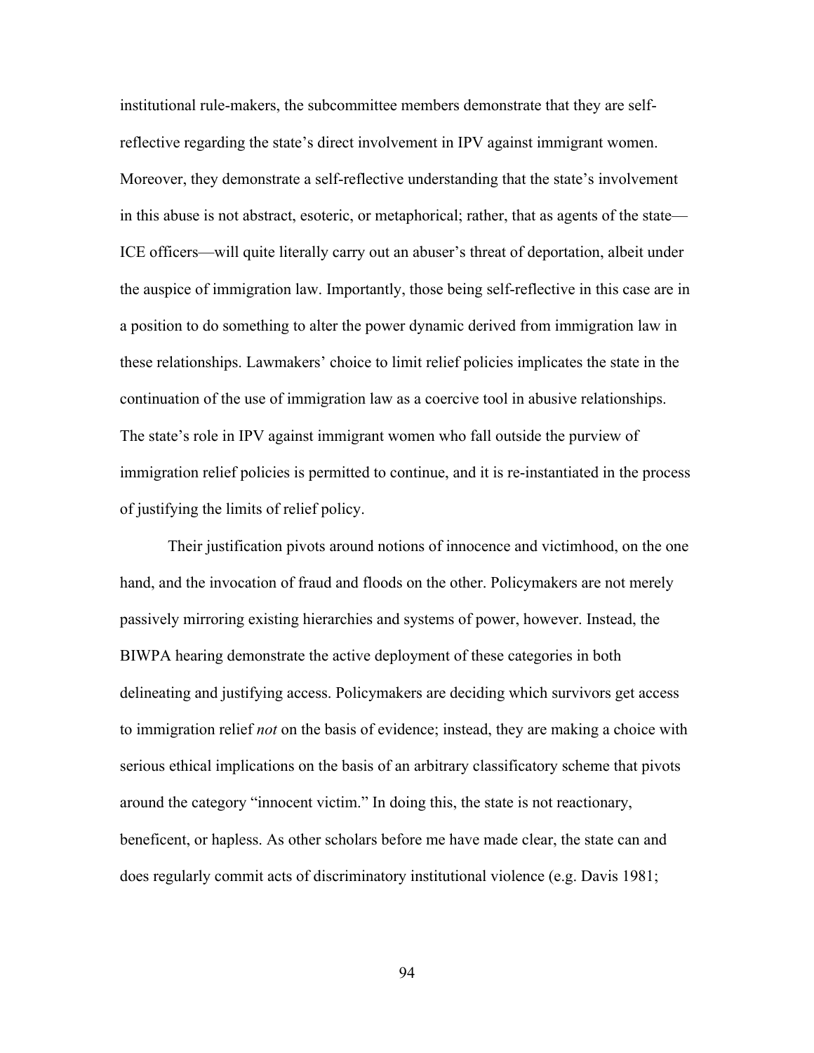institutional rule-makers, the subcommittee members demonstrate that they are self-reflective regarding the state's direct involvement in IPV against immigrant women. Moreover, they demonstrate a self-reflective understanding that the state's involvement in this abuse is not abstract, esoteric, or metaphorical; rather, that as agents of the state—ICE officers—will quite literally carry out an abuser's threat of deportation, albeit under the auspice of immigration law. Importantly, those being self-reflective in this case are in a position to do something to alter the power dynamic derived from immigration law in these relationships. Lawmakers' choice to limit relief policies implicates the state in the continuation of the use of immigration law as a coercive tool in abusive relationships. The state's role in IPV against immigrant women who fall outside the purview of immigration relief policies is permitted to continue, and it is re-instantiated in the process of justifying the limits of relief policy.

Their justification pivots around notions of innocence and victimhood, on the one hand, and the invocation of fraud and floods on the other. Policymakers are not merely passively mirroring existing hierarchies and systems of power, however. Instead, the BIWPA hearing demonstrate the active deployment of these categories in both delineating and justifying access. Policymakers are deciding which survivors get access to immigration relief *not* on the basis of evidence; instead, they are making a choice with serious ethical implications on the basis of an arbitrary classificatory scheme that pivots around the category "innocent victim." In doing this, the state is not reactionary, beneficent, or hapless. As other scholars before me have made clear, the state can and does regularly commit acts of discriminatory institutional violence (e.g. Davis 1981;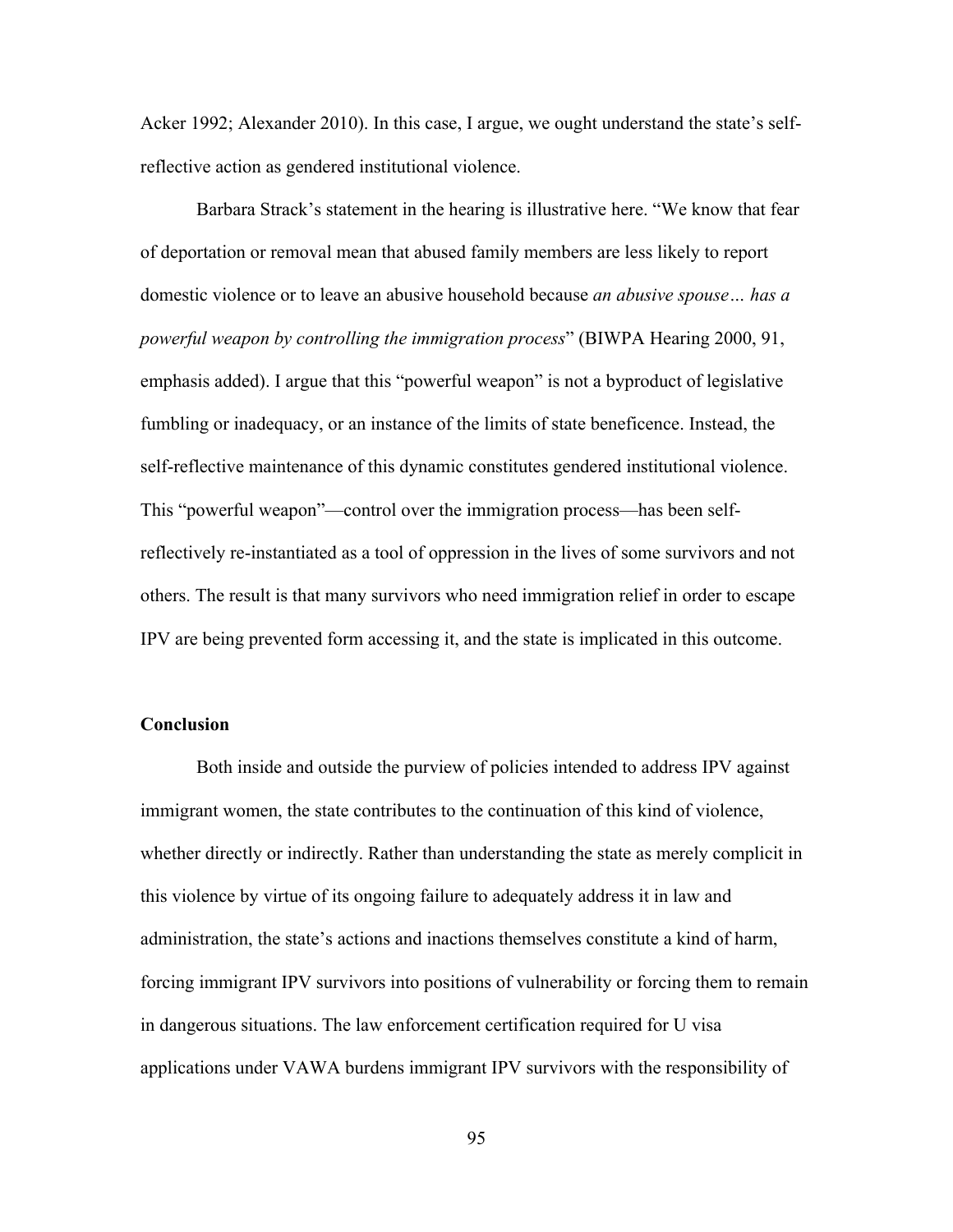Acker 1992; Alexander 2010). In this case, I argue, we ought understand the state's self-reflective action as gendered institutional violence.

Barbara Strack's statement in the hearing is illustrative here. "We know that fear of deportation or removal mean that abused family members are less likely to report domestic violence or to leave an abusive household because *an abusive spouse… has a powerful weapon by controlling the immigration process*" (BIWPA Hearing 2000, 91, emphasis added). I argue that this "powerful weapon" is not a byproduct of legislative fumbling or inadequacy, or an instance of the limits of state beneficence. Instead, the self-reflective maintenance of this dynamic constitutes gendered institutional violence. This "powerful weapon"—control over the immigration process—has been self-reflectively re-instantiated as a tool of oppression in the lives of some survivors and not others. The result is that many survivors who need immigration relief in order to escape IPV are being prevented form accessing it, and the state is implicated in this outcome.

**Conclusion**

Both inside and outside the purview of policies intended to address IPV against immigrant women, the state contributes to the continuation of this kind of violence, whether directly or indirectly. Rather than understanding the state as merely complicit in this violence by virtue of its ongoing failure to adequately address it in law and administration, the state's actions and inactions themselves constitute a kind of harm, forcing immigrant IPV survivors into positions of vulnerability or forcing them to remain in dangerous situations. The law enforcement certification required for U visa applications under VAWA burdens immigrant IPV survivors with the responsibility of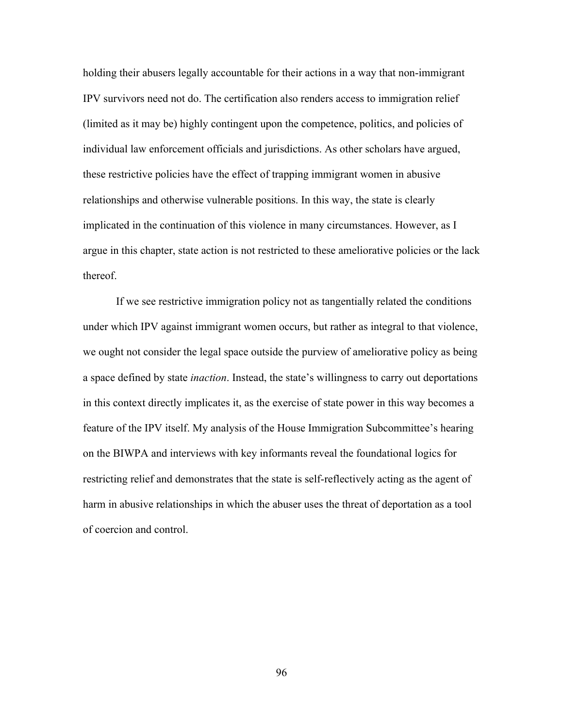holding their abusers legally accountable for their actions in a way that non-immigrant IPV survivors need not do. The certification also renders access to immigration relief (limited as it may be) highly contingent upon the competence, politics, and policies of individual law enforcement officials and jurisdictions. As other scholars have argued, these restrictive policies have the effect of trapping immigrant women in abusive relationships and otherwise vulnerable positions. In this way, the state is clearly implicated in the continuation of this violence in many circumstances. However, as I argue in this chapter, state action is not restricted to these ameliorative policies or the lack thereof.

If we see restrictive immigration policy not as tangentially related the conditions under which IPV against immigrant women occurs, but rather as integral to that violence, we ought not consider the legal space outside the purview of ameliorative policy as being a space defined by state *inaction*. Instead, the state's willingness to carry out deportations in this context directly implicates it, as the exercise of state power in this way becomes a feature of the IPV itself. My analysis of the House Immigration Subcommittee's hearing on the BIWPA and interviews with key informants reveal the foundational logics for restricting relief and demonstrates that the state is self-reflectively acting as the agent of harm in abusive relationships in which the abuser uses the threat of deportation as a tool of coercion and control.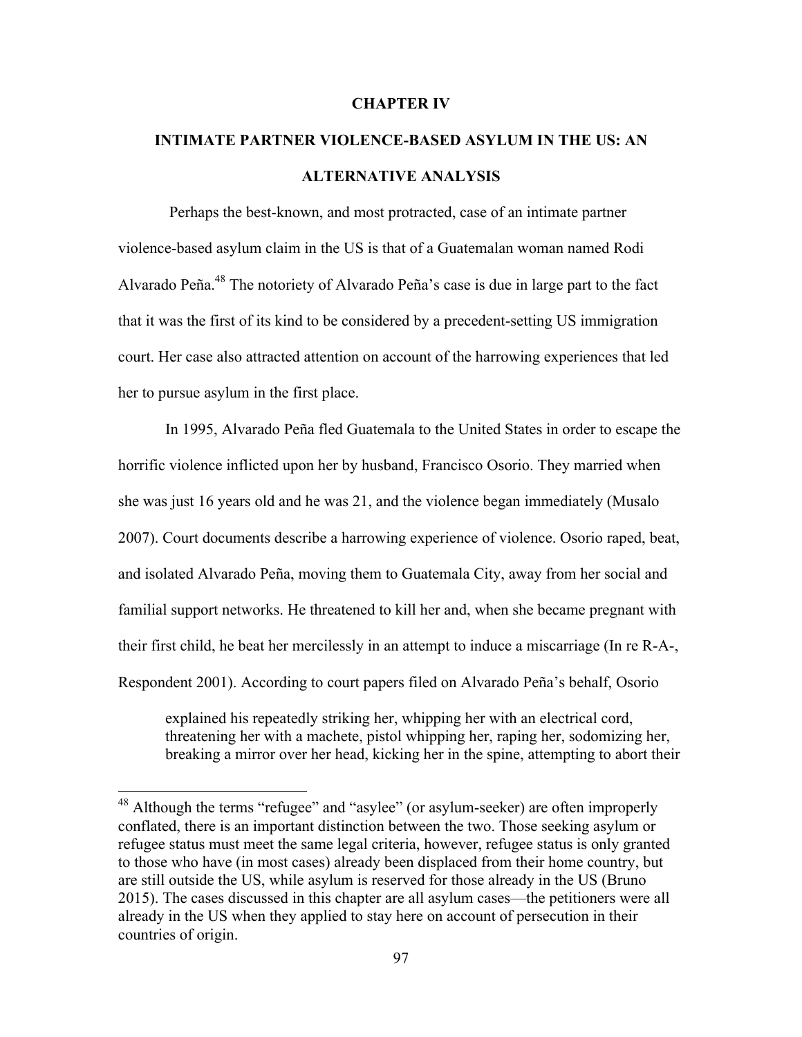# CHAPTER IV

## INTIMATE PARTNER VIOLENCE-BASED ASYLUM IN THE US: AN ALTERNATIVE ANALYSIS

Perhaps the best-known, and most protracted, case of an intimate partner violence-based asylum claim in the US is that of a Guatemalan woman named Rodi Alvarado Peña.[48] The notoriety of Alvarado Peña's case is due in large part to the fact that it was the first of its kind to be considered by a precedent-setting US immigration court. Her case also attracted attention on account of the harrowing experiences that led her to pursue asylum in the first place.

In 1995, Alvarado Peña fled Guatemala to the United States in order to escape the horrific violence inflicted upon her by husband, Francisco Osorio. They married when she was just 16 years old and he was 21, and the violence began immediately (Musalo 2007). Court documents describe a harrowing experience of violence. Osorio raped, beat, and isolated Alvarado Peña, moving them to Guatemala City, away from her social and familial support networks. He threatened to kill her and, when she became pregnant with their first child, he beat her mercilessly in an attempt to induce a miscarriage (In re R-A-, Respondent 2001). According to court papers filed on Alvarado Peña's behalf, Osorio

> explained his repeatedly striking her, whipping her with an electrical cord, threatening her with a machete, pistol whipping her, raping her, sodomizing her, breaking a mirror over her head, kicking her in the spine, attempting to abort their

---

[48] Although the terms "refugee" and "asylee" (or asylum-seeker) are often improperly conflated, there is an important distinction between the two. Those seeking asylum or refugee status must meet the same legal criteria, however, refugee status is only granted to those who have (in most cases) already been displaced from their home country, but are still outside the US, while asylum is reserved for those already in the US (Bruno 2015). The cases discussed in this chapter are all asylum cases—the petitioners were all already in the US when they applied to stay here on account of persecution in their countries of origin.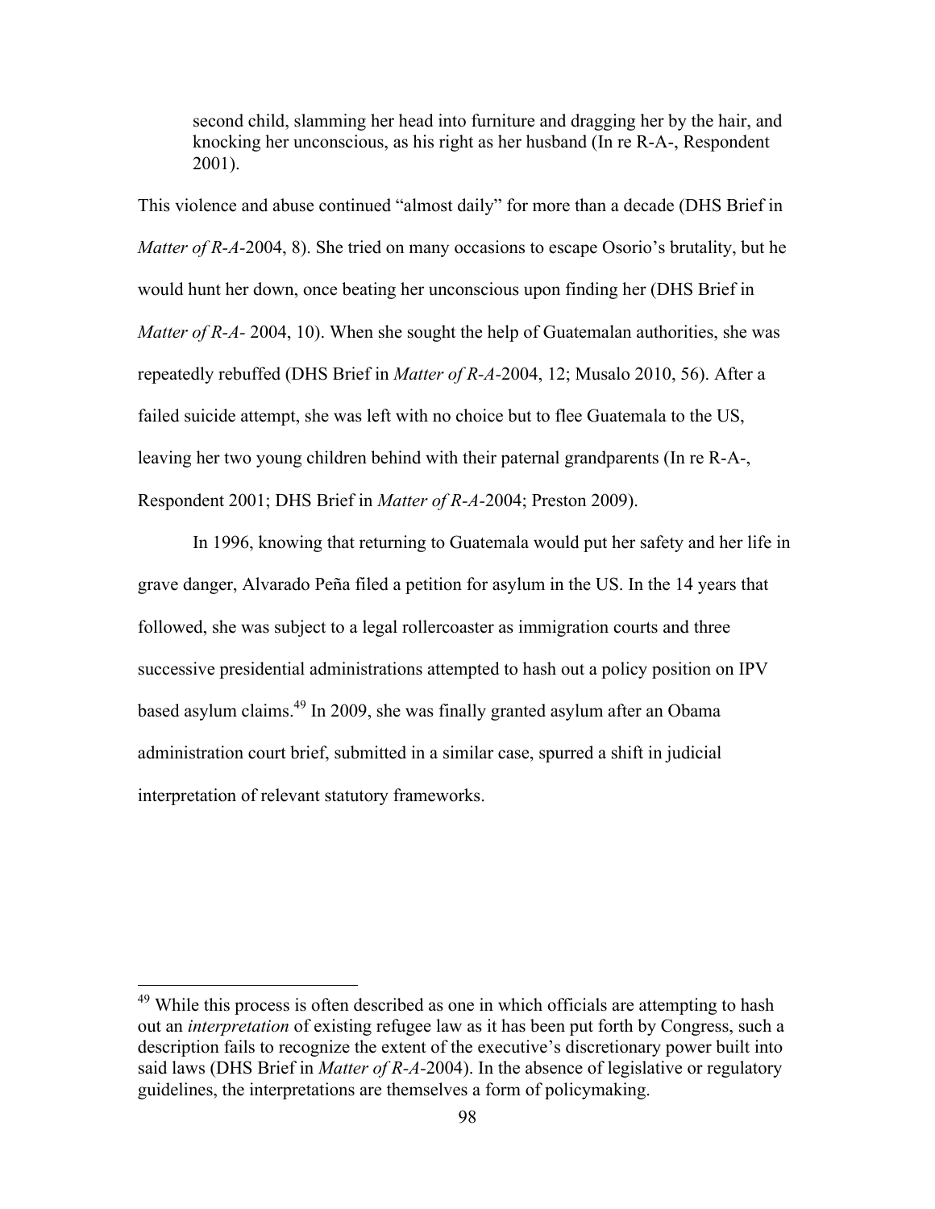second child, slamming her head into furniture and dragging her by the hair, and knocking her unconscious, as his right as her husband (In re R-A-, Respondent 2001).

This violence and abuse continued "almost daily" for more than a decade (DHS Brief in *Matter of R-A-*2004, 8). She tried on many occasions to escape Osorio's brutality, but he would hunt her down, once beating her unconscious upon finding her (DHS Brief in *Matter of R-A-* 2004, 10). When she sought the help of Guatemalan authorities, she was repeatedly rebuffed (DHS Brief in *Matter of R-A-*2004, 12; Musalo 2010, 56). After a failed suicide attempt, she was left with no choice but to flee Guatemala to the US, leaving her two young children behind with their paternal grandparents (In re R-A-, Respondent 2001; DHS Brief in *Matter of R-A-*2004; Preston 2009).

In 1996, knowing that returning to Guatemala would put her safety and her life in grave danger, Alvarado Peña filed a petition for asylum in the US. In the 14 years that followed, she was subject to a legal rollercoaster as immigration courts and three successive presidential administrations attempted to hash out a policy position on IPV based asylum claims.[49] In 2009, she was finally granted asylum after an Obama administration court brief, submitted in a similar case, spurred a shift in judicial interpretation of relevant statutory frameworks.

---

[49] While this process is often described as one in which officials are attempting to hash out an *interpretation* of existing refugee law as it has been put forth by Congress, such a description fails to recognize the extent of the executive's discretionary power built into said laws (DHS Brief in *Matter of R-A-*2004). In the absence of legislative or regulatory guidelines, the interpretations are themselves a form of policymaking.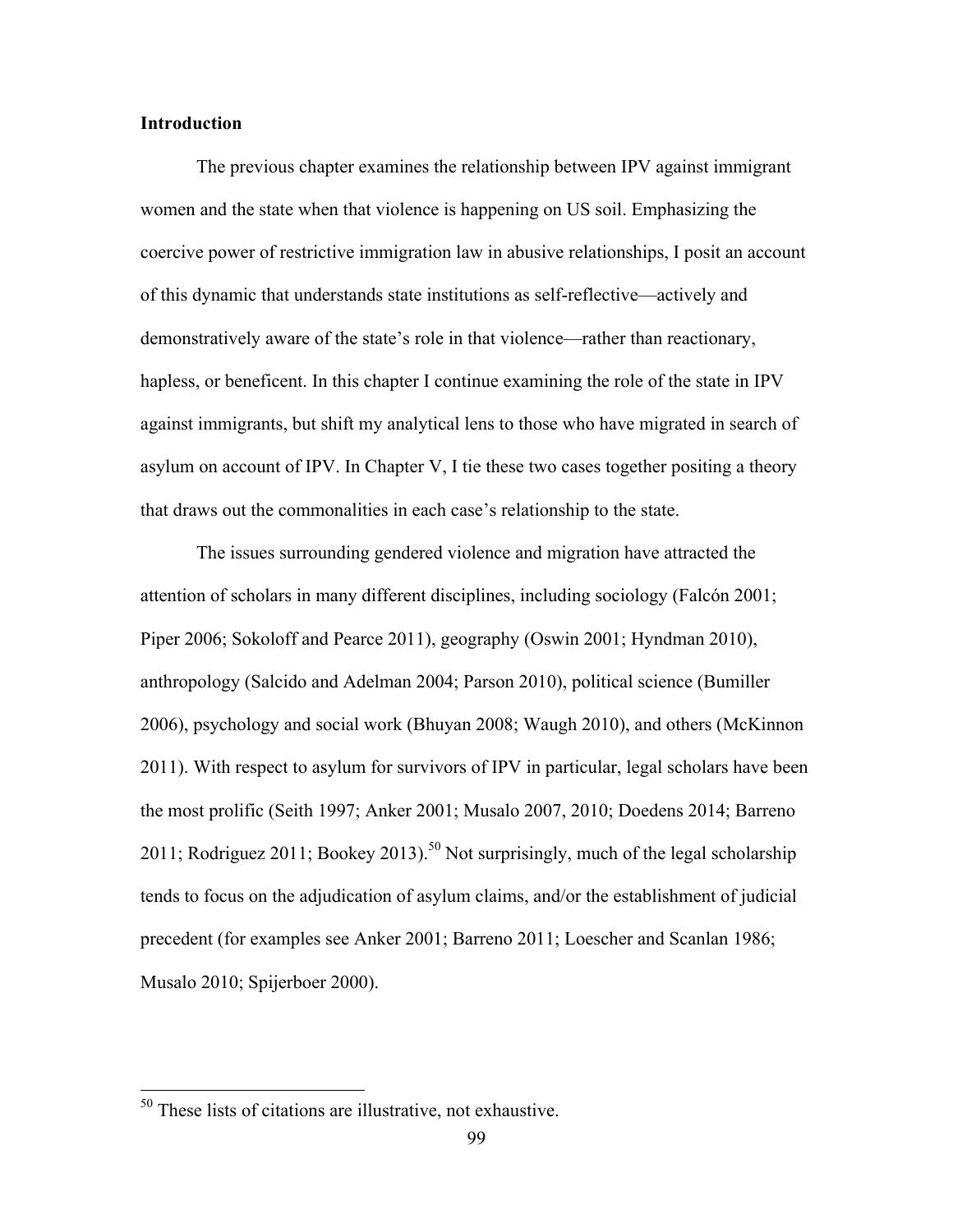**Introduction**

The previous chapter examines the relationship between IPV against immigrant women and the state when that violence is happening on US soil. Emphasizing the coercive power of restrictive immigration law in abusive relationships, I posit an account of this dynamic that understands state institutions as self-reflective—actively and demonstratively aware of the state's role in that violence—rather than reactionary, hapless, or beneficent. In this chapter I continue examining the role of the state in IPV against immigrants, but shift my analytical lens to those who have migrated in search of asylum on account of IPV. In Chapter V, I tie these two cases together positing a theory that draws out the commonalities in each case's relationship to the state.

The issues surrounding gendered violence and migration have attracted the attention of scholars in many different disciplines, including sociology (Falcón 2001; Piper 2006; Sokoloff and Pearce 2011), geography (Oswin 2001; Hyndman 2010), anthropology (Salcido and Adelman 2004; Parson 2010), political science (Bumiller 2006), psychology and social work (Bhuyan 2008; Waugh 2010), and others (McKinnon 2011). With respect to asylum for survivors of IPV in particular, legal scholars have been the most prolific (Seith 1997; Anker 2001; Musalo 2007, 2010; Doedens 2014; Barreno 2011; Rodriguez 2011; Bookey 2013).[50] Not surprisingly, much of the legal scholarship tends to focus on the adjudication of asylum claims, and/or the establishment of judicial precedent (for examples see Anker 2001; Barreno 2011; Loescher and Scanlan 1986; Musalo 2010; Spijerboer 2000).

[50] These lists of citations are illustrative, not exhaustive.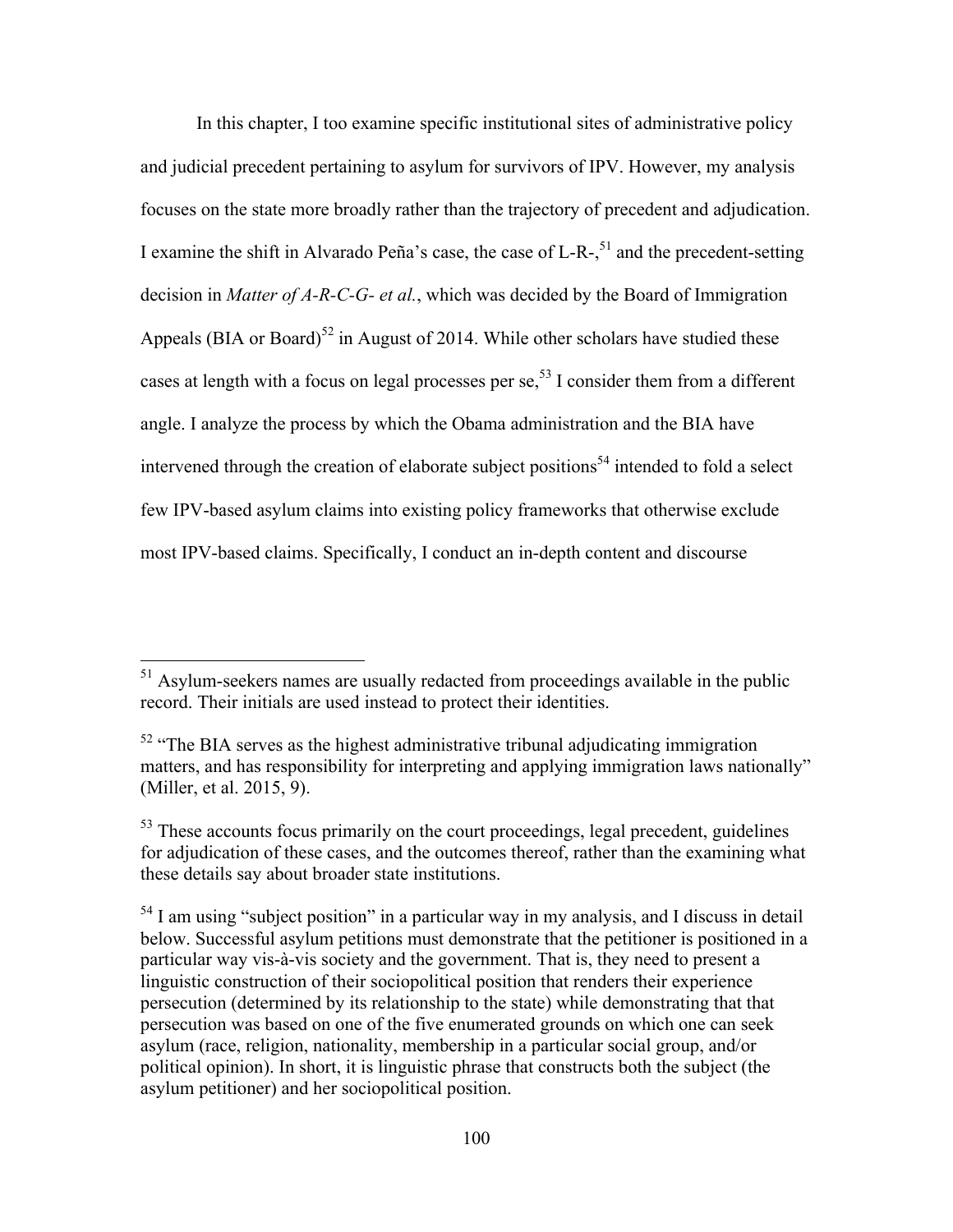In this chapter, I too examine specific institutional sites of administrative policy and judicial precedent pertaining to asylum for survivors of IPV. However, my analysis focuses on the state more broadly rather than the trajectory of precedent and adjudication. I examine the shift in Alvarado Peña's case, the case of L-R-,[51] and the precedent-setting decision in *Matter of A-R-C-G- et al.*, which was decided by the Board of Immigration Appeals (BIA or Board)[52] in August of 2014. While other scholars have studied these cases at length with a focus on legal processes per se,[53] I consider them from a different angle. I analyze the process by which the Obama administration and the BIA have intervened through the creation of elaborate subject positions[54] intended to fold a select few IPV-based asylum claims into existing policy frameworks that otherwise exclude most IPV-based claims. Specifically, I conduct an in-depth content and discourse

---

[51] Asylum-seekers names are usually redacted from proceedings available in the public record. Their initials are used instead to protect their identities.

[52] "The BIA serves as the highest administrative tribunal adjudicating immigration matters, and has responsibility for interpreting and applying immigration laws nationally" (Miller, et al. 2015, 9).

[53] These accounts focus primarily on the court proceedings, legal precedent, guidelines for adjudication of these cases, and the outcomes thereof, rather than the examining what these details say about broader state institutions.

[54] I am using "subject position" in a particular way in my analysis, and I discuss in detail below. Successful asylum petitions must demonstrate that the petitioner is positioned in a particular way vis-à-vis society and the government. That is, they need to present a linguistic construction of their sociopolitical position that renders their experience persecution (determined by its relationship to the state) while demonstrating that that persecution was based on one of the five enumerated grounds on which one can seek asylum (race, religion, nationality, membership in a particular social group, and/or political opinion). In short, it is linguistic phrase that constructs both the subject (the asylum petitioner) and her sociopolitical position.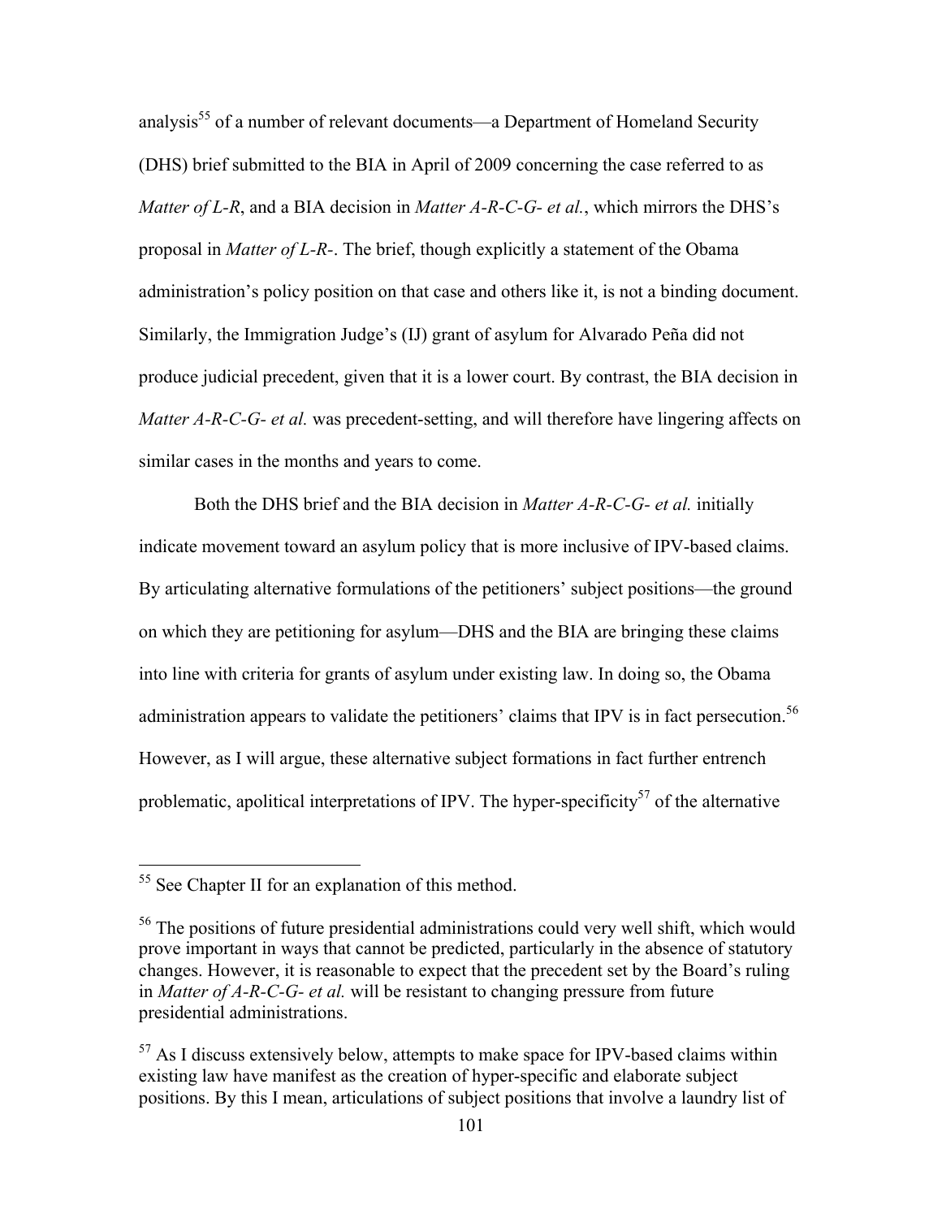analysis[55] of a number of relevant documents—a Department of Homeland Security (DHS) brief submitted to the BIA in April of 2009 concerning the case referred to as *Matter of L-R*, and a BIA decision in *Matter A-R-C-G- et al.*, which mirrors the DHS's proposal in *Matter of L-R-*. The brief, though explicitly a statement of the Obama administration's policy position on that case and others like it, is not a binding document. Similarly, the Immigration Judge's (IJ) grant of asylum for Alvarado Peña did not produce judicial precedent, given that it is a lower court. By contrast, the BIA decision in *Matter A-R-C-G- et al.* was precedent-setting, and will therefore have lingering affects on similar cases in the months and years to come.

Both the DHS brief and the BIA decision in *Matter A-R-C-G- et al.* initially indicate movement toward an asylum policy that is more inclusive of IPV-based claims. By articulating alternative formulations of the petitioners' subject positions—the ground on which they are petitioning for asylum—DHS and the BIA are bringing these claims into line with criteria for grants of asylum under existing law. In doing so, the Obama administration appears to validate the petitioners' claims that IPV is in fact persecution.[56] However, as I will argue, these alternative subject formations in fact further entrench problematic, apolitical interpretations of IPV. The hyper-specificity[57] of the alternative

---

[55] See Chapter II for an explanation of this method.

[56] The positions of future presidential administrations could very well shift, which would prove important in ways that cannot be predicted, particularly in the absence of statutory changes. However, it is reasonable to expect that the precedent set by the Board's ruling in *Matter of A-R-C-G- et al.* will be resistant to changing pressure from future presidential administrations.

[57] As I discuss extensively below, attempts to make space for IPV-based claims within existing law have manifest as the creation of hyper-specific and elaborate subject positions. By this I mean, articulations of subject positions that involve a laundry list of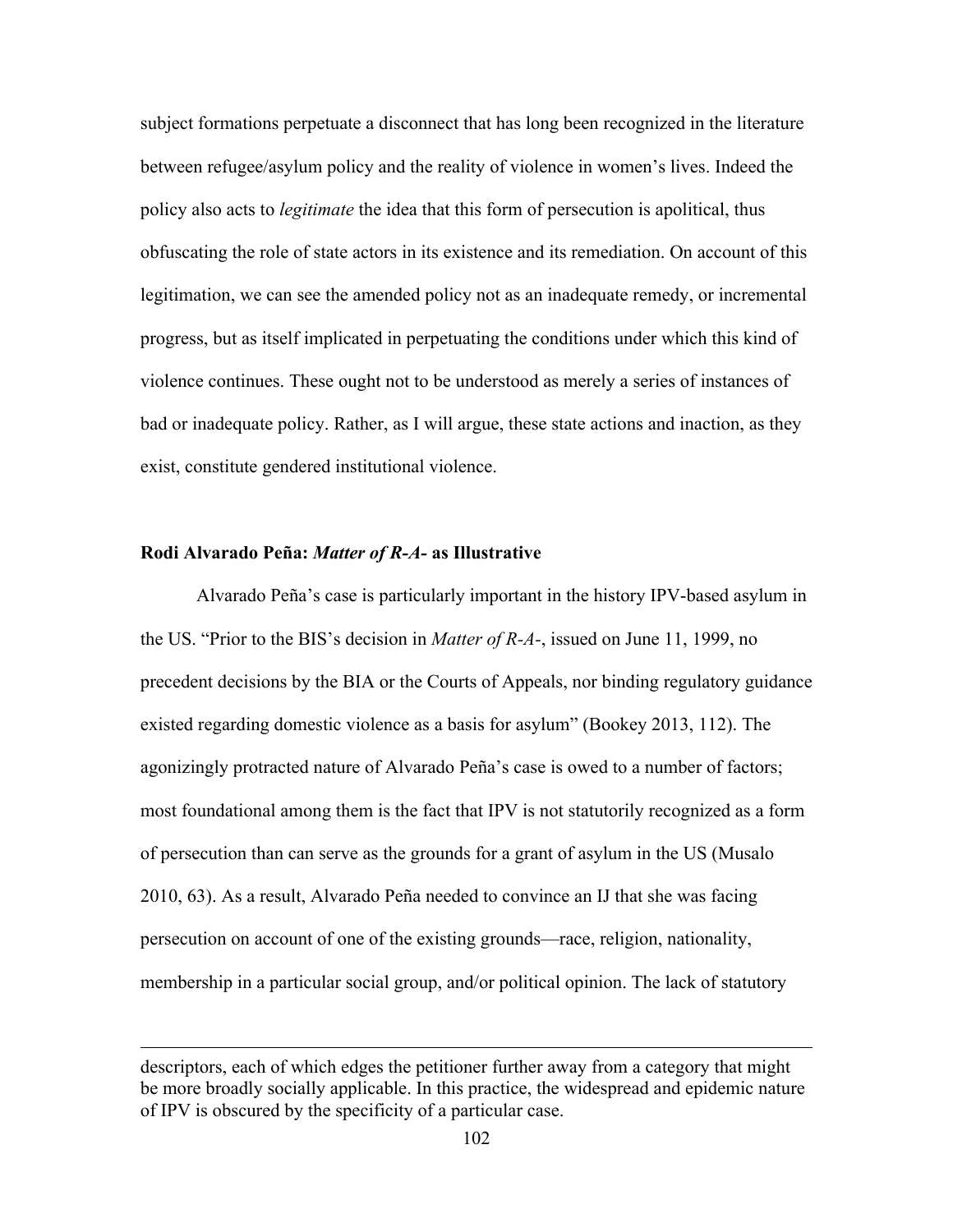subject formations perpetuate a disconnect that has long been recognized in the literature between refugee/asylum policy and the reality of violence in women's lives. Indeed the policy also acts to *legitimate* the idea that this form of persecution is apolitical, thus obfuscating the role of state actors in its existence and its remediation. On account of this legitimation, we can see the amended policy not as an inadequate remedy, or incremental progress, but as itself implicated in perpetuating the conditions under which this kind of violence continues. These ought not to be understood as merely a series of instances of bad or inadequate policy. Rather, as I will argue, these state actions and inaction, as they exist, constitute gendered institutional violence.

### Rodi Alvarado Peña: *Matter of R-A-* as Illustrative

Alvarado Peña's case is particularly important in the history IPV-based asylum in the US. "Prior to the BIS's decision in *Matter of R-A-*, issued on June 11, 1999, no precedent decisions by the BIA or the Courts of Appeals, nor binding regulatory guidance existed regarding domestic violence as a basis for asylum" (Bookey 2013, 112). The agonizingly protracted nature of Alvarado Peña's case is owed to a number of factors; most foundational among them is the fact that IPV is not statutorily recognized as a form of persecution than can serve as the grounds for a grant of asylum in the US (Musalo 2010, 63). As a result, Alvarado Peña needed to convince an IJ that she was facing persecution on account of one of the existing grounds—race, religion, nationality, membership in a particular social group, and/or political opinion. The lack of statutory

---

descriptors, each of which edges the petitioner further away from a category that might be more broadly socially applicable. In this practice, the widespread and epidemic nature of IPV is obscured by the specificity of a particular case.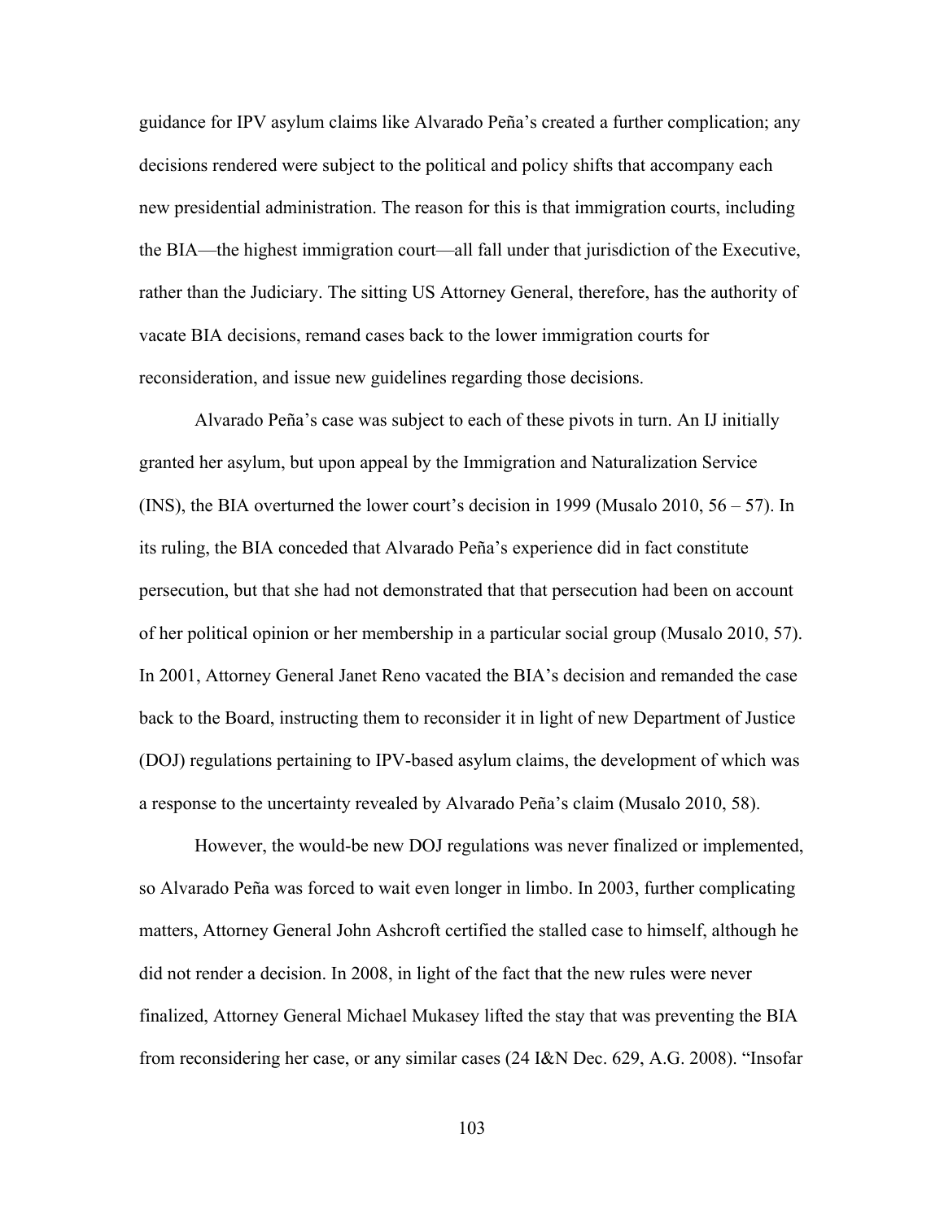guidance for IPV asylum claims like Alvarado Peña's created a further complication; any decisions rendered were subject to the political and policy shifts that accompany each new presidential administration. The reason for this is that immigration courts, including the BIA—the highest immigration court—all fall under that jurisdiction of the Executive, rather than the Judiciary. The sitting US Attorney General, therefore, has the authority of vacate BIA decisions, remand cases back to the lower immigration courts for reconsideration, and issue new guidelines regarding those decisions.

Alvarado Peña's case was subject to each of these pivots in turn. An IJ initially granted her asylum, but upon appeal by the Immigration and Naturalization Service (INS), the BIA overturned the lower court's decision in 1999 (Musalo 2010, 56 – 57). In its ruling, the BIA conceded that Alvarado Peña's experience did in fact constitute persecution, but that she had not demonstrated that that persecution had been on account of her political opinion or her membership in a particular social group (Musalo 2010, 57). In 2001, Attorney General Janet Reno vacated the BIA's decision and remanded the case back to the Board, instructing them to reconsider it in light of new Department of Justice (DOJ) regulations pertaining to IPV-based asylum claims, the development of which was a response to the uncertainty revealed by Alvarado Peña's claim (Musalo 2010, 58).

However, the would-be new DOJ regulations was never finalized or implemented, so Alvarado Peña was forced to wait even longer in limbo. In 2003, further complicating matters, Attorney General John Ashcroft certified the stalled case to himself, although he did not render a decision. In 2008, in light of the fact that the new rules were never finalized, Attorney General Michael Mukasey lifted the stay that was preventing the BIA from reconsidering her case, or any similar cases (24 I&N Dec. 629, A.G. 2008). "Insofar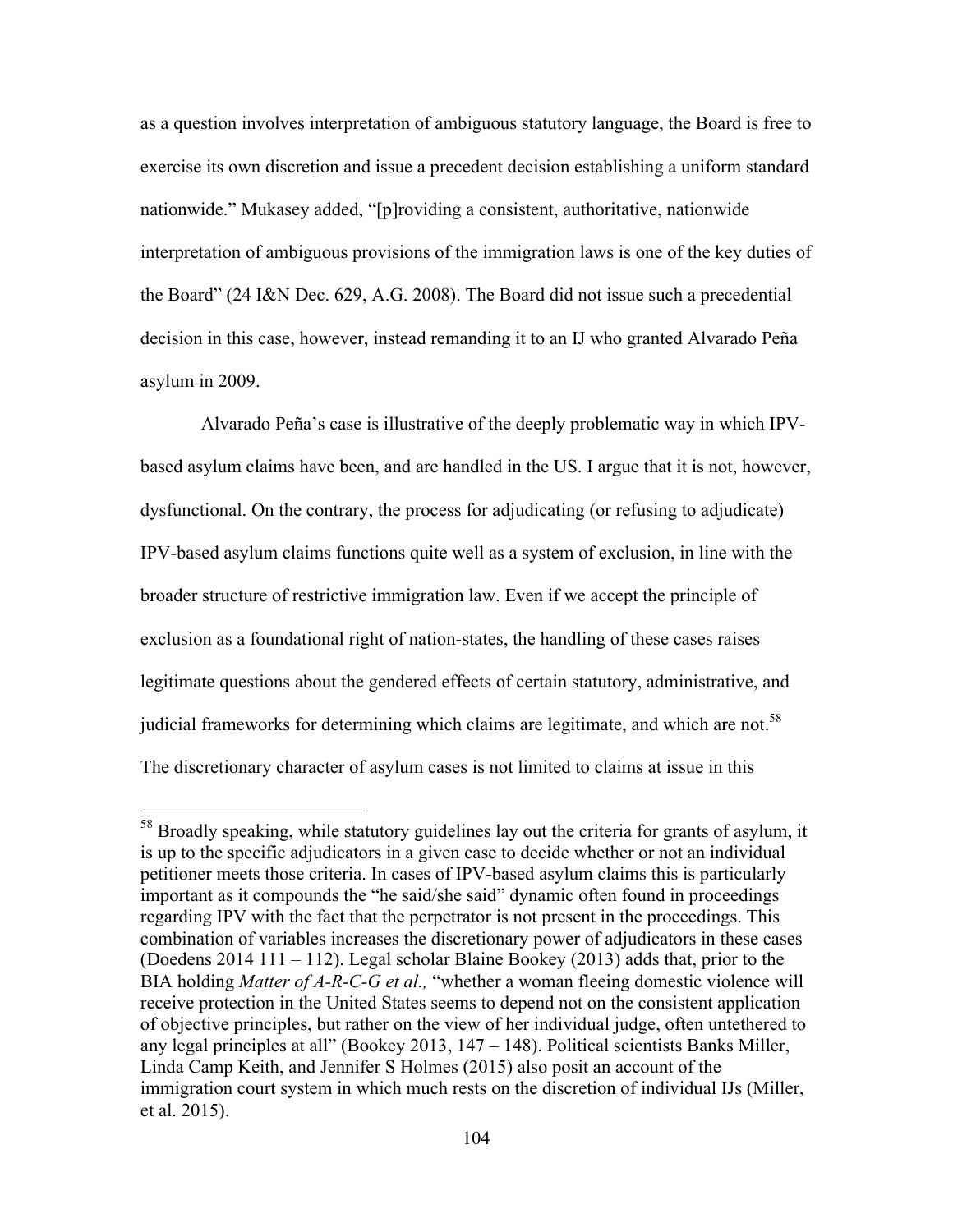as a question involves interpretation of ambiguous statutory language, the Board is free to exercise its own discretion and issue a precedent decision establishing a uniform standard nationwide." Mukasey added, "[p]roviding a consistent, authoritative, nationwide interpretation of ambiguous provisions of the immigration laws is one of the key duties of the Board" (24 I&N Dec. 629, A.G. 2008). The Board did not issue such a precedential decision in this case, however, instead remanding it to an IJ who granted Alvarado Peña asylum in 2009.

Alvarado Peña's case is illustrative of the deeply problematic way in which IPV-based asylum claims have been, and are handled in the US. I argue that it is not, however, dysfunctional. On the contrary, the process for adjudicating (or refusing to adjudicate) IPV-based asylum claims functions quite well as a system of exclusion, in line with the broader structure of restrictive immigration law. Even if we accept the principle of exclusion as a foundational right of nation-states, the handling of these cases raises legitimate questions about the gendered effects of certain statutory, administrative, and judicial frameworks for determining which claims are legitimate, and which are not.[58] The discretionary character of asylum cases is not limited to claims at issue in this

---

[58] Broadly speaking, while statutory guidelines lay out the criteria for grants of asylum, it is up to the specific adjudicators in a given case to decide whether or not an individual petitioner meets those criteria. In cases of IPV-based asylum claims this is particularly important as it compounds the "he said/she said" dynamic often found in proceedings regarding IPV with the fact that the perpetrator is not present in the proceedings. This combination of variables increases the discretionary power of adjudicators in these cases (Doedens 2014 111 – 112). Legal scholar Blaine Bookey (2013) adds that, prior to the BIA holding *Matter of A-R-C-G et al.,* "whether a woman fleeing domestic violence will receive protection in the United States seems to depend not on the consistent application of objective principles, but rather on the view of her individual judge, often untethered to any legal principles at all" (Bookey 2013, 147 – 148). Political scientists Banks Miller, Linda Camp Keith, and Jennifer S Holmes (2015) also posit an account of the immigration court system in which much rests on the discretion of individual IJs (Miller, et al. 2015).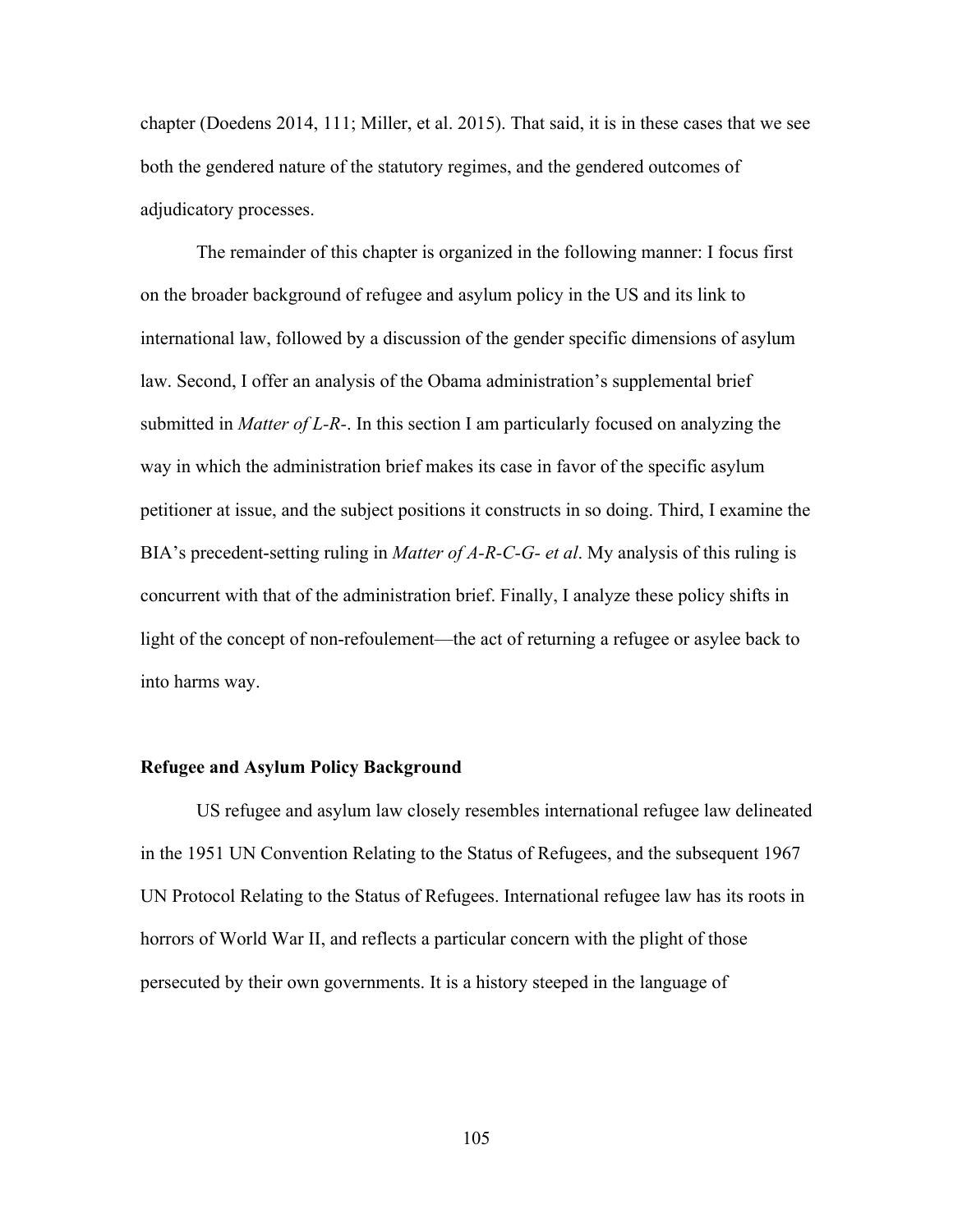chapter (Doedens 2014, 111; Miller, et al. 2015). That said, it is in these cases that we see both the gendered nature of the statutory regimes, and the gendered outcomes of adjudicatory processes.

The remainder of this chapter is organized in the following manner: I focus first on the broader background of refugee and asylum policy in the US and its link to international law, followed by a discussion of the gender specific dimensions of asylum law. Second, I offer an analysis of the Obama administration's supplemental brief submitted in *Matter of L-R-*. In this section I am particularly focused on analyzing the way in which the administration brief makes its case in favor of the specific asylum petitioner at issue, and the subject positions it constructs in so doing. Third, I examine the BIA's precedent-setting ruling in *Matter of A-R-C-G- et al*. My analysis of this ruling is concurrent with that of the administration brief. Finally, I analyze these policy shifts in light of the concept of non-refoulement—the act of returning a refugee or asylee back to into harms way.

**Refugee and Asylum Policy Background**

US refugee and asylum law closely resembles international refugee law delineated in the 1951 UN Convention Relating to the Status of Refugees, and the subsequent 1967 UN Protocol Relating to the Status of Refugees. International refugee law has its roots in horrors of World War II, and reflects a particular concern with the plight of those persecuted by their own governments. It is a history steeped in the language of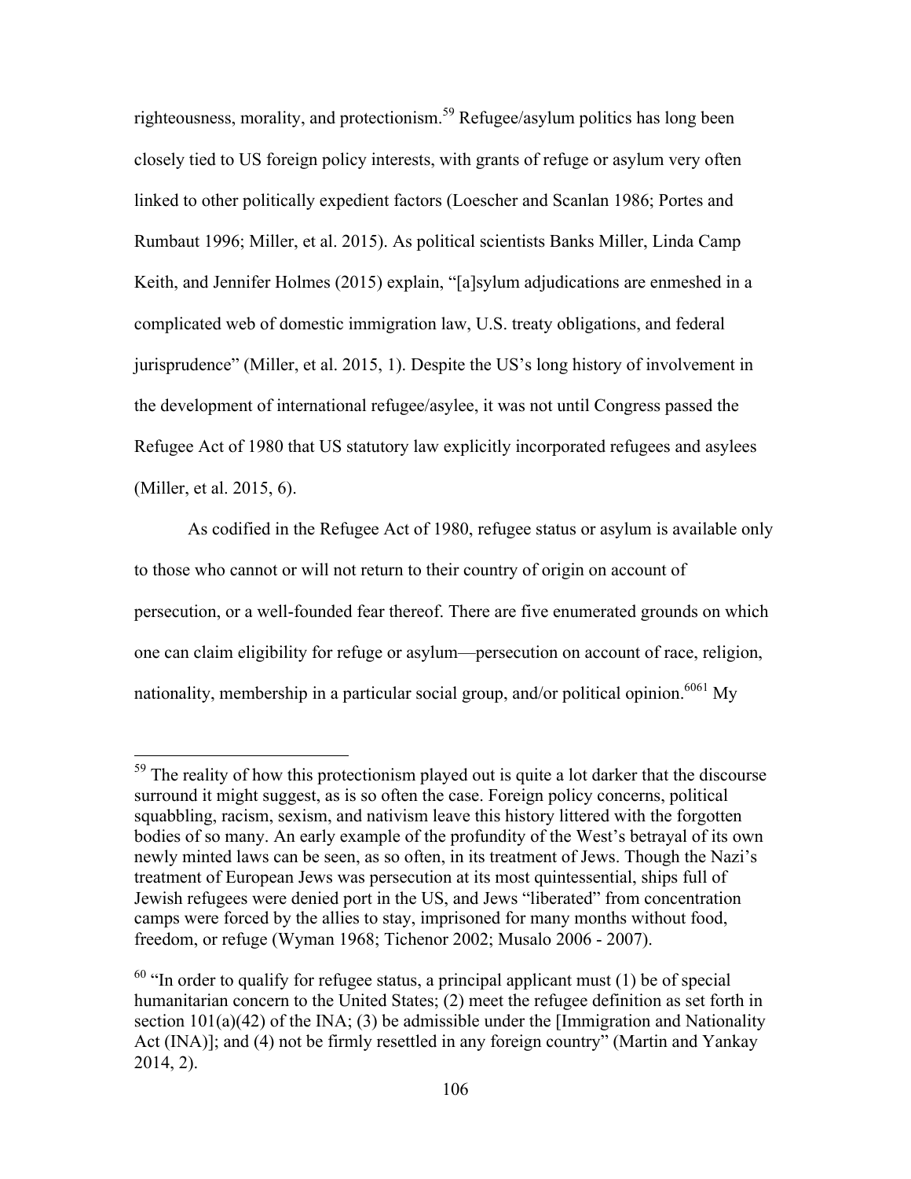righteousness, morality, and protectionism.[59] Refugee/asylum politics has long been closely tied to US foreign policy interests, with grants of refuge or asylum very often linked to other politically expedient factors (Loescher and Scanlan 1986; Portes and Rumbaut 1996; Miller, et al. 2015). As political scientists Banks Miller, Linda Camp Keith, and Jennifer Holmes (2015) explain, "[a]sylum adjudications are enmeshed in a complicated web of domestic immigration law, U.S. treaty obligations, and federal jurisprudence" (Miller, et al. 2015, 1). Despite the US's long history of involvement in the development of international refugee/asylee, it was not until Congress passed the Refugee Act of 1980 that US statutory law explicitly incorporated refugees and asylees (Miller, et al. 2015, 6).

As codified in the Refugee Act of 1980, refugee status or asylum is available only to those who cannot or will not return to their country of origin on account of persecution, or a well-founded fear thereof. There are five enumerated grounds on which one can claim eligibility for refuge or asylum—persecution on account of race, religion, nationality, membership in a particular social group, and/or political opinion.[60][61] My

---

[59] The reality of how this protectionism played out is quite a lot darker that the discourse surround it might suggest, as is so often the case. Foreign policy concerns, political squabbling, racism, sexism, and nativism leave this history littered with the forgotten bodies of so many. An early example of the profundity of the West's betrayal of its own newly minted laws can be seen, as so often, in its treatment of Jews. Though the Nazi's treatment of European Jews was persecution at its most quintessential, ships full of Jewish refugees were denied port in the US, and Jews "liberated" from concentration camps were forced by the allies to stay, imprisoned for many months without food, freedom, or refuge (Wyman 1968; Tichenor 2002; Musalo 2006 - 2007).

[60] "In order to qualify for refugee status, a principal applicant must (1) be of special humanitarian concern to the United States; (2) meet the refugee definition as set forth in section 101(a)(42) of the INA; (3) be admissible under the [Immigration and Nationality Act (INA)]; and (4) not be firmly resettled in any foreign country" (Martin and Yankay 2014, 2).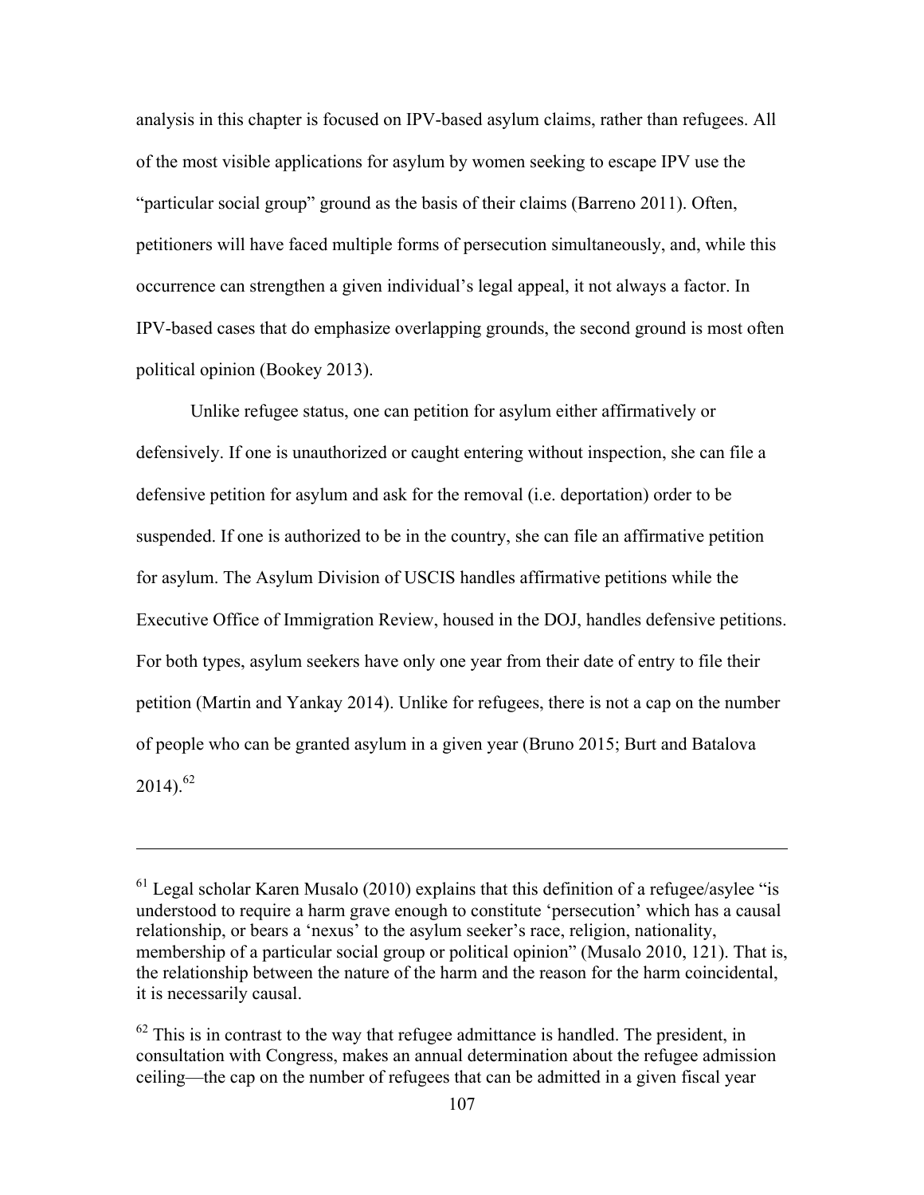analysis in this chapter is focused on IPV-based asylum claims, rather than refugees. All of the most visible applications for asylum by women seeking to escape IPV use the "particular social group" ground as the basis of their claims (Barreno 2011). Often, petitioners will have faced multiple forms of persecution simultaneously, and, while this occurrence can strengthen a given individual's legal appeal, it not always a factor. In IPV-based cases that do emphasize overlapping grounds, the second ground is most often political opinion (Bookey 2013).

Unlike refugee status, one can petition for asylum either affirmatively or defensively. If one is unauthorized or caught entering without inspection, she can file a defensive petition for asylum and ask for the removal (i.e. deportation) order to be suspended. If one is authorized to be in the country, she can file an affirmative petition for asylum. The Asylum Division of USCIS handles affirmative petitions while the Executive Office of Immigration Review, housed in the DOJ, handles defensive petitions. For both types, asylum seekers have only one year from their date of entry to file their petition (Martin and Yankay 2014). Unlike for refugees, there is not a cap on the number of people who can be granted asylum in a given year (Bruno 2015; Burt and Batalova 2014).[62]

---

[61] Legal scholar Karen Musalo (2010) explains that this definition of a refugee/asylee "is understood to require a harm grave enough to constitute 'persecution' which has a causal relationship, or bears a 'nexus' to the asylum seeker's race, religion, nationality, membership of a particular social group or political opinion" (Musalo 2010, 121). That is, the relationship between the nature of the harm and the reason for the harm coincidental, it is necessarily causal.

[62] This is in contrast to the way that refugee admittance is handled. The president, in consultation with Congress, makes an annual determination about the refugee admission ceiling—the cap on the number of refugees that can be admitted in a given fiscal year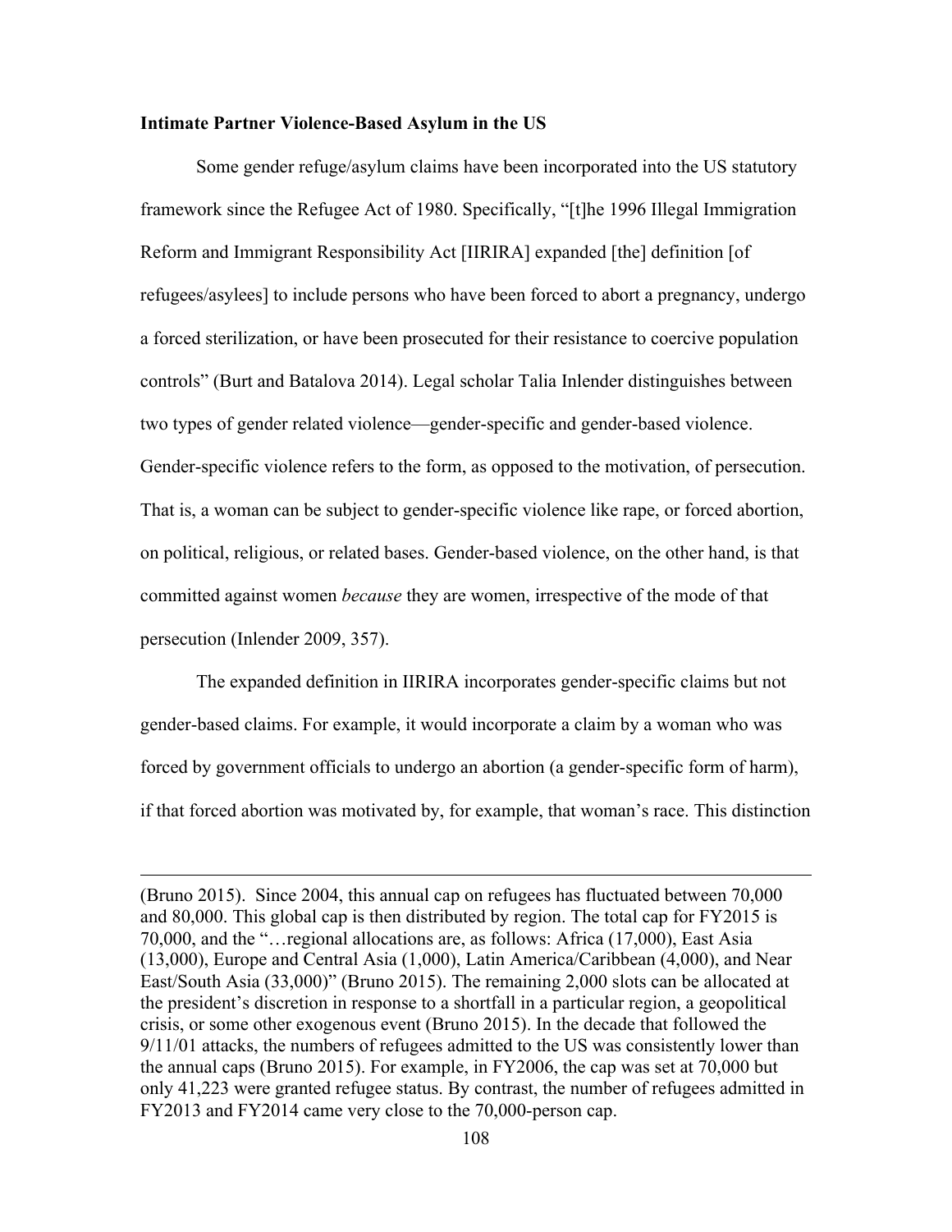**Intimate Partner Violence-Based Asylum in the US**

Some gender refuge/asylum claims have been incorporated into the US statutory framework since the Refugee Act of 1980. Specifically, "[t]he 1996 Illegal Immigration Reform and Immigrant Responsibility Act [IIRIRA] expanded [the] definition [of refugees/asylees] to include persons who have been forced to abort a pregnancy, undergo a forced sterilization, or have been prosecuted for their resistance to coercive population controls" (Burt and Batalova 2014). Legal scholar Talia Inlender distinguishes between two types of gender related violence—gender-specific and gender-based violence. Gender-specific violence refers to the form, as opposed to the motivation, of persecution. That is, a woman can be subject to gender-specific violence like rape, or forced abortion, on political, religious, or related bases. Gender-based violence, on the other hand, is that committed against women *because* they are women, irrespective of the mode of that persecution (Inlender 2009, 357).

The expanded definition in IIRIRA incorporates gender-specific claims but not gender-based claims. For example, it would incorporate a claim by a woman who was forced by government officials to undergo an abortion (a gender-specific form of harm), if that forced abortion was motivated by, for example, that woman's race. This distinction

---

(Bruno 2015). Since 2004, this annual cap on refugees has fluctuated between 70,000 and 80,000. This global cap is then distributed by region. The total cap for FY2015 is 70,000, and the "…regional allocations are, as follows: Africa (17,000), East Asia (13,000), Europe and Central Asia (1,000), Latin America/Caribbean (4,000), and Near East/South Asia (33,000)" (Bruno 2015). The remaining 2,000 slots can be allocated at the president's discretion in response to a shortfall in a particular region, a geopolitical crisis, or some other exogenous event (Bruno 2015). In the decade that followed the 9/11/01 attacks, the numbers of refugees admitted to the US was consistently lower than the annual caps (Bruno 2015). For example, in FY2006, the cap was set at 70,000 but only 41,223 were granted refugee status. By contrast, the number of refugees admitted in FY2013 and FY2014 came very close to the 70,000-person cap.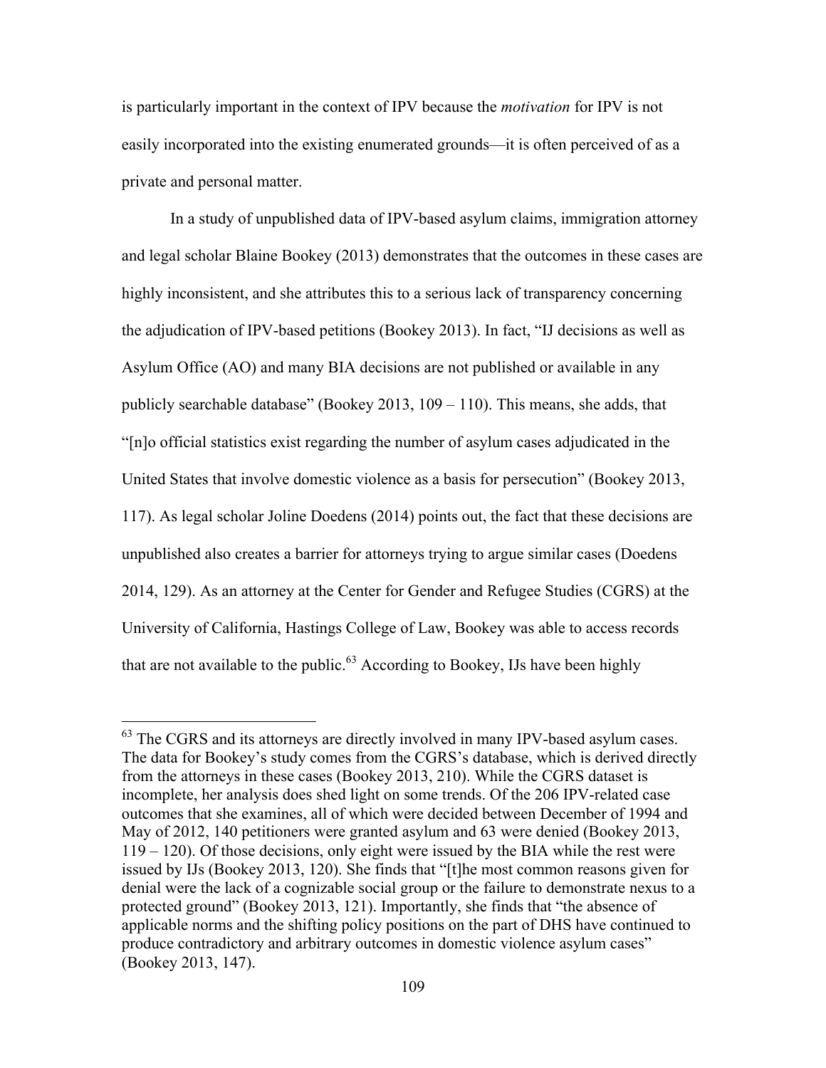is particularly important in the context of IPV because the *motivation* for IPV is not easily incorporated into the existing enumerated grounds—it is often perceived of as a private and personal matter.

In a study of unpublished data of IPV-based asylum claims, immigration attorney and legal scholar Blaine Bookey (2013) demonstrates that the outcomes in these cases are highly inconsistent, and she attributes this to a serious lack of transparency concerning the adjudication of IPV-based petitions (Bookey 2013). In fact, "IJ decisions as well as Asylum Office (AO) and many BIA decisions are not published or available in any publicly searchable database" (Bookey 2013, 109 – 110). This means, she adds, that "[n]o official statistics exist regarding the number of asylum cases adjudicated in the United States that involve domestic violence as a basis for persecution" (Bookey 2013, 117). As legal scholar Joline Doedens (2014) points out, the fact that these decisions are unpublished also creates a barrier for attorneys trying to argue similar cases (Doedens 2014, 129). As an attorney at the Center for Gender and Refugee Studies (CGRS) at the University of California, Hastings College of Law, Bookey was able to access records that are not available to the public.[63] According to Bookey, IJs have been highly

[63] The CGRS and its attorneys are directly involved in many IPV-based asylum cases. The data for Bookey's study comes from the CGRS's database, which is derived directly from the attorneys in these cases (Bookey 2013, 210). While the CGRS dataset is incomplete, her analysis does shed light on some trends. Of the 206 IPV-related case outcomes that she examines, all of which were decided between December of 1994 and May of 2012, 140 petitioners were granted asylum and 63 were denied (Bookey 2013, 119 – 120). Of those decisions, only eight were issued by the BIA while the rest were issued by IJs (Bookey 2013, 120). She finds that "[t]he most common reasons given for denial were the lack of a cognizable social group or the failure to demonstrate nexus to a protected ground" (Bookey 2013, 121). Importantly, she finds that "the absence of applicable norms and the shifting policy positions on the part of DHS have continued to produce contradictory and arbitrary outcomes in domestic violence asylum cases" (Bookey 2013, 147).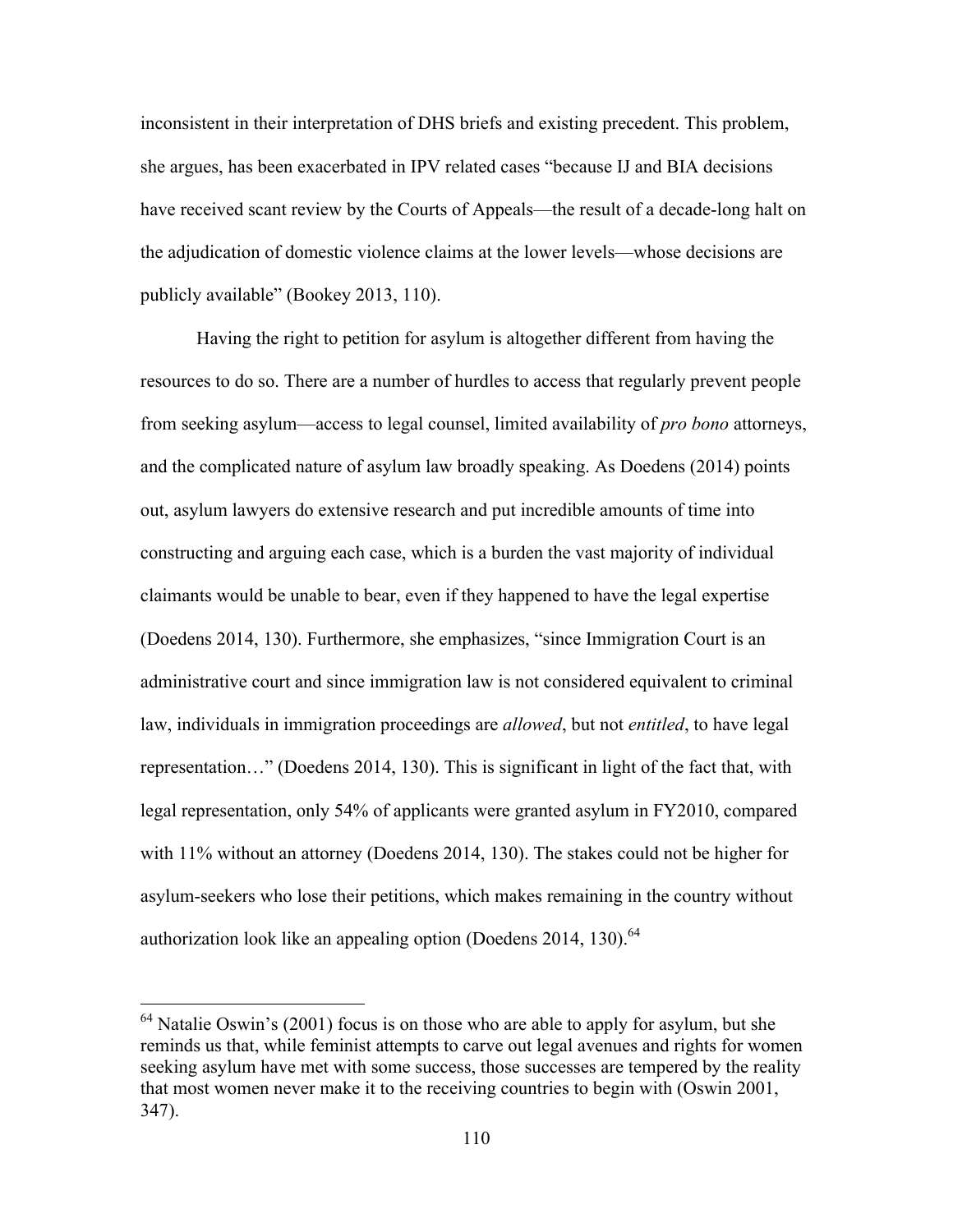inconsistent in their interpretation of DHS briefs and existing precedent. This problem, she argues, has been exacerbated in IPV related cases "because IJ and BIA decisions have received scant review by the Courts of Appeals—the result of a decade-long halt on the adjudication of domestic violence claims at the lower levels—whose decisions are publicly available" (Bookey 2013, 110).

Having the right to petition for asylum is altogether different from having the resources to do so. There are a number of hurdles to access that regularly prevent people from seeking asylum—access to legal counsel, limited availability of *pro bono* attorneys, and the complicated nature of asylum law broadly speaking. As Doedens (2014) points out, asylum lawyers do extensive research and put incredible amounts of time into constructing and arguing each case, which is a burden the vast majority of individual claimants would be unable to bear, even if they happened to have the legal expertise (Doedens 2014, 130). Furthermore, she emphasizes, "since Immigration Court is an administrative court and since immigration law is not considered equivalent to criminal law, individuals in immigration proceedings are *allowed*, but not *entitled*, to have legal representation…" (Doedens 2014, 130). This is significant in light of the fact that, with legal representation, only 54% of applicants were granted asylum in FY2010, compared with 11% without an attorney (Doedens 2014, 130). The stakes could not be higher for asylum-seekers who lose their petitions, which makes remaining in the country without authorization look like an appealing option (Doedens 2014, 130).[64]

[64] Natalie Oswin's (2001) focus is on those who are able to apply for asylum, but she reminds us that, while feminist attempts to carve out legal avenues and rights for women seeking asylum have met with some success, those successes are tempered by the reality that most women never make it to the receiving countries to begin with (Oswin 2001, 347).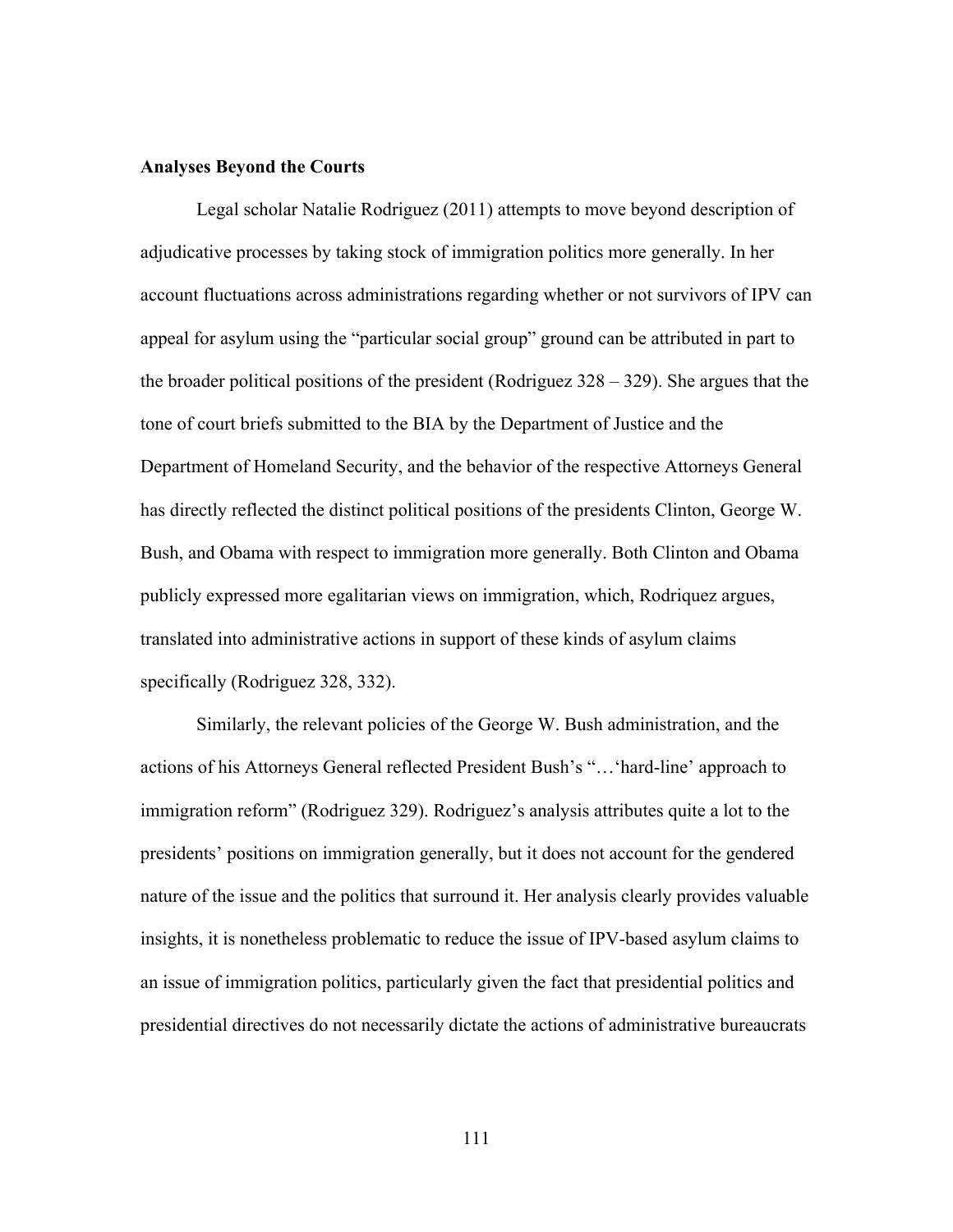**Analyses Beyond the Courts**

Legal scholar Natalie Rodriguez (2011) attempts to move beyond description of adjudicative processes by taking stock of immigration politics more generally. In her account fluctuations across administrations regarding whether or not survivors of IPV can appeal for asylum using the "particular social group" ground can be attributed in part to the broader political positions of the president (Rodriguez 328 – 329). She argues that the tone of court briefs submitted to the BIA by the Department of Justice and the Department of Homeland Security, and the behavior of the respective Attorneys General has directly reflected the distinct political positions of the presidents Clinton, George W. Bush, and Obama with respect to immigration more generally. Both Clinton and Obama publicly expressed more egalitarian views on immigration, which, Rodriquez argues, translated into administrative actions in support of these kinds of asylum claims specifically (Rodriguez 328, 332).

Similarly, the relevant policies of the George W. Bush administration, and the actions of his Attorneys General reflected President Bush's "…'hard-line' approach to immigration reform" (Rodriguez 329). Rodriguez's analysis attributes quite a lot to the presidents' positions on immigration generally, but it does not account for the gendered nature of the issue and the politics that surround it. Her analysis clearly provides valuable insights, it is nonetheless problematic to reduce the issue of IPV-based asylum claims to an issue of immigration politics, particularly given the fact that presidential politics and presidential directives do not necessarily dictate the actions of administrative bureaucrats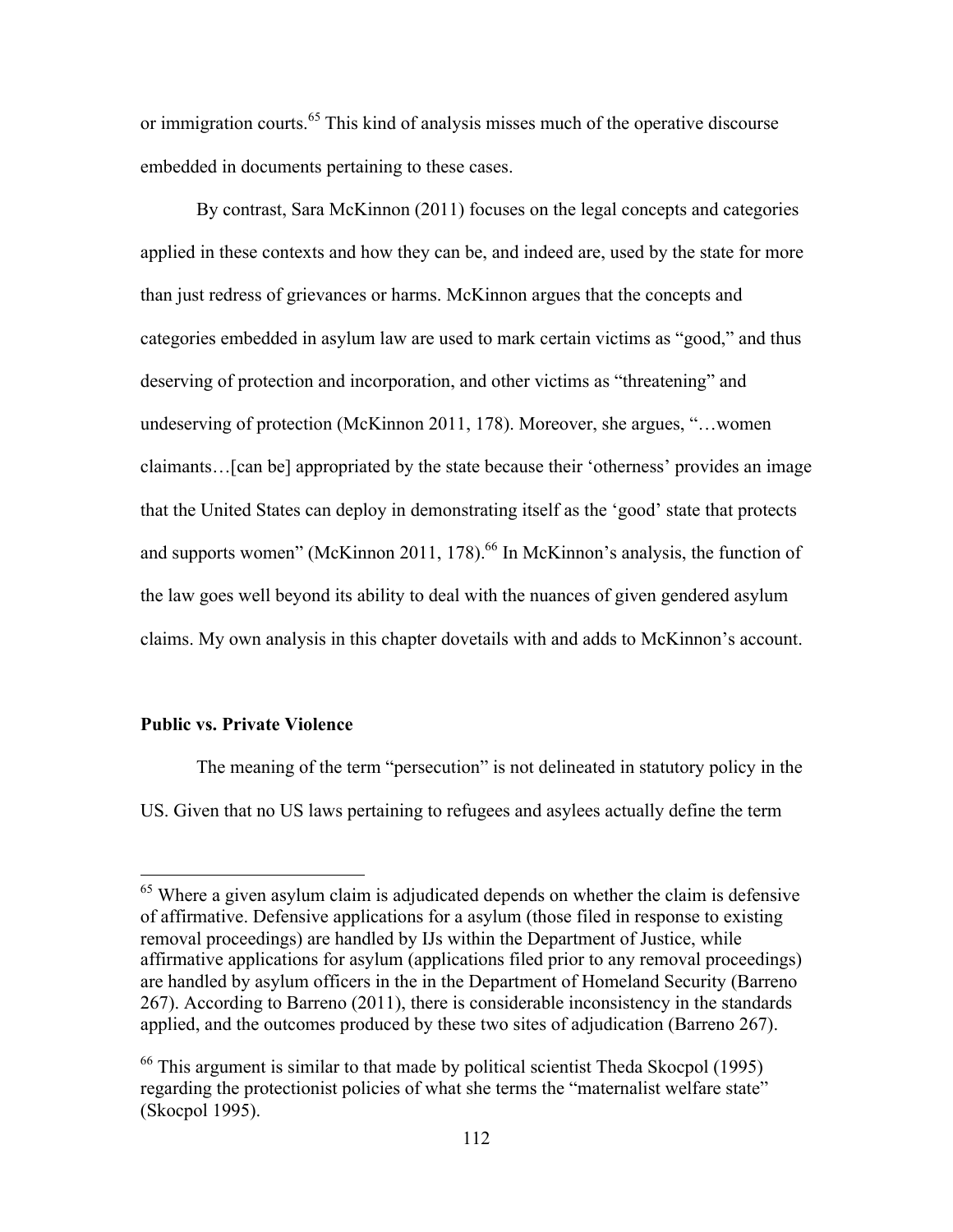or immigration courts.[65] This kind of analysis misses much of the operative discourse embedded in documents pertaining to these cases.

By contrast, Sara McKinnon (2011) focuses on the legal concepts and categories applied in these contexts and how they can be, and indeed are, used by the state for more than just redress of grievances or harms. McKinnon argues that the concepts and categories embedded in asylum law are used to mark certain victims as "good," and thus deserving of protection and incorporation, and other victims as "threatening" and undeserving of protection (McKinnon 2011, 178). Moreover, she argues, "…women claimants…[can be] appropriated by the state because their 'otherness' provides an image that the United States can deploy in demonstrating itself as the 'good' state that protects and supports women" (McKinnon 2011, 178).[66] In McKinnon's analysis, the function of the law goes well beyond its ability to deal with the nuances of given gendered asylum claims. My own analysis in this chapter dovetails with and adds to McKinnon's account.

**Public vs. Private Violence**

The meaning of the term "persecution" is not delineated in statutory policy in the US. Given that no US laws pertaining to refugees and asylees actually define the term

---

[65] Where a given asylum claim is adjudicated depends on whether the claim is defensive of affirmative. Defensive applications for a asylum (those filed in response to existing removal proceedings) are handled by IJs within the Department of Justice, while affirmative applications for asylum (applications filed prior to any removal proceedings) are handled by asylum officers in the in the Department of Homeland Security (Barreno 267). According to Barreno (2011), there is considerable inconsistency in the standards applied, and the outcomes produced by these two sites of adjudication (Barreno 267).

[66] This argument is similar to that made by political scientist Theda Skocpol (1995) regarding the protectionist policies of what she terms the "maternalist welfare state" (Skocpol 1995).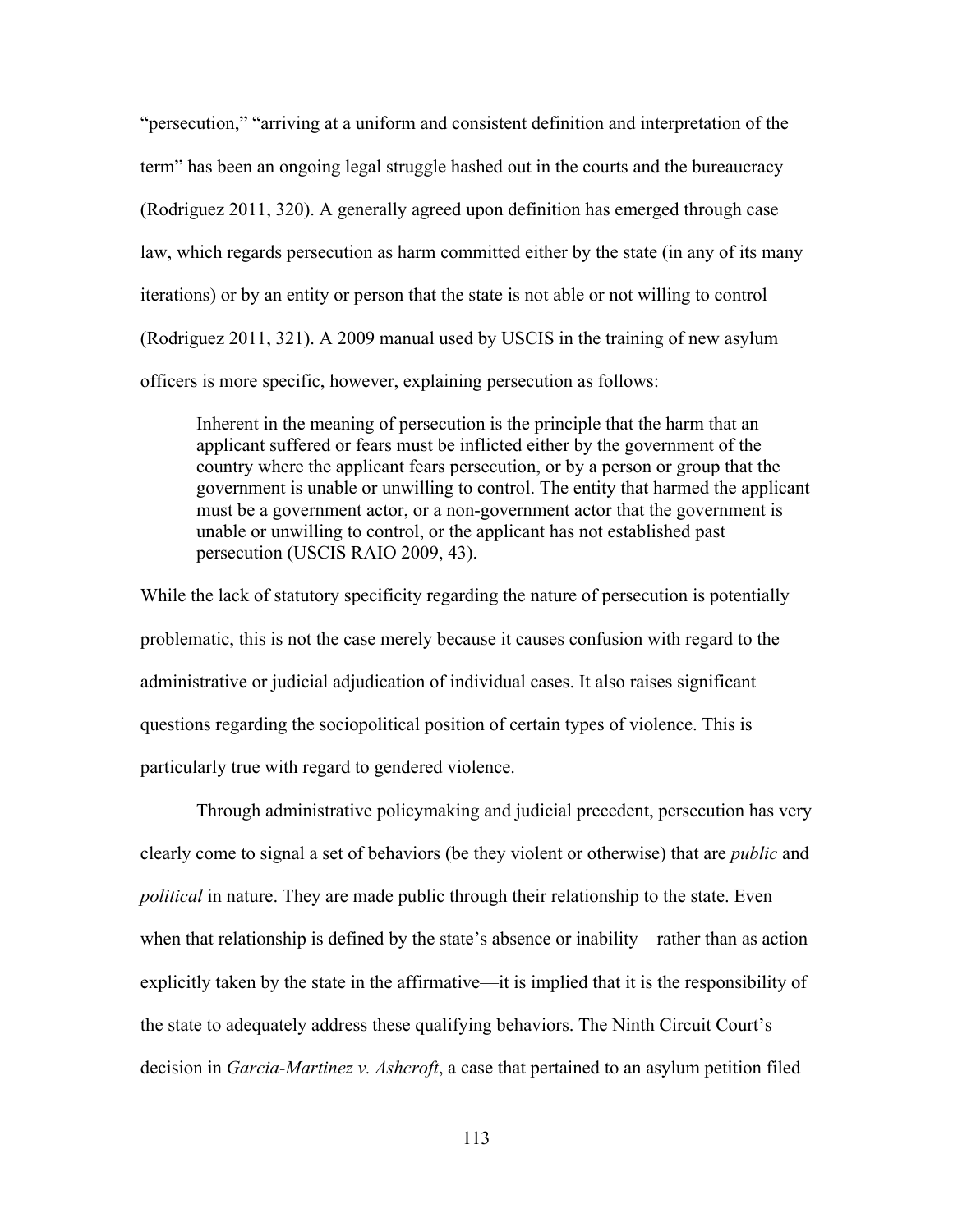"persecution," "arriving at a uniform and consistent definition and interpretation of the term" has been an ongoing legal struggle hashed out in the courts and the bureaucracy (Rodriguez 2011, 320). A generally agreed upon definition has emerged through case law, which regards persecution as harm committed either by the state (in any of its many iterations) or by an entity or person that the state is not able or not willing to control (Rodriguez 2011, 321). A 2009 manual used by USCIS in the training of new asylum officers is more specific, however, explaining persecution as follows:

> Inherent in the meaning of persecution is the principle that the harm that an applicant suffered or fears must be inflicted either by the government of the country where the applicant fears persecution, or by a person or group that the government is unable or unwilling to control. The entity that harmed the applicant must be a government actor, or a non-government actor that the government is unable or unwilling to control, or the applicant has not established past persecution (USCIS RAIO 2009, 43).

While the lack of statutory specificity regarding the nature of persecution is potentially problematic, this is not the case merely because it causes confusion with regard to the administrative or judicial adjudication of individual cases. It also raises significant questions regarding the sociopolitical position of certain types of violence. This is particularly true with regard to gendered violence.

Through administrative policymaking and judicial precedent, persecution has very clearly come to signal a set of behaviors (be they violent or otherwise) that are *public* and *political* in nature. They are made public through their relationship to the state. Even when that relationship is defined by the state's absence or inability—rather than as action explicitly taken by the state in the affirmative—it is implied that it is the responsibility of the state to adequately address these qualifying behaviors. The Ninth Circuit Court's decision in *Garcia-Martinez v. Ashcroft*, a case that pertained to an asylum petition filed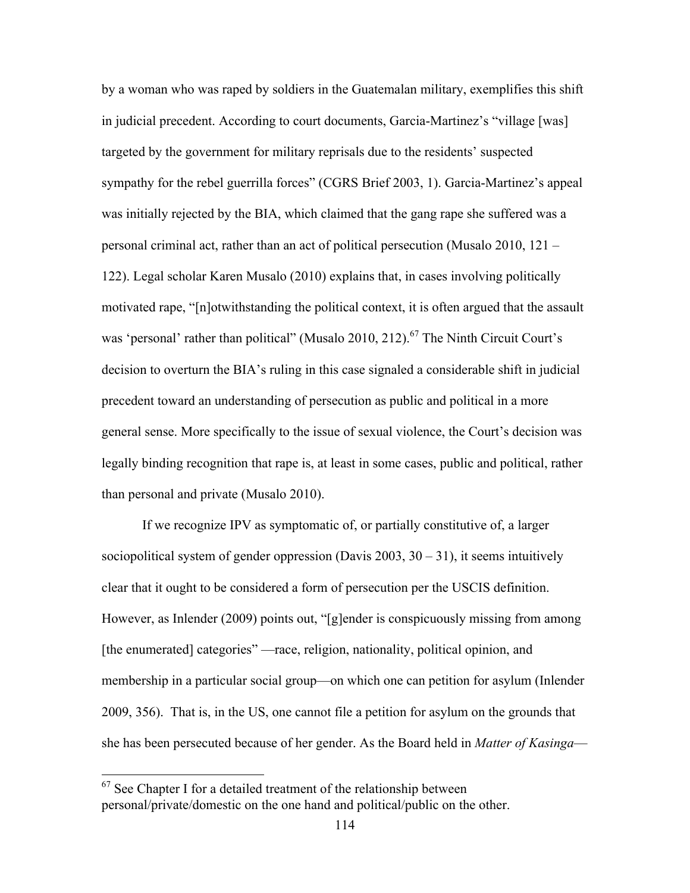by a woman who was raped by soldiers in the Guatemalan military, exemplifies this shift in judicial precedent. According to court documents, Garcia-Martinez's "village [was] targeted by the government for military reprisals due to the residents' suspected sympathy for the rebel guerrilla forces" (CGRS Brief 2003, 1). Garcia-Martinez's appeal was initially rejected by the BIA, which claimed that the gang rape she suffered was a personal criminal act, rather than an act of political persecution (Musalo 2010, 121 – 122). Legal scholar Karen Musalo (2010) explains that, in cases involving politically motivated rape, "[n]otwithstanding the political context, it is often argued that the assault was 'personal' rather than political" (Musalo 2010, 212).[67] The Ninth Circuit Court's decision to overturn the BIA's ruling in this case signaled a considerable shift in judicial precedent toward an understanding of persecution as public and political in a more general sense. More specifically to the issue of sexual violence, the Court's decision was legally binding recognition that rape is, at least in some cases, public and political, rather than personal and private (Musalo 2010).

If we recognize IPV as symptomatic of, or partially constitutive of, a larger sociopolitical system of gender oppression (Davis 2003, 30 – 31), it seems intuitively clear that it ought to be considered a form of persecution per the USCIS definition. However, as Inlender (2009) points out, "[g]ender is conspicuously missing from among [the enumerated] categories" —race, religion, nationality, political opinion, and membership in a particular social group—on which one can petition for asylum (Inlender 2009, 356). That is, in the US, one cannot file a petition for asylum on the grounds that she has been persecuted because of her gender. As the Board held in *Matter of Kasinga*—

[67] See Chapter I for a detailed treatment of the relationship between personal/private/domestic on the one hand and political/public on the other.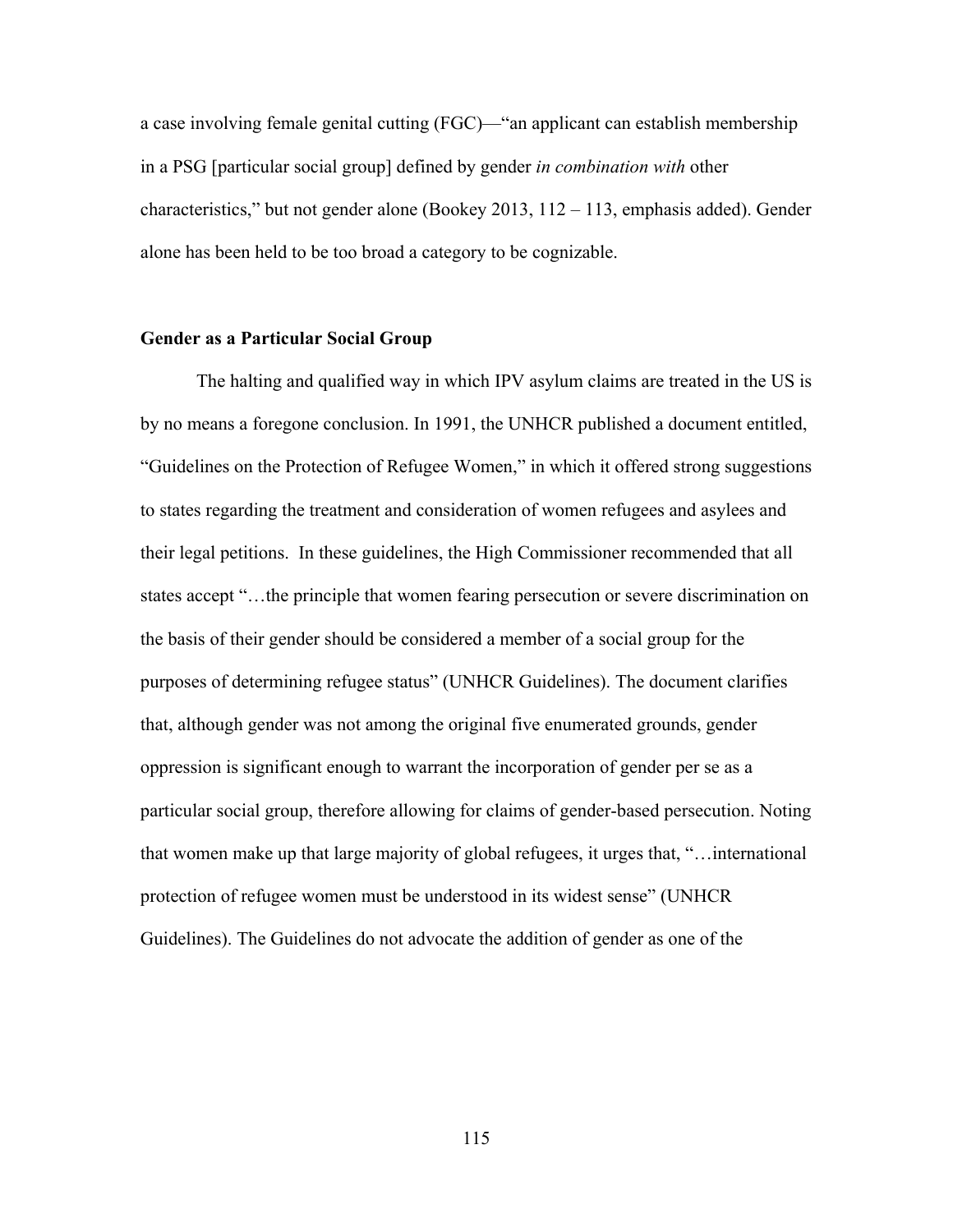a case involving female genital cutting (FGC)—"an applicant can establish membership in a PSG [particular social group] defined by gender *in combination with* other characteristics," but not gender alone (Bookey 2013, 112 – 113, emphasis added). Gender alone has been held to be too broad a category to be cognizable.

### Gender as a Particular Social Group

The halting and qualified way in which IPV asylum claims are treated in the US is by no means a foregone conclusion. In 1991, the UNHCR published a document entitled, "Guidelines on the Protection of Refugee Women," in which it offered strong suggestions to states regarding the treatment and consideration of women refugees and asylees and their legal petitions. In these guidelines, the High Commissioner recommended that all states accept "…the principle that women fearing persecution or severe discrimination on the basis of their gender should be considered a member of a social group for the purposes of determining refugee status" (UNHCR Guidelines). The document clarifies that, although gender was not among the original five enumerated grounds, gender oppression is significant enough to warrant the incorporation of gender per se as a particular social group, therefore allowing for claims of gender-based persecution. Noting that women make up that large majority of global refugees, it urges that, "…international protection of refugee women must be understood in its widest sense" (UNHCR Guidelines). The Guidelines do not advocate the addition of gender as one of the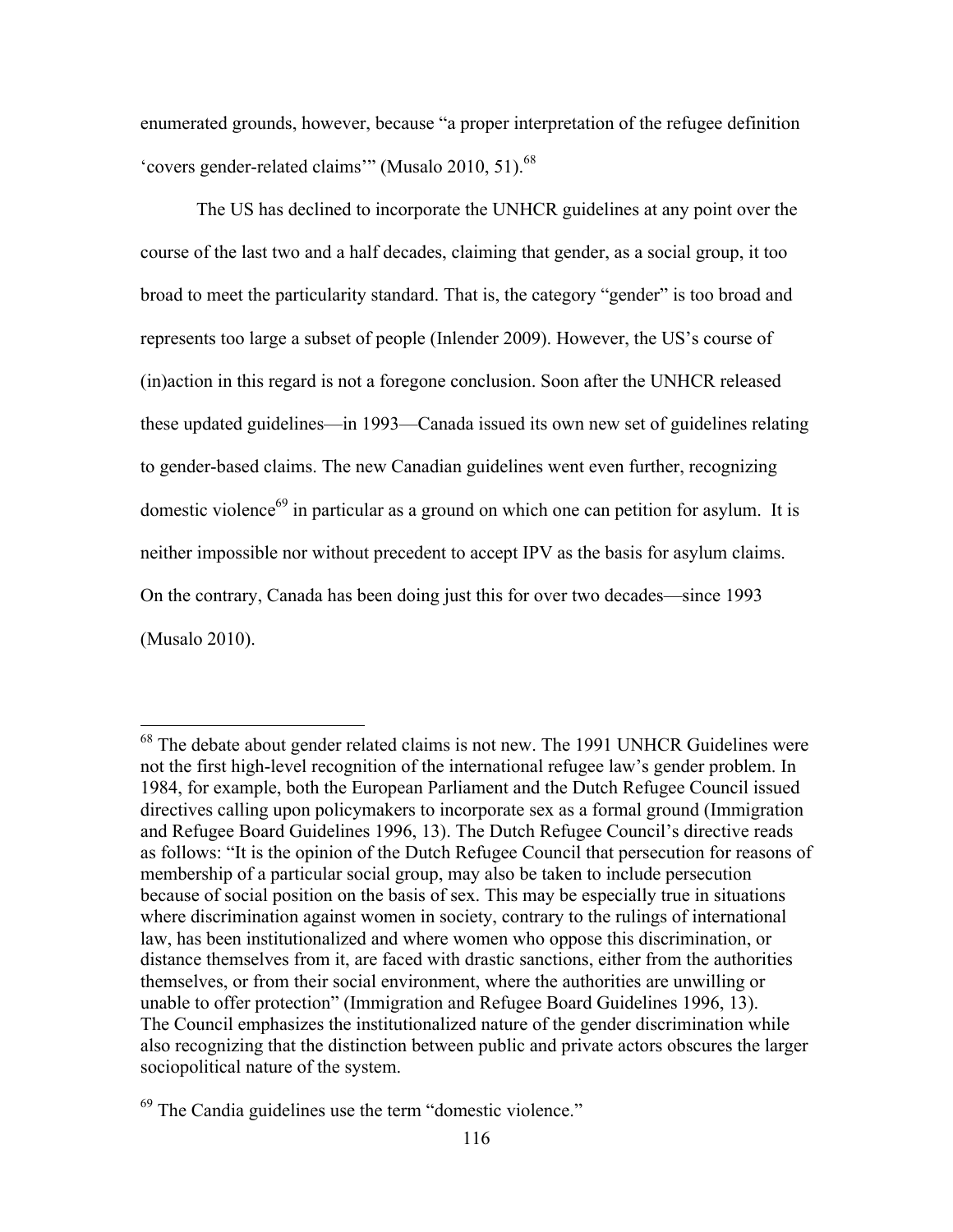enumerated grounds, however, because "a proper interpretation of the refugee definition 'covers gender-related claims'" (Musalo 2010, 51).[68]

The US has declined to incorporate the UNHCR guidelines at any point over the course of the last two and a half decades, claiming that gender, as a social group, it too broad to meet the particularity standard. That is, the category "gender" is too broad and represents too large a subset of people (Inlender 2009). However, the US's course of (in)action in this regard is not a foregone conclusion. Soon after the UNHCR released these updated guidelines—in 1993—Canada issued its own new set of guidelines relating to gender-based claims. The new Canadian guidelines went even further, recognizing domestic violence[69] in particular as a ground on which one can petition for asylum. It is neither impossible nor without precedent to accept IPV as the basis for asylum claims. On the contrary, Canada has been doing just this for over two decades—since 1993 (Musalo 2010).

---

[68] The debate about gender related claims is not new. The 1991 UNHCR Guidelines were not the first high-level recognition of the international refugee law's gender problem. In 1984, for example, both the European Parliament and the Dutch Refugee Council issued directives calling upon policymakers to incorporate sex as a formal ground (Immigration and Refugee Board Guidelines 1996, 13). The Dutch Refugee Council's directive reads as follows: "It is the opinion of the Dutch Refugee Council that persecution for reasons of membership of a particular social group, may also be taken to include persecution because of social position on the basis of sex. This may be especially true in situations where discrimination against women in society, contrary to the rulings of international law, has been institutionalized and where women who oppose this discrimination, or distance themselves from it, are faced with drastic sanctions, either from the authorities themselves, or from their social environment, where the authorities are unwilling or unable to offer protection" (Immigration and Refugee Board Guidelines 1996, 13). The Council emphasizes the institutionalized nature of the gender discrimination while also recognizing that the distinction between public and private actors obscures the larger sociopolitical nature of the system.

[69] The Candia guidelines use the term "domestic violence."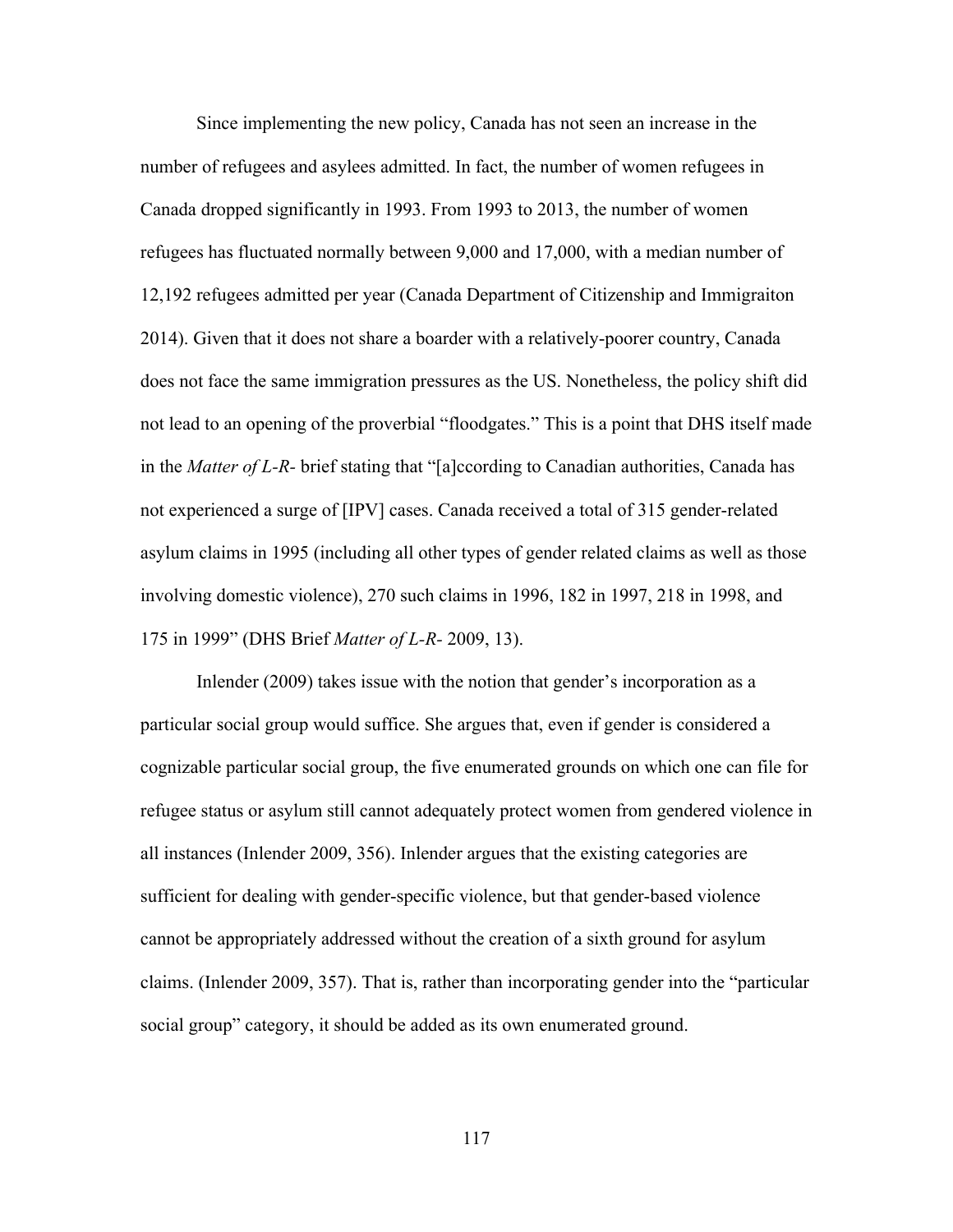Since implementing the new policy, Canada has not seen an increase in the number of refugees and asylees admitted. In fact, the number of women refugees in Canada dropped significantly in 1993. From 1993 to 2013, the number of women refugees has fluctuated normally between 9,000 and 17,000, with a median number of 12,192 refugees admitted per year (Canada Department of Citizenship and Immigraiton 2014). Given that it does not share a boarder with a relatively-poorer country, Canada does not face the same immigration pressures as the US. Nonetheless, the policy shift did not lead to an opening of the proverbial "floodgates." This is a point that DHS itself made in the *Matter of L-R-* brief stating that "[a]ccording to Canadian authorities, Canada has not experienced a surge of [IPV] cases. Canada received a total of 315 gender-related asylum claims in 1995 (including all other types of gender related claims as well as those involving domestic violence), 270 such claims in 1996, 182 in 1997, 218 in 1998, and 175 in 1999" (DHS Brief *Matter of L-R-* 2009, 13).

Inlender (2009) takes issue with the notion that gender's incorporation as a particular social group would suffice. She argues that, even if gender is considered a cognizable particular social group, the five enumerated grounds on which one can file for refugee status or asylum still cannot adequately protect women from gendered violence in all instances (Inlender 2009, 356). Inlender argues that the existing categories are sufficient for dealing with gender-specific violence, but that gender-based violence cannot be appropriately addressed without the creation of a sixth ground for asylum claims. (Inlender 2009, 357). That is, rather than incorporating gender into the "particular social group" category, it should be added as its own enumerated ground.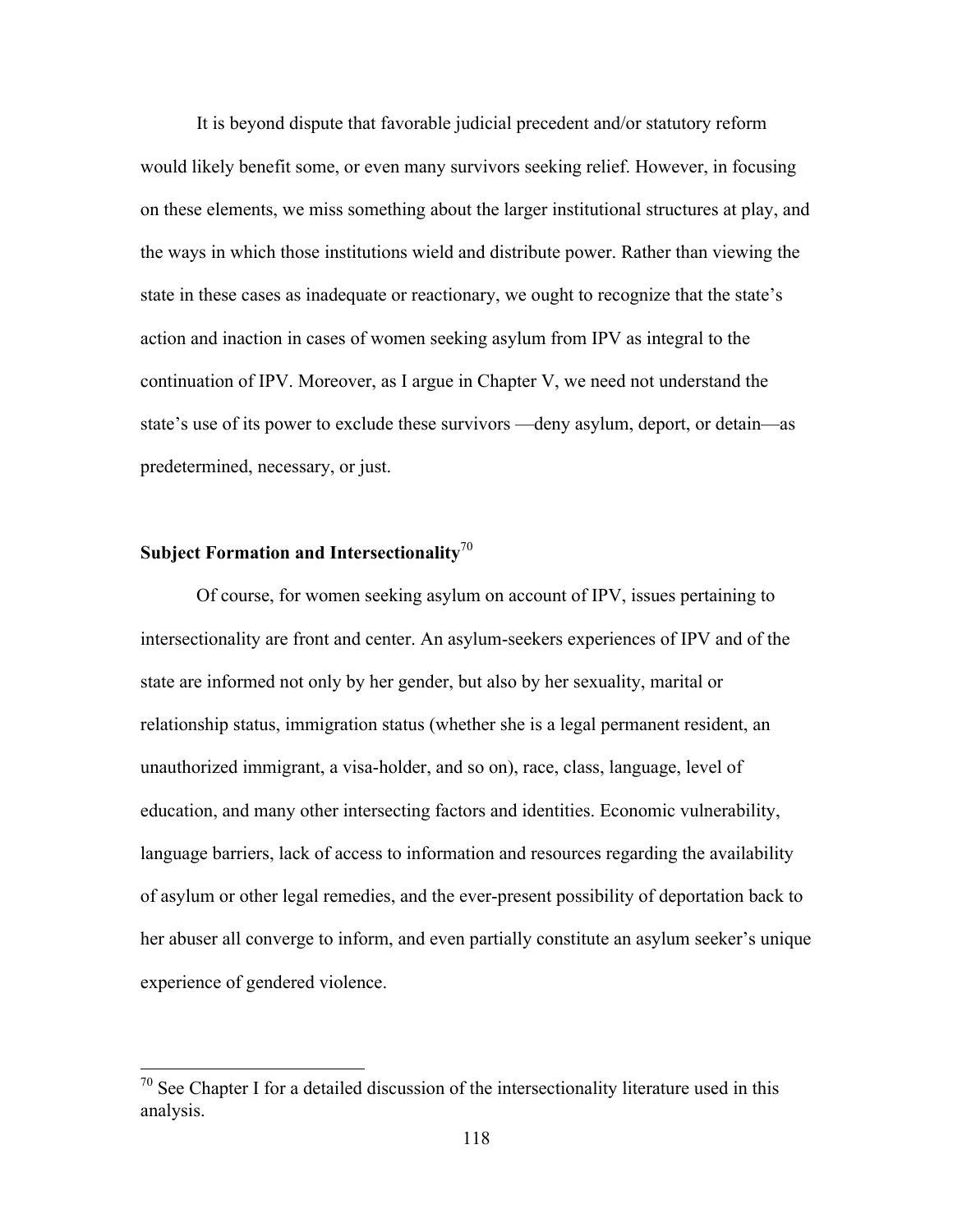It is beyond dispute that favorable judicial precedent and/or statutory reform would likely benefit some, or even many survivors seeking relief. However, in focusing on these elements, we miss something about the larger institutional structures at play, and the ways in which those institutions wield and distribute power. Rather than viewing the state in these cases as inadequate or reactionary, we ought to recognize that the state's action and inaction in cases of women seeking asylum from IPV as integral to the continuation of IPV. Moreover, as I argue in Chapter V, we need not understand the state's use of its power to exclude these survivors —deny asylum, deport, or detain—as predetermined, necessary, or just.

## Subject Formation and Intersectionality[70]

Of course, for women seeking asylum on account of IPV, issues pertaining to intersectionality are front and center. An asylum-seekers experiences of IPV and of the state are informed not only by her gender, but also by her sexuality, marital or relationship status, immigration status (whether she is a legal permanent resident, an unauthorized immigrant, a visa-holder, and so on), race, class, language, level of education, and many other intersecting factors and identities. Economic vulnerability, language barriers, lack of access to information and resources regarding the availability of asylum or other legal remedies, and the ever-present possibility of deportation back to her abuser all converge to inform, and even partially constitute an asylum seeker's unique experience of gendered violence.

---

[70] See Chapter I for a detailed discussion of the intersectionality literature used in this analysis.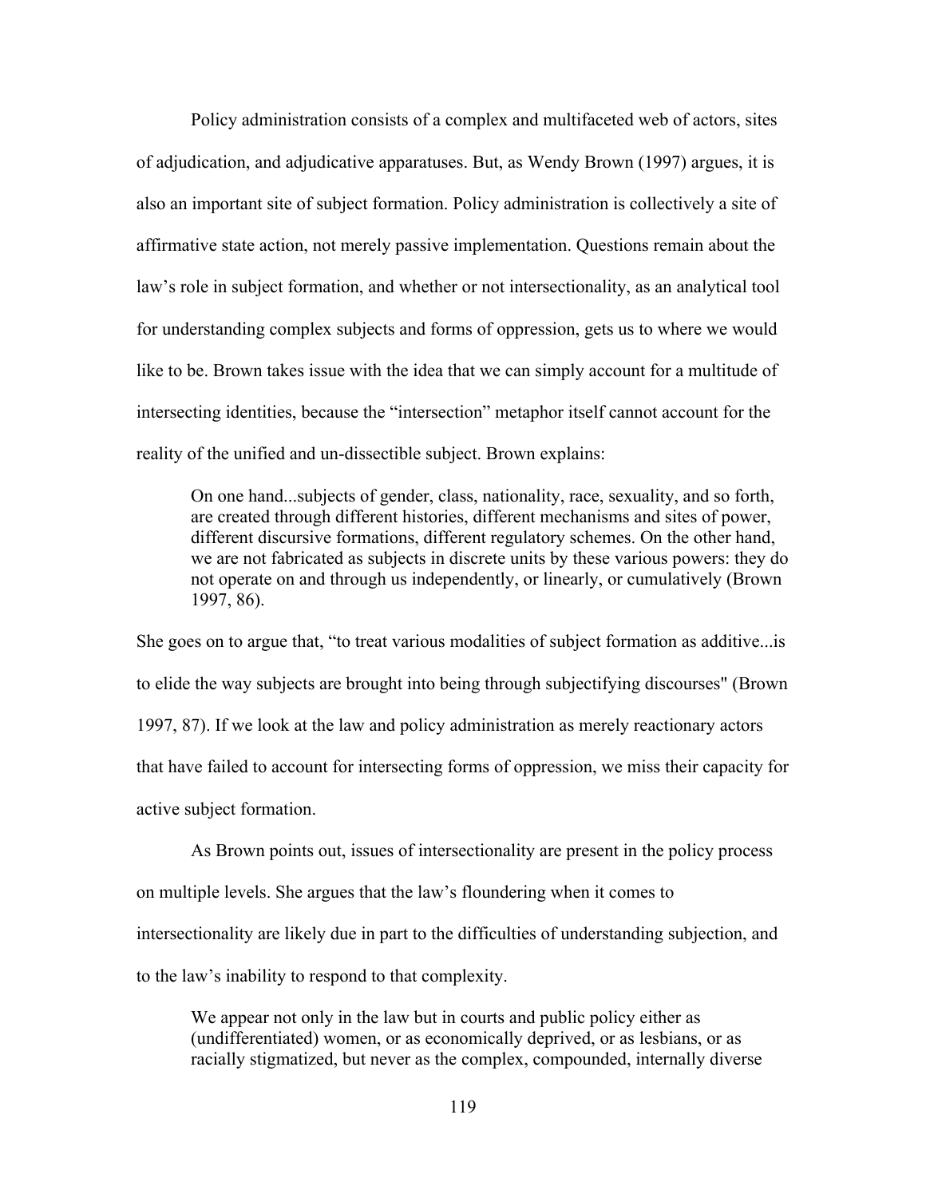Policy administration consists of a complex and multifaceted web of actors, sites of adjudication, and adjudicative apparatuses. But, as Wendy Brown (1997) argues, it is also an important site of subject formation. Policy administration is collectively a site of affirmative state action, not merely passive implementation. Questions remain about the law's role in subject formation, and whether or not intersectionality, as an analytical tool for understanding complex subjects and forms of oppression, gets us to where we would like to be. Brown takes issue with the idea that we can simply account for a multitude of intersecting identities, because the "intersection" metaphor itself cannot account for the reality of the unified and un-dissectible subject. Brown explains:

> On one hand...subjects of gender, class, nationality, race, sexuality, and so forth, are created through different histories, different mechanisms and sites of power, different discursive formations, different regulatory schemes. On the other hand, we are not fabricated as subjects in discrete units by these various powers: they do not operate on and through us independently, or linearly, or cumulatively (Brown 1997, 86).

She goes on to argue that, "to treat various modalities of subject formation as additive...is to elide the way subjects are brought into being through subjectifying discourses" (Brown 1997, 87). If we look at the law and policy administration as merely reactionary actors that have failed to account for intersecting forms of oppression, we miss their capacity for active subject formation.

As Brown points out, issues of intersectionality are present in the policy process on multiple levels. She argues that the law's floundering when it comes to intersectionality are likely due in part to the difficulties of understanding subjection, and to the law's inability to respond to that complexity.

> We appear not only in the law but in courts and public policy either as (undifferentiated) women, or as economically deprived, or as lesbians, or as racially stigmatized, but never as the complex, compounded, internally diverse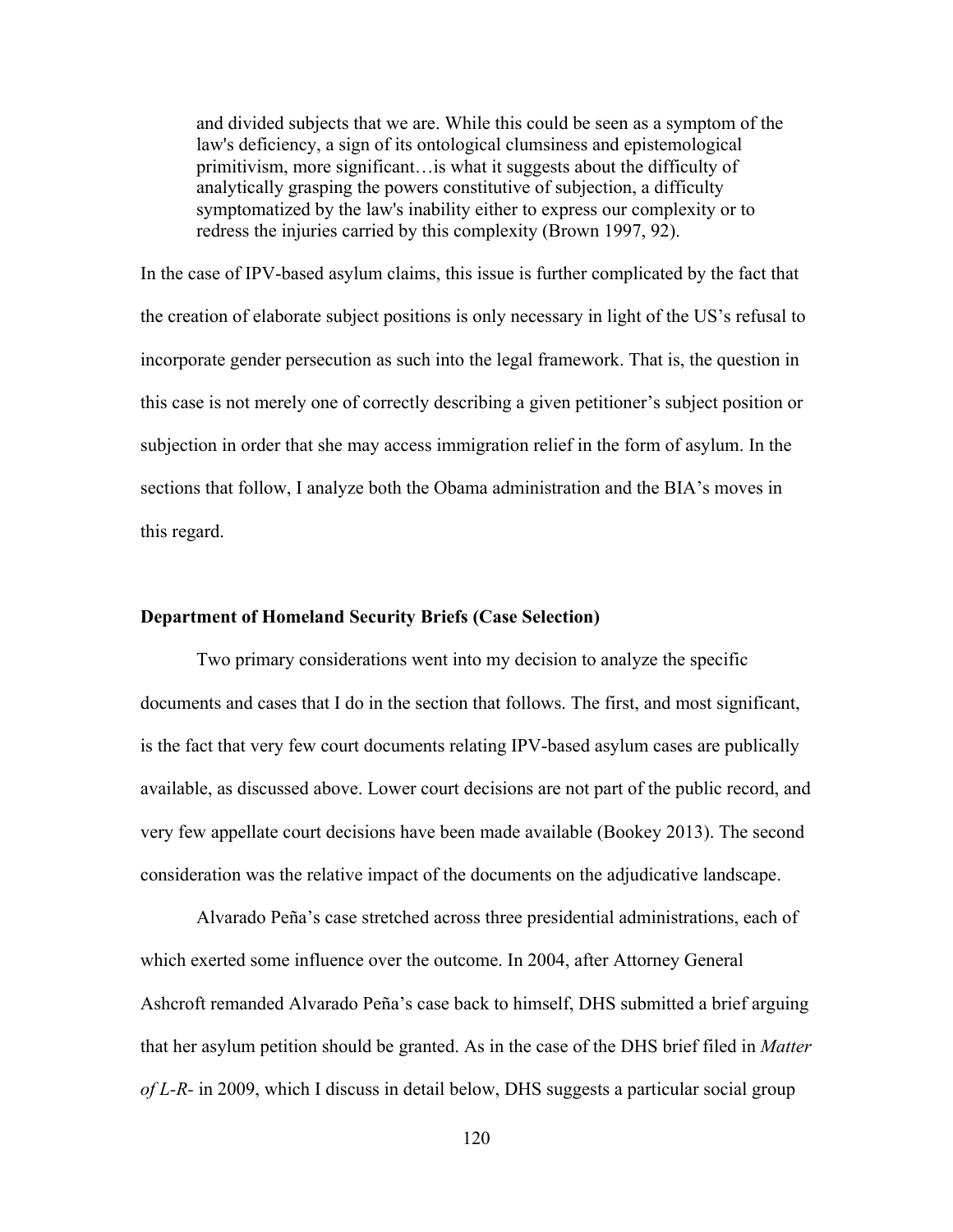> and divided subjects that we are. While this could be seen as a symptom of the law's deficiency, a sign of its ontological clumsiness and epistemological primitivism, more significant…is what it suggests about the difficulty of analytically grasping the powers constitutive of subjection, a difficulty symptomatized by the law's inability either to express our complexity or to redress the injuries carried by this complexity (Brown 1997, 92).

In the case of IPV-based asylum claims, this issue is further complicated by the fact that the creation of elaborate subject positions is only necessary in light of the US's refusal to incorporate gender persecution as such into the legal framework. That is, the question in this case is not merely one of correctly describing a given petitioner's subject position or subjection in order that she may access immigration relief in the form of asylum. In the sections that follow, I analyze both the Obama administration and the BIA's moves in this regard.

### Department of Homeland Security Briefs (Case Selection)

Two primary considerations went into my decision to analyze the specific documents and cases that I do in the section that follows. The first, and most significant, is the fact that very few court documents relating IPV-based asylum cases are publically available, as discussed above. Lower court decisions are not part of the public record, and very few appellate court decisions have been made available (Bookey 2013). The second consideration was the relative impact of the documents on the adjudicative landscape.

Alvarado Peña's case stretched across three presidential administrations, each of which exerted some influence over the outcome. In 2004, after Attorney General Ashcroft remanded Alvarado Peña's case back to himself, DHS submitted a brief arguing that her asylum petition should be granted. As in the case of the DHS brief filed in *Matter of L-R-* in 2009, which I discuss in detail below, DHS suggests a particular social group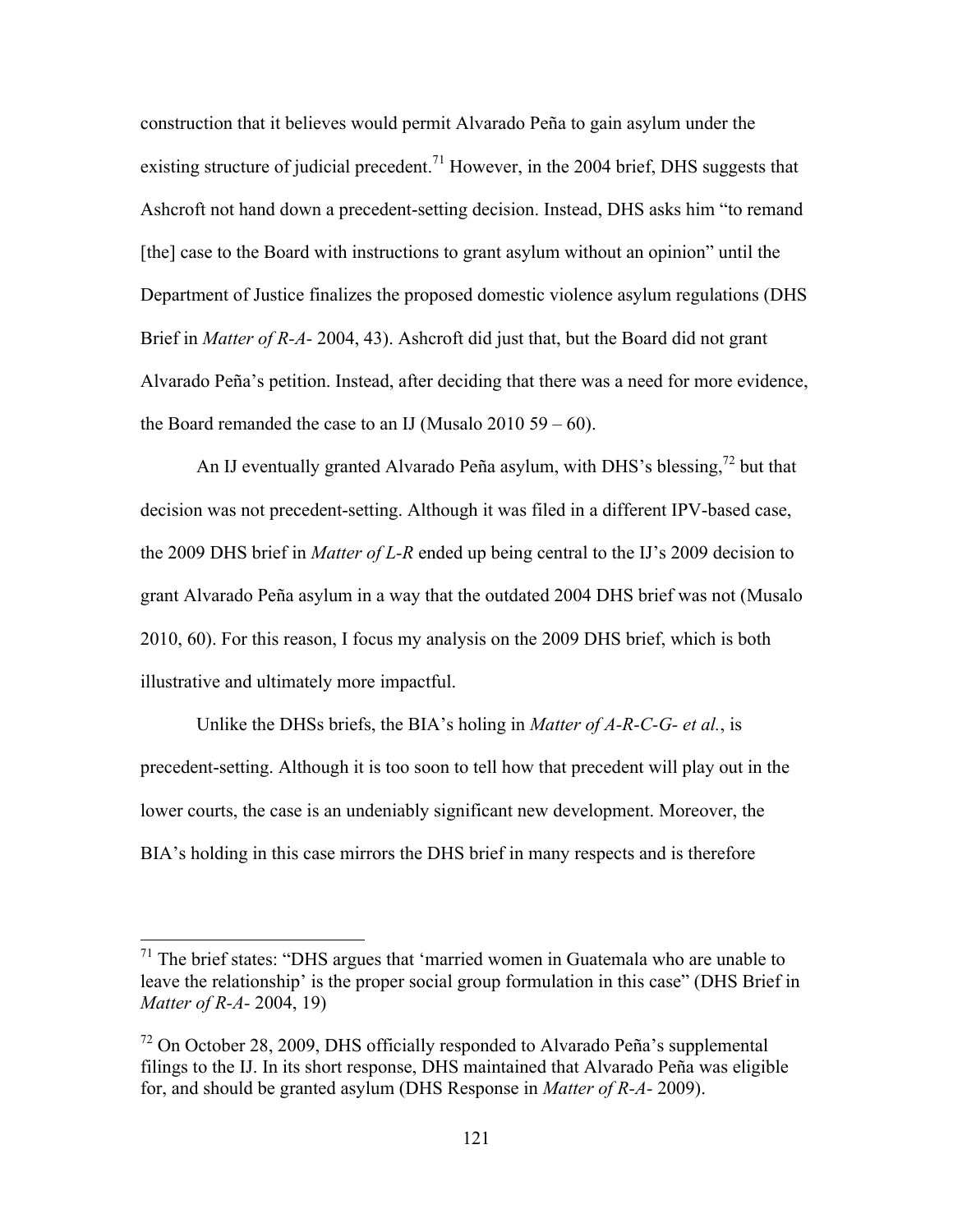construction that it believes would permit Alvarado Peña to gain asylum under the existing structure of judicial precedent.[71] However, in the 2004 brief, DHS suggests that Ashcroft not hand down a precedent-setting decision. Instead, DHS asks him "to remand [the] case to the Board with instructions to grant asylum without an opinion" until the Department of Justice finalizes the proposed domestic violence asylum regulations (DHS Brief in *Matter of R-A-* 2004, 43). Ashcroft did just that, but the Board did not grant Alvarado Peña's petition. Instead, after deciding that there was a need for more evidence, the Board remanded the case to an IJ (Musalo 2010 59 – 60).

An IJ eventually granted Alvarado Peña asylum, with DHS's blessing,[72] but that decision was not precedent-setting. Although it was filed in a different IPV-based case, the 2009 DHS brief in *Matter of L-R* ended up being central to the IJ's 2009 decision to grant Alvarado Peña asylum in a way that the outdated 2004 DHS brief was not (Musalo 2010, 60). For this reason, I focus my analysis on the 2009 DHS brief, which is both illustrative and ultimately more impactful.

Unlike the DHSs briefs, the BIA's holing in *Matter of A-R-C-G- et al.*, is precedent-setting. Although it is too soon to tell how that precedent will play out in the lower courts, the case is an undeniably significant new development. Moreover, the BIA's holding in this case mirrors the DHS brief in many respects and is therefore

---

[71] The brief states: "DHS argues that 'married women in Guatemala who are unable to leave the relationship' is the proper social group formulation in this case" (DHS Brief in *Matter of R-A-* 2004, 19)

[72] On October 28, 2009, DHS officially responded to Alvarado Peña's supplemental filings to the IJ. In its short response, DHS maintained that Alvarado Peña was eligible for, and should be granted asylum (DHS Response in *Matter of R-A-* 2009).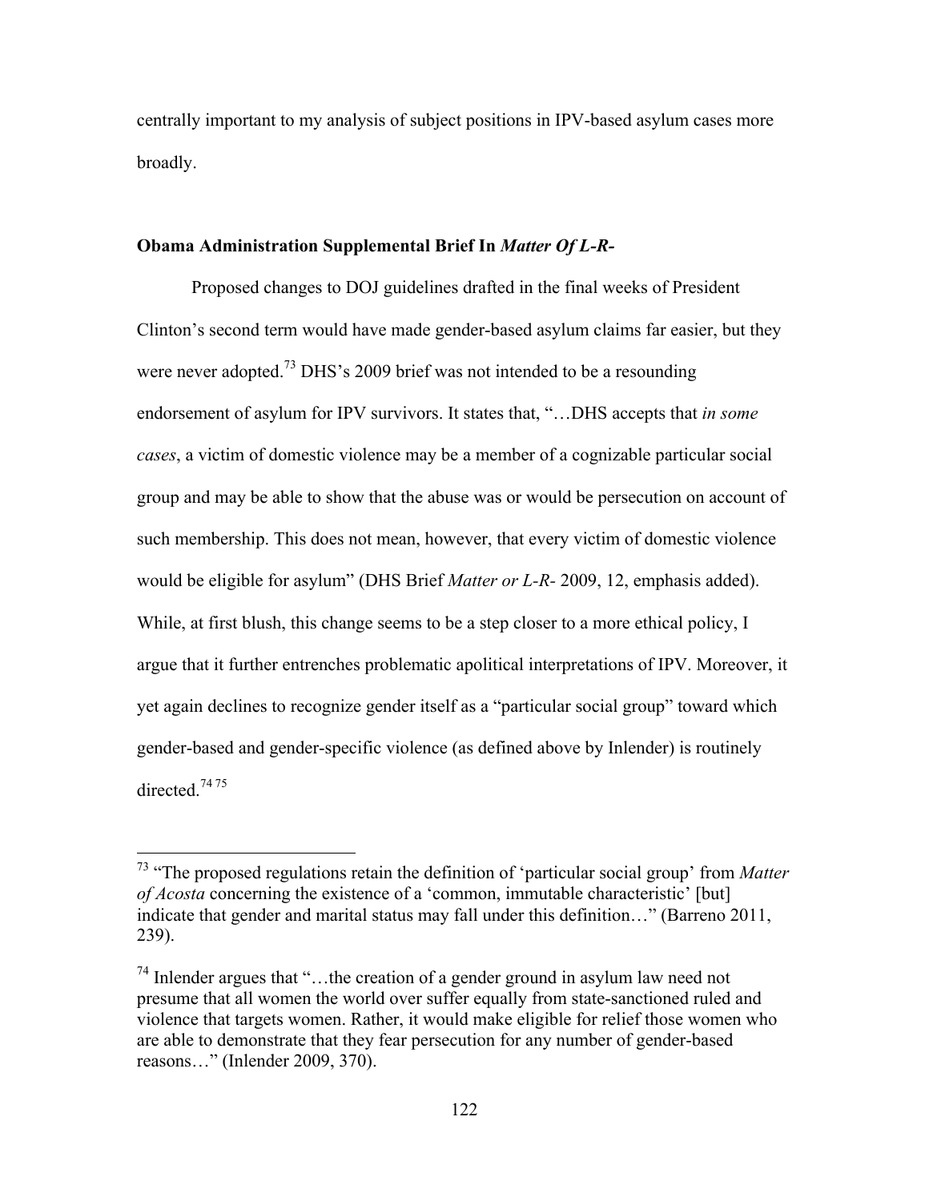centrally important to my analysis of subject positions in IPV-based asylum cases more broadly.

### Obama Administration Supplemental Brief In *Matter Of L-R-*

Proposed changes to DOJ guidelines drafted in the final weeks of President Clinton's second term would have made gender-based asylum claims far easier, but they were never adopted.[73] DHS's 2009 brief was not intended to be a resounding endorsement of asylum for IPV survivors. It states that, "…DHS accepts that *in some cases*, a victim of domestic violence may be a member of a cognizable particular social group and may be able to show that the abuse was or would be persecution on account of such membership. This does not mean, however, that every victim of domestic violence would be eligible for asylum" (DHS Brief *Matter or L-R-* 2009, 12, emphasis added). While, at first blush, this change seems to be a step closer to a more ethical policy, I argue that it further entrenches problematic apolitical interpretations of IPV. Moreover, it yet again declines to recognize gender itself as a "particular social group" toward which gender-based and gender-specific violence (as defined above by Inlender) is routinely directed.[74] [75]

---

[73] "The proposed regulations retain the definition of 'particular social group' from *Matter of Acosta* concerning the existence of a 'common, immutable characteristic' [but] indicate that gender and marital status may fall under this definition…" (Barreno 2011, 239).

[74] Inlender argues that "…the creation of a gender ground in asylum law need not presume that all women the world over suffer equally from state-sanctioned ruled and violence that targets women. Rather, it would make eligible for relief those women who are able to demonstrate that they fear persecution for any number of gender-based reasons…" (Inlender 2009, 370).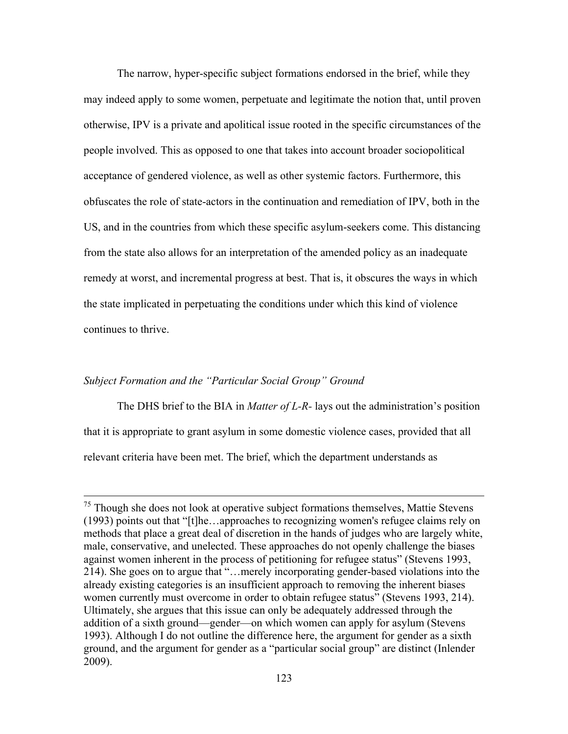The narrow, hyper-specific subject formations endorsed in the brief, while they may indeed apply to some women, perpetuate and legitimate the notion that, until proven otherwise, IPV is a private and apolitical issue rooted in the specific circumstances of the people involved. This as opposed to one that takes into account broader sociopolitical acceptance of gendered violence, as well as other systemic factors. Furthermore, this obfuscates the role of state-actors in the continuation and remediation of IPV, both in the US, and in the countries from which these specific asylum-seekers come. This distancing from the state also allows for an interpretation of the amended policy as an inadequate remedy at worst, and incremental progress at best. That is, it obscures the ways in which the state implicated in perpetuating the conditions under which this kind of violence continues to thrive.

### *Subject Formation and the "Particular Social Group" Ground*

The DHS brief to the BIA in *Matter of L-R-* lays out the administration's position that it is appropriate to grant asylum in some domestic violence cases, provided that all relevant criteria have been met. The brief, which the department understands as

---

[75] Though she does not look at operative subject formations themselves, Mattie Stevens (1993) points out that "[t]he…approaches to recognizing women's refugee claims rely on methods that place a great deal of discretion in the hands of judges who are largely white, male, conservative, and unelected. These approaches do not openly challenge the biases against women inherent in the process of petitioning for refugee status" (Stevens 1993, 214). She goes on to argue that "…merely incorporating gender-based violations into the already existing categories is an insufficient approach to removing the inherent biases women currently must overcome in order to obtain refugee status" (Stevens 1993, 214). Ultimately, she argues that this issue can only be adequately addressed through the addition of a sixth ground—gender—on which women can apply for asylum (Stevens 1993). Although I do not outline the difference here, the argument for gender as a sixth ground, and the argument for gender as a "particular social group" are distinct (Inlender 2009).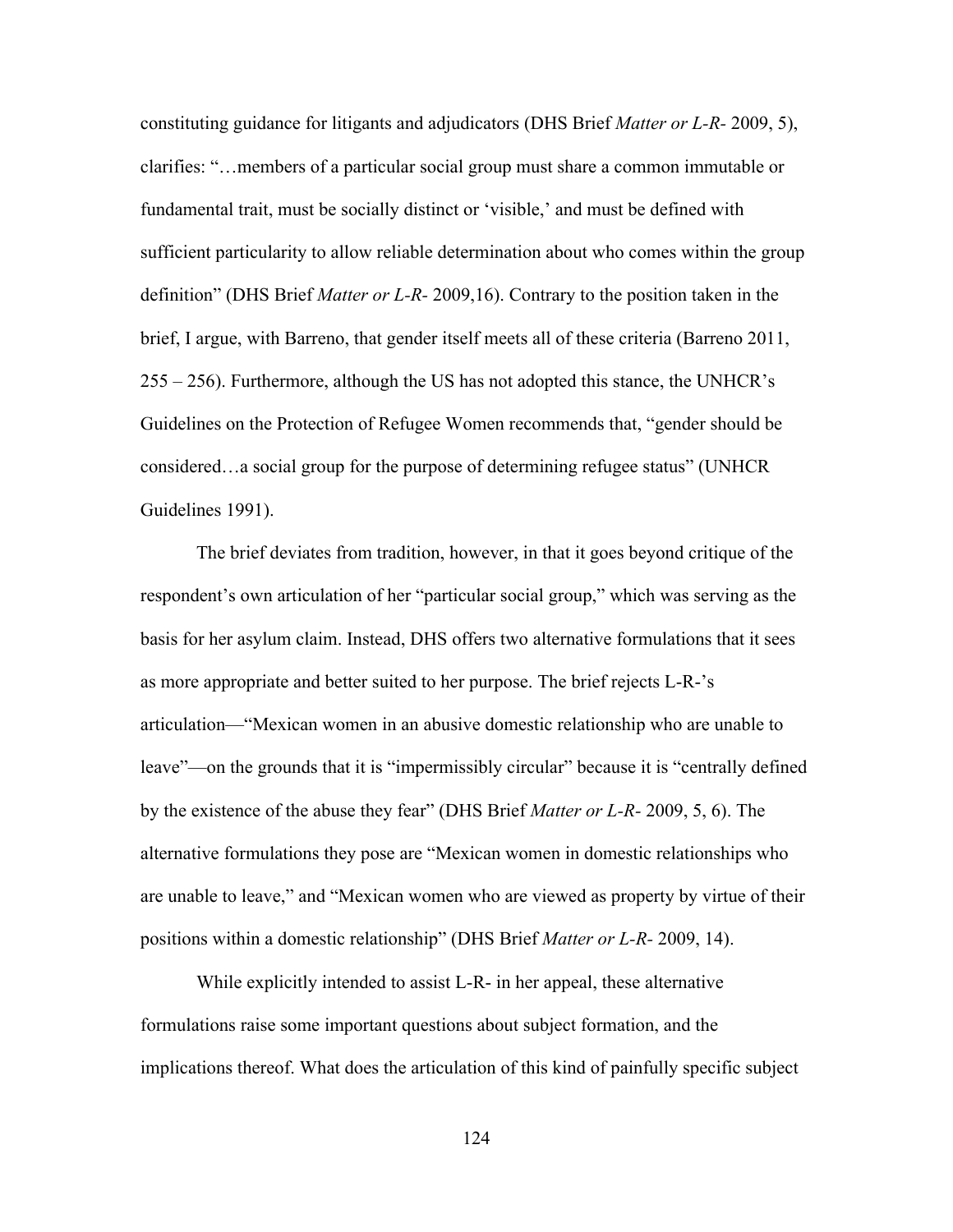constituting guidance for litigants and adjudicators (DHS Brief *Matter or L-R-* 2009, 5), clarifies: "…members of a particular social group must share a common immutable or fundamental trait, must be socially distinct or 'visible,' and must be defined with sufficient particularity to allow reliable determination about who comes within the group definition" (DHS Brief *Matter or L-R-* 2009,16). Contrary to the position taken in the brief, I argue, with Barreno, that gender itself meets all of these criteria (Barreno 2011, 255 – 256). Furthermore, although the US has not adopted this stance, the UNHCR's Guidelines on the Protection of Refugee Women recommends that, "gender should be considered…a social group for the purpose of determining refugee status" (UNHCR Guidelines 1991).

The brief deviates from tradition, however, in that it goes beyond critique of the respondent's own articulation of her "particular social group," which was serving as the basis for her asylum claim. Instead, DHS offers two alternative formulations that it sees as more appropriate and better suited to her purpose. The brief rejects L-R-'s articulation—"Mexican women in an abusive domestic relationship who are unable to leave"—on the grounds that it is "impermissibly circular" because it is "centrally defined by the existence of the abuse they fear" (DHS Brief *Matter or L-R-* 2009, 5, 6). The alternative formulations they pose are "Mexican women in domestic relationships who are unable to leave," and "Mexican women who are viewed as property by virtue of their positions within a domestic relationship" (DHS Brief *Matter or L-R-* 2009, 14).

While explicitly intended to assist L-R- in her appeal, these alternative formulations raise some important questions about subject formation, and the implications thereof. What does the articulation of this kind of painfully specific subject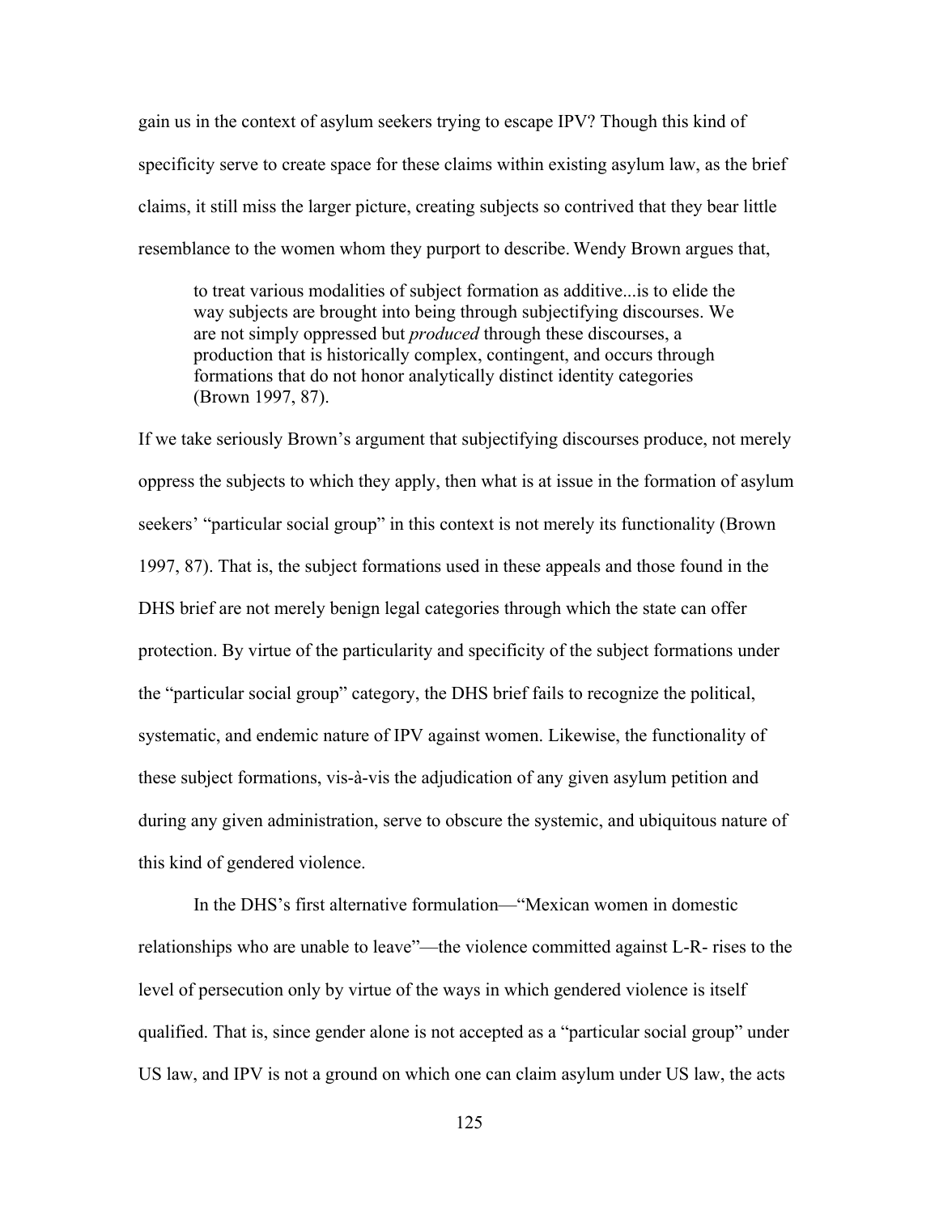gain us in the context of asylum seekers trying to escape IPV? Though this kind of specificity serve to create space for these claims within existing asylum law, as the brief claims, it still miss the larger picture, creating subjects so contrived that they bear little resemblance to the women whom they purport to describe. Wendy Brown argues that,

> to treat various modalities of subject formation as additive...is to elide the way subjects are brought into being through subjectifying discourses. We are not simply oppressed but *produced* through these discourses, a production that is historically complex, contingent, and occurs through formations that do not honor analytically distinct identity categories (Brown 1997, 87).

If we take seriously Brown's argument that subjectifying discourses produce, not merely oppress the subjects to which they apply, then what is at issue in the formation of asylum seekers' "particular social group" in this context is not merely its functionality (Brown 1997, 87). That is, the subject formations used in these appeals and those found in the DHS brief are not merely benign legal categories through which the state can offer protection. By virtue of the particularity and specificity of the subject formations under the "particular social group" category, the DHS brief fails to recognize the political, systematic, and endemic nature of IPV against women. Likewise, the functionality of these subject formations, vis-à-vis the adjudication of any given asylum petition and during any given administration, serve to obscure the systemic, and ubiquitous nature of this kind of gendered violence.

In the DHS's first alternative formulation—"Mexican women in domestic relationships who are unable to leave"—the violence committed against L-R- rises to the level of persecution only by virtue of the ways in which gendered violence is itself qualified. That is, since gender alone is not accepted as a "particular social group" under US law, and IPV is not a ground on which one can claim asylum under US law, the acts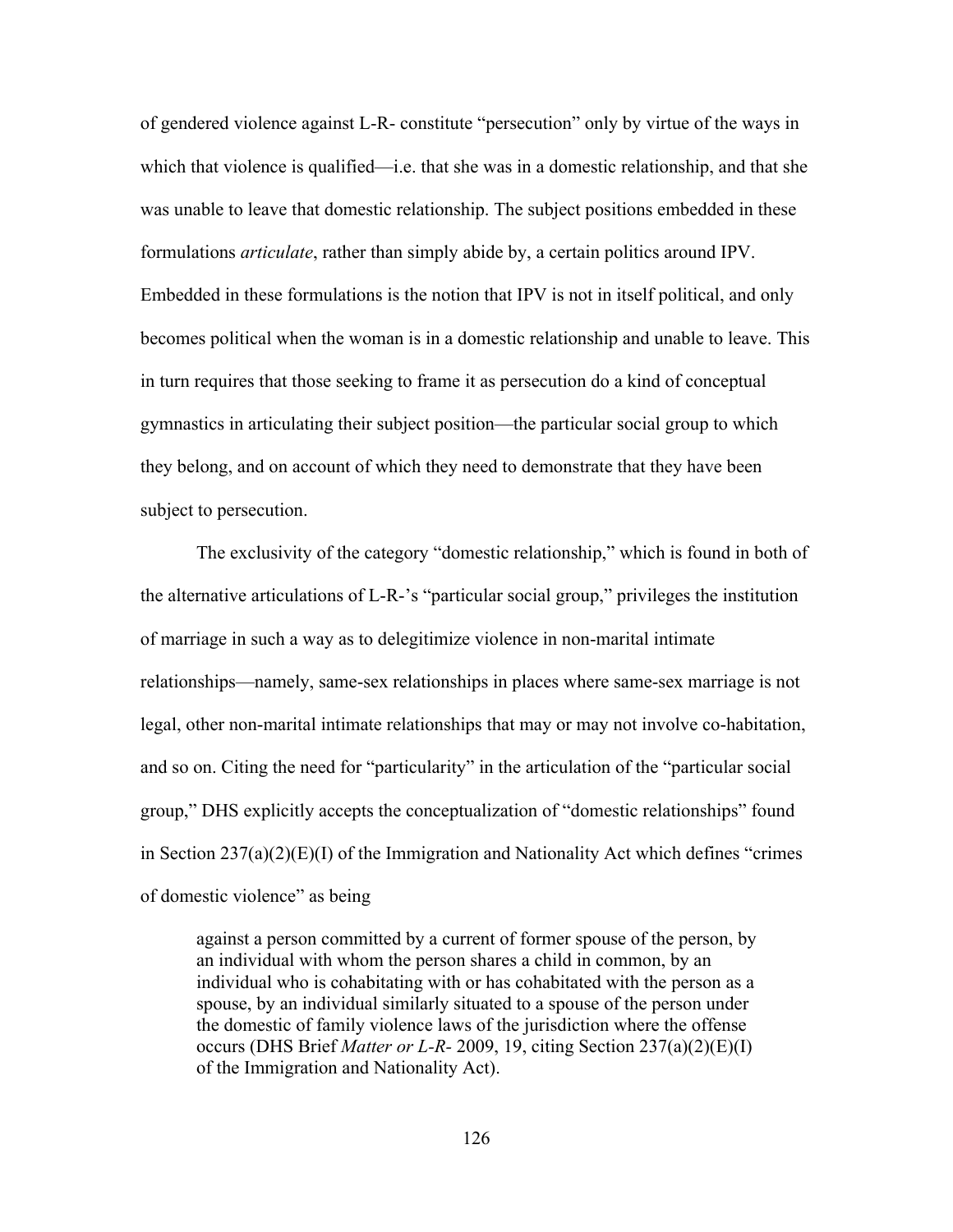of gendered violence against L-R- constitute "persecution" only by virtue of the ways in which that violence is qualified—i.e. that she was in a domestic relationship, and that she was unable to leave that domestic relationship. The subject positions embedded in these formulations *articulate*, rather than simply abide by, a certain politics around IPV. Embedded in these formulations is the notion that IPV is not in itself political, and only becomes political when the woman is in a domestic relationship and unable to leave. This in turn requires that those seeking to frame it as persecution do a kind of conceptual gymnastics in articulating their subject position—the particular social group to which they belong, and on account of which they need to demonstrate that they have been subject to persecution.

The exclusivity of the category "domestic relationship," which is found in both of the alternative articulations of L-R-'s "particular social group," privileges the institution of marriage in such a way as to delegitimize violence in non-marital intimate relationships—namely, same-sex relationships in places where same-sex marriage is not legal, other non-marital intimate relationships that may or may not involve co-habitation, and so on. Citing the need for "particularity" in the articulation of the "particular social group," DHS explicitly accepts the conceptualization of "domestic relationships" found in Section 237(a)(2)(E)(I) of the Immigration and Nationality Act which defines "crimes of domestic violence" as being

> against a person committed by a current of former spouse of the person, by an individual with whom the person shares a child in common, by an individual who is cohabitating with or has cohabitated with the person as a spouse, by an individual similarly situated to a spouse of the person under the domestic of family violence laws of the jurisdiction where the offense occurs (DHS Brief *Matter or L-R-* 2009, 19, citing Section 237(a)(2)(E)(I) of the Immigration and Nationality Act).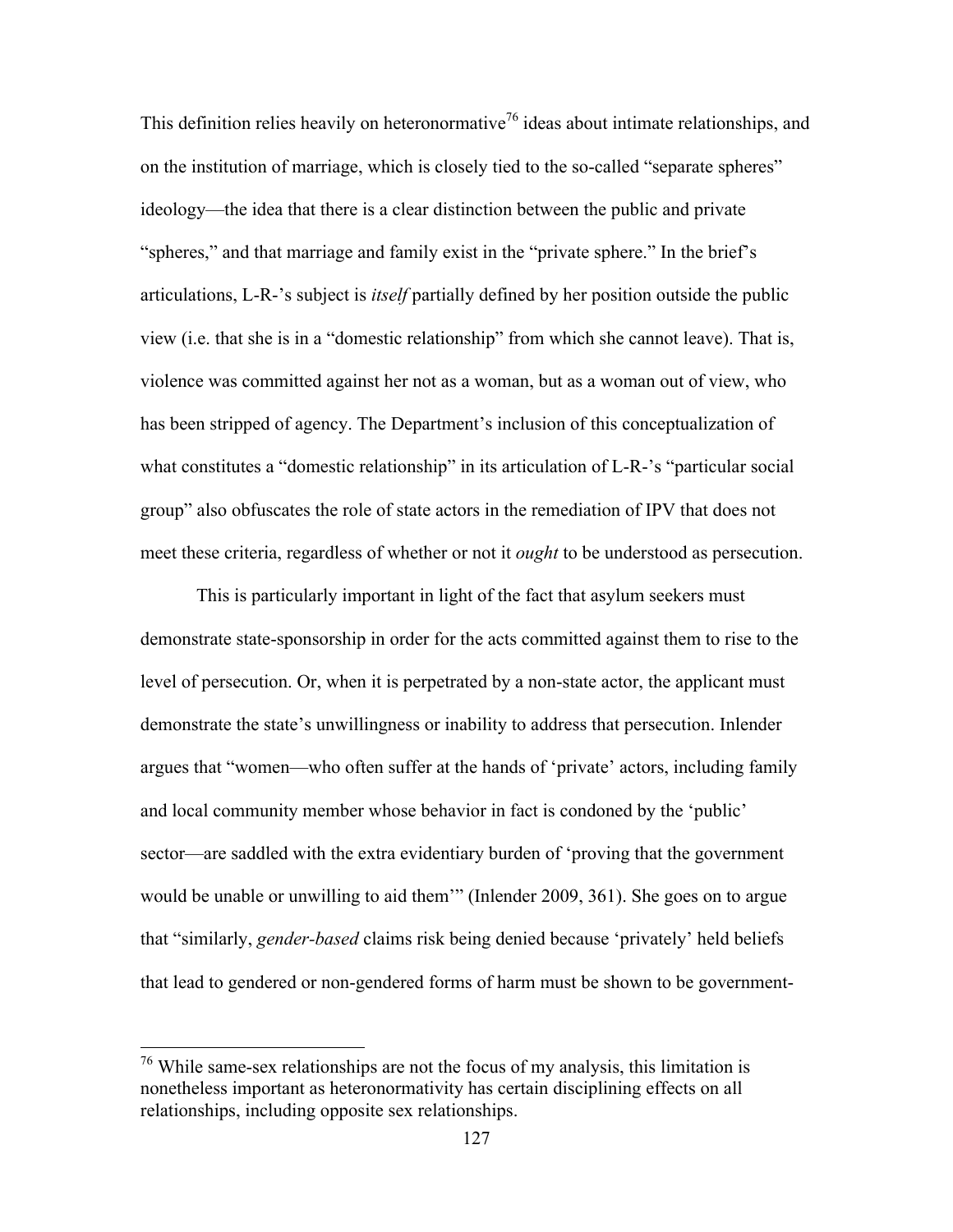This definition relies heavily on heteronormative[76] ideas about intimate relationships, and on the institution of marriage, which is closely tied to the so-called "separate spheres" ideology—the idea that there is a clear distinction between the public and private "spheres," and that marriage and family exist in the "private sphere." In the brief's articulations, L-R-'s subject is *itself* partially defined by her position outside the public view (i.e. that she is in a "domestic relationship" from which she cannot leave). That is, violence was committed against her not as a woman, but as a woman out of view, who has been stripped of agency. The Department's inclusion of this conceptualization of what constitutes a "domestic relationship" in its articulation of L-R-'s "particular social group" also obfuscates the role of state actors in the remediation of IPV that does not meet these criteria, regardless of whether or not it *ought* to be understood as persecution.

This is particularly important in light of the fact that asylum seekers must demonstrate state-sponsorship in order for the acts committed against them to rise to the level of persecution. Or, when it is perpetrated by a non-state actor, the applicant must demonstrate the state's unwillingness or inability to address that persecution. Inlender argues that "women—who often suffer at the hands of 'private' actors, including family and local community member whose behavior in fact is condoned by the 'public' sector—are saddled with the extra evidentiary burden of 'proving that the government would be unable or unwilling to aid them'" (Inlender 2009, 361). She goes on to argue that "similarly, *gender-based* claims risk being denied because 'privately' held beliefs that lead to gendered or non-gendered forms of harm must be shown to be government-

[76] While same-sex relationships are not the focus of my analysis, this limitation is nonetheless important as heteronormativity has certain disciplining effects on all relationships, including opposite sex relationships.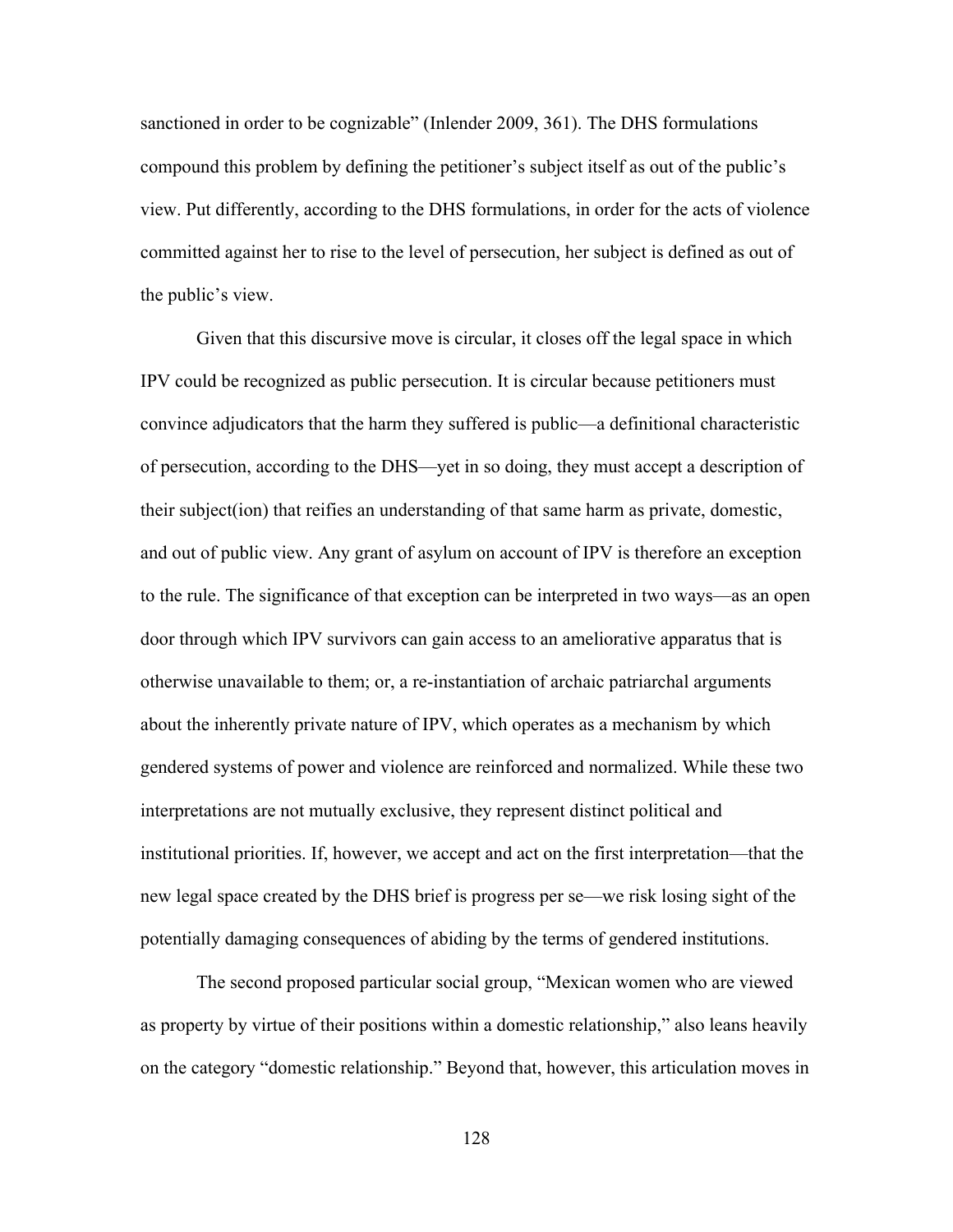sanctioned in order to be cognizable" (Inlender 2009, 361). The DHS formulations compound this problem by defining the petitioner's subject itself as out of the public's view. Put differently, according to the DHS formulations, in order for the acts of violence committed against her to rise to the level of persecution, her subject is defined as out of the public's view.

Given that this discursive move is circular, it closes off the legal space in which IPV could be recognized as public persecution. It is circular because petitioners must convince adjudicators that the harm they suffered is public—a definitional characteristic of persecution, according to the DHS—yet in so doing, they must accept a description of their subject(ion) that reifies an understanding of that same harm as private, domestic, and out of public view. Any grant of asylum on account of IPV is therefore an exception to the rule. The significance of that exception can be interpreted in two ways—as an open door through which IPV survivors can gain access to an ameliorative apparatus that is otherwise unavailable to them; or, a re-instantiation of archaic patriarchal arguments about the inherently private nature of IPV, which operates as a mechanism by which gendered systems of power and violence are reinforced and normalized. While these two interpretations are not mutually exclusive, they represent distinct political and institutional priorities. If, however, we accept and act on the first interpretation—that the new legal space created by the DHS brief is progress per se—we risk losing sight of the potentially damaging consequences of abiding by the terms of gendered institutions.

The second proposed particular social group, "Mexican women who are viewed as property by virtue of their positions within a domestic relationship," also leans heavily on the category "domestic relationship." Beyond that, however, this articulation moves in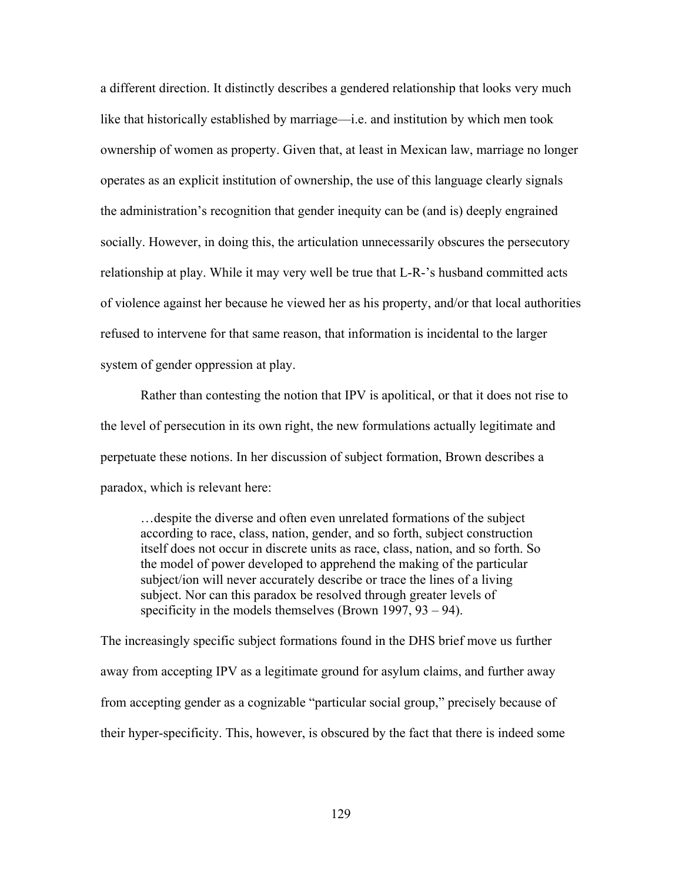a different direction. It distinctly describes a gendered relationship that looks very much like that historically established by marriage—i.e. and institution by which men took ownership of women as property. Given that, at least in Mexican law, marriage no longer operates as an explicit institution of ownership, the use of this language clearly signals the administration's recognition that gender inequity can be (and is) deeply engrained socially. However, in doing this, the articulation unnecessarily obscures the persecutory relationship at play. While it may very well be true that L-R-'s husband committed acts of violence against her because he viewed her as his property, and/or that local authorities refused to intervene for that same reason, that information is incidental to the larger system of gender oppression at play.

Rather than contesting the notion that IPV is apolitical, or that it does not rise to the level of persecution in its own right, the new formulations actually legitimate and perpetuate these notions. In her discussion of subject formation, Brown describes a paradox, which is relevant here:

> …despite the diverse and often even unrelated formations of the subject according to race, class, nation, gender, and so forth, subject construction itself does not occur in discrete units as race, class, nation, and so forth. So the model of power developed to apprehend the making of the particular subject/ion will never accurately describe or trace the lines of a living subject. Nor can this paradox be resolved through greater levels of specificity in the models themselves (Brown 1997, 93 – 94).

The increasingly specific subject formations found in the DHS brief move us further away from accepting IPV as a legitimate ground for asylum claims, and further away from accepting gender as a cognizable "particular social group," precisely because of their hyper-specificity. This, however, is obscured by the fact that there is indeed some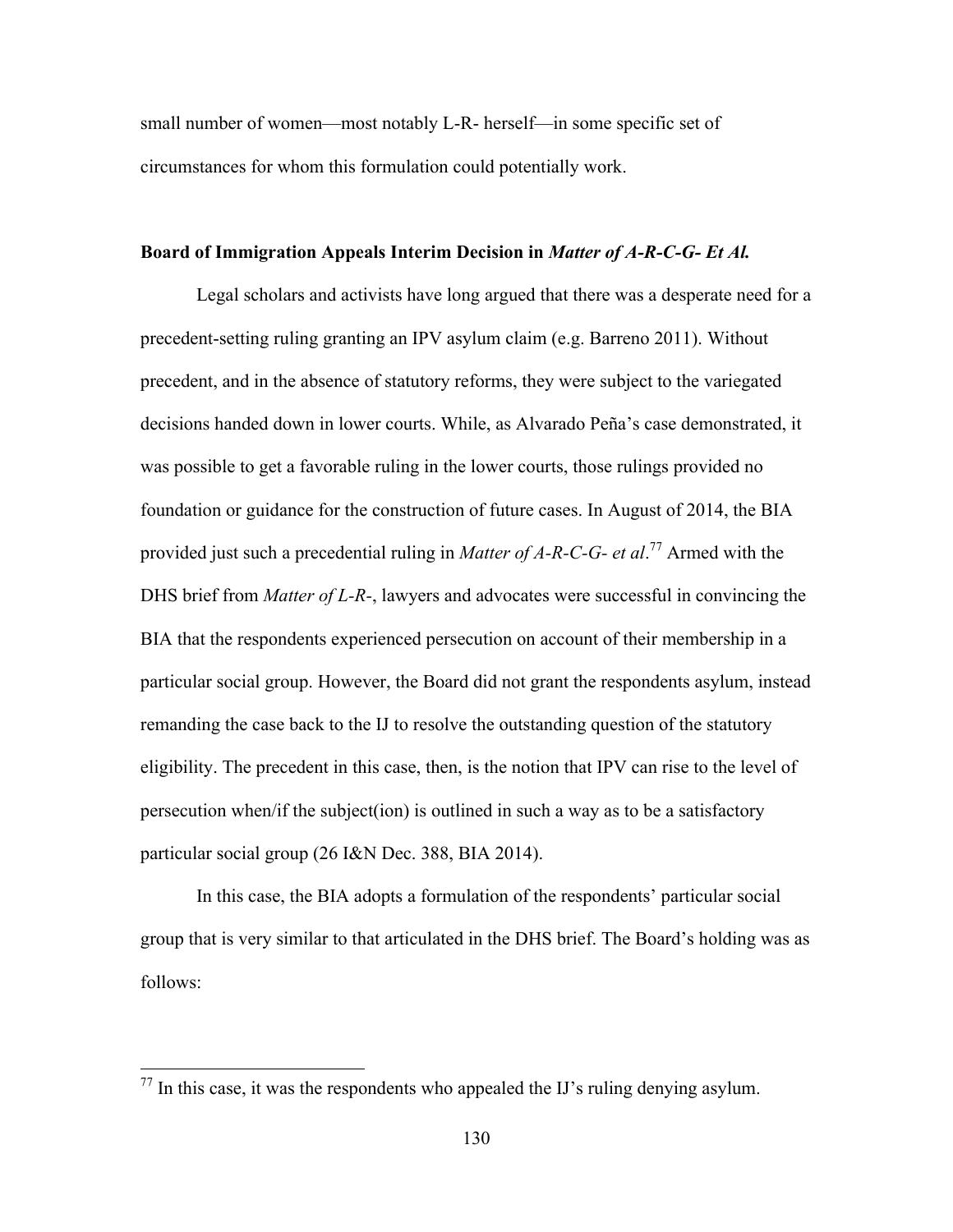small number of women—most notably L-R- herself—in some specific set of circumstances for whom this formulation could potentially work.

**Board of Immigration Appeals Interim Decision in *Matter of A-R-C-G- Et Al.***

Legal scholars and activists have long argued that there was a desperate need for a precedent-setting ruling granting an IPV asylum claim (e.g. Barreno 2011). Without precedent, and in the absence of statutory reforms, they were subject to the variegated decisions handed down in lower courts. While, as Alvarado Peña's case demonstrated, it was possible to get a favorable ruling in the lower courts, those rulings provided no foundation or guidance for the construction of future cases. In August of 2014, the BIA provided just such a precedential ruling in *Matter of A-R-C-G- et al*.[77] Armed with the DHS brief from *Matter of L-R-*, lawyers and advocates were successful in convincing the BIA that the respondents experienced persecution on account of their membership in a particular social group. However, the Board did not grant the respondents asylum, instead remanding the case back to the IJ to resolve the outstanding question of the statutory eligibility. The precedent in this case, then, is the notion that IPV can rise to the level of persecution when/if the subject(ion) is outlined in such a way as to be a satisfactory particular social group (26 I&N Dec. 388, BIA 2014).

In this case, the BIA adopts a formulation of the respondents' particular social group that is very similar to that articulated in the DHS brief. The Board's holding was as follows:

[77] In this case, it was the respondents who appealed the IJ's ruling denying asylum.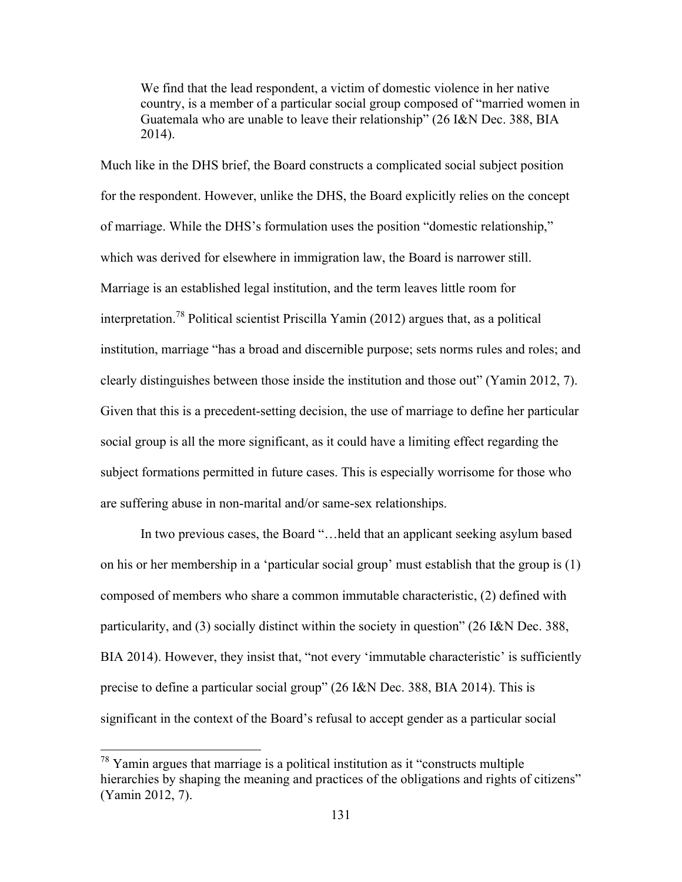> We find that the lead respondent, a victim of domestic violence in her native country, is a member of a particular social group composed of "married women in Guatemala who are unable to leave their relationship" (26 I&N Dec. 388, BIA 2014).

Much like in the DHS brief, the Board constructs a complicated social subject position for the respondent. However, unlike the DHS, the Board explicitly relies on the concept of marriage. While the DHS's formulation uses the position "domestic relationship," which was derived for elsewhere in immigration law, the Board is narrower still. Marriage is an established legal institution, and the term leaves little room for interpretation.[78] Political scientist Priscilla Yamin (2012) argues that, as a political institution, marriage "has a broad and discernible purpose; sets norms rules and roles; and clearly distinguishes between those inside the institution and those out" (Yamin 2012, 7). Given that this is a precedent-setting decision, the use of marriage to define her particular social group is all the more significant, as it could have a limiting effect regarding the subject formations permitted in future cases. This is especially worrisome for those who are suffering abuse in non-marital and/or same-sex relationships.

In two previous cases, the Board "…held that an applicant seeking asylum based on his or her membership in a 'particular social group' must establish that the group is (1) composed of members who share a common immutable characteristic, (2) defined with particularity, and (3) socially distinct within the society in question" (26 I&N Dec. 388, BIA 2014). However, they insist that, "not every 'immutable characteristic' is sufficiently precise to define a particular social group" (26 I&N Dec. 388, BIA 2014). This is significant in the context of the Board's refusal to accept gender as a particular social

---

[78] Yamin argues that marriage is a political institution as it "constructs multiple hierarchies by shaping the meaning and practices of the obligations and rights of citizens" (Yamin 2012, 7).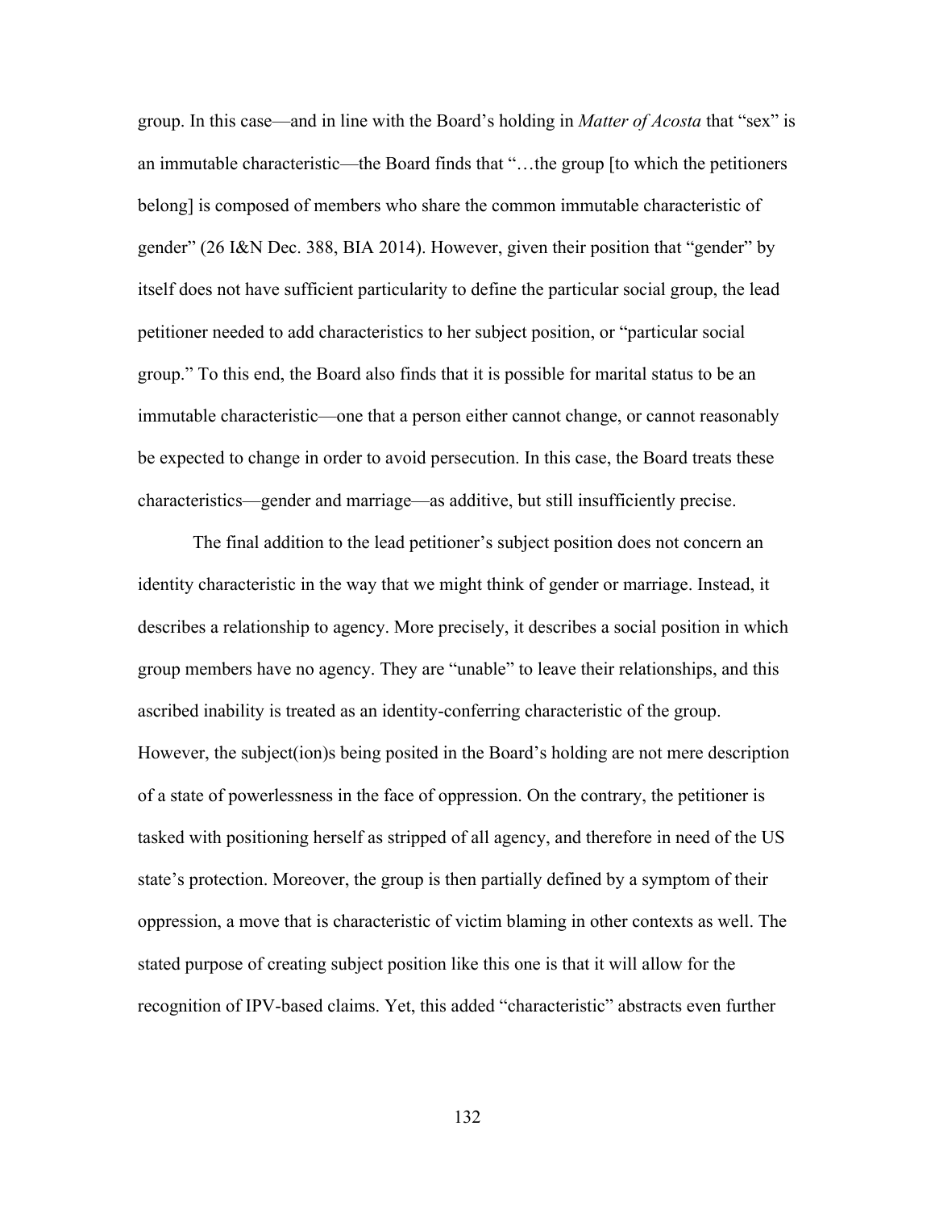group. In this case—and in line with the Board's holding in *Matter of Acosta* that "sex" is an immutable characteristic—the Board finds that "…the group [to which the petitioners belong] is composed of members who share the common immutable characteristic of gender" (26 I&N Dec. 388, BIA 2014). However, given their position that "gender" by itself does not have sufficient particularity to define the particular social group, the lead petitioner needed to add characteristics to her subject position, or "particular social group." To this end, the Board also finds that it is possible for marital status to be an immutable characteristic—one that a person either cannot change, or cannot reasonably be expected to change in order to avoid persecution. In this case, the Board treats these characteristics—gender and marriage—as additive, but still insufficiently precise.

The final addition to the lead petitioner's subject position does not concern an identity characteristic in the way that we might think of gender or marriage. Instead, it describes a relationship to agency. More precisely, it describes a social position in which group members have no agency. They are "unable" to leave their relationships, and this ascribed inability is treated as an identity-conferring characteristic of the group. However, the subject(ion)s being posited in the Board's holding are not mere description of a state of powerlessness in the face of oppression. On the contrary, the petitioner is tasked with positioning herself as stripped of all agency, and therefore in need of the US state's protection. Moreover, the group is then partially defined by a symptom of their oppression, a move that is characteristic of victim blaming in other contexts as well. The stated purpose of creating subject position like this one is that it will allow for the recognition of IPV-based claims. Yet, this added "characteristic" abstracts even further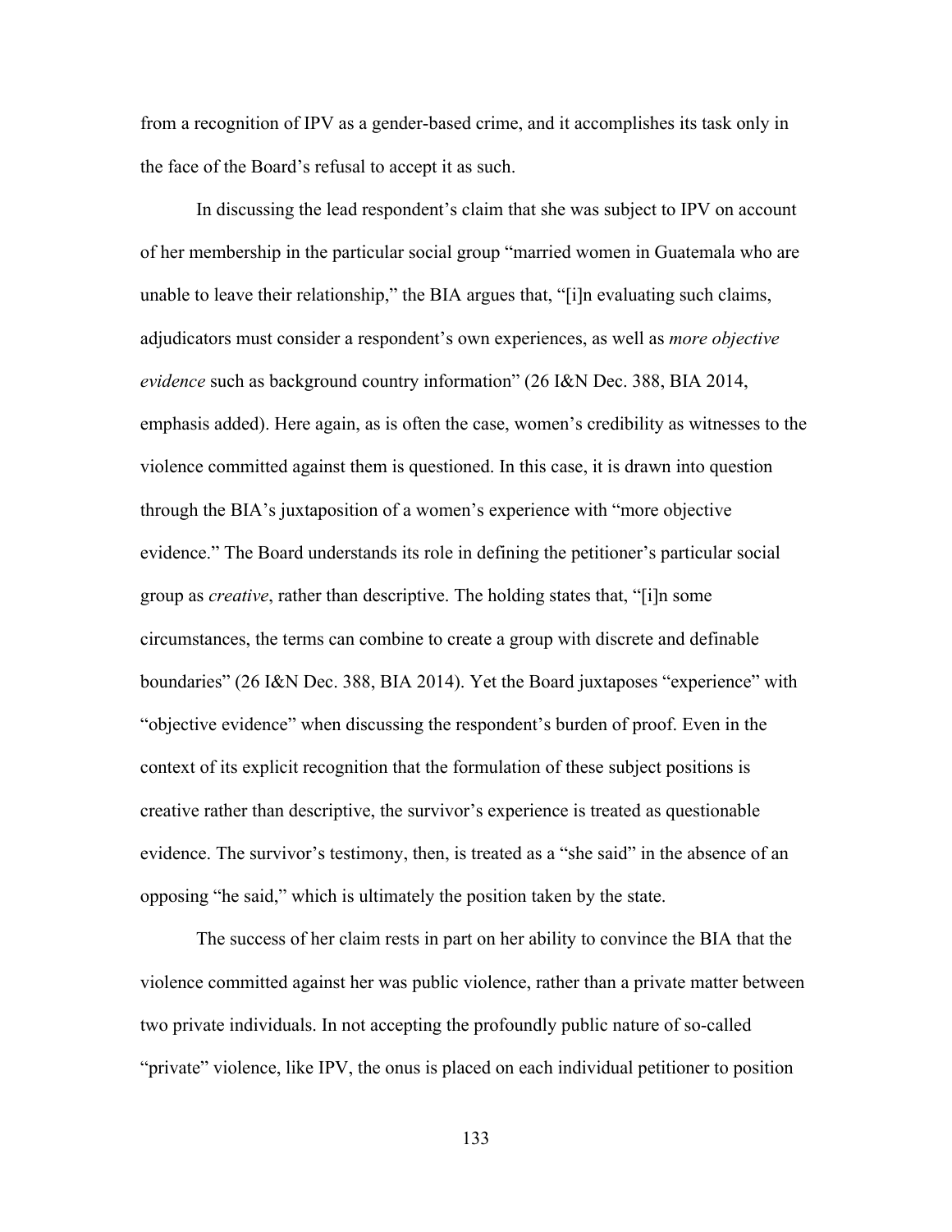from a recognition of IPV as a gender-based crime, and it accomplishes its task only in the face of the Board's refusal to accept it as such.

In discussing the lead respondent's claim that she was subject to IPV on account of her membership in the particular social group "married women in Guatemala who are unable to leave their relationship," the BIA argues that, "[i]n evaluating such claims, adjudicators must consider a respondent's own experiences, as well as *more objective evidence* such as background country information" (26 I&N Dec. 388, BIA 2014, emphasis added). Here again, as is often the case, women's credibility as witnesses to the violence committed against them is questioned. In this case, it is drawn into question through the BIA's juxtaposition of a women's experience with "more objective evidence." The Board understands its role in defining the petitioner's particular social group as *creative*, rather than descriptive. The holding states that, "[i]n some circumstances, the terms can combine to create a group with discrete and definable boundaries" (26 I&N Dec. 388, BIA 2014). Yet the Board juxtaposes "experience" with "objective evidence" when discussing the respondent's burden of proof. Even in the context of its explicit recognition that the formulation of these subject positions is creative rather than descriptive, the survivor's experience is treated as questionable evidence. The survivor's testimony, then, is treated as a "she said" in the absence of an opposing "he said," which is ultimately the position taken by the state.

The success of her claim rests in part on her ability to convince the BIA that the violence committed against her was public violence, rather than a private matter between two private individuals. In not accepting the profoundly public nature of so-called "private" violence, like IPV, the onus is placed on each individual petitioner to position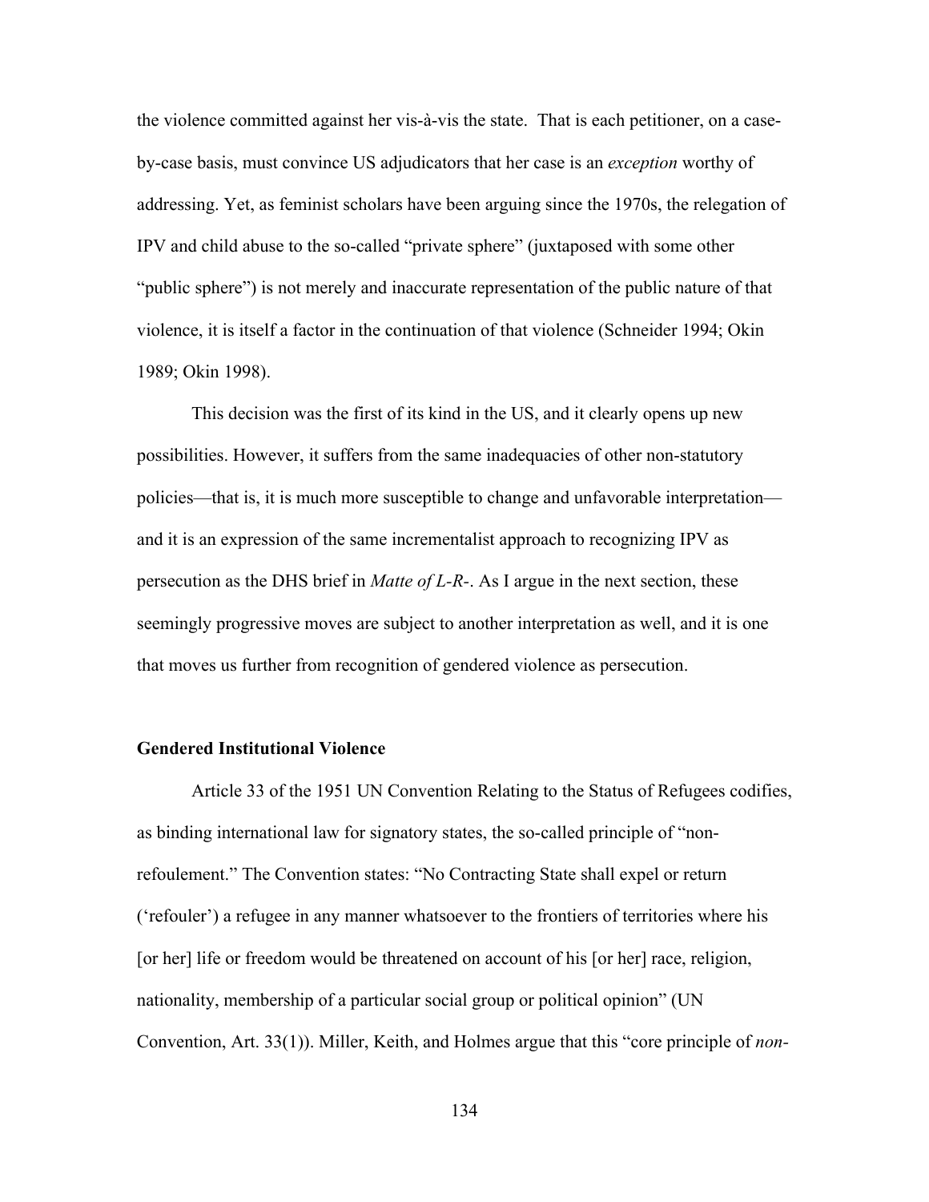the violence committed against her vis-à-vis the state. That is each petitioner, on a case-by-case basis, must convince US adjudicators that her case is an *exception* worthy of addressing. Yet, as feminist scholars have been arguing since the 1970s, the relegation of IPV and child abuse to the so-called "private sphere" (juxtaposed with some other "public sphere") is not merely and inaccurate representation of the public nature of that violence, it is itself a factor in the continuation of that violence (Schneider 1994; Okin 1989; Okin 1998).

This decision was the first of its kind in the US, and it clearly opens up new possibilities. However, it suffers from the same inadequacies of other non-statutory policies—that is, it is much more susceptible to change and unfavorable interpretation—and it is an expression of the same incrementalist approach to recognizing IPV as persecution as the DHS brief in *Matte of L-R-*. As I argue in the next section, these seemingly progressive moves are subject to another interpretation as well, and it is one that moves us further from recognition of gendered violence as persecution.

### Gendered Institutional Violence

Article 33 of the 1951 UN Convention Relating to the Status of Refugees codifies, as binding international law for signatory states, the so-called principle of "non-refoulement." The Convention states: "No Contracting State shall expel or return ('refouler') a refugee in any manner whatsoever to the frontiers of territories where his [or her] life or freedom would be threatened on account of his [or her] race, religion, nationality, membership of a particular social group or political opinion" (UN Convention, Art. 33(1)). Miller, Keith, and Holmes argue that this "core principle of *non-*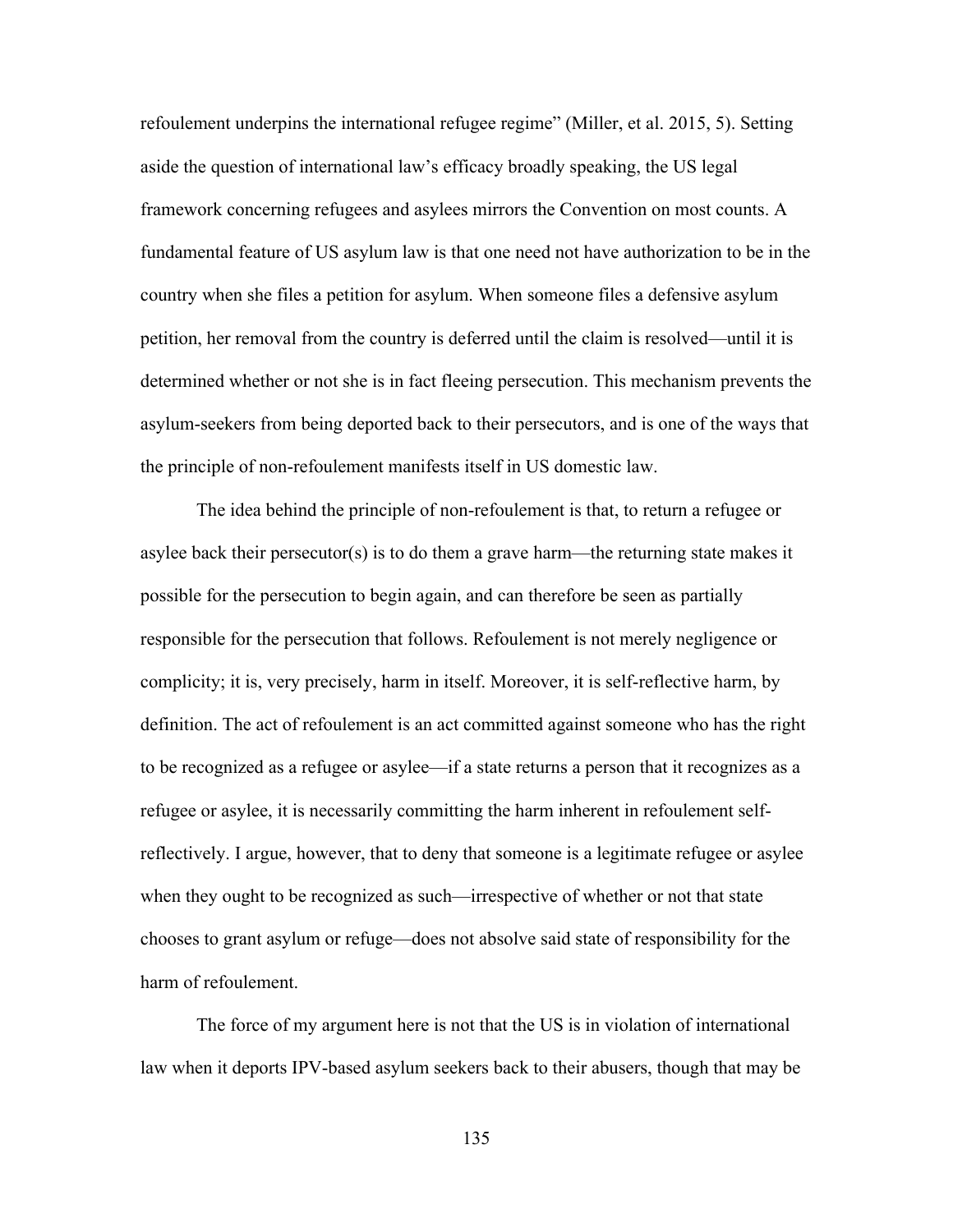refoulement underpins the international refugee regime" (Miller, et al. 2015, 5). Setting aside the question of international law's efficacy broadly speaking, the US legal framework concerning refugees and asylees mirrors the Convention on most counts. A fundamental feature of US asylum law is that one need not have authorization to be in the country when she files a petition for asylum. When someone files a defensive asylum petition, her removal from the country is deferred until the claim is resolved—until it is determined whether or not she is in fact fleeing persecution. This mechanism prevents the asylum-seekers from being deported back to their persecutors, and is one of the ways that the principle of non-refoulement manifests itself in US domestic law.

The idea behind the principle of non-refoulement is that, to return a refugee or asylee back their persecutor(s) is to do them a grave harm—the returning state makes it possible for the persecution to begin again, and can therefore be seen as partially responsible for the persecution that follows. Refoulement is not merely negligence or complicity; it is, very precisely, harm in itself. Moreover, it is self-reflective harm, by definition. The act of refoulement is an act committed against someone who has the right to be recognized as a refugee or asylee—if a state returns a person that it recognizes as a refugee or asylee, it is necessarily committing the harm inherent in refoulement self-reflectively. I argue, however, that to deny that someone is a legitimate refugee or asylee when they ought to be recognized as such—irrespective of whether or not that state chooses to grant asylum or refuge—does not absolve said state of responsibility for the harm of refoulement.

The force of my argument here is not that the US is in violation of international law when it deports IPV-based asylum seekers back to their abusers, though that may be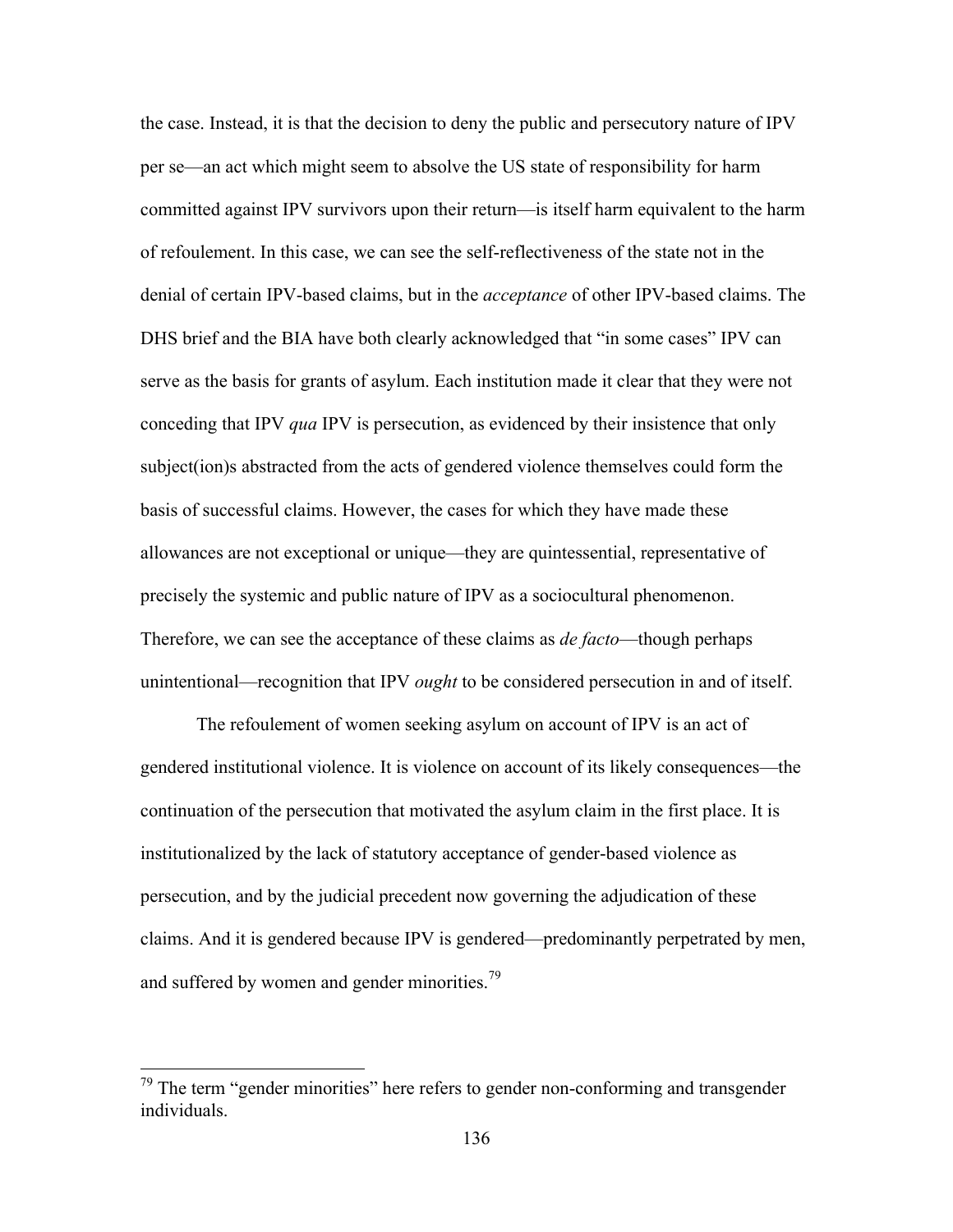the case. Instead, it is that the decision to deny the public and persecutory nature of IPV per se—an act which might seem to absolve the US state of responsibility for harm committed against IPV survivors upon their return—is itself harm equivalent to the harm of refoulement. In this case, we can see the self-reflectiveness of the state not in the denial of certain IPV-based claims, but in the *acceptance* of other IPV-based claims. The DHS brief and the BIA have both clearly acknowledged that "in some cases" IPV can serve as the basis for grants of asylum. Each institution made it clear that they were not conceding that IPV *qua* IPV is persecution, as evidenced by their insistence that only subject(ion)s abstracted from the acts of gendered violence themselves could form the basis of successful claims. However, the cases for which they have made these allowances are not exceptional or unique—they are quintessential, representative of precisely the systemic and public nature of IPV as a sociocultural phenomenon. Therefore, we can see the acceptance of these claims as *de facto*—though perhaps unintentional—recognition that IPV *ought* to be considered persecution in and of itself.

The refoulement of women seeking asylum on account of IPV is an act of gendered institutional violence. It is violence on account of its likely consequences—the continuation of the persecution that motivated the asylum claim in the first place. It is institutionalized by the lack of statutory acceptance of gender-based violence as persecution, and by the judicial precedent now governing the adjudication of these claims. And it is gendered because IPV is gendered—predominantly perpetrated by men, and suffered by women and gender minorities.[79]

[79] The term "gender minorities" here refers to gender non-conforming and transgender individuals.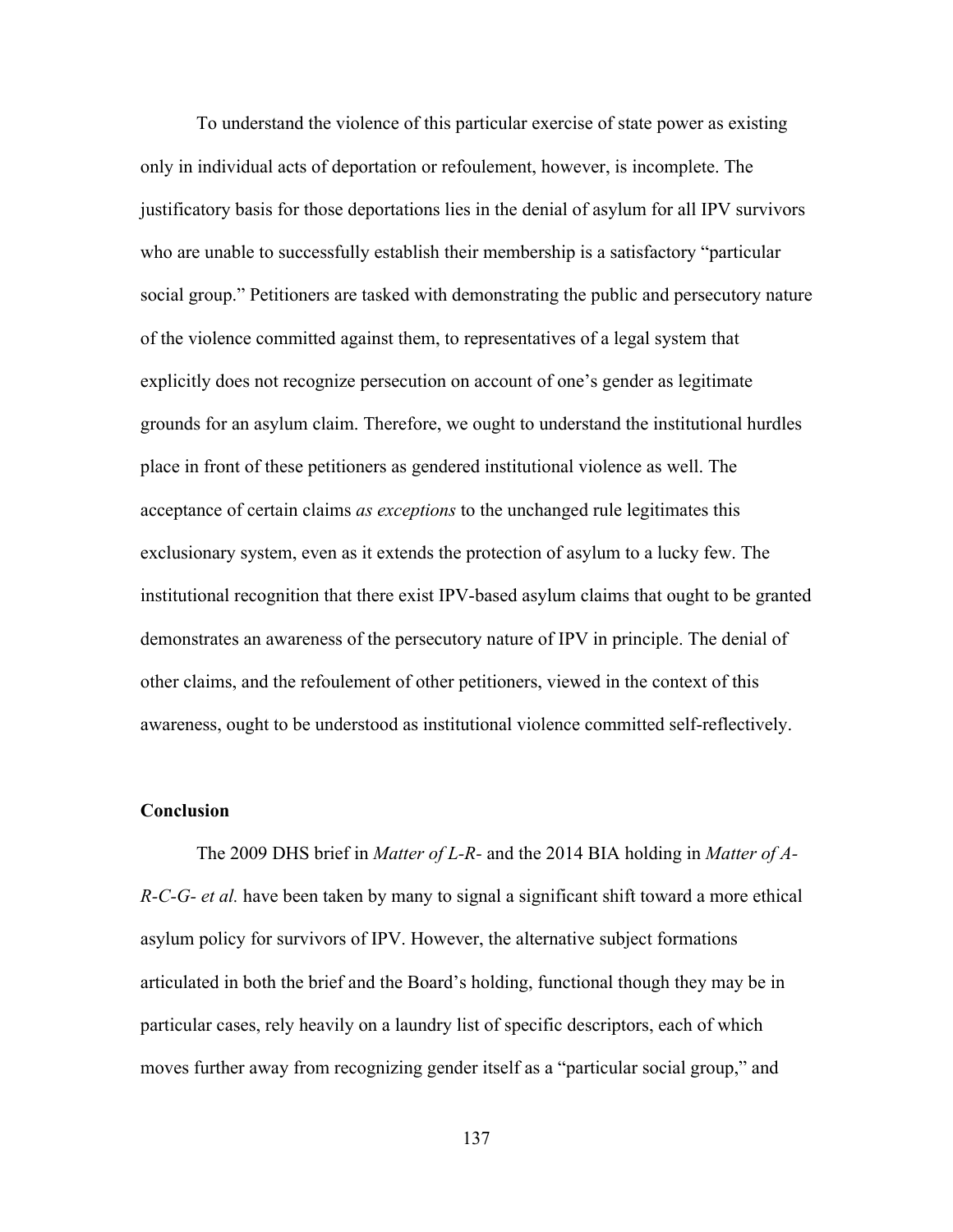To understand the violence of this particular exercise of state power as existing only in individual acts of deportation or refoulement, however, is incomplete. The justificatory basis for those deportations lies in the denial of asylum for all IPV survivors who are unable to successfully establish their membership is a satisfactory "particular social group." Petitioners are tasked with demonstrating the public and persecutory nature of the violence committed against them, to representatives of a legal system that explicitly does not recognize persecution on account of one's gender as legitimate grounds for an asylum claim. Therefore, we ought to understand the institutional hurdles place in front of these petitioners as gendered institutional violence as well. The acceptance of certain claims *as exceptions* to the unchanged rule legitimates this exclusionary system, even as it extends the protection of asylum to a lucky few. The institutional recognition that there exist IPV-based asylum claims that ought to be granted demonstrates an awareness of the persecutory nature of IPV in principle. The denial of other claims, and the refoulement of other petitioners, viewed in the context of this awareness, ought to be understood as institutional violence committed self-reflectively.

### Conclusion

The 2009 DHS brief in *Matter of L-R-* and the 2014 BIA holding in *Matter of A-R-C-G- et al.* have been taken by many to signal a significant shift toward a more ethical asylum policy for survivors of IPV. However, the alternative subject formations articulated in both the brief and the Board's holding, functional though they may be in particular cases, rely heavily on a laundry list of specific descriptors, each of which moves further away from recognizing gender itself as a "particular social group," and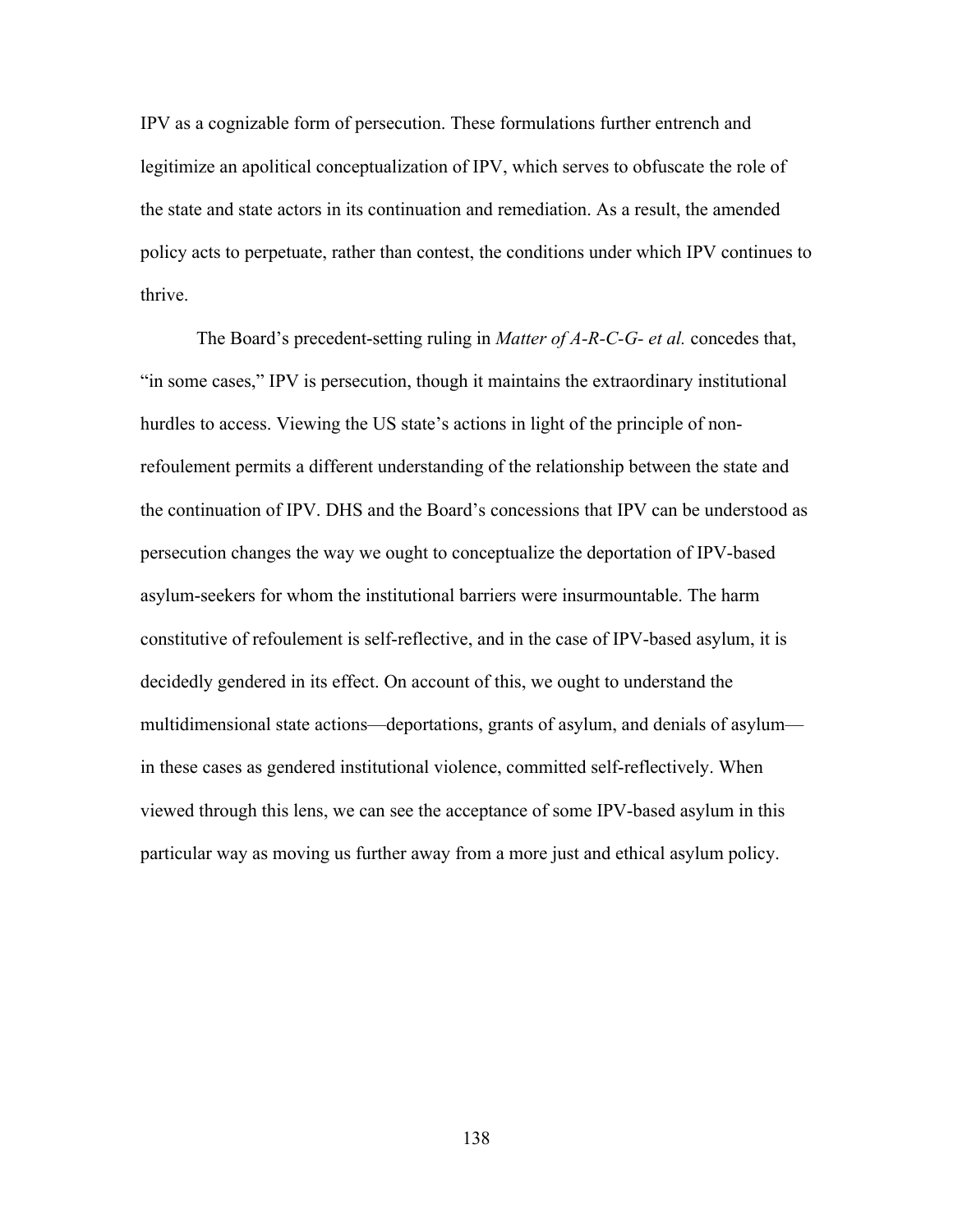IPV as a cognizable form of persecution. These formulations further entrench and legitimize an apolitical conceptualization of IPV, which serves to obfuscate the role of the state and state actors in its continuation and remediation. As a result, the amended policy acts to perpetuate, rather than contest, the conditions under which IPV continues to thrive.

The Board's precedent-setting ruling in *Matter of A-R-C-G- et al.* concedes that, "in some cases," IPV is persecution, though it maintains the extraordinary institutional hurdles to access. Viewing the US state's actions in light of the principle of non-refoulement permits a different understanding of the relationship between the state and the continuation of IPV. DHS and the Board's concessions that IPV can be understood as persecution changes the way we ought to conceptualize the deportation of IPV-based asylum-seekers for whom the institutional barriers were insurmountable. The harm constitutive of refoulement is self-reflective, and in the case of IPV-based asylum, it is decidedly gendered in its effect. On account of this, we ought to understand the multidimensional state actions—deportations, grants of asylum, and denials of asylum—in these cases as gendered institutional violence, committed self-reflectively. When viewed through this lens, we can see the acceptance of some IPV-based asylum in this particular way as moving us further away from a more just and ethical asylum policy.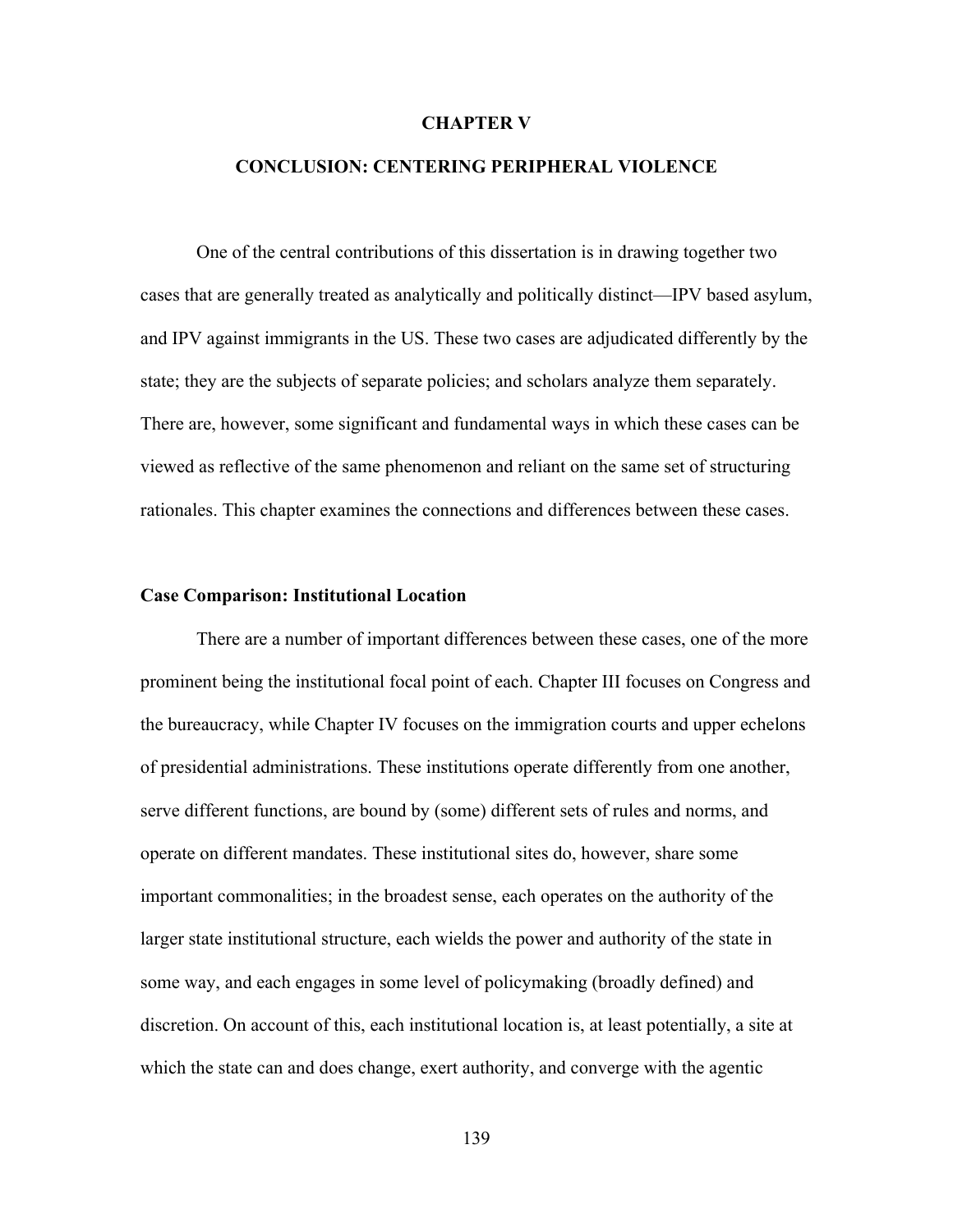# CHAPTER V

# CONCLUSION: CENTERING PERIPHERAL VIOLENCE

One of the central contributions of this dissertation is in drawing together two cases that are generally treated as analytically and politically distinct—IPV based asylum, and IPV against immigrants in the US. These two cases are adjudicated differently by the state; they are the subjects of separate policies; and scholars analyze them separately. There are, however, some significant and fundamental ways in which these cases can be viewed as reflective of the same phenomenon and reliant on the same set of structuring rationales. This chapter examines the connections and differences between these cases.

### Case Comparison: Institutional Location

There are a number of important differences between these cases, one of the more prominent being the institutional focal point of each. Chapter III focuses on Congress and the bureaucracy, while Chapter IV focuses on the immigration courts and upper echelons of presidential administrations. These institutions operate differently from one another, serve different functions, are bound by (some) different sets of rules and norms, and operate on different mandates. These institutional sites do, however, share some important commonalities; in the broadest sense, each operates on the authority of the larger state institutional structure, each wields the power and authority of the state in some way, and each engages in some level of policymaking (broadly defined) and discretion. On account of this, each institutional location is, at least potentially, a site at which the state can and does change, exert authority, and converge with the agentic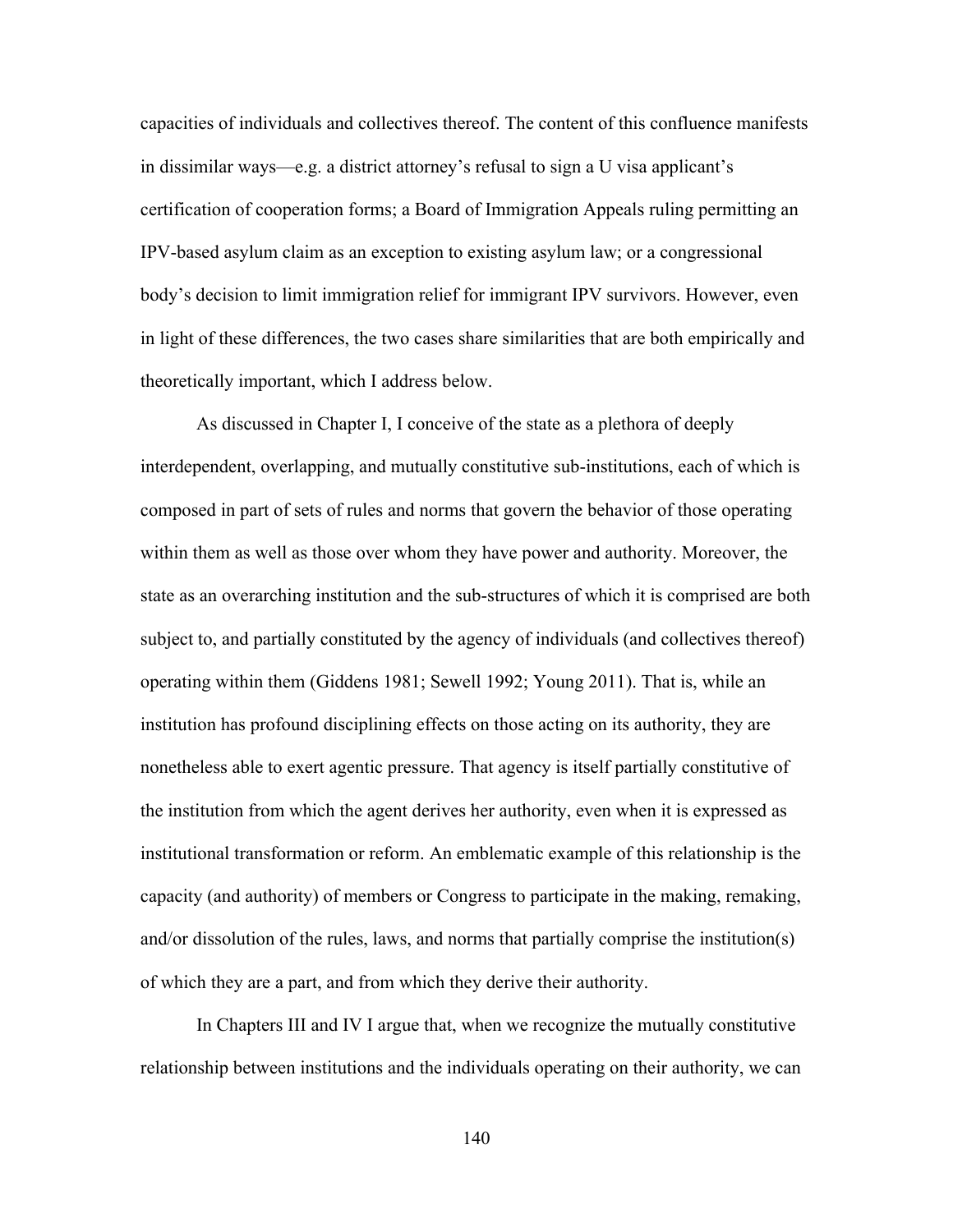capacities of individuals and collectives thereof. The content of this confluence manifests in dissimilar ways—e.g. a district attorney's refusal to sign a U visa applicant's certification of cooperation forms; a Board of Immigration Appeals ruling permitting an IPV-based asylum claim as an exception to existing asylum law; or a congressional body's decision to limit immigration relief for immigrant IPV survivors. However, even in light of these differences, the two cases share similarities that are both empirically and theoretically important, which I address below.

As discussed in Chapter I, I conceive of the state as a plethora of deeply interdependent, overlapping, and mutually constitutive sub-institutions, each of which is composed in part of sets of rules and norms that govern the behavior of those operating within them as well as those over whom they have power and authority. Moreover, the state as an overarching institution and the sub-structures of which it is comprised are both subject to, and partially constituted by the agency of individuals (and collectives thereof) operating within them (Giddens 1981; Sewell 1992; Young 2011). That is, while an institution has profound disciplining effects on those acting on its authority, they are nonetheless able to exert agentic pressure. That agency is itself partially constitutive of the institution from which the agent derives her authority, even when it is expressed as institutional transformation or reform. An emblematic example of this relationship is the capacity (and authority) of members or Congress to participate in the making, remaking, and/or dissolution of the rules, laws, and norms that partially comprise the institution(s) of which they are a part, and from which they derive their authority.

In Chapters III and IV I argue that, when we recognize the mutually constitutive relationship between institutions and the individuals operating on their authority, we can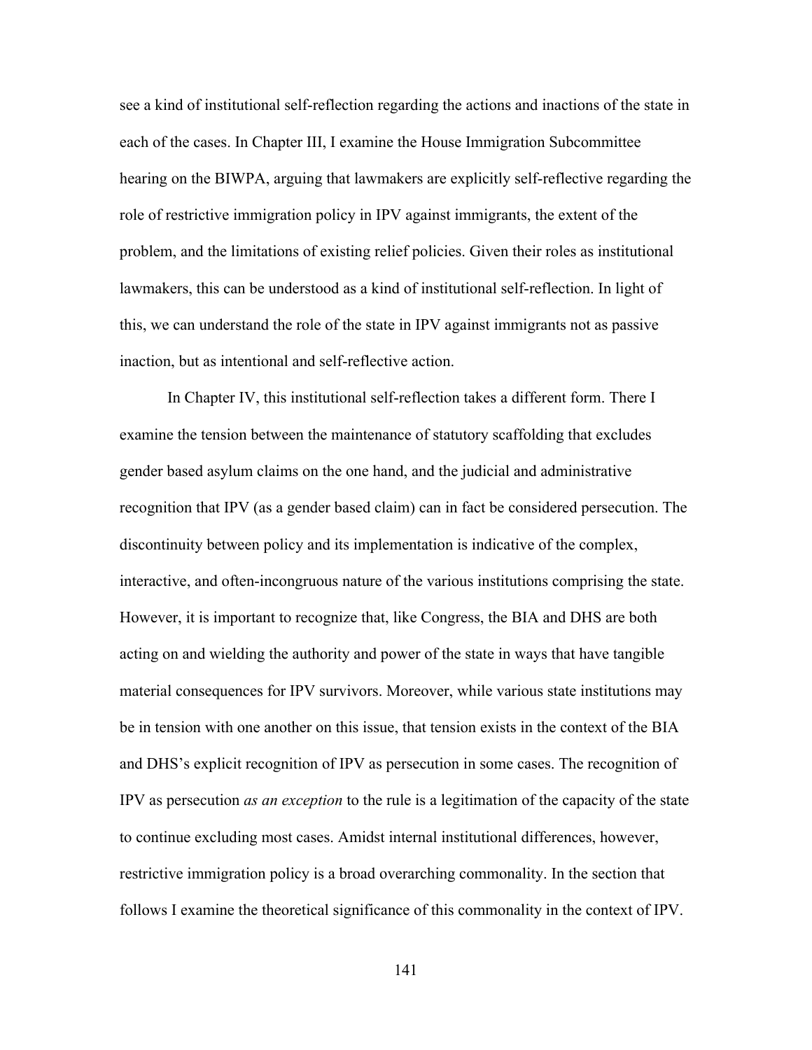see a kind of institutional self-reflection regarding the actions and inactions of the state in each of the cases. In Chapter III, I examine the House Immigration Subcommittee hearing on the BIWPA, arguing that lawmakers are explicitly self-reflective regarding the role of restrictive immigration policy in IPV against immigrants, the extent of the problem, and the limitations of existing relief policies. Given their roles as institutional lawmakers, this can be understood as a kind of institutional self-reflection. In light of this, we can understand the role of the state in IPV against immigrants not as passive inaction, but as intentional and self-reflective action.

In Chapter IV, this institutional self-reflection takes a different form. There I examine the tension between the maintenance of statutory scaffolding that excludes gender based asylum claims on the one hand, and the judicial and administrative recognition that IPV (as a gender based claim) can in fact be considered persecution. The discontinuity between policy and its implementation is indicative of the complex, interactive, and often-incongruous nature of the various institutions comprising the state. However, it is important to recognize that, like Congress, the BIA and DHS are both acting on and wielding the authority and power of the state in ways that have tangible material consequences for IPV survivors. Moreover, while various state institutions may be in tension with one another on this issue, that tension exists in the context of the BIA and DHS's explicit recognition of IPV as persecution in some cases. The recognition of IPV as persecution *as an exception* to the rule is a legitimation of the capacity of the state to continue excluding most cases. Amidst internal institutional differences, however, restrictive immigration policy is a broad overarching commonality. In the section that follows I examine the theoretical significance of this commonality in the context of IPV.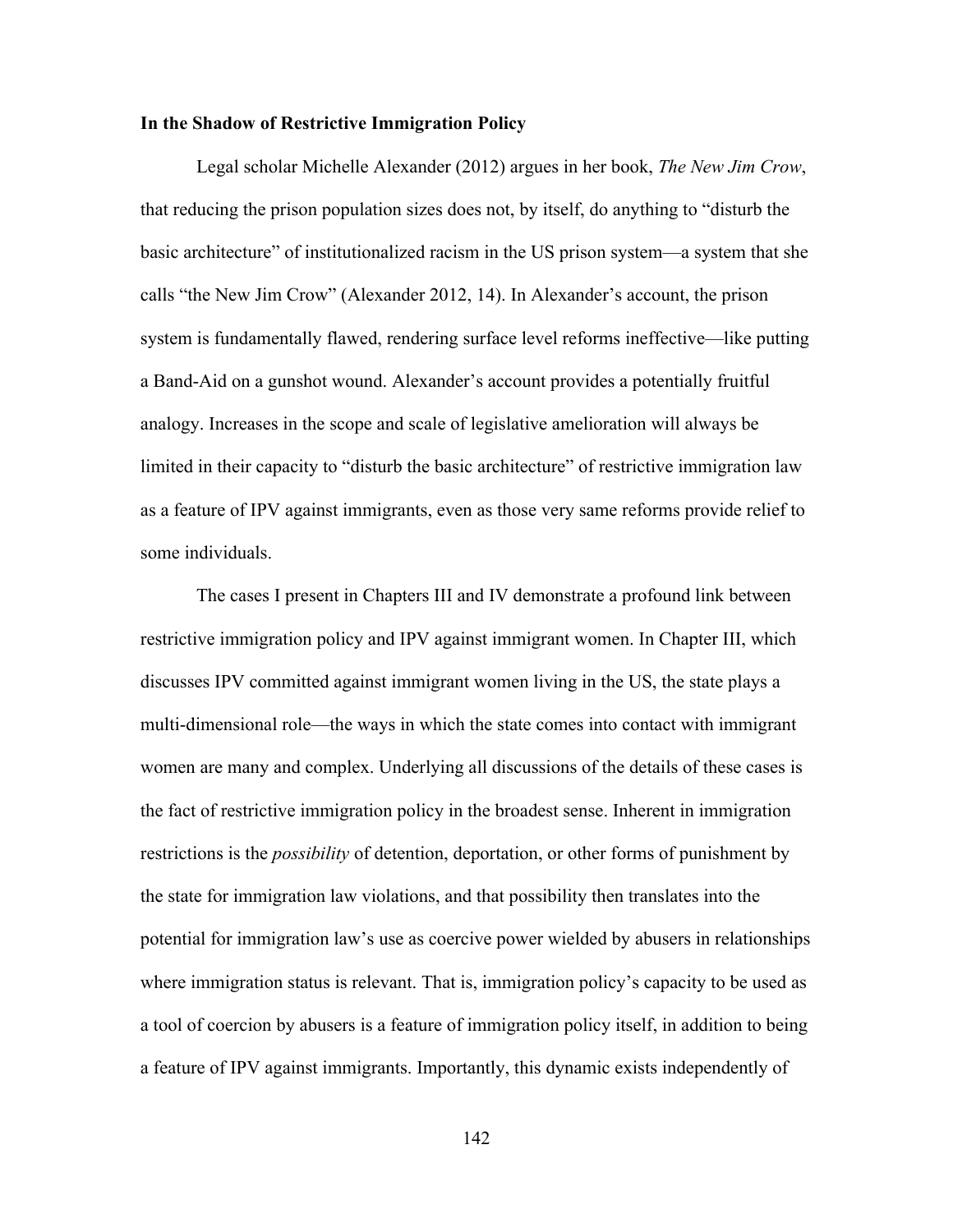**In the Shadow of Restrictive Immigration Policy**

Legal scholar Michelle Alexander (2012) argues in her book, *The New Jim Crow*, that reducing the prison population sizes does not, by itself, do anything to "disturb the basic architecture" of institutionalized racism in the US prison system—a system that she calls "the New Jim Crow" (Alexander 2012, 14). In Alexander's account, the prison system is fundamentally flawed, rendering surface level reforms ineffective—like putting a Band-Aid on a gunshot wound. Alexander's account provides a potentially fruitful analogy. Increases in the scope and scale of legislative amelioration will always be limited in their capacity to "disturb the basic architecture" of restrictive immigration law as a feature of IPV against immigrants, even as those very same reforms provide relief to some individuals.

The cases I present in Chapters III and IV demonstrate a profound link between restrictive immigration policy and IPV against immigrant women. In Chapter III, which discusses IPV committed against immigrant women living in the US, the state plays a multi-dimensional role—the ways in which the state comes into contact with immigrant women are many and complex. Underlying all discussions of the details of these cases is the fact of restrictive immigration policy in the broadest sense. Inherent in immigration restrictions is the *possibility* of detention, deportation, or other forms of punishment by the state for immigration law violations, and that possibility then translates into the potential for immigration law's use as coercive power wielded by abusers in relationships where immigration status is relevant. That is, immigration policy's capacity to be used as a tool of coercion by abusers is a feature of immigration policy itself, in addition to being a feature of IPV against immigrants. Importantly, this dynamic exists independently of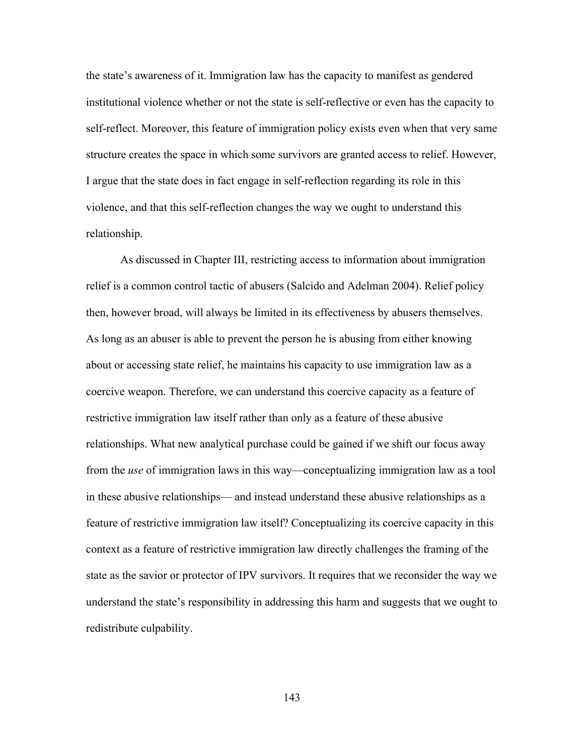the state's awareness of it. Immigration law has the capacity to manifest as gendered institutional violence whether or not the state is self-reflective or even has the capacity to self-reflect. Moreover, this feature of immigration policy exists even when that very same structure creates the space in which some survivors are granted access to relief. However, I argue that the state does in fact engage in self-reflection regarding its role in this violence, and that this self-reflection changes the way we ought to understand this relationship.

As discussed in Chapter III, restricting access to information about immigration relief is a common control tactic of abusers (Salcido and Adelman 2004). Relief policy then, however broad, will always be limited in its effectiveness by abusers themselves. As long as an abuser is able to prevent the person he is abusing from either knowing about or accessing state relief, he maintains his capacity to use immigration law as a coercive weapon. Therefore, we can understand this coercive capacity as a feature of restrictive immigration law itself rather than only as a feature of these abusive relationships. What new analytical purchase could be gained if we shift our focus away from the *use* of immigration laws in this way—conceptualizing immigration law as a tool in these abusive relationships— and instead understand these abusive relationships as a feature of restrictive immigration law itself? Conceptualizing its coercive capacity in this context as a feature of restrictive immigration law directly challenges the framing of the state as the savior or protector of IPV survivors. It requires that we reconsider the way we understand the state's responsibility in addressing this harm and suggests that we ought to redistribute culpability.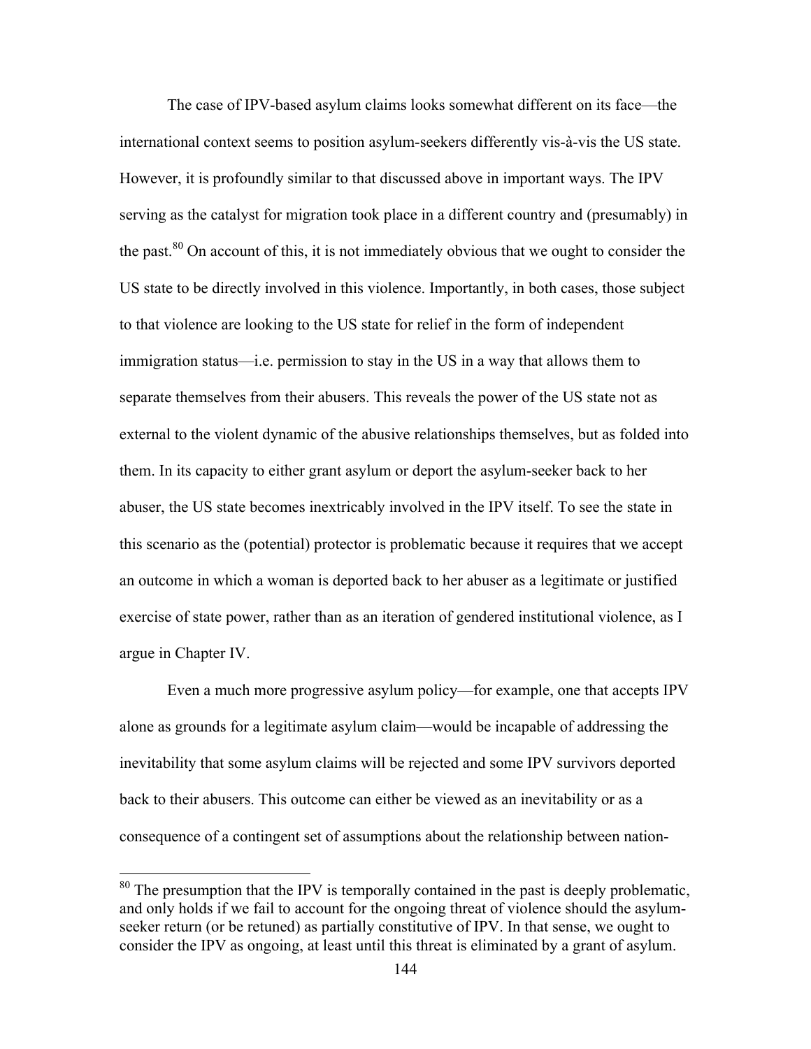The case of IPV-based asylum claims looks somewhat different on its face—the international context seems to position asylum-seekers differently vis-à-vis the US state. However, it is profoundly similar to that discussed above in important ways. The IPV serving as the catalyst for migration took place in a different country and (presumably) in the past.[80] On account of this, it is not immediately obvious that we ought to consider the US state to be directly involved in this violence. Importantly, in both cases, those subject to that violence are looking to the US state for relief in the form of independent immigration status—i.e. permission to stay in the US in a way that allows them to separate themselves from their abusers. This reveals the power of the US state not as external to the violent dynamic of the abusive relationships themselves, but as folded into them. In its capacity to either grant asylum or deport the asylum-seeker back to her abuser, the US state becomes inextricably involved in the IPV itself. To see the state in this scenario as the (potential) protector is problematic because it requires that we accept an outcome in which a woman is deported back to her abuser as a legitimate or justified exercise of state power, rather than as an iteration of gendered institutional violence, as I argue in Chapter IV.

Even a much more progressive asylum policy—for example, one that accepts IPV alone as grounds for a legitimate asylum claim—would be incapable of addressing the inevitability that some asylum claims will be rejected and some IPV survivors deported back to their abusers. This outcome can either be viewed as an inevitability or as a consequence of a contingent set of assumptions about the relationship between nation-

[80] The presumption that the IPV is temporally contained in the past is deeply problematic, and only holds if we fail to account for the ongoing threat of violence should the asylum-seeker return (or be retuned) as partially constitutive of IPV. In that sense, we ought to consider the IPV as ongoing, at least until this threat is eliminated by a grant of asylum.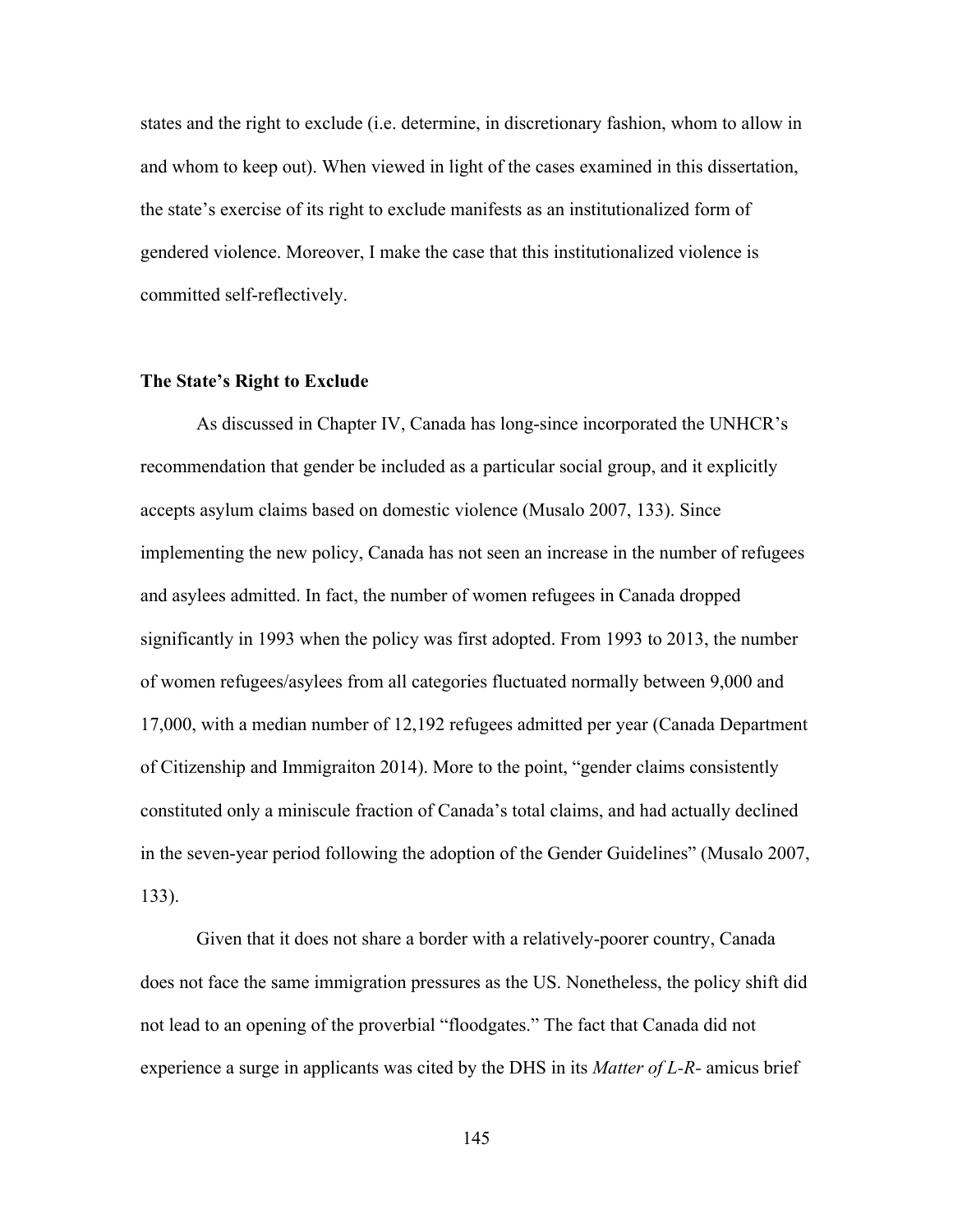states and the right to exclude (i.e. determine, in discretionary fashion, whom to allow in and whom to keep out). When viewed in light of the cases examined in this dissertation, the state's exercise of its right to exclude manifests as an institutionalized form of gendered violence. Moreover, I make the case that this institutionalized violence is committed self-reflectively.

### The State's Right to Exclude

As discussed in Chapter IV, Canada has long-since incorporated the UNHCR's recommendation that gender be included as a particular social group, and it explicitly accepts asylum claims based on domestic violence (Musalo 2007, 133). Since implementing the new policy, Canada has not seen an increase in the number of refugees and asylees admitted. In fact, the number of women refugees in Canada dropped significantly in 1993 when the policy was first adopted. From 1993 to 2013, the number of women refugees/asylees from all categories fluctuated normally between 9,000 and 17,000, with a median number of 12,192 refugees admitted per year (Canada Department of Citizenship and Immigraiton 2014). More to the point, "gender claims consistently constituted only a miniscule fraction of Canada's total claims, and had actually declined in the seven-year period following the adoption of the Gender Guidelines" (Musalo 2007, 133).

Given that it does not share a border with a relatively-poorer country, Canada does not face the same immigration pressures as the US. Nonetheless, the policy shift did not lead to an opening of the proverbial "floodgates." The fact that Canada did not experience a surge in applicants was cited by the DHS in its *Matter of L-R-* amicus brief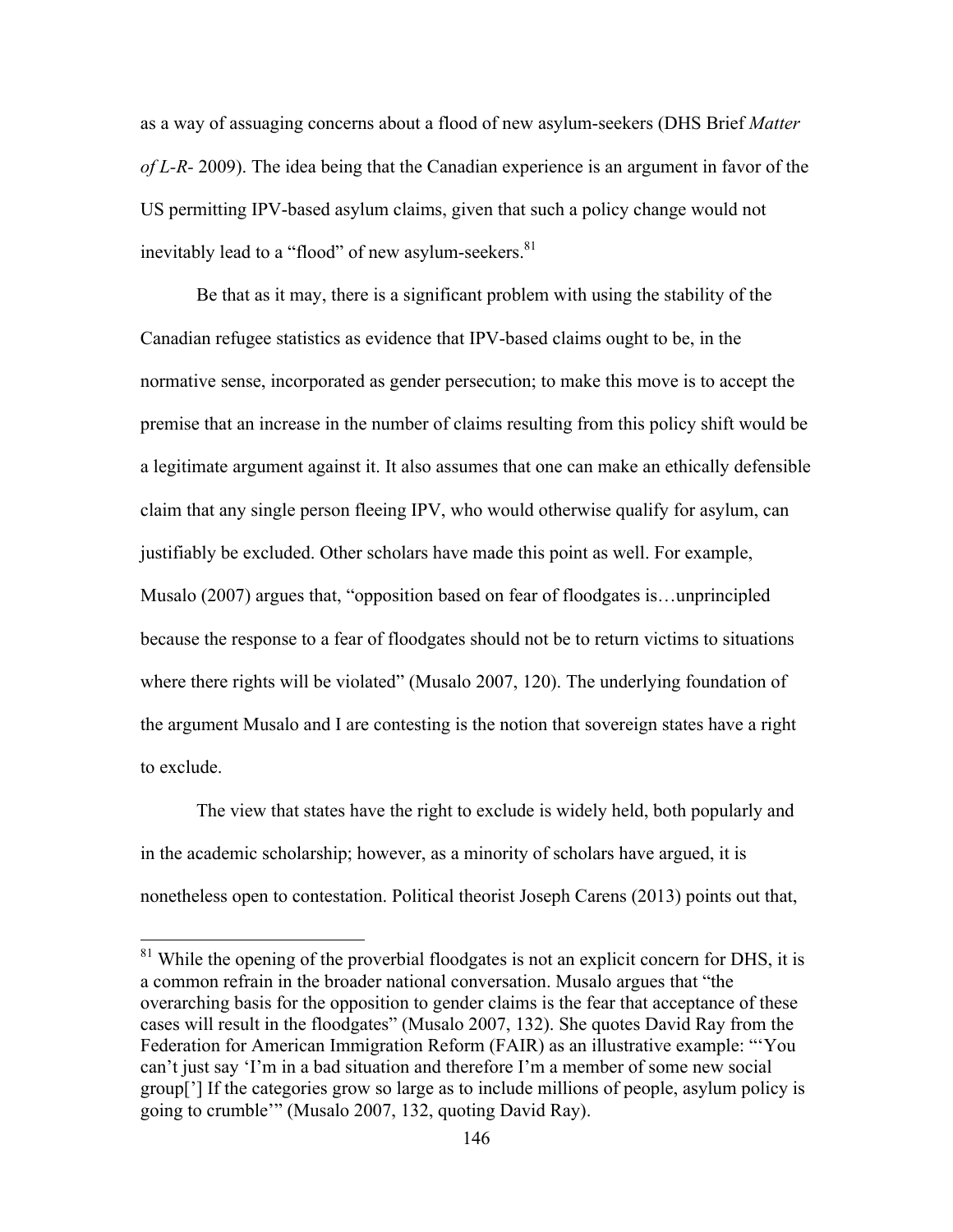as a way of assuaging concerns about a flood of new asylum-seekers (DHS Brief *Matter of L-R-* 2009). The idea being that the Canadian experience is an argument in favor of the US permitting IPV-based asylum claims, given that such a policy change would not inevitably lead to a "flood" of new asylum-seekers.[81]

Be that as it may, there is a significant problem with using the stability of the Canadian refugee statistics as evidence that IPV-based claims ought to be, in the normative sense, incorporated as gender persecution; to make this move is to accept the premise that an increase in the number of claims resulting from this policy shift would be a legitimate argument against it. It also assumes that one can make an ethically defensible claim that any single person fleeing IPV, who would otherwise qualify for asylum, can justifiably be excluded. Other scholars have made this point as well. For example, Musalo (2007) argues that, "opposition based on fear of floodgates is…unprincipled because the response to a fear of floodgates should not be to return victims to situations where there rights will be violated" (Musalo 2007, 120). The underlying foundation of the argument Musalo and I are contesting is the notion that sovereign states have a right to exclude.

The view that states have the right to exclude is widely held, both popularly and in the academic scholarship; however, as a minority of scholars have argued, it is nonetheless open to contestation. Political theorist Joseph Carens (2013) points out that,

[81] While the opening of the proverbial floodgates is not an explicit concern for DHS, it is a common refrain in the broader national conversation. Musalo argues that "the overarching basis for the opposition to gender claims is the fear that acceptance of these cases will result in the floodgates" (Musalo 2007, 132). She quotes David Ray from the Federation for American Immigration Reform (FAIR) as an illustrative example: "'You can't just say 'I'm in a bad situation and therefore I'm a member of some new social group['] If the categories grow so large as to include millions of people, asylum policy is going to crumble'" (Musalo 2007, 132, quoting David Ray).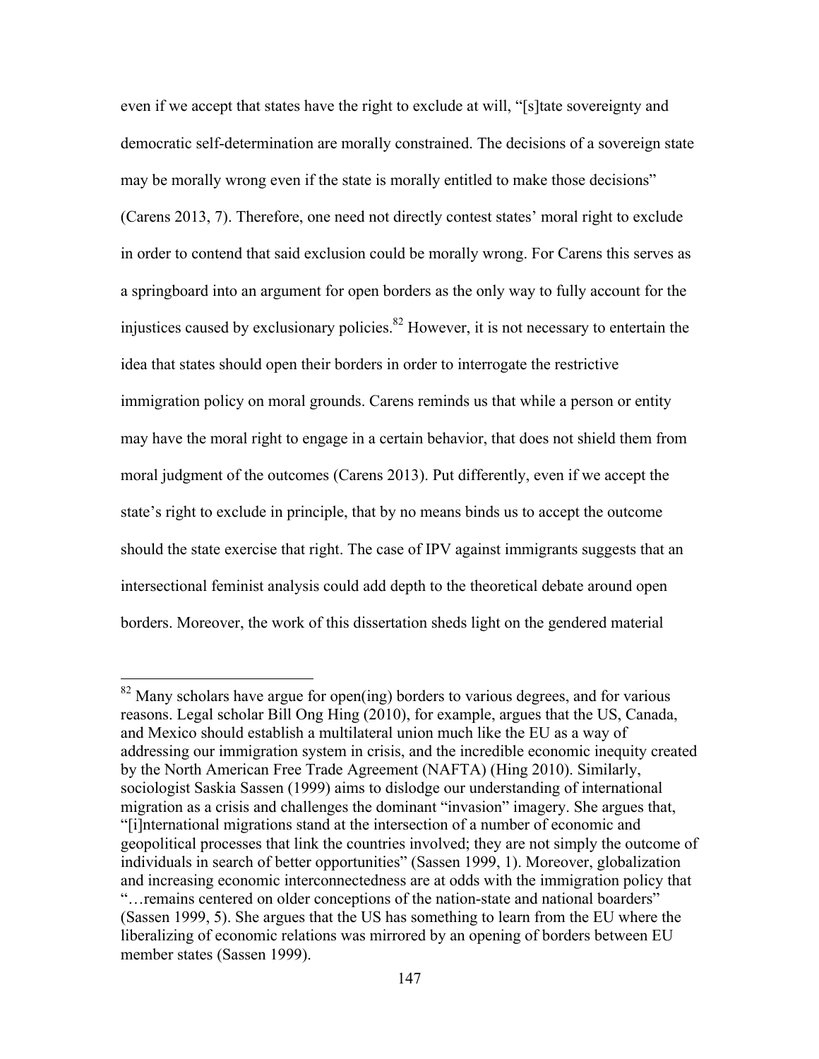even if we accept that states have the right to exclude at will, "[s]tate sovereignty and democratic self-determination are morally constrained. The decisions of a sovereign state may be morally wrong even if the state is morally entitled to make those decisions" (Carens 2013, 7). Therefore, one need not directly contest states' moral right to exclude in order to contend that said exclusion could be morally wrong. For Carens this serves as a springboard into an argument for open borders as the only way to fully account for the injustices caused by exclusionary policies.[82] However, it is not necessary to entertain the idea that states should open their borders in order to interrogate the restrictive immigration policy on moral grounds. Carens reminds us that while a person or entity may have the moral right to engage in a certain behavior, that does not shield them from moral judgment of the outcomes (Carens 2013). Put differently, even if we accept the state's right to exclude in principle, that by no means binds us to accept the outcome should the state exercise that right. The case of IPV against immigrants suggests that an intersectional feminist analysis could add depth to the theoretical debate around open borders. Moreover, the work of this dissertation sheds light on the gendered material

[82] Many scholars have argue for open(ing) borders to various degrees, and for various reasons. Legal scholar Bill Ong Hing (2010), for example, argues that the US, Canada, and Mexico should establish a multilateral union much like the EU as a way of addressing our immigration system in crisis, and the incredible economic inequity created by the North American Free Trade Agreement (NAFTA) (Hing 2010). Similarly, sociologist Saskia Sassen (1999) aims to dislodge our understanding of international migration as a crisis and challenges the dominant "invasion" imagery. She argues that, "[i]nternational migrations stand at the intersection of a number of economic and geopolitical processes that link the countries involved; they are not simply the outcome of individuals in search of better opportunities" (Sassen 1999, 1). Moreover, globalization and increasing economic interconnectedness are at odds with the immigration policy that "…remains centered on older conceptions of the nation-state and national boarders" (Sassen 1999, 5). She argues that the US has something to learn from the EU where the liberalizing of economic relations was mirrored by an opening of borders between EU member states (Sassen 1999).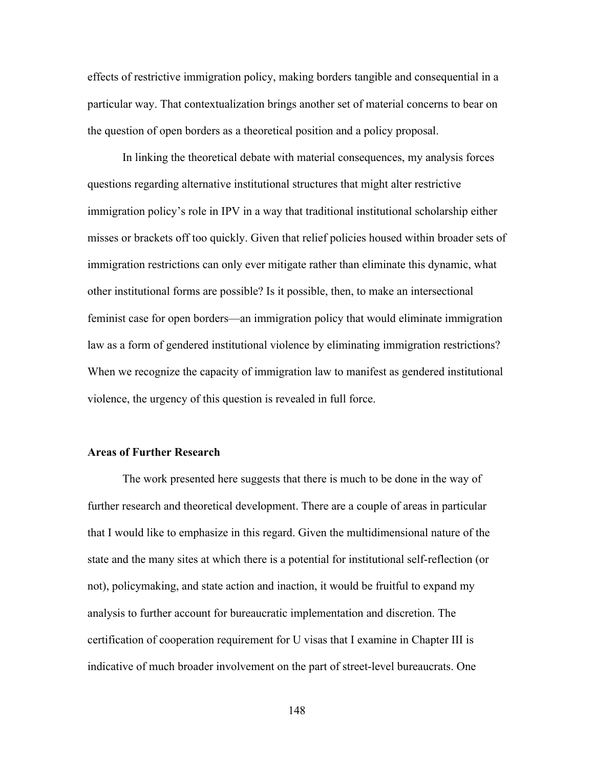effects of restrictive immigration policy, making borders tangible and consequential in a particular way. That contextualization brings another set of material concerns to bear on the question of open borders as a theoretical position and a policy proposal.

In linking the theoretical debate with material consequences, my analysis forces questions regarding alternative institutional structures that might alter restrictive immigration policy's role in IPV in a way that traditional institutional scholarship either misses or brackets off too quickly. Given that relief policies housed within broader sets of immigration restrictions can only ever mitigate rather than eliminate this dynamic, what other institutional forms are possible? Is it possible, then, to make an intersectional feminist case for open borders—an immigration policy that would eliminate immigration law as a form of gendered institutional violence by eliminating immigration restrictions? When we recognize the capacity of immigration law to manifest as gendered institutional violence, the urgency of this question is revealed in full force.

**Areas of Further Research**

The work presented here suggests that there is much to be done in the way of further research and theoretical development. There are a couple of areas in particular that I would like to emphasize in this regard. Given the multidimensional nature of the state and the many sites at which there is a potential for institutional self-reflection (or not), policymaking, and state action and inaction, it would be fruitful to expand my analysis to further account for bureaucratic implementation and discretion. The certification of cooperation requirement for U visas that I examine in Chapter III is indicative of much broader involvement on the part of street-level bureaucrats. One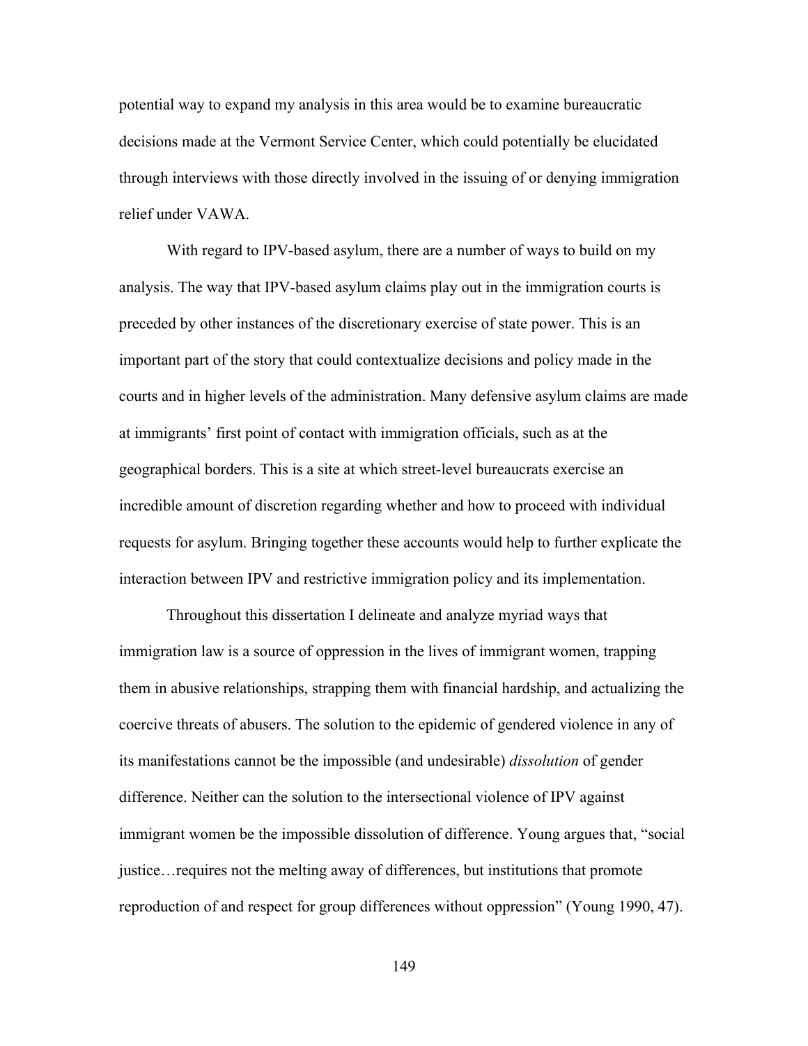potential way to expand my analysis in this area would be to examine bureaucratic decisions made at the Vermont Service Center, which could potentially be elucidated through interviews with those directly involved in the issuing of or denying immigration relief under VAWA.

With regard to IPV-based asylum, there are a number of ways to build on my analysis. The way that IPV-based asylum claims play out in the immigration courts is preceded by other instances of the discretionary exercise of state power. This is an important part of the story that could contextualize decisions and policy made in the courts and in higher levels of the administration. Many defensive asylum claims are made at immigrants' first point of contact with immigration officials, such as at the geographical borders. This is a site at which street-level bureaucrats exercise an incredible amount of discretion regarding whether and how to proceed with individual requests for asylum. Bringing together these accounts would help to further explicate the interaction between IPV and restrictive immigration policy and its implementation.

Throughout this dissertation I delineate and analyze myriad ways that immigration law is a source of oppression in the lives of immigrant women, trapping them in abusive relationships, strapping them with financial hardship, and actualizing the coercive threats of abusers. The solution to the epidemic of gendered violence in any of its manifestations cannot be the impossible (and undesirable) *dissolution* of gender difference. Neither can the solution to the intersectional violence of IPV against immigrant women be the impossible dissolution of difference. Young argues that, "social justice…requires not the melting away of differences, but institutions that promote reproduction of and respect for group differences without oppression" (Young 1990, 47).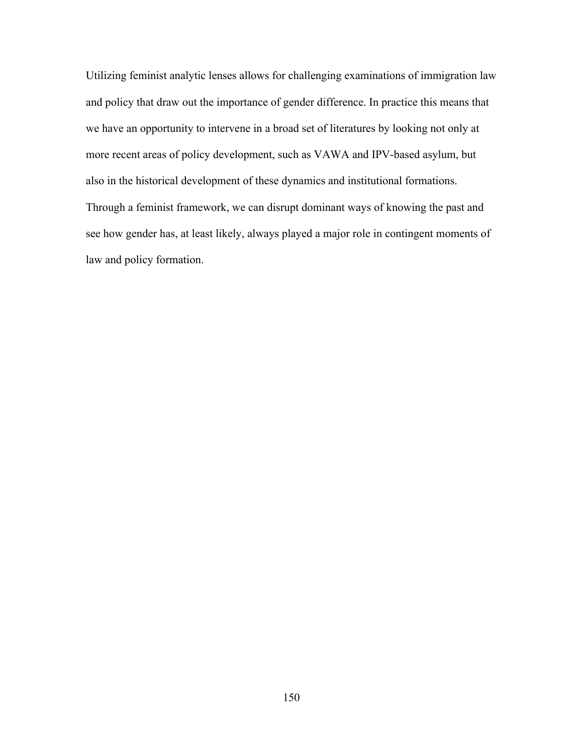Utilizing feminist analytic lenses allows for challenging examinations of immigration law and policy that draw out the importance of gender difference. In practice this means that we have an opportunity to intervene in a broad set of literatures by looking not only at more recent areas of policy development, such as VAWA and IPV-based asylum, but also in the historical development of these dynamics and institutional formations. Through a feminist framework, we can disrupt dominant ways of knowing the past and see how gender has, at least likely, always played a major role in contingent moments of law and policy formation.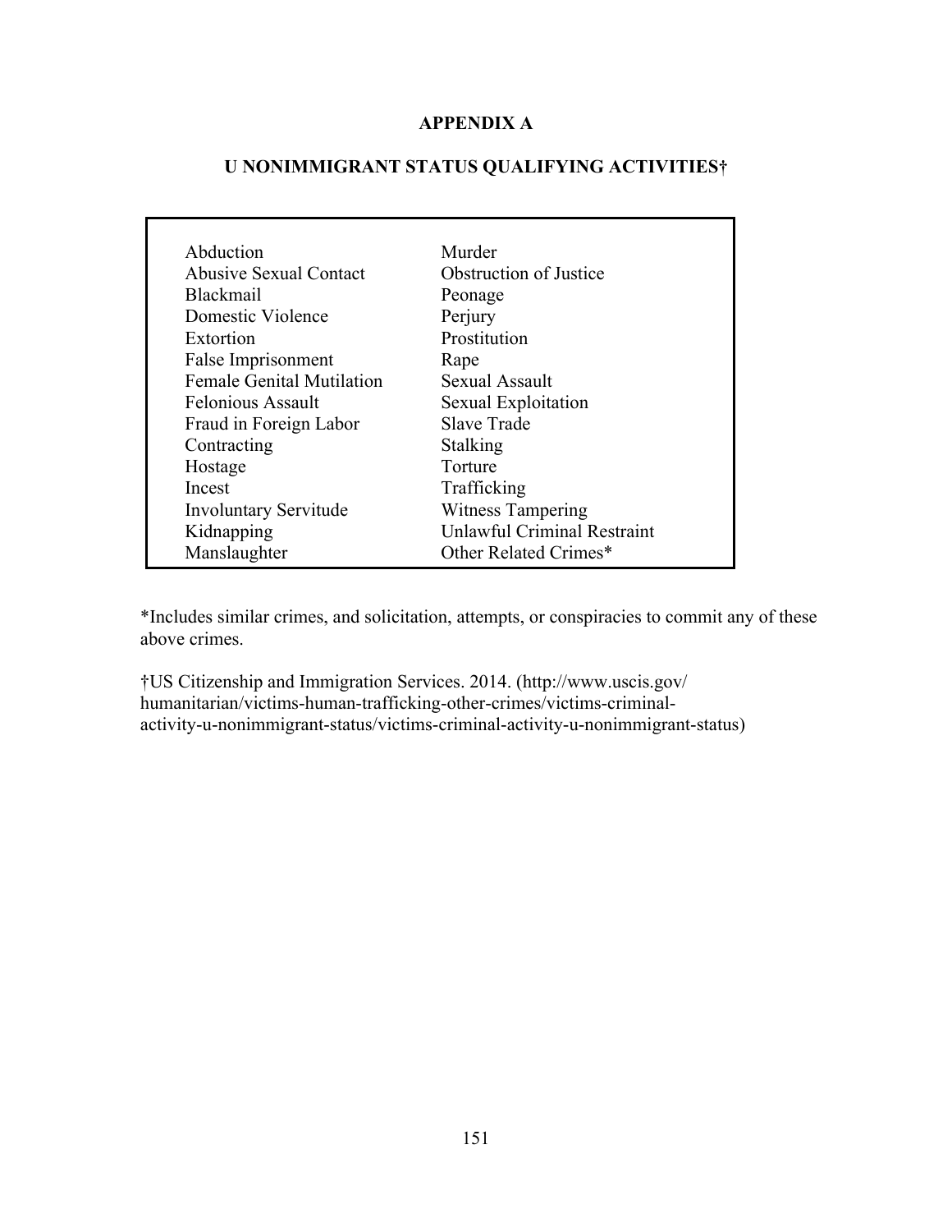# APPENDIX A

## U NONIMMIGRANT STATUS QUALIFYING ACTIVITIES†

| | |
|---|---|
| Abduction | Murder |
| Abusive Sexual Contact | Obstruction of Justice |
| Blackmail | Peonage |
| Domestic Violence | Perjury |
| Extortion | Prostitution |
| False Imprisonment | Rape |
| Female Genital Mutilation | Sexual Assault |
| Felonious Assault | Sexual Exploitation |
| Fraud in Foreign Labor Contracting | Slave Trade |
| Hostage | Stalking |
| Incest | Torture |
| Involuntary Servitude | Trafficking |
| Kidnapping | Witness Tampering |
| Manslaughter | Unlawful Criminal Restraint |
| | Other Related Crimes* |

*Includes similar crimes, and solicitation, attempts, or conspiracies to commit any of these above crimes.

†US Citizenship and Immigration Services. 2014. (http://www.uscis.gov/humanitarian/victims-human-trafficking-other-crimes/victims-criminal-activity-u-nonimmigrant-status/victims-criminal-activity-u-nonimmigrant-status)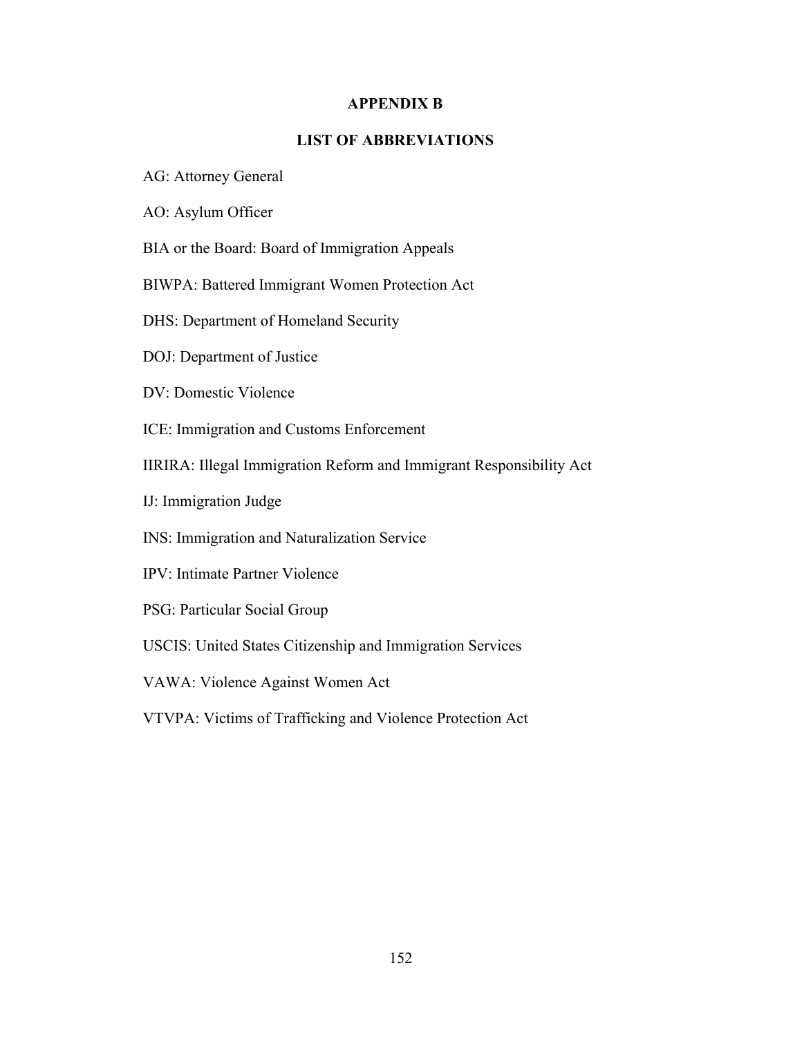# APPENDIX B

## LIST OF ABBREVIATIONS

AG: Attorney General

AO: Asylum Officer

BIA or the Board: Board of Immigration Appeals

BIWPA: Battered Immigrant Women Protection Act

DHS: Department of Homeland Security

DOJ: Department of Justice

DV: Domestic Violence

ICE: Immigration and Customs Enforcement

IIRIRA: Illegal Immigration Reform and Immigrant Responsibility Act

IJ: Immigration Judge

INS: Immigration and Naturalization Service

IPV: Intimate Partner Violence

PSG: Particular Social Group

USCIS: United States Citizenship and Immigration Services

VAWA: Violence Against Women Act

VTVPA: Victims of Trafficking and Violence Protection Act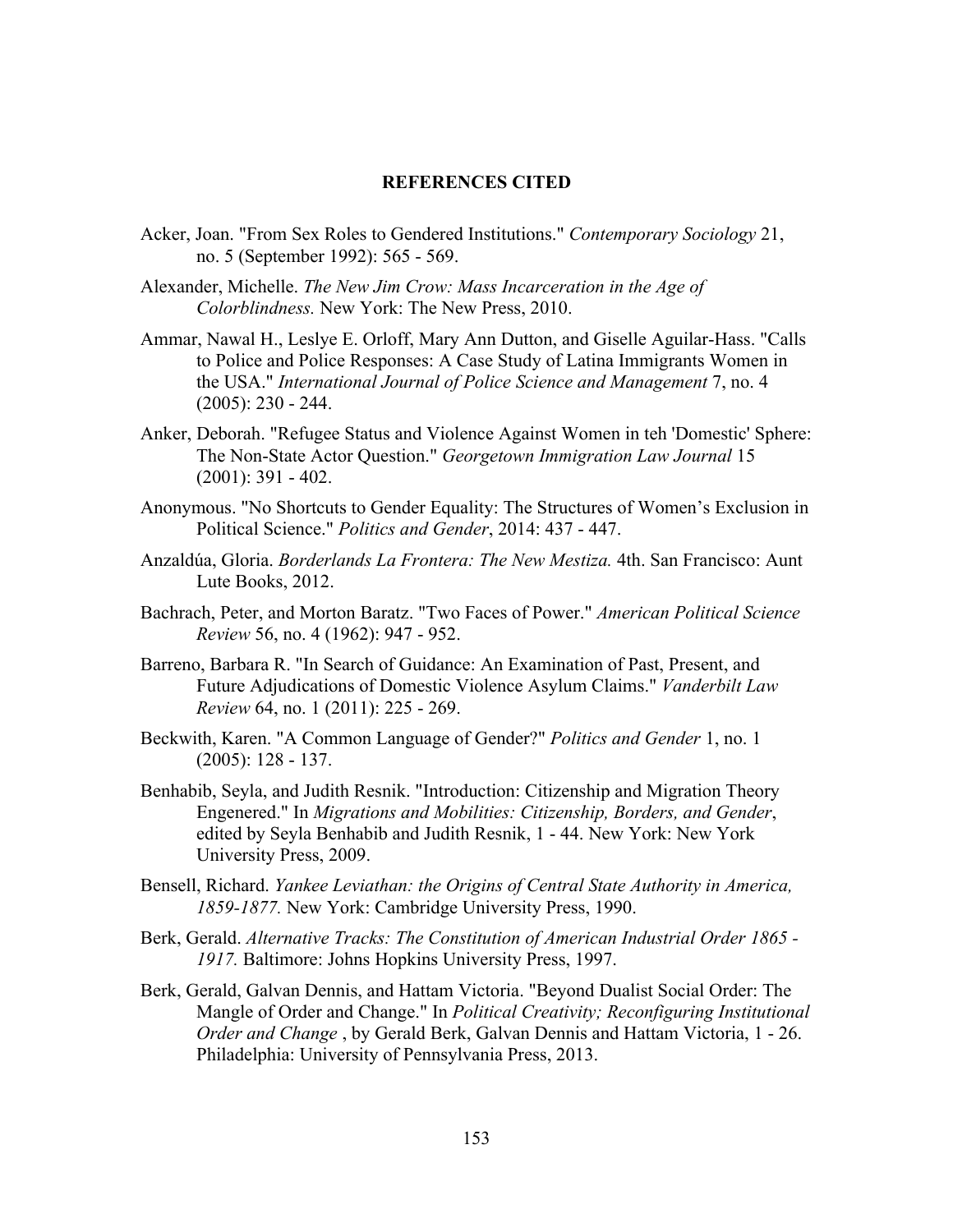## REFERENCES CITED

Acker, Joan. "From Sex Roles to Gendered Institutions." *Contemporary Sociology* 21, no. 5 (September 1992): 565 - 569.

Alexander, Michelle. *The New Jim Crow: Mass Incarceration in the Age of Colorblindness.* New York: The New Press, 2010.

Ammar, Nawal H., Leslye E. Orloff, Mary Ann Dutton, and Giselle Aguilar-Hass. "Calls to Police and Police Responses: A Case Study of Latina Immigrants Women in the USA." *International Journal of Police Science and Management* 7, no. 4 (2005): 230 - 244.

Anker, Deborah. "Refugee Status and Violence Against Women in teh 'Domestic' Sphere: The Non-State Actor Question." *Georgetown Immigration Law Journal* 15 (2001): 391 - 402.

Anonymous. "No Shortcuts to Gender Equality: The Structures of Women's Exclusion in Political Science." *Politics and Gender*, 2014: 437 - 447.

Anzaldúa, Gloria. *Borderlands La Frontera: The New Mestiza.* 4th. San Francisco: Aunt Lute Books, 2012.

Bachrach, Peter, and Morton Baratz. "Two Faces of Power." *American Political Science Review* 56, no. 4 (1962): 947 - 952.

Barreno, Barbara R. "In Search of Guidance: An Examination of Past, Present, and Future Adjudications of Domestic Violence Asylum Claims." *Vanderbilt Law Review* 64, no. 1 (2011): 225 - 269.

Beckwith, Karen. "A Common Language of Gender?" *Politics and Gender* 1, no. 1 (2005): 128 - 137.

Benhabib, Seyla, and Judith Resnik. "Introduction: Citizenship and Migration Theory Engenered." In *Migrations and Mobilities: Citizenship, Borders, and Gender*, edited by Seyla Benhabib and Judith Resnik, 1 - 44. New York: New York University Press, 2009.

Bensell, Richard. *Yankee Leviathan: the Origins of Central State Authority in America, 1859-1877.* New York: Cambridge University Press, 1990.

Berk, Gerald. *Alternative Tracks: The Constitution of American Industrial Order 1865 - 1917.* Baltimore: Johns Hopkins University Press, 1997.

Berk, Gerald, Galvan Dennis, and Hattam Victoria. "Beyond Dualist Social Order: The Mangle of Order and Change." In *Political Creativity; Reconfiguring Institutional Order and Change* , by Gerald Berk, Galvan Dennis and Hattam Victoria, 1 - 26. Philadelphia: University of Pennsylvania Press, 2013.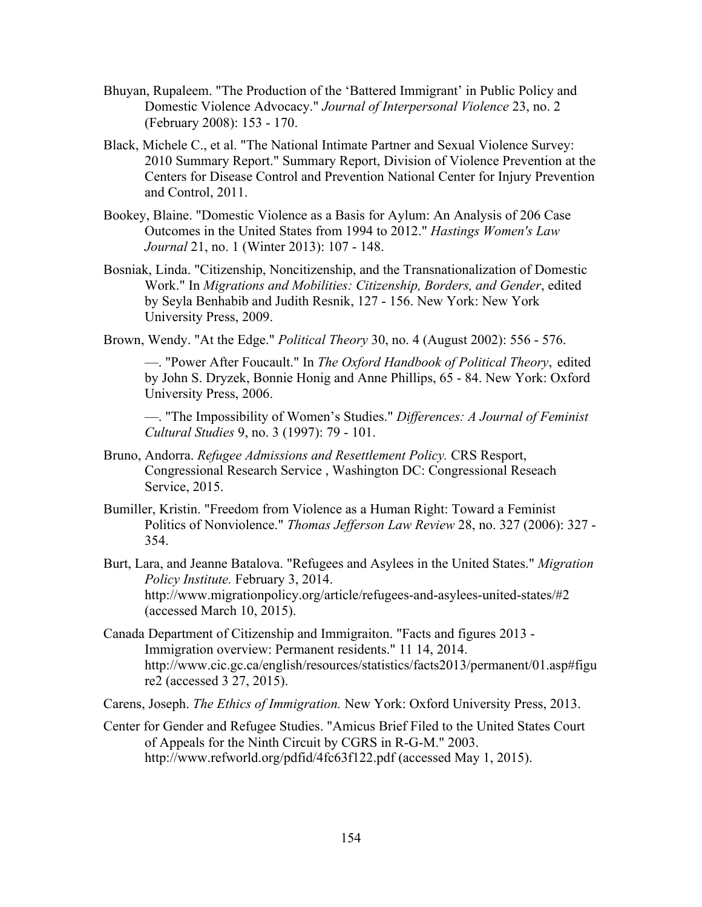Bhuyan, Rupaleem. "The Production of the 'Battered Immigrant' in Public Policy and Domestic Violence Advocacy." *Journal of Interpersonal Violence* 23, no. 2 (February 2008): 153 - 170.

Black, Michele C., et al. "The National Intimate Partner and Sexual Violence Survey: 2010 Summary Report." Summary Report, Division of Violence Prevention at the Centers for Disease Control and Prevention National Center for Injury Prevention and Control, 2011.

Bookey, Blaine. "Domestic Violence as a Basis for Aylum: An Analysis of 206 Case Outcomes in the United States from 1994 to 2012." *Hastings Women's Law Journal* 21, no. 1 (Winter 2013): 107 - 148.

Bosniak, Linda. "Citizenship, Noncitizenship, and the Transnationalization of Domestic Work." In *Migrations and Mobilities: Citizenship, Borders, and Gender*, edited by Seyla Benhabib and Judith Resnik, 127 - 156. New York: New York University Press, 2009.

Brown, Wendy. "At the Edge." *Political Theory* 30, no. 4 (August 2002): 556 - 576.

—. "Power After Foucault." In *The Oxford Handbook of Political Theory*, edited by John S. Dryzek, Bonnie Honig and Anne Phillips, 65 - 84. New York: Oxford University Press, 2006.

—. "The Impossibility of Women's Studies." *Differences: A Journal of Feminist Cultural Studies* 9, no. 3 (1997): 79 - 101.

Bruno, Andorra. *Refugee Admissions and Resettlement Policy.* CRS Resport, Congressional Research Service , Washington DC: Congressional Reseach Service, 2015.

Bumiller, Kristin. "Freedom from Violence as a Human Right: Toward a Feminist Politics of Nonviolence." *Thomas Jefferson Law Review* 28, no. 327 (2006): 327 - 354.

Burt, Lara, and Jeanne Batalova. "Refugees and Asylees in the United States." *Migration Policy Institute.* February 3, 2014. http://www.migrationpolicy.org/article/refugees-and-asylees-united-states/#2 (accessed March 10, 2015).

Canada Department of Citizenship and Immigraiton. "Facts and figures 2013 - Immigration overview: Permanent residents." 11 14, 2014. http://www.cic.gc.ca/english/resources/statistics/facts2013/permanent/01.asp#figure2 (accessed 3 27, 2015).

Carens, Joseph. *The Ethics of Immigration.* New York: Oxford University Press, 2013.

Center for Gender and Refugee Studies. "Amicus Brief Filed to the United States Court of Appeals for the Ninth Circuit by CGRS in R-G-M." 2003. http://www.refworld.org/pdfid/4fc63f122.pdf (accessed May 1, 2015).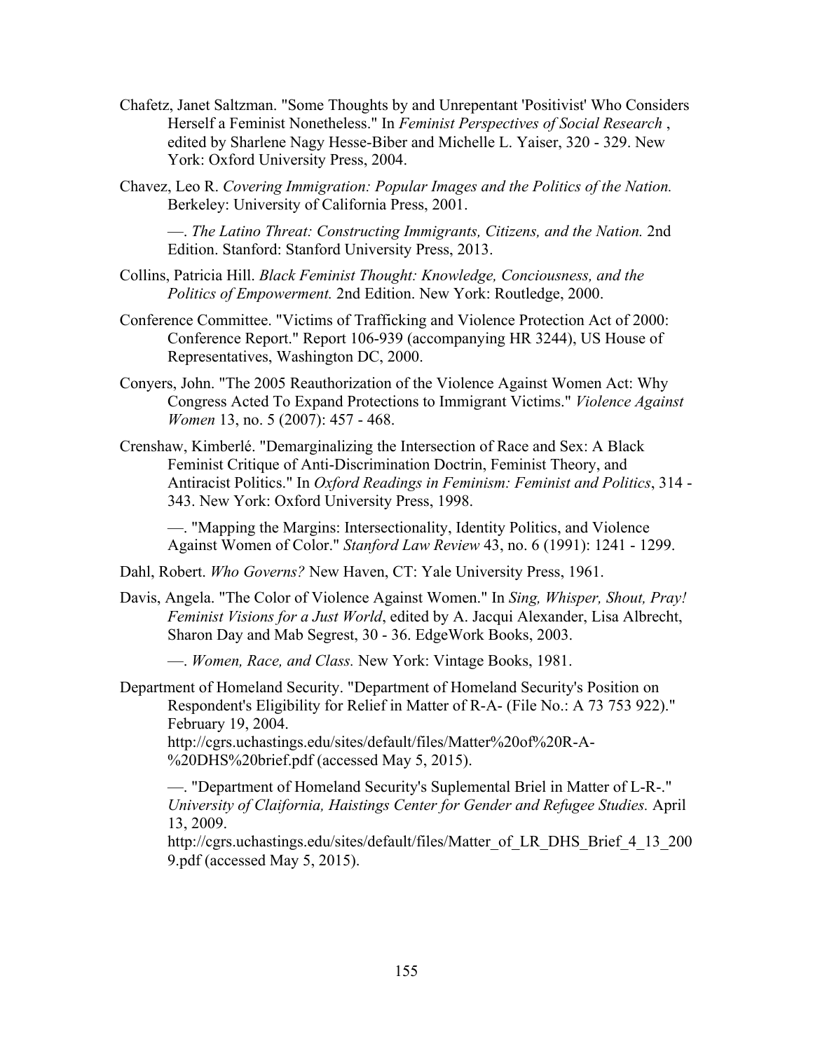Chafetz, Janet Saltzman. "Some Thoughts by and Unrepentant 'Positivist' Who Considers Herself a Feminist Nonetheless." In *Feminist Perspectives of Social Research* , edited by Sharlene Nagy Hesse-Biber and Michelle L. Yaiser, 320 - 329. New York: Oxford University Press, 2004.

Chavez, Leo R. *Covering Immigration: Popular Images and the Politics of the Nation.* Berkeley: University of California Press, 2001.

—. *The Latino Threat: Constructing Immigrants, Citizens, and the Nation.* 2nd Edition. Stanford: Stanford University Press, 2013.

Collins, Patricia Hill. *Black Feminist Thought: Knowledge, Conciousness, and the Politics of Empowerment.* 2nd Edition. New York: Routledge, 2000.

Conference Committee. "Victims of Trafficking and Violence Protection Act of 2000: Conference Report." Report 106-939 (accompanying HR 3244), US House of Representatives, Washington DC, 2000.

Conyers, John. "The 2005 Reauthorization of the Violence Against Women Act: Why Congress Acted To Expand Protections to Immigrant Victims." *Violence Against Women* 13, no. 5 (2007): 457 - 468.

Crenshaw, Kimberlé. "Demarginalizing the Intersection of Race and Sex: A Black Feminist Critique of Anti-Discrimination Doctrin, Feminist Theory, and Antiracist Politics." In *Oxford Readings in Feminism: Feminist and Politics*, 314 - 343. New York: Oxford University Press, 1998.

—. "Mapping the Margins: Intersectionality, Identity Politics, and Violence Against Women of Color." *Stanford Law Review* 43, no. 6 (1991): 1241 - 1299.

Dahl, Robert. *Who Governs?* New Haven, CT: Yale University Press, 1961.

Davis, Angela. "The Color of Violence Against Women." In *Sing, Whisper, Shout, Pray! Feminist Visions for a Just World*, edited by A. Jacqui Alexander, Lisa Albrecht, Sharon Day and Mab Segrest, 30 - 36. EdgeWork Books, 2003.

—. *Women, Race, and Class.* New York: Vintage Books, 1981.

Department of Homeland Security. "Department of Homeland Security's Position on Respondent's Eligibility for Relief in Matter of R-A- (File No.: A 73 753 922)." February 19, 2004. http://cgrs.uchastings.edu/sites/default/files/Matter%20of%20R-A-%20DHS%20brief.pdf (accessed May 5, 2015).

—. "Department of Homeland Security's Suplemental Briel in Matter of L-R-." *University of Claifornia, Haistings Center for Gender and Refugee Studies.* April 13, 2009. http://cgrs.uchastings.edu/sites/default/files/Matter_of_LR_DHS_Brief_4_13_2009.pdf (accessed May 5, 2015).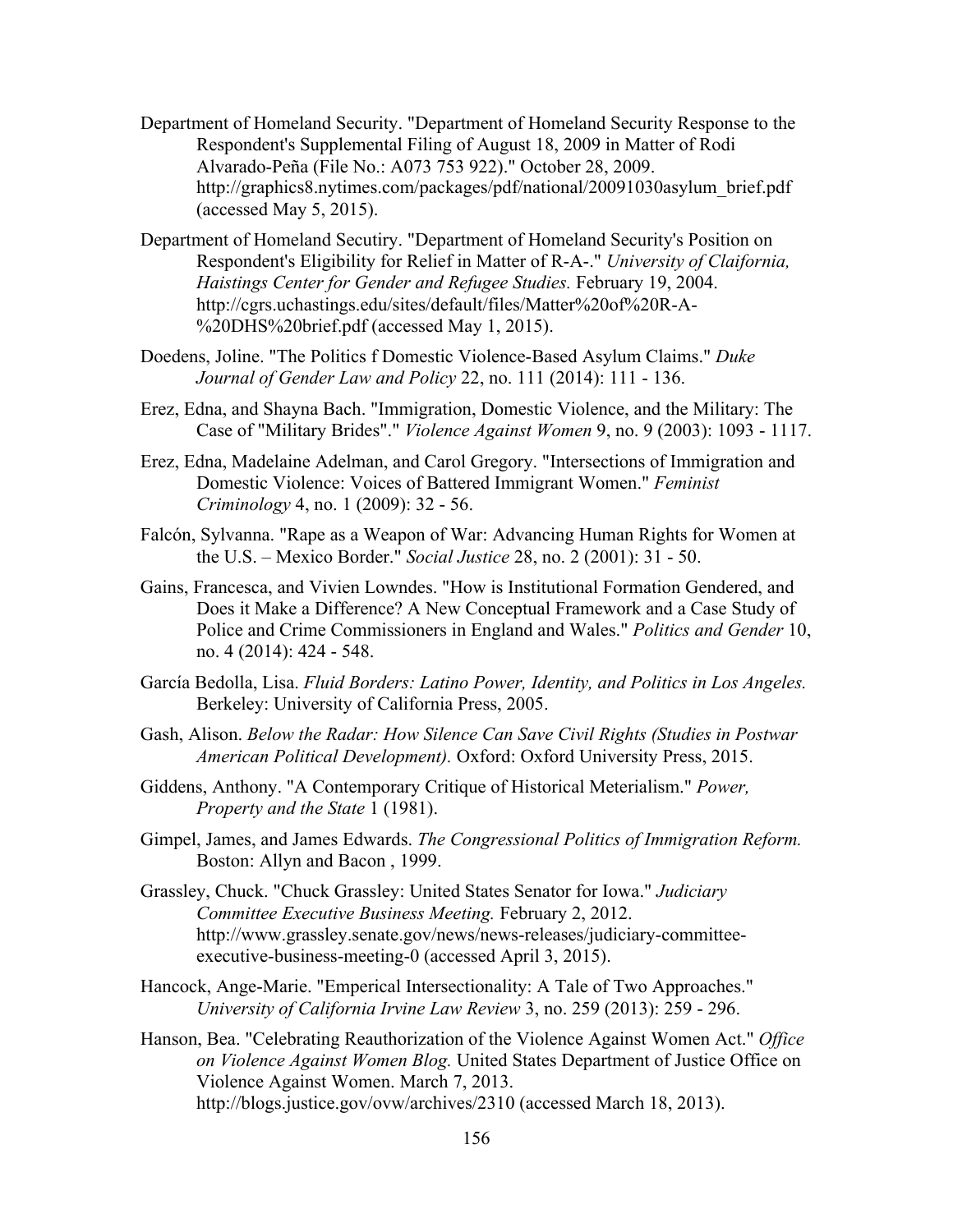Department of Homeland Security. "Department of Homeland Security Response to the Respondent's Supplemental Filing of August 18, 2009 in Matter of Rodi Alvarado-Peña (File No.: A073 753 922)." October 28, 2009. http://graphics8.nytimes.com/packages/pdf/national/20091030asylum_brief.pdf (accessed May 5, 2015).

Department of Homeland Secutiry. "Department of Homeland Security's Position on Respondent's Eligibility for Relief in Matter of R-A-." *University of Claifornia, Haistings Center for Gender and Refugee Studies.* February 19, 2004. http://cgrs.uchastings.edu/sites/default/files/Matter%20of%20R-A-%20DHS%20brief.pdf (accessed May 1, 2015).

Doedens, Joline. "The Politics f Domestic Violence-Based Asylum Claims." *Duke Journal of Gender Law and Policy* 22, no. 111 (2014): 111 - 136.

Erez, Edna, and Shayna Bach. "Immigration, Domestic Violence, and the Military: The Case of "Military Brides"." *Violence Against Women* 9, no. 9 (2003): 1093 - 1117.

Erez, Edna, Madelaine Adelman, and Carol Gregory. "Intersections of Immigration and Domestic Violence: Voices of Battered Immigrant Women." *Feminist Criminology* 4, no. 1 (2009): 32 - 56.

Falcón, Sylvanna. "Rape as a Weapon of War: Advancing Human Rights for Women at the U.S. – Mexico Border." *Social Justice* 28, no. 2 (2001): 31 - 50.

Gains, Francesca, and Vivien Lowndes. "How is Institutional Formation Gendered, and Does it Make a Difference? A New Conceptual Framework and a Case Study of Police and Crime Commissioners in England and Wales." *Politics and Gender* 10, no. 4 (2014): 424 - 548.

García Bedolla, Lisa. *Fluid Borders: Latino Power, Identity, and Politics in Los Angeles.* Berkeley: University of California Press, 2005.

Gash, Alison. *Below the Radar: How Silence Can Save Civil Rights (Studies in Postwar American Political Development).* Oxford: Oxford University Press, 2015.

Giddens, Anthony. "A Contemporary Critique of Historical Meterialism." *Power, Property and the State* 1 (1981).

Gimpel, James, and James Edwards. *The Congressional Politics of Immigration Reform.* Boston: Allyn and Bacon , 1999.

Grassley, Chuck. "Chuck Grassley: United States Senator for Iowa." *Judiciary Committee Executive Business Meeting.* February 2, 2012. http://www.grassley.senate.gov/news/news-releases/judiciary-committee-executive-business-meeting-0 (accessed April 3, 2015).

Hancock, Ange-Marie. "Emperical Intersectionality: A Tale of Two Approaches." *University of California Irvine Law Review* 3, no. 259 (2013): 259 - 296.

Hanson, Bea. "Celebrating Reauthorization of the Violence Against Women Act." *Office on Violence Against Women Blog.* United States Department of Justice Office on Violence Against Women. March 7, 2013. http://blogs.justice.gov/ovw/archives/2310 (accessed March 18, 2013).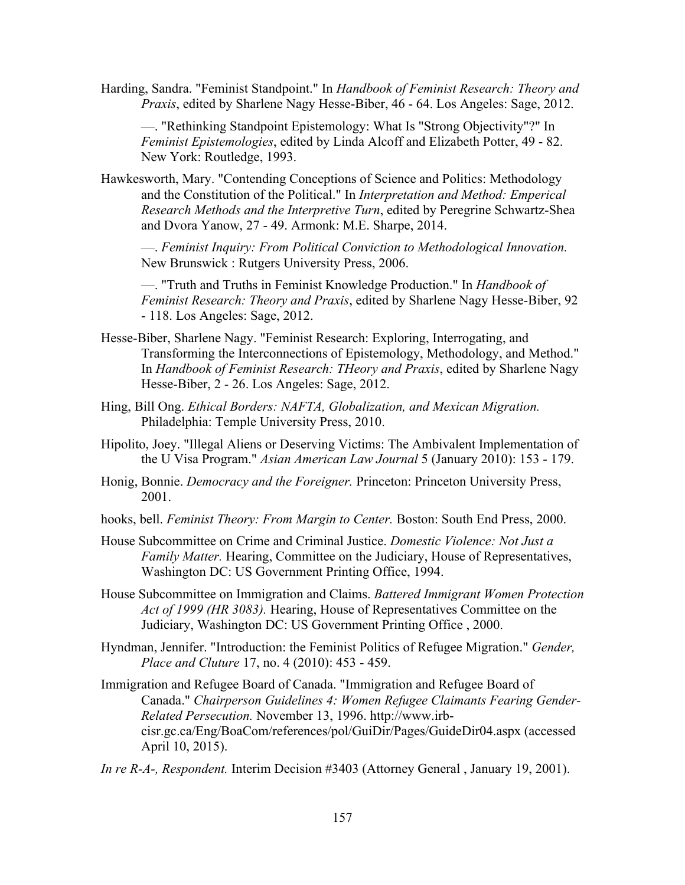Harding, Sandra. "Feminist Standpoint." In *Handbook of Feminist Research: Theory and Praxis*, edited by Sharlene Nagy Hesse-Biber, 46 - 64. Los Angeles: Sage, 2012.

—. "Rethinking Standpoint Epistemology: What Is "Strong Objectivity"?" In *Feminist Epistemologies*, edited by Linda Alcoff and Elizabeth Potter, 49 - 82. New York: Routledge, 1993.

Hawkesworth, Mary. "Contending Conceptions of Science and Politics: Methodology and the Constitution of the Political." In *Interpretation and Method: Emperical Research Methods and the Interpretive Turn*, edited by Peregrine Schwartz-Shea and Dvora Yanow, 27 - 49. Armonk: M.E. Sharpe, 2014.

—. *Feminist Inquiry: From Political Conviction to Methodological Innovation.* New Brunswick : Rutgers University Press, 2006.

—. "Truth and Truths in Feminist Knowledge Production." In *Handbook of Feminist Research: Theory and Praxis*, edited by Sharlene Nagy Hesse-Biber, 92 - 118. Los Angeles: Sage, 2012.

Hesse-Biber, Sharlene Nagy. "Feminist Research: Exploring, Interrogating, and Transforming the Interconnections of Epistemology, Methodology, and Method." In *Handbook of Feminist Research: THeory and Praxis*, edited by Sharlene Nagy Hesse-Biber, 2 - 26. Los Angeles: Sage, 2012.

Hing, Bill Ong. *Ethical Borders: NAFTA, Globalization, and Mexican Migration.* Philadelphia: Temple University Press, 2010.

Hipolito, Joey. "Illegal Aliens or Deserving Victims: The Ambivalent Implementation of the U Visa Program." *Asian American Law Journal* 5 (January 2010): 153 - 179.

Honig, Bonnie. *Democracy and the Foreigner.* Princeton: Princeton University Press, 2001.

hooks, bell. *Feminist Theory: From Margin to Center.* Boston: South End Press, 2000.

House Subcommittee on Crime and Criminal Justice. *Domestic Violence: Not Just a Family Matter.* Hearing, Committee on the Judiciary, House of Representatives, Washington DC: US Government Printing Office, 1994.

House Subcommittee on Immigration and Claims. *Battered Immigrant Women Protection Act of 1999 (HR 3083).* Hearing, House of Representatives Committee on the Judiciary, Washington DC: US Government Printing Office , 2000.

Hyndman, Jennifer. "Introduction: the Feminist Politics of Refugee Migration." *Gender, Place and Cluture* 17, no. 4 (2010): 453 - 459.

Immigration and Refugee Board of Canada. "Immigration and Refugee Board of Canada." *Chairperson Guidelines 4: Women Refugee Claimants Fearing Gender-Related Persecution.* November 13, 1996. http://www.irb-cisr.gc.ca/Eng/BoaCom/references/pol/GuiDir/Pages/GuideDir04.aspx (accessed April 10, 2015).

*In re R-A-, Respondent.* Interim Decision #3403 (Attorney General , January 19, 2001).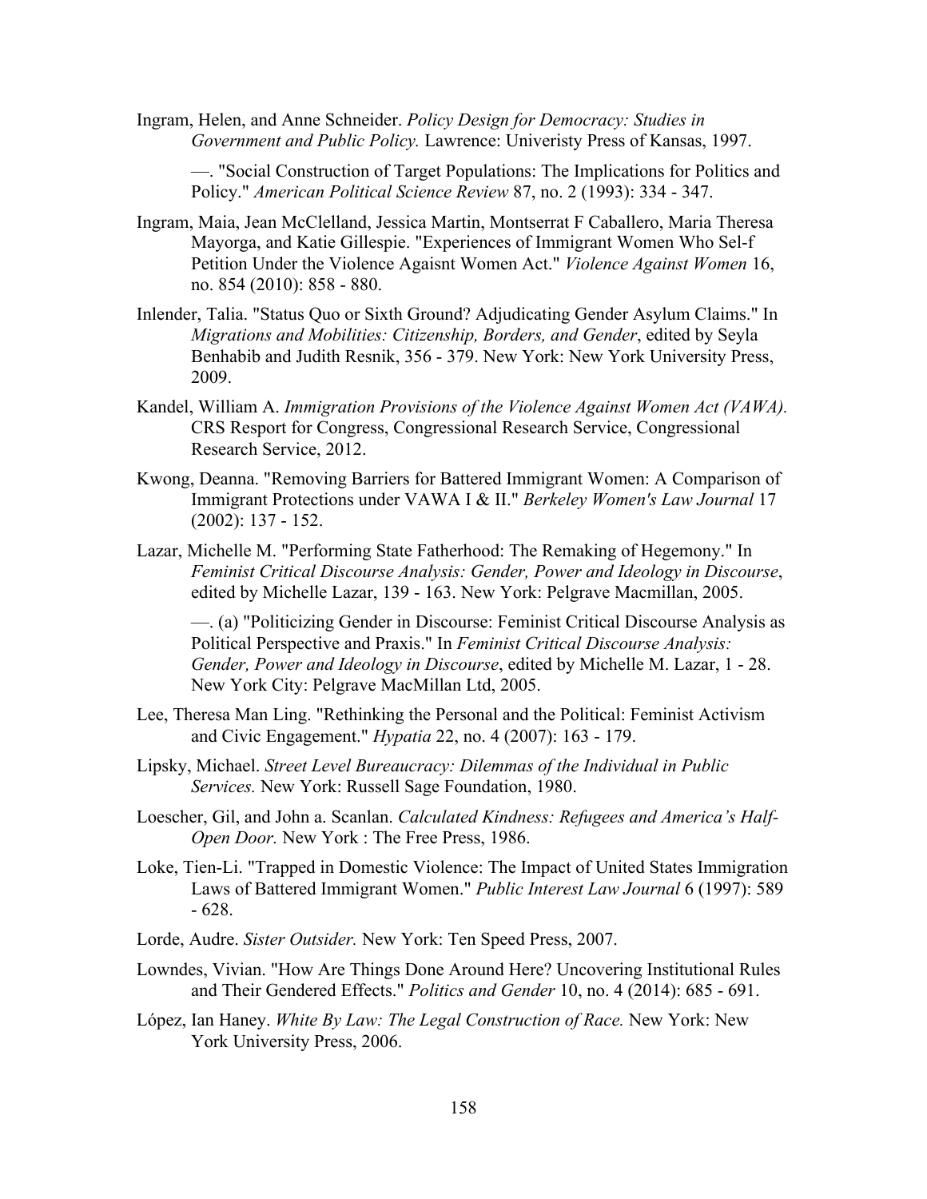Ingram, Helen, and Anne Schneider. *Policy Design for Democracy: Studies in Government and Public Policy.* Lawrence: Univeristy Press of Kansas, 1997.

—. "Social Construction of Target Populations: The Implications for Politics and Policy." *American Political Science Review* 87, no. 2 (1993): 334 - 347.

Ingram, Maia, Jean McClelland, Jessica Martin, Montserrat F Caballero, Maria Theresa Mayorga, and Katie Gillespie. "Experiences of Immigrant Women Who Sel-f Petition Under the Violence Agaisnt Women Act." *Violence Against Women* 16, no. 854 (2010): 858 - 880.

Inlender, Talia. "Status Quo or Sixth Ground? Adjudicating Gender Asylum Claims." In *Migrations and Mobilities: Citizenship, Borders, and Gender*, edited by Seyla Benhabib and Judith Resnik, 356 - 379. New York: New York University Press, 2009.

Kandel, William A. *Immigration Provisions of the Violence Against Women Act (VAWA).* CRS Resport for Congress, Congressional Research Service, Congressional Research Service, 2012.

Kwong, Deanna. "Removing Barriers for Battered Immigrant Women: A Comparison of Immigrant Protections under VAWA I & II." *Berkeley Women's Law Journal* 17 (2002): 137 - 152.

Lazar, Michelle M. "Performing State Fatherhood: The Remaking of Hegemony." In *Feminist Critical Discourse Analysis: Gender, Power and Ideology in Discourse*, edited by Michelle Lazar, 139 - 163. New York: Pelgrave Macmillan, 2005.

—. (a) "Politicizing Gender in Discourse: Feminist Critical Discourse Analysis as Political Perspective and Praxis." In *Feminist Critical Discourse Analysis: Gender, Power and Ideology in Discourse*, edited by Michelle M. Lazar, 1 - 28. New York City: Pelgrave MacMillan Ltd, 2005.

Lee, Theresa Man Ling. "Rethinking the Personal and the Political: Feminist Activism and Civic Engagement." *Hypatia* 22, no. 4 (2007): 163 - 179.

Lipsky, Michael. *Street Level Bureaucracy: Dilemmas of the Individual in Public Services.* New York: Russell Sage Foundation, 1980.

Loescher, Gil, and John a. Scanlan. *Calculated Kindness: Refugees and America's Half-Open Door.* New York : The Free Press, 1986.

Loke, Tien-Li. "Trapped in Domestic Violence: The Impact of United States Immigration Laws of Battered Immigrant Women." *Public Interest Law Journal* 6 (1997): 589 - 628.

Lorde, Audre. *Sister Outsider.* New York: Ten Speed Press, 2007.

Lowndes, Vivian. "How Are Things Done Around Here? Uncovering Institutional Rules and Their Gendered Effects." *Politics and Gender* 10, no. 4 (2014): 685 - 691.

López, Ian Haney. *White By Law: The Legal Construction of Race.* New York: New York University Press, 2006.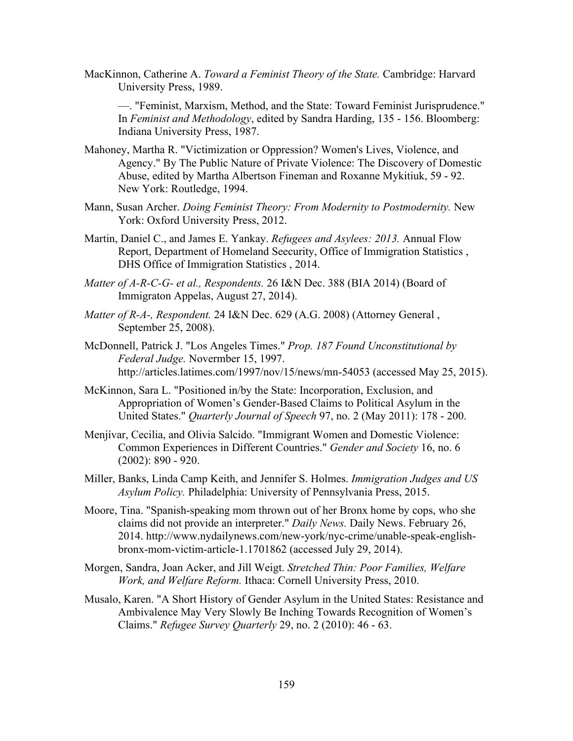MacKinnon, Catherine A. *Toward a Feminist Theory of the State.* Cambridge: Harvard University Press, 1989.

—. "Feminist, Marxism, Method, and the State: Toward Feminist Jurisprudence." In *Feminist and Methodology*, edited by Sandra Harding, 135 - 156. Bloomberg: Indiana University Press, 1987.

Mahoney, Martha R. "Victimization or Oppression? Women's Lives, Violence, and Agency." By The Public Nature of Private Violence: The Discovery of Domestic Abuse, edited by Martha Albertson Fineman and Roxanne Mykitiuk, 59 - 92. New York: Routledge, 1994.

Mann, Susan Archer. *Doing Feminist Theory: From Modernity to Postmodernity.* New York: Oxford University Press, 2012.

Martin, Daniel C., and James E. Yankay. *Refugees and Asylees: 2013.* Annual Flow Report, Department of Homeland Seecurity, Office of Immigration Statistics , DHS Office of Immigration Statistics , 2014.

*Matter of A-R-C-G- et al., Respondents.* 26 I&N Dec. 388 (BIA 2014) (Board of Immigraton Appelas, August 27, 2014).

*Matter of R-A-, Respondent.* 24 I&N Dec. 629 (A.G. 2008) (Attorney General , September 25, 2008).

McDonnell, Patrick J. "Los Angeles Times." *Prop. 187 Found Unconstitutional by Federal Judge.* Novermber 15, 1997. http://articles.latimes.com/1997/nov/15/news/mn-54053 (accessed May 25, 2015).

McKinnon, Sara L. "Positioned in/by the State: Incorporation, Exclusion, and Appropriation of Women's Gender-Based Claims to Political Asylum in the United States." *Quarterly Journal of Speech* 97, no. 2 (May 2011): 178 - 200.

Menjívar, Cecilia, and Olivia Salcido. "Immigrant Women and Domestic Violence: Common Experiences in Different Countries." *Gender and Society* 16, no. 6 (2002): 890 - 920.

Miller, Banks, Linda Camp Keith, and Jennifer S. Holmes. *Immigration Judges and US Asylum Policy.* Philadelphia: University of Pennsylvania Press, 2015.

Moore, Tina. "Spanish-speaking mom thrown out of her Bronx home by cops, who she claims did not provide an interpreter." *Daily News.* Daily News. February 26, 2014. http://www.nydailynews.com/new-york/nyc-crime/unable-speak-english-bronx-mom-victim-article-1.1701862 (accessed July 29, 2014).

Morgen, Sandra, Joan Acker, and Jill Weigt. *Stretched Thin: Poor Families, Welfare Work, and Welfare Reform.* Ithaca: Cornell University Press, 2010.

Musalo, Karen. "A Short History of Gender Asylum in the United States: Resistance and Ambivalence May Very Slowly Be Inching Towards Recognition of Women's Claims." *Refugee Survey Quarterly* 29, no. 2 (2010): 46 - 63.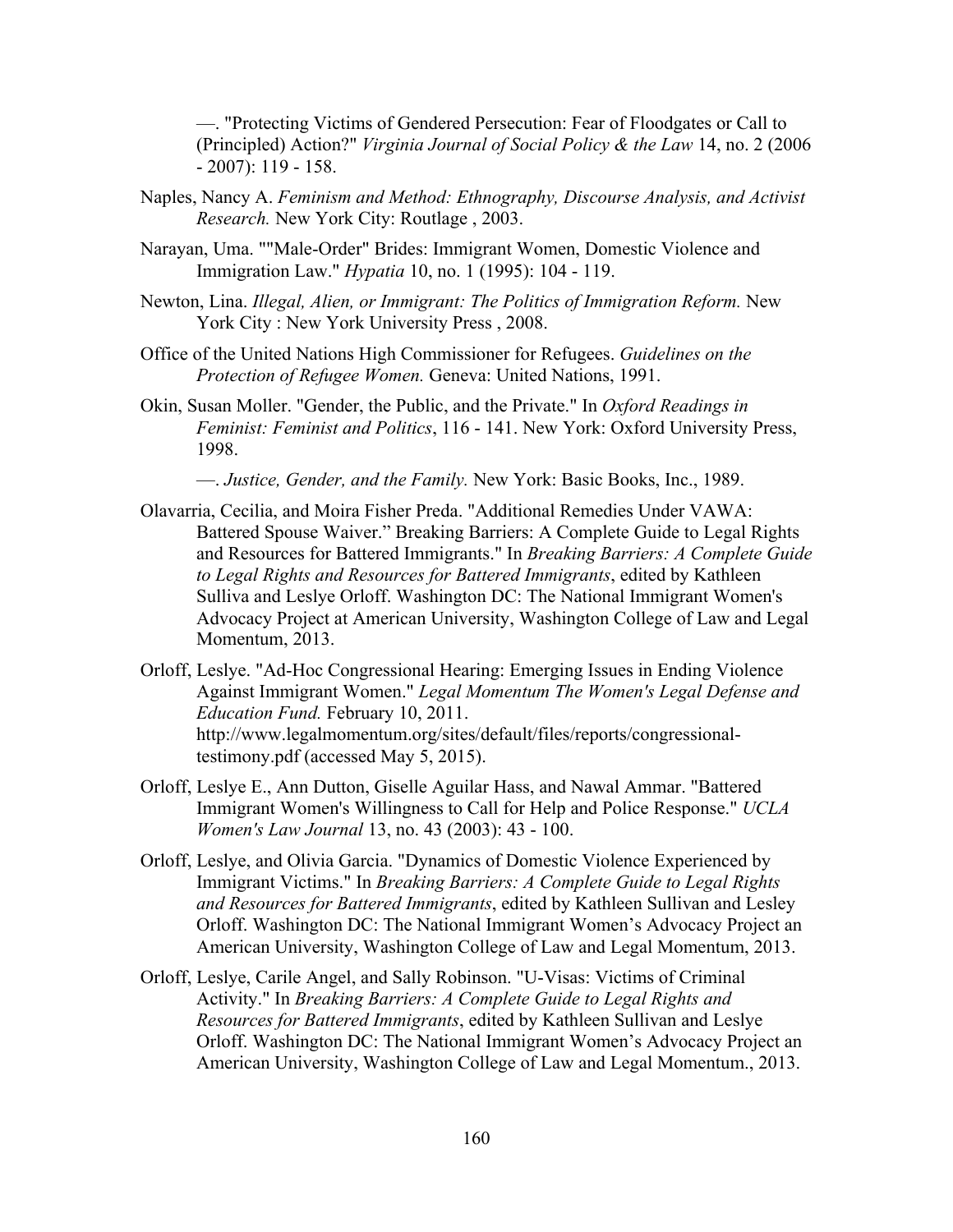—. "Protecting Victims of Gendered Persecution: Fear of Floodgates or Call to (Principled) Action?" *Virginia Journal of Social Policy & the Law* 14, no. 2 (2006 - 2007): 119 - 158.

Naples, Nancy A. *Feminism and Method: Ethnography, Discourse Analysis, and Activist Research.* New York City: Routlage , 2003.

Narayan, Uma. ""Male-Order" Brides: Immigrant Women, Domestic Violence and Immigration Law." *Hypatia* 10, no. 1 (1995): 104 - 119.

Newton, Lina. *Illegal, Alien, or Immigrant: The Politics of Immigration Reform.* New York City : New York University Press , 2008.

Office of the United Nations High Commissioner for Refugees. *Guidelines on the Protection of Refugee Women.* Geneva: United Nations, 1991.

Okin, Susan Moller. "Gender, the Public, and the Private." In *Oxford Readings in Feminist: Feminist and Politics*, 116 - 141. New York: Oxford University Press, 1998.

—. *Justice, Gender, and the Family.* New York: Basic Books, Inc., 1989.

Olavarria, Cecilia, and Moira Fisher Preda. "Additional Remedies Under VAWA: Battered Spouse Waiver." Breaking Barriers: A Complete Guide to Legal Rights and Resources for Battered Immigrants." In *Breaking Barriers: A Complete Guide to Legal Rights and Resources for Battered Immigrants*, edited by Kathleen Sulliva and Leslye Orloff. Washington DC: The National Immigrant Women's Advocacy Project at American University, Washington College of Law and Legal Momentum, 2013.

Orloff, Leslye. "Ad-Hoc Congressional Hearing: Emerging Issues in Ending Violence Against Immigrant Women." *Legal Momentum The Women's Legal Defense and Education Fund.* February 10, 2011. http://www.legalmomentum.org/sites/default/files/reports/congressional-testimony.pdf (accessed May 5, 2015).

Orloff, Leslye E., Ann Dutton, Giselle Aguilar Hass, and Nawal Ammar. "Battered Immigrant Women's Willingness to Call for Help and Police Response." *UCLA Women's Law Journal* 13, no. 43 (2003): 43 - 100.

Orloff, Leslye, and Olivia Garcia. "Dynamics of Domestic Violence Experienced by Immigrant Victims." In *Breaking Barriers: A Complete Guide to Legal Rights and Resources for Battered Immigrants*, edited by Kathleen Sullivan and Lesley Orloff. Washington DC: The National Immigrant Women's Advocacy Project an American University, Washington College of Law and Legal Momentum, 2013.

Orloff, Leslye, Carile Angel, and Sally Robinson. "U-Visas: Victims of Criminal Activity." In *Breaking Barriers: A Complete Guide to Legal Rights and Resources for Battered Immigrants*, edited by Kathleen Sullivan and Leslye Orloff. Washington DC: The National Immigrant Women's Advocacy Project an American University, Washington College of Law and Legal Momentum., 2013.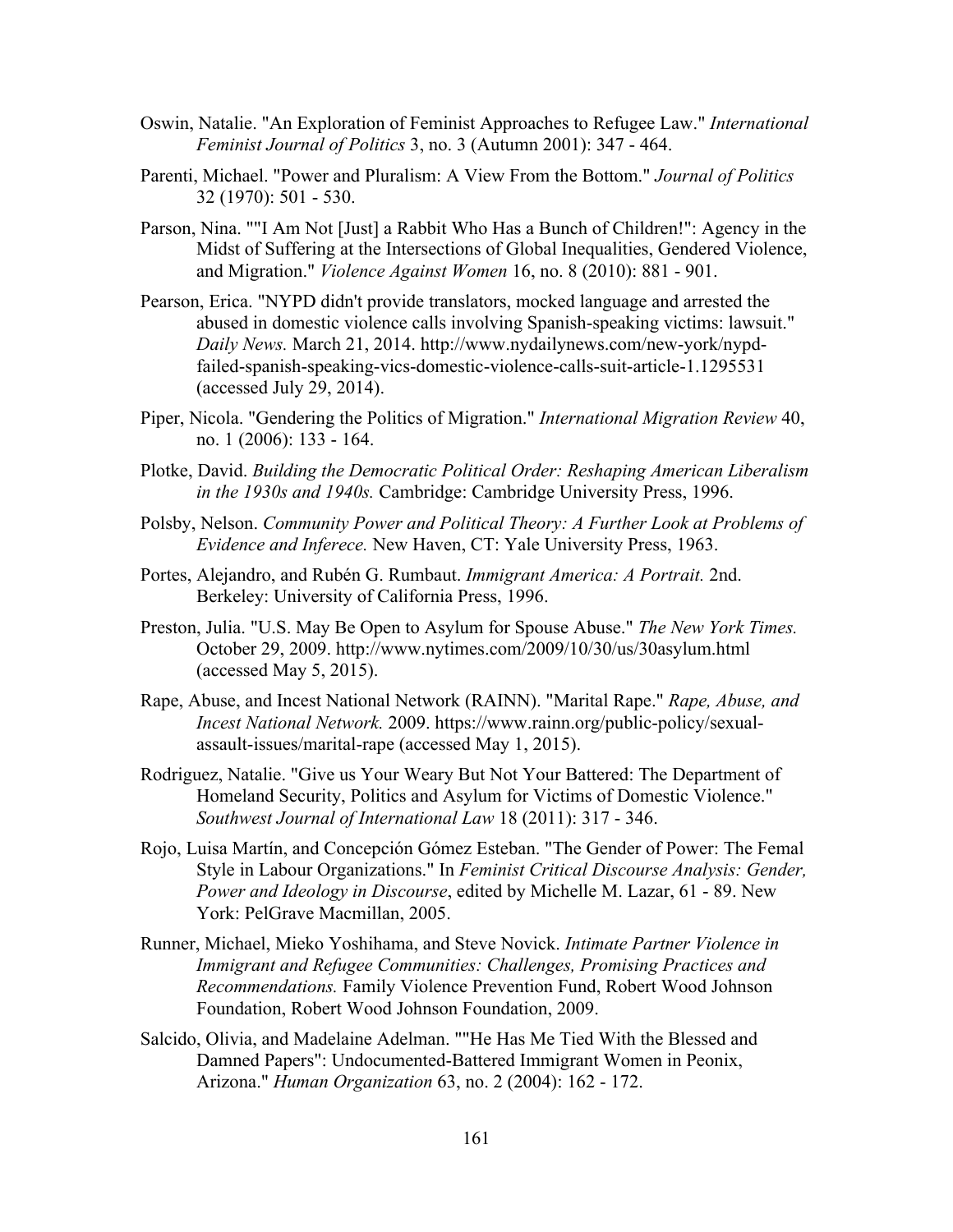Oswin, Natalie. "An Exploration of Feminist Approaches to Refugee Law." *International Feminist Journal of Politics* 3, no. 3 (Autumn 2001): 347 - 464.

Parenti, Michael. "Power and Pluralism: A View From the Bottom." *Journal of Politics* 32 (1970): 501 - 530.

Parson, Nina. ""I Am Not [Just] a Rabbit Who Has a Bunch of Children!": Agency in the Midst of Suffering at the Intersections of Global Inequalities, Gendered Violence, and Migration." *Violence Against Women* 16, no. 8 (2010): 881 - 901.

Pearson, Erica. "NYPD didn't provide translators, mocked language and arrested the abused in domestic violence calls involving Spanish-speaking victims: lawsuit." *Daily News.* March 21, 2014. http://www.nydailynews.com/new-york/nypd-failed-spanish-speaking-vics-domestic-violence-calls-suit-article-1.1295531 (accessed July 29, 2014).

Piper, Nicola. "Gendering the Politics of Migration." *International Migration Review* 40, no. 1 (2006): 133 - 164.

Plotke, David. *Building the Democratic Political Order: Reshaping American Liberalism in the 1930s and 1940s.* Cambridge: Cambridge University Press, 1996.

Polsby, Nelson. *Community Power and Political Theory: A Further Look at Problems of Evidence and Inferece.* New Haven, CT: Yale University Press, 1963.

Portes, Alejandro, and Rubén G. Rumbaut. *Immigrant America: A Portrait.* 2nd. Berkeley: University of California Press, 1996.

Preston, Julia. "U.S. May Be Open to Asylum for Spouse Abuse." *The New York Times.* October 29, 2009. http://www.nytimes.com/2009/10/30/us/30asylum.html (accessed May 5, 2015).

Rape, Abuse, and Incest National Network (RAINN). "Marital Rape." *Rape, Abuse, and Incest National Network.* 2009. https://www.rainn.org/public-policy/sexual-assault-issues/marital-rape (accessed May 1, 2015).

Rodriguez, Natalie. "Give us Your Weary But Not Your Battered: The Department of Homeland Security, Politics and Asylum for Victims of Domestic Violence." *Southwest Journal of International Law* 18 (2011): 317 - 346.

Rojo, Luisa Martín, and Concepción Gómez Esteban. "The Gender of Power: The Femal Style in Labour Organizations." In *Feminist Critical Discourse Analysis: Gender, Power and Ideology in Discourse*, edited by Michelle M. Lazar, 61 - 89. New York: PelGrave Macmillan, 2005.

Runner, Michael, Mieko Yoshihama, and Steve Novick. *Intimate Partner Violence in Immigrant and Refugee Communities: Challenges, Promising Practices and Recommendations.* Family Violence Prevention Fund, Robert Wood Johnson Foundation, Robert Wood Johnson Foundation, 2009.

Salcido, Olivia, and Madelaine Adelman. ""He Has Me Tied With the Blessed and Damned Papers": Undocumented-Battered Immigrant Women in Peonix, Arizona." *Human Organization* 63, no. 2 (2004): 162 - 172.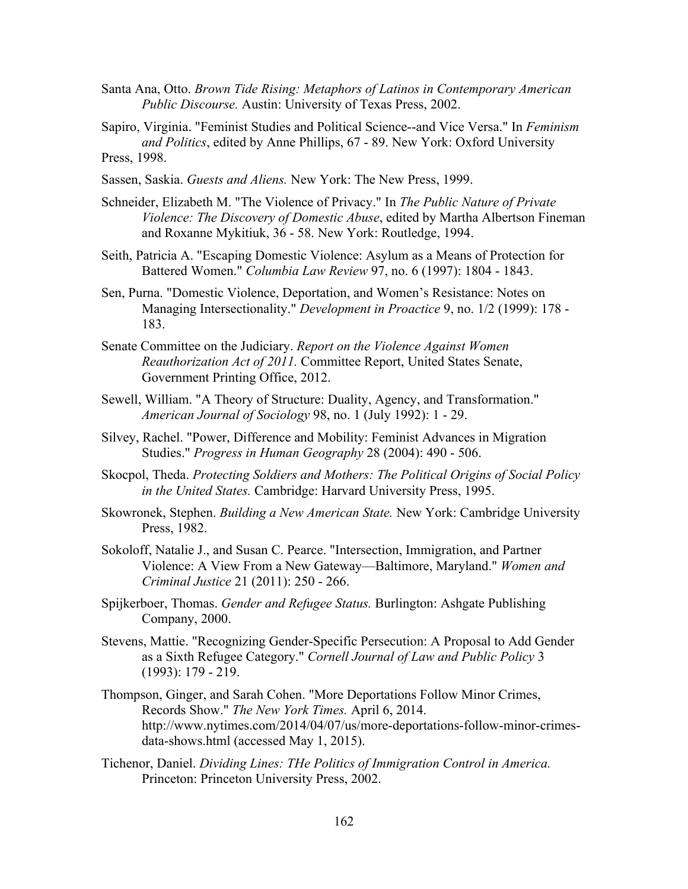Santa Ana, Otto. *Brown Tide Rising: Metaphors of Latinos in Contemporary American Public Discourse.* Austin: University of Texas Press, 2002.

Sapiro, Virginia. "Feminist Studies and Political Science--and Vice Versa." In *Feminism and Politics*, edited by Anne Phillips, 67 - 89. New York: Oxford University Press, 1998.

Sassen, Saskia. *Guests and Aliens.* New York: The New Press, 1999.

Schneider, Elizabeth M. "The Violence of Privacy." In *The Public Nature of Private Violence: The Discovery of Domestic Abuse*, edited by Martha Albertson Fineman and Roxanne Mykitiuk, 36 - 58. New York: Routledge, 1994.

Seith, Patricia A. "Escaping Domestic Violence: Asylum as a Means of Protection for Battered Women." *Columbia Law Review* 97, no. 6 (1997): 1804 - 1843.

Sen, Purna. "Domestic Violence, Deportation, and Women's Resistance: Notes on Managing Intersectionality." *Development in Proactice* 9, no. 1/2 (1999): 178 - 183.

Senate Committee on the Judiciary. *Report on the Violence Against Women Reauthorization Act of 2011.* Committee Report, United States Senate, Government Printing Office, 2012.

Sewell, William. "A Theory of Structure: Duality, Agency, and Transformation." *American Journal of Sociology* 98, no. 1 (July 1992): 1 - 29.

Silvey, Rachel. "Power, Difference and Mobility: Feminist Advances in Migration Studies." *Progress in Human Geography* 28 (2004): 490 - 506.

Skocpol, Theda. *Protecting Soldiers and Mothers: The Political Origins of Social Policy in the United States.* Cambridge: Harvard University Press, 1995.

Skowronek, Stephen. *Building a New American State.* New York: Cambridge University Press, 1982.

Sokoloff, Natalie J., and Susan C. Pearce. "Intersection, Immigration, and Partner Violence: A View From a New Gateway—Baltimore, Maryland." *Women and Criminal Justice* 21 (2011): 250 - 266.

Spijkerboer, Thomas. *Gender and Refugee Status.* Burlington: Ashgate Publishing Company, 2000.

Stevens, Mattie. "Recognizing Gender-Specific Persecution: A Proposal to Add Gender as a Sixth Refugee Category." *Cornell Journal of Law and Public Policy* 3 (1993): 179 - 219.

Thompson, Ginger, and Sarah Cohen. "More Deportations Follow Minor Crimes, Records Show." *The New York Times.* April 6, 2014. http://www.nytimes.com/2014/04/07/us/more-deportations-follow-minor-crimes-data-shows.html (accessed May 1, 2015).

Tichenor, Daniel. *Dividing Lines: THe Politics of Immigration Control in America.* Princeton: Princeton University Press, 2002.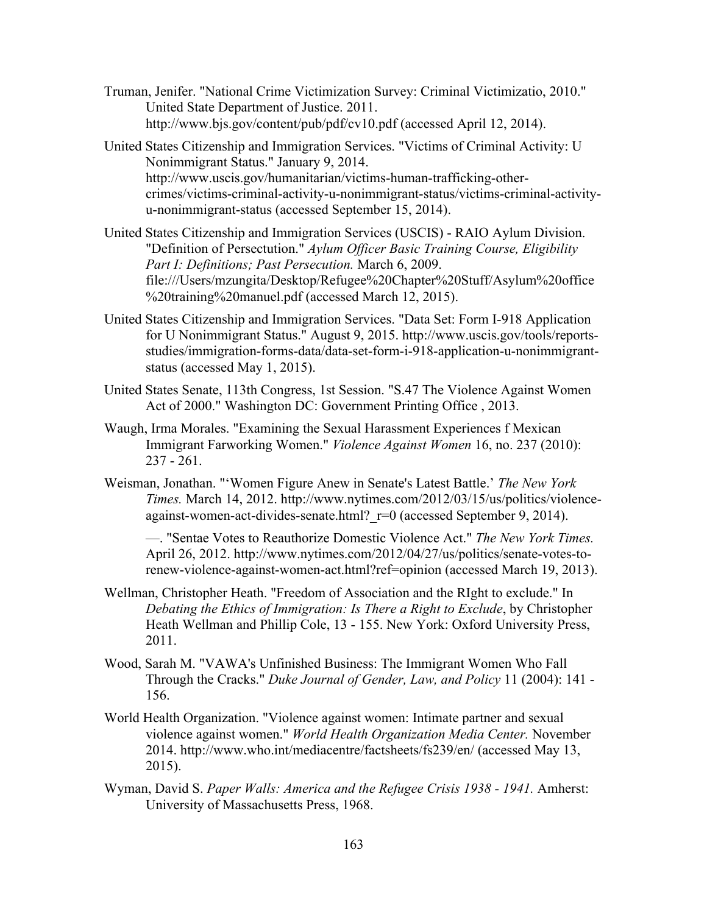Truman, Jenifer. "National Crime Victimization Survey: Criminal Victimizatio, 2010." United State Department of Justice. 2011. http://www.bjs.gov/content/pub/pdf/cv10.pdf (accessed April 12, 2014).

United States Citizenship and Immigration Services. "Victims of Criminal Activity: U Nonimmigrant Status." January 9, 2014. http://www.uscis.gov/humanitarian/victims-human-trafficking-other-crimes/victims-criminal-activity-u-nonimmigrant-status/victims-criminal-activity-u-nonimmigrant-status (accessed September 15, 2014).

United States Citizenship and Immigration Services (USCIS) - RAIO Aylum Division. "Definition of Persectution." *Aylum Officer Basic Training Course, Eligibility Part I: Definitions; Past Persecution.* March 6, 2009. file:///Users/mzungita/Desktop/Refugee%20Chapter%20Stuff/Asylum%20office%20training%20manuel.pdf (accessed March 12, 2015).

United States Citizenship and Immigration Services. "Data Set: Form I-918 Application for U Nonimmigrant Status." August 9, 2015. http://www.uscis.gov/tools/reports-studies/immigration-forms-data/data-set-form-i-918-application-u-nonimmigrant-status (accessed May 1, 2015).

United States Senate, 113th Congress, 1st Session. "S.47 The Violence Against Women Act of 2000." Washington DC: Government Printing Office , 2013.

Waugh, Irma Morales. "Examining the Sexual Harassment Experiences f Mexican Immigrant Farworking Women." *Violence Against Women* 16, no. 237 (2010): 237 - 261.

Weisman, Jonathan. "'Women Figure Anew in Senate's Latest Battle.' *The New York Times.* March 14, 2012. http://www.nytimes.com/2012/03/15/us/politics/violence-against-women-act-divides-senate.html?_r=0 (accessed September 9, 2014).

—. "Sentae Votes to Reauthorize Domestic Violence Act." *The New York Times.* April 26, 2012. http://www.nytimes.com/2012/04/27/us/politics/senate-votes-to-renew-violence-against-women-act.html?ref=opinion (accessed March 19, 2013).

Wellman, Christopher Heath. "Freedom of Association and the RIght to exclude." In *Debating the Ethics of Immigration: Is There a Right to Exclude*, by Christopher Heath Wellman and Phillip Cole, 13 - 155. New York: Oxford University Press, 2011.

Wood, Sarah M. "VAWA's Unfinished Business: The Immigrant Women Who Fall Through the Cracks." *Duke Journal of Gender, Law, and Policy* 11 (2004): 141 - 156.

World Health Organization. "Violence against women: Intimate partner and sexual violence against women." *World Health Organization Media Center.* November 2014. http://www.who.int/mediacentre/factsheets/fs239/en/ (accessed May 13, 2015).

Wyman, David S. *Paper Walls: America and the Refugee Crisis 1938 - 1941.* Amherst: University of Massachusetts Press, 1968.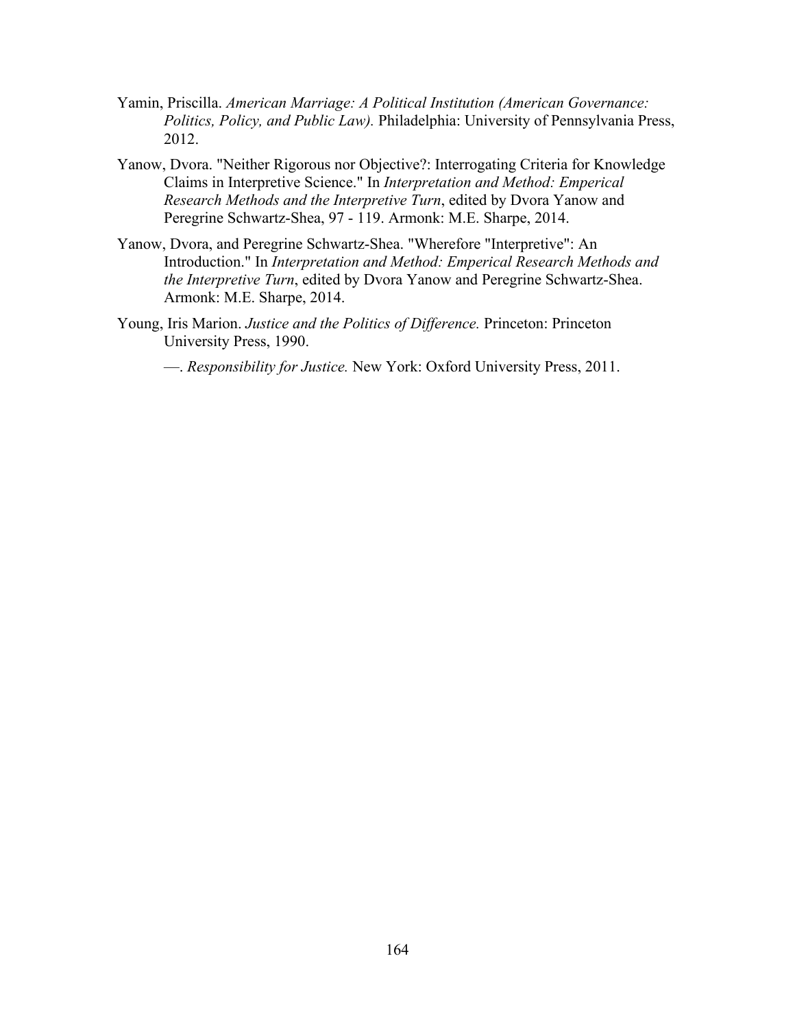Yamin, Priscilla. *American Marriage: A Political Institution (American Governance: Politics, Policy, and Public Law).* Philadelphia: University of Pennsylvania Press, 2012.

Yanow, Dvora. "Neither Rigorous nor Objective?: Interrogating Criteria for Knowledge Claims in Interpretive Science." In *Interpretation and Method: Emperical Research Methods and the Interpretive Turn*, edited by Dvora Yanow and Peregrine Schwartz-Shea, 97 - 119. Armonk: M.E. Sharpe, 2014.

Yanow, Dvora, and Peregrine Schwartz-Shea. "Wherefore "Interpretive": An Introduction." In *Interpretation and Method: Emperical Research Methods and the Interpretive Turn*, edited by Dvora Yanow and Peregrine Schwartz-Shea. Armonk: M.E. Sharpe, 2014.

Young, Iris Marion. *Justice and the Politics of Difference.* Princeton: Princeton University Press, 1990.

—. *Responsibility for Justice.* New York: Oxford University Press, 2011.